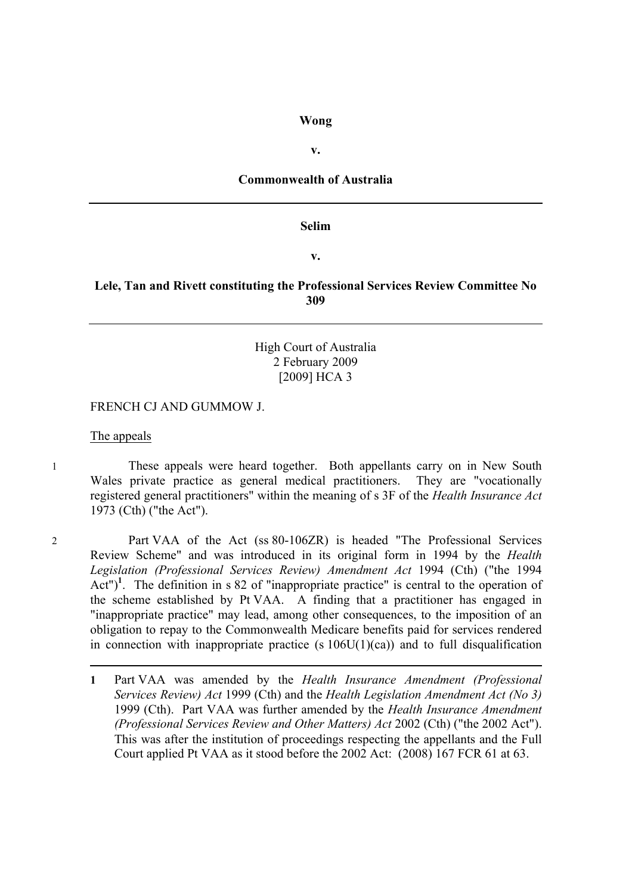**Wong**

**v.**

**Commonwealth of Australia**

---

**Selim**

**v.**

**Lele, Tan and Rivett constituting the Professional Services Review Committee No 309**

---

High Court of Australia
2 February 2009
[2009] HCA 3

FRENCH CJ AND GUMMOW J.

The appeals

1 These appeals were heard together. Both appellants carry on in New South Wales private practice as general medical practitioners. They are "vocationally registered general practitioners" within the meaning of s 3F of the *Health Insurance Act* 1973 (Cth) ("the Act").

2 Part VAA of the Act (ss 80-106ZR) is headed "The Professional Services Review Scheme" and was introduced in its original form in 1994 by the *Health Legislation (Professional Services Review) Amendment Act* 1994 (Cth) ("the 1994 Act")[1]. The definition in s 82 of "inappropriate practice" is central to the operation of the scheme established by Pt VAA. A finding that a practitioner has engaged in "inappropriate practice" may lead, among other consequences, to the imposition of an obligation to repay to the Commonwealth Medicare benefits paid for services rendered in connection with inappropriate practice (s 106U(1)(ca)) and to full disqualification

---

[1] Part VAA was amended by the *Health Insurance Amendment (Professional Services Review) Act* 1999 (Cth) and the *Health Legislation Amendment Act (No 3)* 1999 (Cth). Part VAA was further amended by the *Health Insurance Amendment (Professional Services Review and Other Matters) Act* 2002 (Cth) ("the 2002 Act"). This was after the institution of proceedings respecting the appellants and the Full Court applied Pt VAA as it stood before the 2002 Act: (2008) 167 FCR 61 at 63.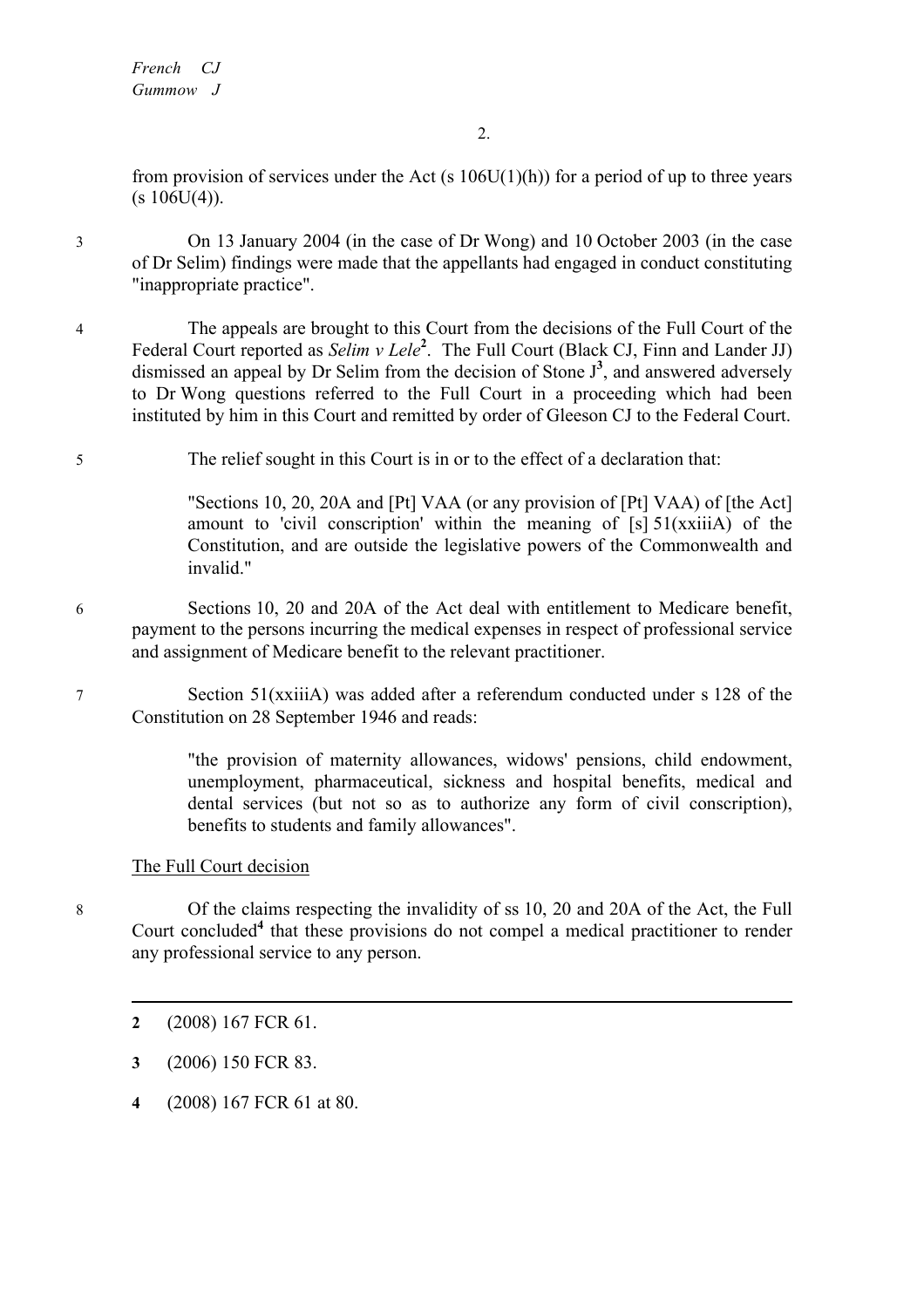from provision of services under the Act (s 106U(1)(h)) for a period of up to three years (s 106U(4)).

3 On 13 January 2004 (in the case of Dr Wong) and 10 October 2003 (in the case of Dr Selim) findings were made that the appellants had engaged in conduct constituting "inappropriate practice".

4 The appeals are brought to this Court from the decisions of the Full Court of the Federal Court reported as *Selim v Lele*[2]. The Full Court (Black CJ, Finn and Lander JJ) dismissed an appeal by Dr Selim from the decision of Stone J[3], and answered adversely to Dr Wong questions referred to the Full Court in a proceeding which had been instituted by him in this Court and remitted by order of Gleeson CJ to the Federal Court.

5 The relief sought in this Court is in or to the effect of a declaration that:

> "Sections 10, 20, 20A and [Pt] VAA (or any provision of [Pt] VAA) of [the Act] amount to 'civil conscription' within the meaning of [s] 51(xxiiiA) of the Constitution, and are outside the legislative powers of the Commonwealth and invalid."

6 Sections 10, 20 and 20A of the Act deal with entitlement to Medicare benefit, payment to the persons incurring the medical expenses in respect of professional service and assignment of Medicare benefit to the relevant practitioner.

7 Section 51(xxiiiA) was added after a referendum conducted under s 128 of the Constitution on 28 September 1946 and reads:

> "the provision of maternity allowances, widows' pensions, child endowment, unemployment, pharmaceutical, sickness and hospital benefits, medical and dental services (but not so as to authorize any form of civil conscription), benefits to students and family allowances".

## The Full Court decision

8 Of the claims respecting the invalidity of ss 10, 20 and 20A of the Act, the Full Court concluded[4] that these provisions do not compel a medical practitioner to render any professional service to any person.

---

2 (2008) 167 FCR 61.

3 (2006) 150 FCR 83.

4 (2008) 167 FCR 61 at 80.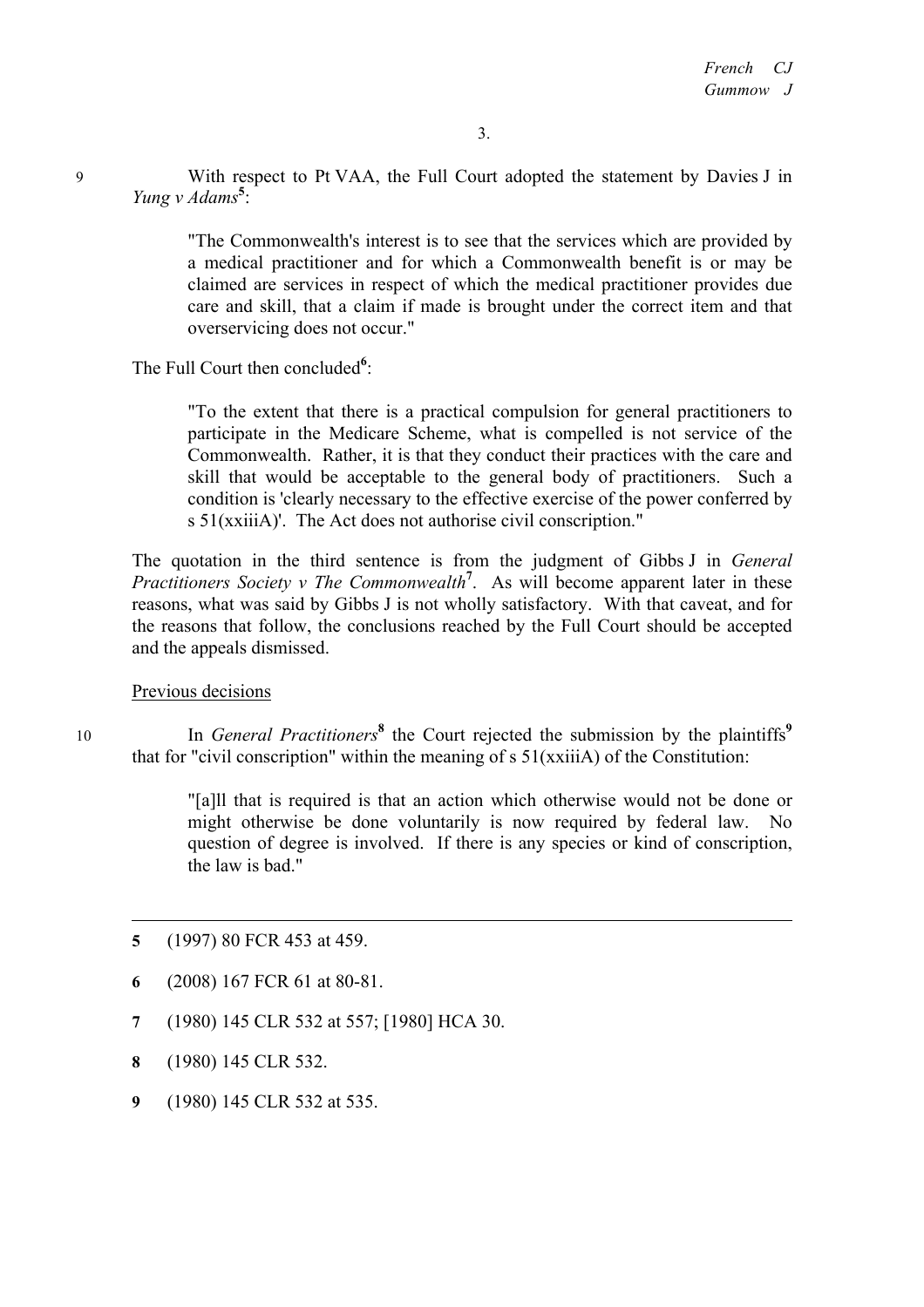9 With respect to Pt VAA, the Full Court adopted the statement by Davies J in *Yung v Adams*[5]:

> "The Commonwealth's interest is to see that the services which are provided by a medical practitioner and for which a Commonwealth benefit is or may be claimed are services in respect of which the medical practitioner provides due care and skill, that a claim if made is brought under the correct item and that overservicing does not occur."

The Full Court then concluded[6]:

> "To the extent that there is a practical compulsion for general practitioners to participate in the Medicare Scheme, what is compelled is not service of the Commonwealth. Rather, it is that they conduct their practices with the care and skill that would be acceptable to the general body of practitioners. Such a condition is 'clearly necessary to the effective exercise of the power conferred by s 51(xxiiiA)'. The Act does not authorise civil conscription."

The quotation in the third sentence is from the judgment of Gibbs J in *General Practitioners Society v The Commonwealth*[7]. As will become apparent later in these reasons, what was said by Gibbs J is not wholly satisfactory. With that caveat, and for the reasons that follow, the conclusions reached by the Full Court should be accepted and the appeals dismissed.

Previous decisions

10 In *General Practitioners*[8] the Court rejected the submission by the plaintiffs[9] that for "civil conscription" within the meaning of s 51(xxiiiA) of the Constitution:

> "[a]ll that is required is that an action which otherwise would not be done or might otherwise be done voluntarily is now required by federal law. No question of degree is involved. If there is any species or kind of conscription, the law is bad."

---

**5** (1997) 80 FCR 453 at 459.

**6** (2008) 167 FCR 61 at 80-81.

**7** (1980) 145 CLR 532 at 557; [1980] HCA 30.

**8** (1980) 145 CLR 532.

**9** (1980) 145 CLR 532 at 535.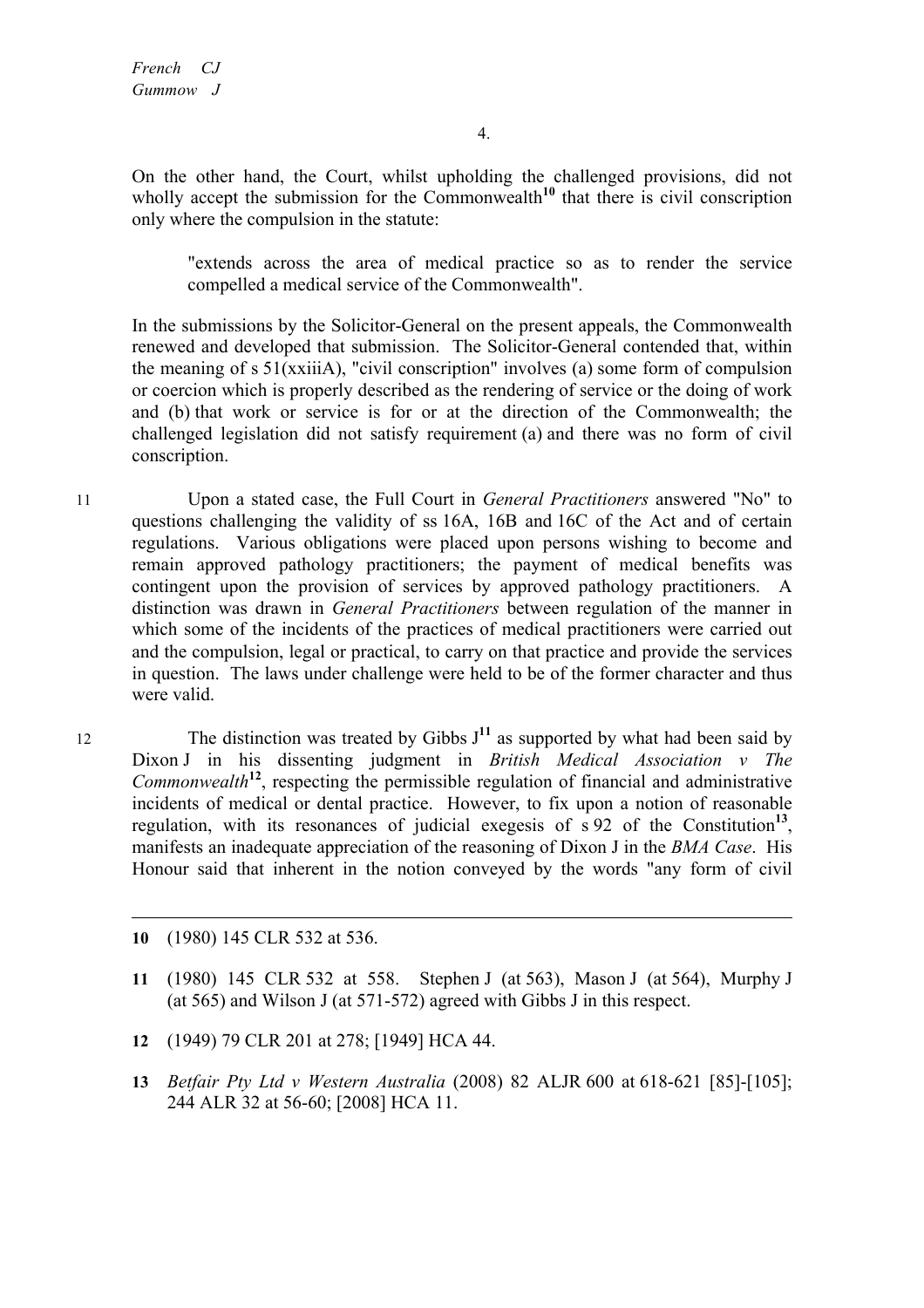On the other hand, the Court, whilst upholding the challenged provisions, did not wholly accept the submission for the Commonwealth[10] that there is civil conscription only where the compulsion in the statute:

> "extends across the area of medical practice so as to render the service compelled a medical service of the Commonwealth".

In the submissions by the Solicitor-General on the present appeals, the Commonwealth renewed and developed that submission. The Solicitor-General contended that, within the meaning of s 51(xxiiiA), "civil conscription" involves (a) some form of compulsion or coercion which is properly described as the rendering of service or the doing of work and (b) that work or service is for or at the direction of the Commonwealth; the challenged legislation did not satisfy requirement (a) and there was no form of civil conscription.

11 Upon a stated case, the Full Court in *General Practitioners* answered "No" to questions challenging the validity of ss 16A, 16B and 16C of the Act and of certain regulations. Various obligations were placed upon persons wishing to become and remain approved pathology practitioners; the payment of medical benefits was contingent upon the provision of services by approved pathology practitioners. A distinction was drawn in *General Practitioners* between regulation of the manner in which some of the incidents of the practices of medical practitioners were carried out and the compulsion, legal or practical, to carry on that practice and provide the services in question. The laws under challenge were held to be of the former character and thus were valid.

12 The distinction was treated by Gibbs J[11] as supported by what had been said by Dixon J in his dissenting judgment in *British Medical Association v The Commonwealth*[12], respecting the permissible regulation of financial and administrative incidents of medical or dental practice. However, to fix upon a notion of reasonable regulation, with its resonances of judicial exegesis of s 92 of the Constitution[13], manifests an inadequate appreciation of the reasoning of Dixon J in the *BMA Case*. His Honour said that inherent in the notion conveyed by the words "any form of civil

---

**10** (1980) 145 CLR 532 at 536.

**11** (1980) 145 CLR 532 at 558. Stephen J (at 563), Mason J (at 564), Murphy J (at 565) and Wilson J (at 571-572) agreed with Gibbs J in this respect.

**12** (1949) 79 CLR 201 at 278; [1949] HCA 44.

**13** *Betfair Pty Ltd v Western Australia* (2008) 82 ALJR 600 at 618-621 [85]-[105]; 244 ALR 32 at 56-60; [2008] HCA 11.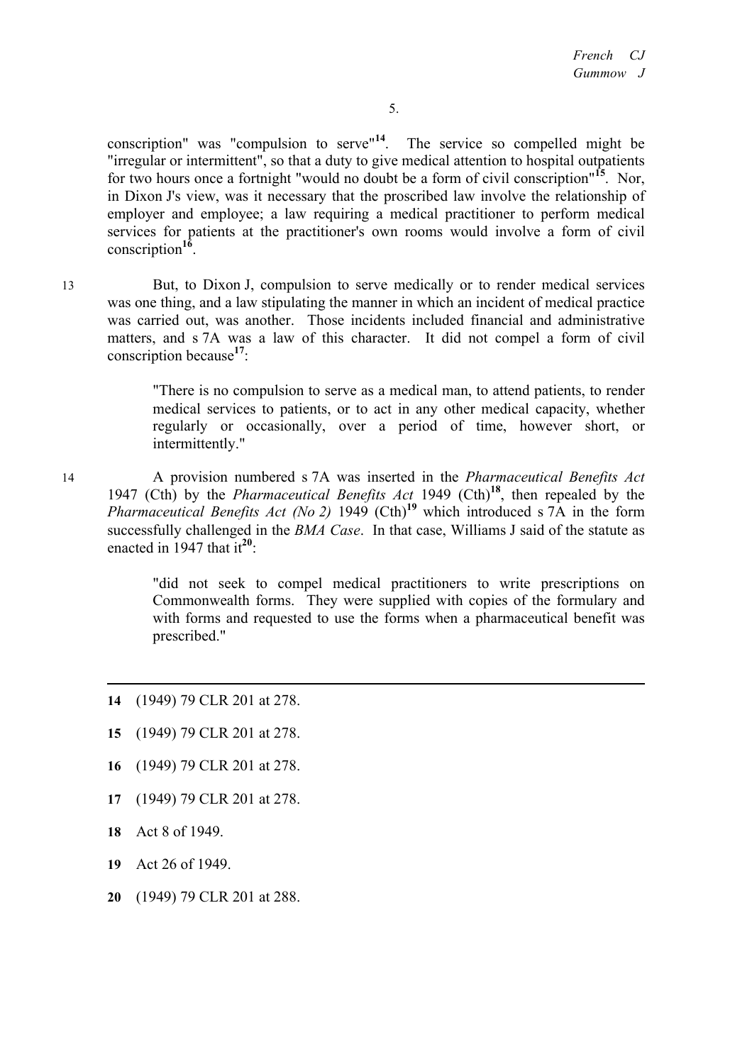conscription" was "compulsion to serve"[14]. The service so compelled might be "irregular or intermittent", so that a duty to give medical attention to hospital outpatients for two hours once a fortnight "would no doubt be a form of civil conscription"[15]. Nor, in Dixon J's view, was it necessary that the proscribed law involve the relationship of employer and employee; a law requiring a medical practitioner to perform medical services for patients at the practitioner's own rooms would involve a form of civil conscription[16].

13 But, to Dixon J, compulsion to serve medically or to render medical services was one thing, and a law stipulating the manner in which an incident of medical practice was carried out, was another. Those incidents included financial and administrative matters, and s 7A was a law of this character. It did not compel a form of civil conscription because[17]:

> "There is no compulsion to serve as a medical man, to attend patients, to render medical services to patients, or to act in any other medical capacity, whether regularly or occasionally, over a period of time, however short, or intermittently."

14 A provision numbered s 7A was inserted in the *Pharmaceutical Benefits Act* 1947 (Cth) by the *Pharmaceutical Benefits Act* 1949 (Cth)[18], then repealed by the *Pharmaceutical Benefits Act (No 2)* 1949 (Cth)[19] which introduced s 7A in the form successfully challenged in the *BMA Case*. In that case, Williams J said of the statute as enacted in 1947 that it[20]:

> "did not seek to compel medical practitioners to write prescriptions on Commonwealth forms. They were supplied with copies of the formulary and with forms and requested to use the forms when a pharmaceutical benefit was prescribed."

---

**14** (1949) 79 CLR 201 at 278.

**15** (1949) 79 CLR 201 at 278.

**16** (1949) 79 CLR 201 at 278.

**17** (1949) 79 CLR 201 at 278.

**18** Act 8 of 1949.

**19** Act 26 of 1949.

**20** (1949) 79 CLR 201 at 288.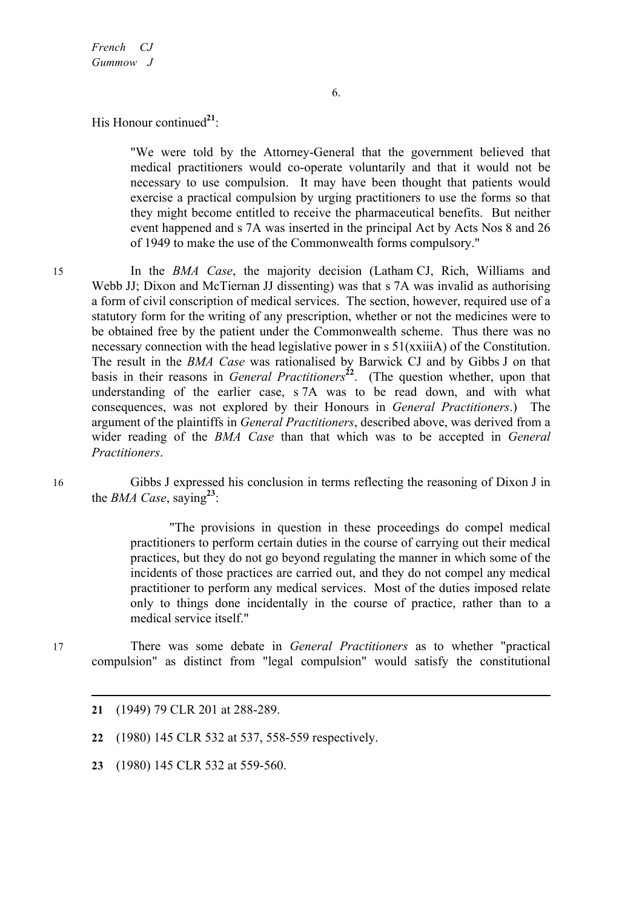His Honour continued[21]:

> "We were told by the Attorney-General that the government believed that medical practitioners would co-operate voluntarily and that it would not be necessary to use compulsion. It may have been thought that patients would exercise a practical compulsion by urging practitioners to use the forms so that they might become entitled to receive the pharmaceutical benefits. But neither event happened and s 7A was inserted in the principal Act by Acts Nos 8 and 26 of 1949 to make the use of the Commonwealth forms compulsory."

15 In the *BMA Case*, the majority decision (Latham CJ, Rich, Williams and Webb JJ; Dixon and McTiernan JJ dissenting) was that s 7A was invalid as authorising a form of civil conscription of medical services. The section, however, required use of a statutory form for the writing of any prescription, whether or not the medicines were to be obtained free by the patient under the Commonwealth scheme. Thus there was no necessary connection with the head legislative power in s 51(xxiiiA) of the Constitution. The result in the *BMA Case* was rationalised by Barwick CJ and by Gibbs J on that basis in their reasons in *General Practitioners*[22]. (The question whether, upon that understanding of the earlier case, s 7A was to be read down, and with what consequences, was not explored by their Honours in *General Practitioners*.) The argument of the plaintiffs in *General Practitioners*, described above, was derived from a wider reading of the *BMA Case* than that which was to be accepted in *General Practitioners*.

16 Gibbs J expressed his conclusion in terms reflecting the reasoning of Dixon J in the *BMA Case*, saying[23]:

> "The provisions in question in these proceedings do compel medical practitioners to perform certain duties in the course of carrying out their medical practices, but they do not go beyond regulating the manner in which some of the incidents of those practices are carried out, and they do not compel any medical practitioner to perform any medical services. Most of the duties imposed relate only to things done incidentally in the course of practice, rather than to a medical service itself."

17 There was some debate in *General Practitioners* as to whether "practical compulsion" as distinct from "legal compulsion" would satisfy the constitutional

---

**21** (1949) 79 CLR 201 at 288-289.

**22** (1980) 145 CLR 532 at 537, 558-559 respectively.

**23** (1980) 145 CLR 532 at 559-560.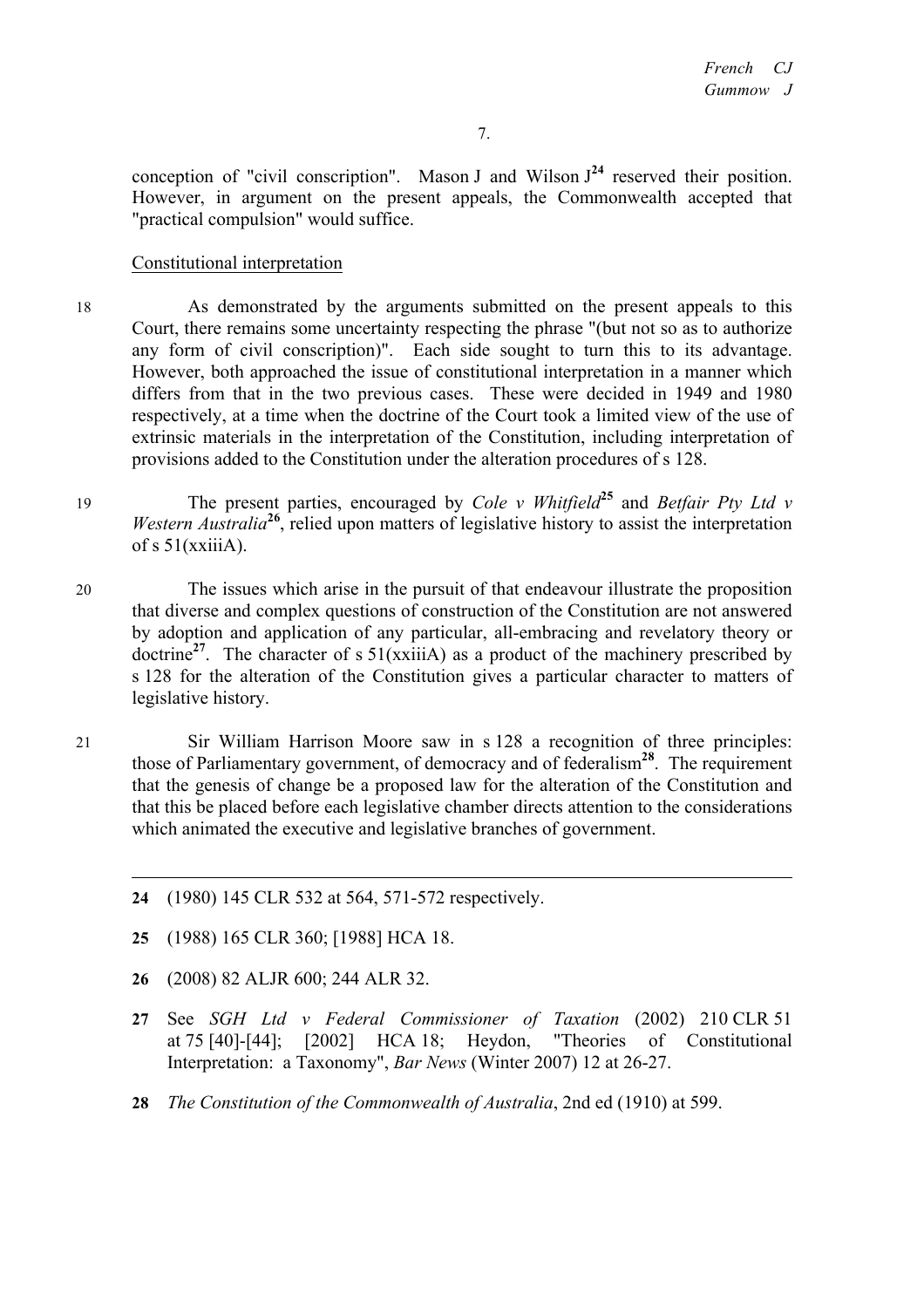conception of "civil conscription". Mason J and Wilson J[24] reserved their position. However, in argument on the present appeals, the Commonwealth accepted that "practical compulsion" would suffice.

## Constitutional interpretation

18 As demonstrated by the arguments submitted on the present appeals to this Court, there remains some uncertainty respecting the phrase "(but not so as to authorize any form of civil conscription)". Each side sought to turn this to its advantage. However, both approached the issue of constitutional interpretation in a manner which differs from that in the two previous cases. These were decided in 1949 and 1980 respectively, at a time when the doctrine of the Court took a limited view of the use of extrinsic materials in the interpretation of the Constitution, including interpretation of provisions added to the Constitution under the alteration procedures of s 128.

19 The present parties, encouraged by *Cole v Whitfield*[25] and *Betfair Pty Ltd v Western Australia*[26], relied upon matters of legislative history to assist the interpretation of s 51(xxiiiA).

20 The issues which arise in the pursuit of that endeavour illustrate the proposition that diverse and complex questions of construction of the Constitution are not answered by adoption and application of any particular, all-embracing and revelatory theory or doctrine[27]. The character of s 51(xxiiiA) as a product of the machinery prescribed by s 128 for the alteration of the Constitution gives a particular character to matters of legislative history.

21 Sir William Harrison Moore saw in s 128 a recognition of three principles: those of Parliamentary government, of democracy and of federalism[28]. The requirement that the genesis of change be a proposed law for the alteration of the Constitution and that this be placed before each legislative chamber directs attention to the considerations which animated the executive and legislative branches of government.

---

**24** (1980) 145 CLR 532 at 564, 571-572 respectively.

**25** (1988) 165 CLR 360; [1988] HCA 18.

**26** (2008) 82 ALJR 600; 244 ALR 32.

**27** See *SGH Ltd v Federal Commissioner of Taxation* (2002) 210 CLR 51 at 75 [40]-[44]; [2002] HCA 18; Heydon, "Theories of Constitutional Interpretation: a Taxonomy", *Bar News* (Winter 2007) 12 at 26-27.

**28** *The Constitution of the Commonwealth of Australia*, 2nd ed (1910) at 599.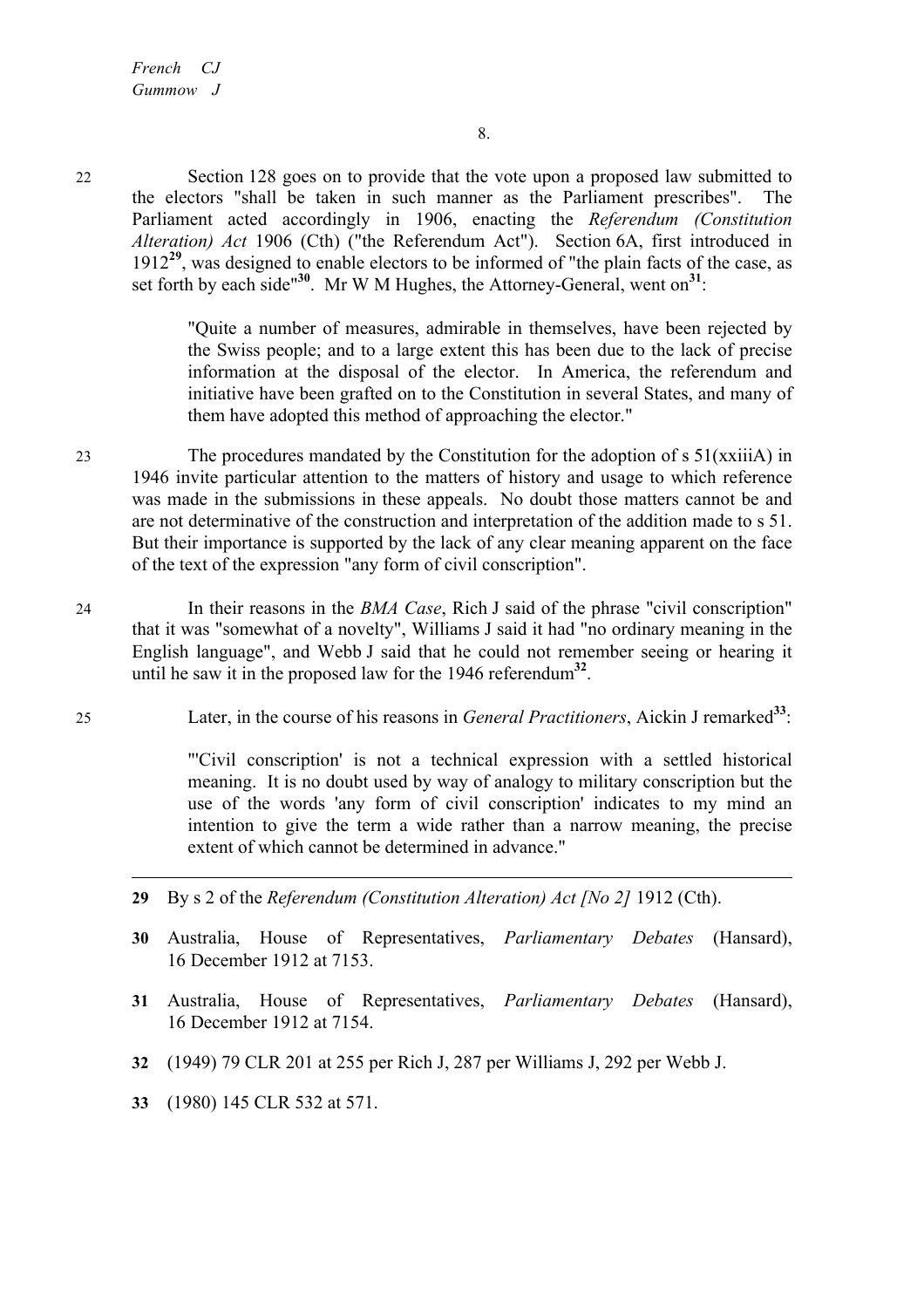22 Section 128 goes on to provide that the vote upon a proposed law submitted to the electors "shall be taken in such manner as the Parliament prescribes". The Parliament acted accordingly in 1906, enacting the *Referendum (Constitution Alteration) Act* 1906 (Cth) ("the Referendum Act"). Section 6A, first introduced in 1912[29], was designed to enable electors to be informed of "the plain facts of the case, as set forth by each side"[30]. Mr W M Hughes, the Attorney-General, went on[31]:

> "Quite a number of measures, admirable in themselves, have been rejected by the Swiss people; and to a large extent this has been due to the lack of precise information at the disposal of the elector. In America, the referendum and initiative have been grafted on to the Constitution in several States, and many of them have adopted this method of approaching the elector."

23 The procedures mandated by the Constitution for the adoption of s 51(xxiiiA) in 1946 invite particular attention to the matters of history and usage to which reference was made in the submissions in these appeals. No doubt those matters cannot be and are not determinative of the construction and interpretation of the addition made to s 51. But their importance is supported by the lack of any clear meaning apparent on the face of the text of the expression "any form of civil conscription".

24 In their reasons in the *BMA Case*, Rich J said of the phrase "civil conscription" that it was "somewhat of a novelty", Williams J said it had "no ordinary meaning in the English language", and Webb J said that he could not remember seeing or hearing it until he saw it in the proposed law for the 1946 referendum[32].

25 Later, in the course of his reasons in *General Practitioners*, Aickin J remarked[33]:

> "'Civil conscription' is not a technical expression with a settled historical meaning. It is no doubt used by way of analogy to military conscription but the use of the words 'any form of civil conscription' indicates to my mind an intention to give the term a wide rather than a narrow meaning, the precise extent of which cannot be determined in advance."

---

**29** By s 2 of the *Referendum (Constitution Alteration) Act [No 2]* 1912 (Cth).

**30** Australia, House of Representatives, *Parliamentary Debates* (Hansard), 16 December 1912 at 7153.

**31** Australia, House of Representatives, *Parliamentary Debates* (Hansard), 16 December 1912 at 7154.

**32** (1949) 79 CLR 201 at 255 per Rich J, 287 per Williams J, 292 per Webb J.

**33** (1980) 145 CLR 532 at 571.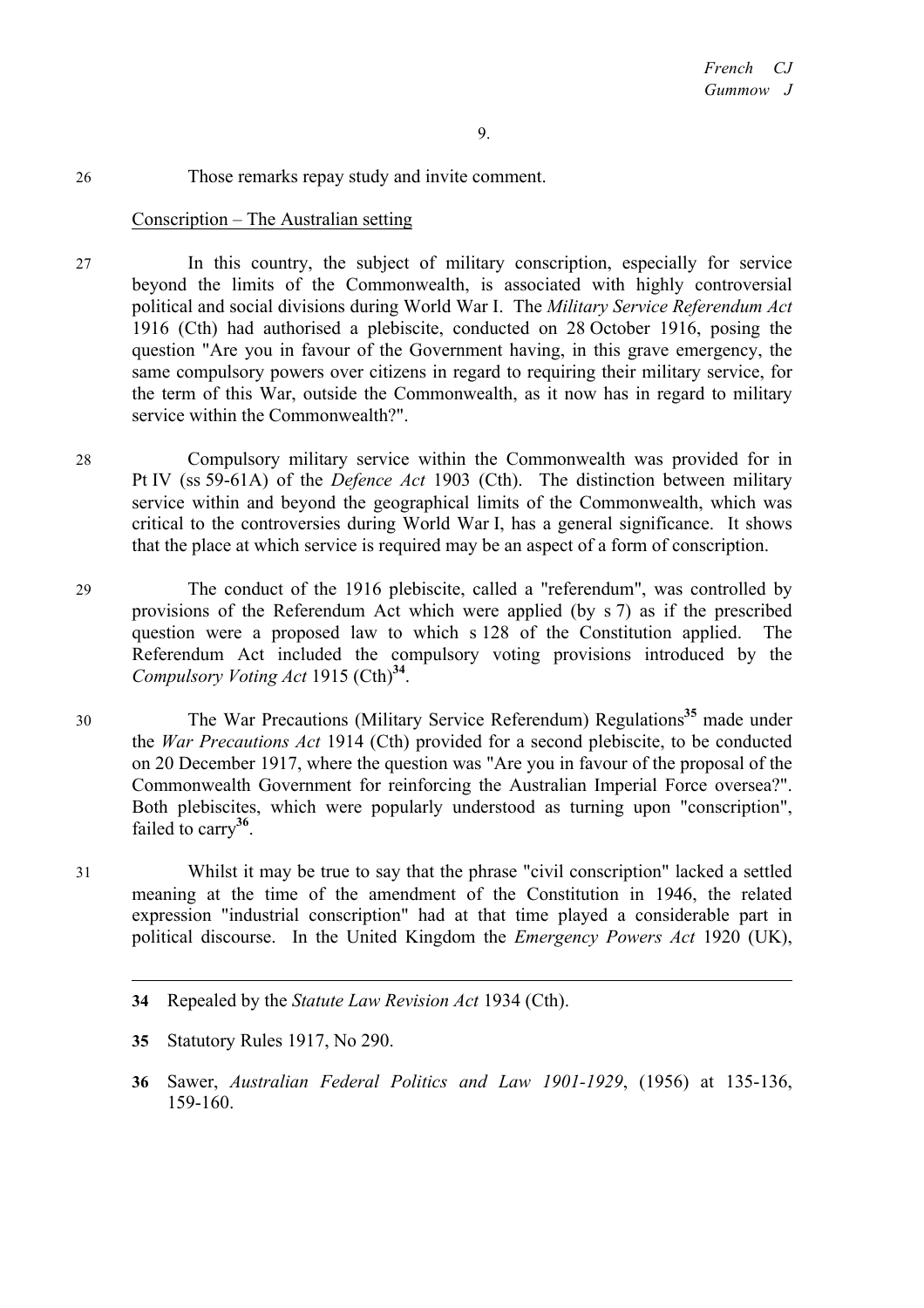26 Those remarks repay study and invite comment.

Conscription – The Australian setting

27 In this country, the subject of military conscription, especially for service beyond the limits of the Commonwealth, is associated with highly controversial political and social divisions during World War I. The *Military Service Referendum Act* 1916 (Cth) had authorised a plebiscite, conducted on 28 October 1916, posing the question "Are you in favour of the Government having, in this grave emergency, the same compulsory powers over citizens in regard to requiring their military service, for the term of this War, outside the Commonwealth, as it now has in regard to military service within the Commonwealth?".

28 Compulsory military service within the Commonwealth was provided for in Pt IV (ss 59-61A) of the *Defence Act* 1903 (Cth). The distinction between military service within and beyond the geographical limits of the Commonwealth, which was critical to the controversies during World War I, has a general significance. It shows that the place at which service is required may be an aspect of a form of conscription.

29 The conduct of the 1916 plebiscite, called a "referendum", was controlled by provisions of the Referendum Act which were applied (by s 7) as if the prescribed question were a proposed law to which s 128 of the Constitution applied. The Referendum Act included the compulsory voting provisions introduced by the *Compulsory Voting Act* 1915 (Cth)[34].

30 The War Precautions (Military Service Referendum) Regulations[35] made under the *War Precautions Act* 1914 (Cth) provided for a second plebiscite, to be conducted on 20 December 1917, where the question was "Are you in favour of the proposal of the Commonwealth Government for reinforcing the Australian Imperial Force oversea?". Both plebiscites, which were popularly understood as turning upon "conscription", failed to carry[36].

31 Whilst it may be true to say that the phrase "civil conscription" lacked a settled meaning at the time of the amendment of the Constitution in 1946, the related expression "industrial conscription" had at that time played a considerable part in political discourse. In the United Kingdom the *Emergency Powers Act* 1920 (UK),

---

**34** Repealed by the *Statute Law Revision Act* 1934 (Cth).

**35** Statutory Rules 1917, No 290.

**36** Sawer, *Australian Federal Politics and Law 1901-1929*, (1956) at 135-136, 159-160.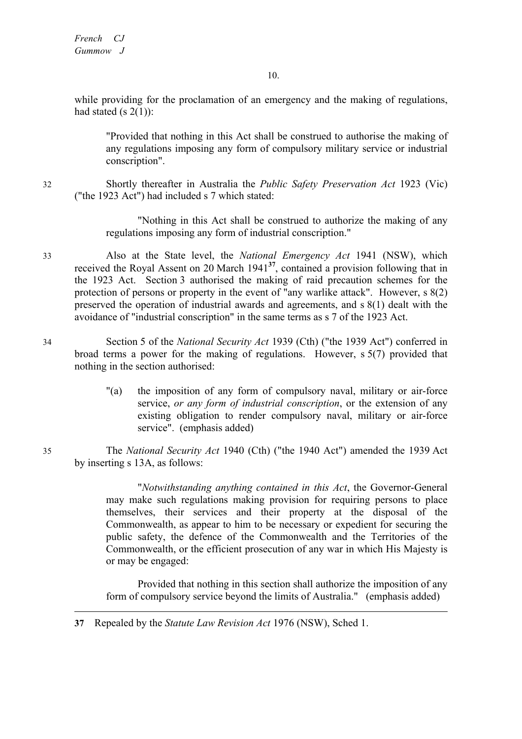while providing for the proclamation of an emergency and the making of regulations, had stated (s 2(1)):

> "Provided that nothing in this Act shall be construed to authorise the making of any regulations imposing any form of compulsory military service or industrial conscription".

32 Shortly thereafter in Australia the *Public Safety Preservation Act* 1923 (Vic) ("the 1923 Act") had included s 7 which stated:

> "Nothing in this Act shall be construed to authorize the making of any regulations imposing any form of industrial conscription."

33 Also at the State level, the *National Emergency Act* 1941 (NSW), which received the Royal Assent on 20 March 1941[37], contained a provision following that in the 1923 Act. Section 3 authorised the making of raid precaution schemes for the protection of persons or property in the event of "any warlike attack". However, s 8(2) preserved the operation of industrial awards and agreements, and s 8(1) dealt with the avoidance of "industrial conscription" in the same terms as s 7 of the 1923 Act.

34 Section 5 of the *National Security Act* 1939 (Cth) ("the 1939 Act") conferred in broad terms a power for the making of regulations. However, s 5(7) provided that nothing in the section authorised:

> "(a) the imposition of any form of compulsory naval, military or air-force service, *or any form of industrial conscription*, or the extension of any existing obligation to render compulsory naval, military or air-force service". (emphasis added)

35 The *National Security Act* 1940 (Cth) ("the 1940 Act") amended the 1939 Act by inserting s 13A, as follows:

> "*Notwithstanding anything contained in this Act*, the Governor-General may make such regulations making provision for requiring persons to place themselves, their services and their property at the disposal of the Commonwealth, as appear to him to be necessary or expedient for securing the public safety, the defence of the Commonwealth and the Territories of the Commonwealth, or the efficient prosecution of any war in which His Majesty is or may be engaged:
>
> Provided that nothing in this section shall authorize the imposition of any form of compulsory service beyond the limits of Australia." (emphasis added)

---

37 Repealed by the *Statute Law Revision Act* 1976 (NSW), Sched 1.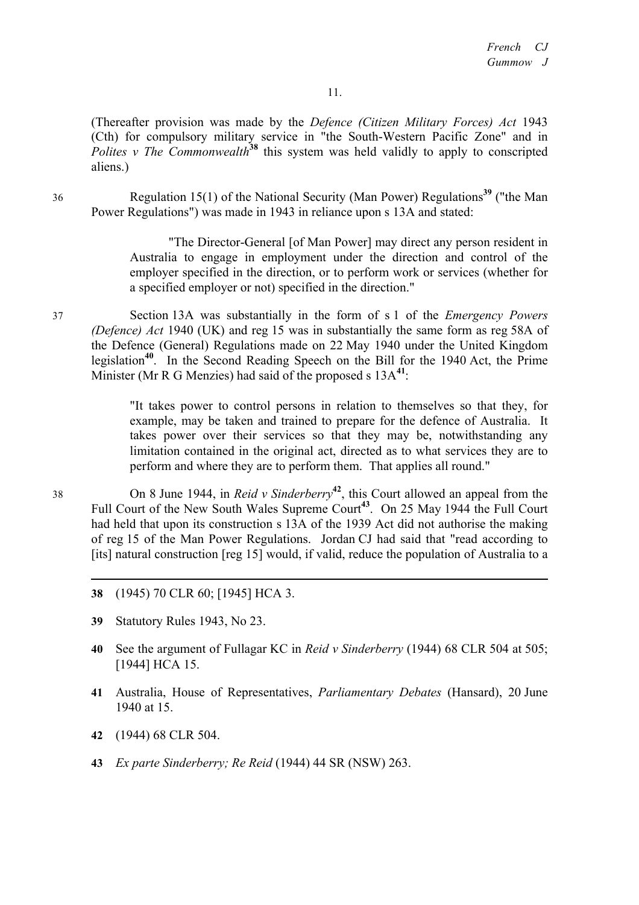(Thereafter provision was made by the *Defence (Citizen Military Forces) Act* 1943 (Cth) for compulsory military service in "the South-Western Pacific Zone" and in *Polites v The Commonwealth*[38] this system was held validly to apply to conscripted aliens.)

36 Regulation 15(1) of the National Security (Man Power) Regulations[39] ("the Man Power Regulations") was made in 1943 in reliance upon s 13A and stated:

> "The Director-General [of Man Power] may direct any person resident in Australia to engage in employment under the direction and control of the employer specified in the direction, or to perform work or services (whether for a specified employer or not) specified in the direction."

37 Section 13A was substantially in the form of s 1 of the *Emergency Powers (Defence) Act* 1940 (UK) and reg 15 was in substantially the same form as reg 58A of the Defence (General) Regulations made on 22 May 1940 under the United Kingdom legislation[40]. In the Second Reading Speech on the Bill for the 1940 Act, the Prime Minister (Mr R G Menzies) had said of the proposed s 13A[41]:

> "It takes power to control persons in relation to themselves so that they, for example, may be taken and trained to prepare for the defence of Australia. It takes power over their services so that they may be, notwithstanding any limitation contained in the original act, directed as to what services they are to perform and where they are to perform them. That applies all round."

38 On 8 June 1944, in *Reid v Sinderberry*[42], this Court allowed an appeal from the Full Court of the New South Wales Supreme Court[43]. On 25 May 1944 the Full Court had held that upon its construction s 13A of the 1939 Act did not authorise the making of reg 15 of the Man Power Regulations. Jordan CJ had said that "read according to [its] natural construction [reg 15] would, if valid, reduce the population of Australia to a

---

**38** (1945) 70 CLR 60; [1945] HCA 3.

**39** Statutory Rules 1943, No 23.

**40** See the argument of Fullagar KC in *Reid v Sinderberry* (1944) 68 CLR 504 at 505; [1944] HCA 15.

**41** Australia, House of Representatives, *Parliamentary Debates* (Hansard), 20 June 1940 at 15.

**42** (1944) 68 CLR 504.

**43** *Ex parte Sinderberry; Re Reid* (1944) 44 SR (NSW) 263.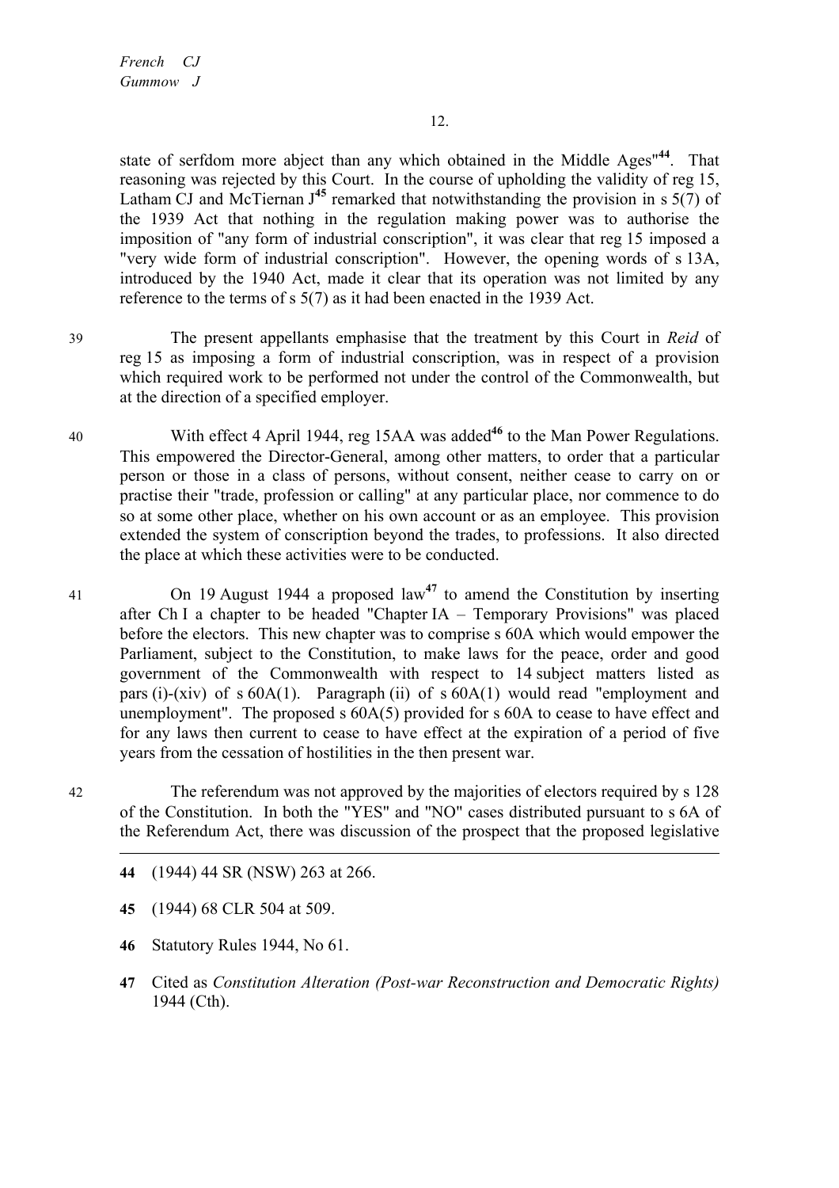state of serfdom more abject than any which obtained in the Middle Ages"[44]. That reasoning was rejected by this Court. In the course of upholding the validity of reg 15, Latham CJ and McTiernan J[45] remarked that notwithstanding the provision in s 5(7) of the 1939 Act that nothing in the regulation making power was to authorise the imposition of "any form of industrial conscription", it was clear that reg 15 imposed a "very wide form of industrial conscription". However, the opening words of s 13A, introduced by the 1940 Act, made it clear that its operation was not limited by any reference to the terms of s 5(7) as it had been enacted in the 1939 Act.

39 The present appellants emphasise that the treatment by this Court in *Reid* of reg 15 as imposing a form of industrial conscription, was in respect of a provision which required work to be performed not under the control of the Commonwealth, but at the direction of a specified employer.

40 With effect 4 April 1944, reg 15AA was added[46] to the Man Power Regulations. This empowered the Director-General, among other matters, to order that a particular person or those in a class of persons, without consent, neither cease to carry on or practise their "trade, profession or calling" at any particular place, nor commence to do so at some other place, whether on his own account or as an employee. This provision extended the system of conscription beyond the trades, to professions. It also directed the place at which these activities were to be conducted.

41 On 19 August 1944 a proposed law[47] to amend the Constitution by inserting after Ch I a chapter to be headed "Chapter IA – Temporary Provisions" was placed before the electors. This new chapter was to comprise s 60A which would empower the Parliament, subject to the Constitution, to make laws for the peace, order and good government of the Commonwealth with respect to 14 subject matters listed as pars (i)-(xiv) of s 60A(1). Paragraph (ii) of s 60A(1) would read "employment and unemployment". The proposed s 60A(5) provided for s 60A to cease to have effect and for any laws then current to cease to have effect at the expiration of a period of five years from the cessation of hostilities in the then present war.

42 The referendum was not approved by the majorities of electors required by s 128 of the Constitution. In both the "YES" and "NO" cases distributed pursuant to s 6A of the Referendum Act, there was discussion of the prospect that the proposed legislative

---

**44** (1944) 44 SR (NSW) 263 at 266.

**45** (1944) 68 CLR 504 at 509.

**46** Statutory Rules 1944, No 61.

**47** Cited as *Constitution Alteration (Post-war Reconstruction and Democratic Rights)* 1944 (Cth).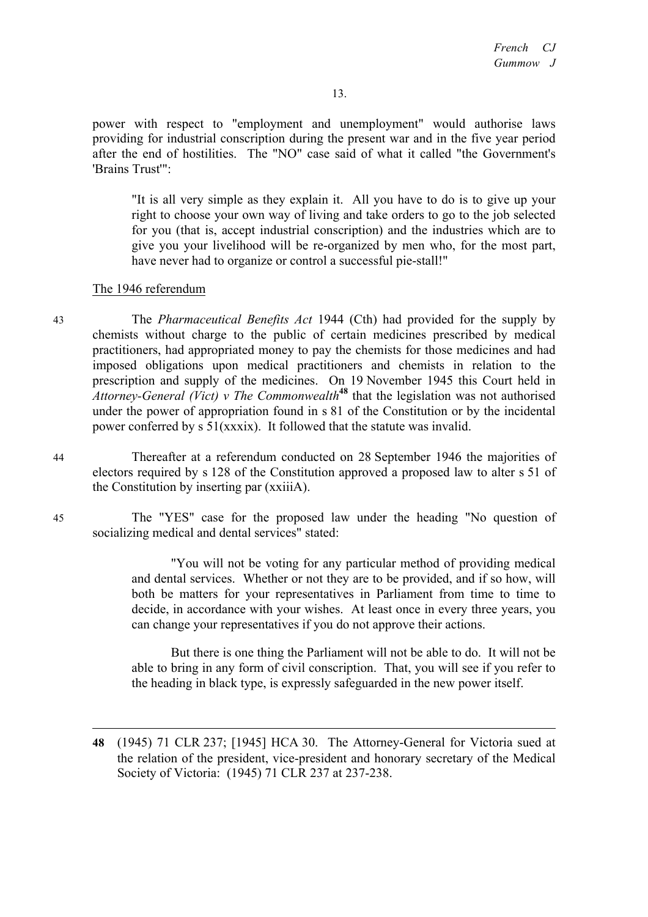power with respect to "employment and unemployment" would authorise laws providing for industrial conscription during the present war and in the five year period after the end of hostilities. The "NO" case said of what it called "the Government's 'Brains Trust'":

> "It is all very simple as they explain it. All you have to do is to give up your right to choose your own way of living and take orders to go to the job selected for you (that is, accept industrial conscription) and the industries which are to give you your livelihood will be re-organized by men who, for the most part, have never had to organize or control a successful pie-stall!"

The 1946 referendum

43 The *Pharmaceutical Benefits Act* 1944 (Cth) had provided for the supply by chemists without charge to the public of certain medicines prescribed by medical practitioners, had appropriated money to pay the chemists for those medicines and had imposed obligations upon medical practitioners and chemists in relation to the prescription and supply of the medicines. On 19 November 1945 this Court held in *Attorney-General (Vict) v The Commonwealth*[48] that the legislation was not authorised under the power of appropriation found in s 81 of the Constitution or by the incidental power conferred by s 51(xxxix). It followed that the statute was invalid.

44 Thereafter at a referendum conducted on 28 September 1946 the majorities of electors required by s 128 of the Constitution approved a proposed law to alter s 51 of the Constitution by inserting par (xxiiiA).

45 The "YES" case for the proposed law under the heading "No question of socializing medical and dental services" stated:

> "You will not be voting for any particular method of providing medical and dental services. Whether or not they are to be provided, and if so how, will both be matters for your representatives in Parliament from time to time to decide, in accordance with your wishes. At least once in every three years, you can change your representatives if you do not approve their actions.
>
> But there is one thing the Parliament will not be able to do. It will not be able to bring in any form of civil conscription. That, you will see if you refer to the heading in black type, is expressly safeguarded in the new power itself.

---

**48** (1945) 71 CLR 237; [1945] HCA 30. The Attorney-General for Victoria sued at the relation of the president, vice-president and honorary secretary of the Medical Society of Victoria: (1945) 71 CLR 237 at 237-238.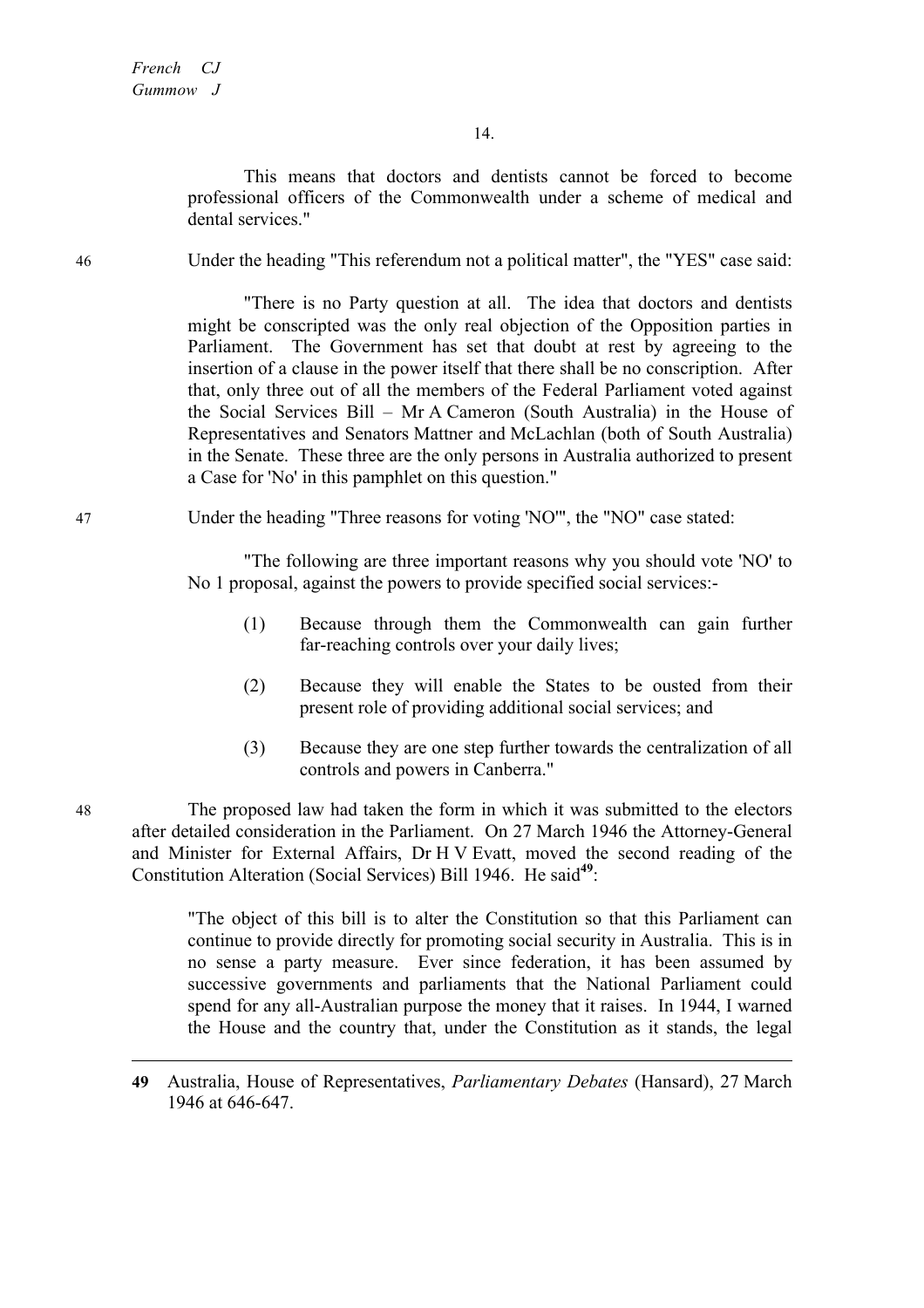This means that doctors and dentists cannot be forced to become professional officers of the Commonwealth under a scheme of medical and dental services."

46 Under the heading "This referendum not a political matter", the "YES" case said:

> "There is no Party question at all. The idea that doctors and dentists might be conscripted was the only real objection of the Opposition parties in Parliament. The Government has set that doubt at rest by agreeing to the insertion of a clause in the power itself that there shall be no conscription. After that, only three out of all the members of the Federal Parliament voted against the Social Services Bill – Mr A Cameron (South Australia) in the House of Representatives and Senators Mattner and McLachlan (both of South Australia) in the Senate. These three are the only persons in Australia authorized to present a Case for 'No' in this pamphlet on this question."

47 Under the heading "Three reasons for voting 'NO'", the "NO" case stated:

> "The following are three important reasons why you should vote 'NO' to No 1 proposal, against the powers to provide specified social services:-
>
> (1) Because through them the Commonwealth can gain further far-reaching controls over your daily lives;
>
> (2) Because they will enable the States to be ousted from their present role of providing additional social services; and
>
> (3) Because they are one step further towards the centralization of all controls and powers in Canberra."

48 The proposed law had taken the form in which it was submitted to the electors after detailed consideration in the Parliament. On 27 March 1946 the Attorney-General and Minister for External Affairs, Dr H V Evatt, moved the second reading of the Constitution Alteration (Social Services) Bill 1946. He said[49]:

> "The object of this bill is to alter the Constitution so that this Parliament can continue to provide directly for promoting social security in Australia. This is in no sense a party measure. Ever since federation, it has been assumed by successive governments and parliaments that the National Parliament could spend for any all-Australian purpose the money that it raises. In 1944, I warned the House and the country that, under the Constitution as it stands, the legal

---

**49** Australia, House of Representatives, *Parliamentary Debates* (Hansard), 27 March 1946 at 646-647.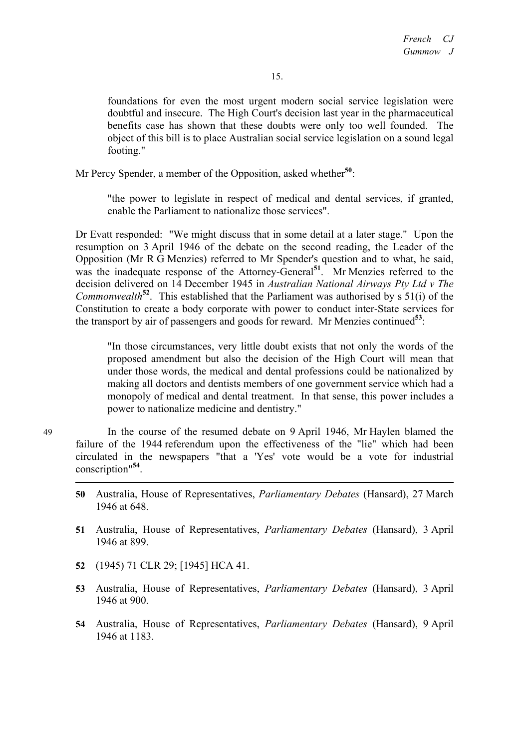> foundations for even the most urgent modern social service legislation were doubtful and insecure. The High Court's decision last year in the pharmaceutical benefits case has shown that these doubts were only too well founded. The object of this bill is to place Australian social service legislation on a sound legal footing."

Mr Percy Spender, a member of the Opposition, asked whether[50]:

> "the power to legislate in respect of medical and dental services, if granted, enable the Parliament to nationalize those services".

Dr Evatt responded: "We might discuss that in some detail at a later stage." Upon the resumption on 3 April 1946 of the debate on the second reading, the Leader of the Opposition (Mr R G Menzies) referred to Mr Spender's question and to what, he said, was the inadequate response of the Attorney-General[51]. Mr Menzies referred to the decision delivered on 14 December 1945 in *Australian National Airways Pty Ltd v The Commonwealth*[52]. This established that the Parliament was authorised by s 51(i) of the Constitution to create a body corporate with power to conduct inter-State services for the transport by air of passengers and goods for reward. Mr Menzies continued[53]:

> "In those circumstances, very little doubt exists that not only the words of the proposed amendment but also the decision of the High Court will mean that under those words, the medical and dental professions could be nationalized by making all doctors and dentists members of one government service which had a monopoly of medical and dental treatment. In that sense, this power includes a power to nationalize medicine and dentistry."

49 In the course of the resumed debate on 9 April 1946, Mr Haylen blamed the failure of the 1944 referendum upon the effectiveness of the "lie" which had been circulated in the newspapers "that a 'Yes' vote would be a vote for industrial conscription"[54].

---

**50** Australia, House of Representatives, *Parliamentary Debates* (Hansard), 27 March 1946 at 648.

**51** Australia, House of Representatives, *Parliamentary Debates* (Hansard), 3 April 1946 at 899.

**52** (1945) 71 CLR 29; [1945] HCA 41.

**53** Australia, House of Representatives, *Parliamentary Debates* (Hansard), 3 April 1946 at 900.

**54** Australia, House of Representatives, *Parliamentary Debates* (Hansard), 9 April 1946 at 1183.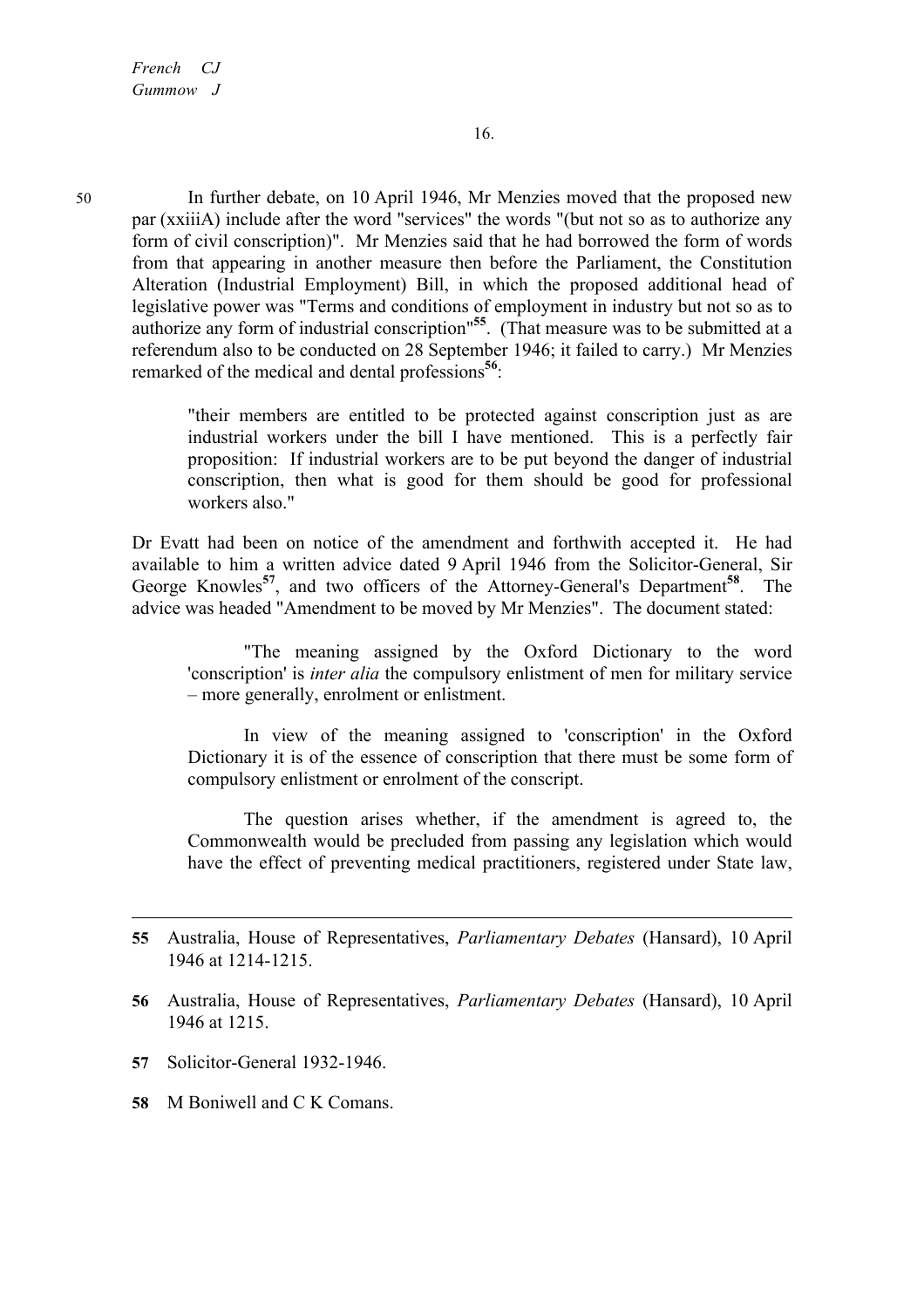50 In further debate, on 10 April 1946, Mr Menzies moved that the proposed new par (xxiiiA) include after the word "services" the words "(but not so as to authorize any form of civil conscription)". Mr Menzies said that he had borrowed the form of words from that appearing in another measure then before the Parliament, the Constitution Alteration (Industrial Employment) Bill, in which the proposed additional head of legislative power was "Terms and conditions of employment in industry but not so as to authorize any form of industrial conscription"[55]. (That measure was to be submitted at a referendum also to be conducted on 28 September 1946; it failed to carry.) Mr Menzies remarked of the medical and dental professions[56]:

> "their members are entitled to be protected against conscription just as are industrial workers under the bill I have mentioned. This is a perfectly fair proposition: If industrial workers are to be put beyond the danger of industrial conscription, then what is good for them should be good for professional workers also."

Dr Evatt had been on notice of the amendment and forthwith accepted it. He had available to him a written advice dated 9 April 1946 from the Solicitor-General, Sir George Knowles[57], and two officers of the Attorney-General's Department[58]. The advice was headed "Amendment to be moved by Mr Menzies". The document stated:

> "The meaning assigned by the Oxford Dictionary to the word 'conscription' is *inter alia* the compulsory enlistment of men for military service – more generally, enrolment or enlistment.
>
> In view of the meaning assigned to 'conscription' in the Oxford Dictionary it is of the essence of conscription that there must be some form of compulsory enlistment or enrolment of the conscript.
>
> The question arises whether, if the amendment is agreed to, the Commonwealth would be precluded from passing any legislation which would have the effect of preventing medical practitioners, registered under State law,

---

55 Australia, House of Representatives, *Parliamentary Debates* (Hansard), 10 April 1946 at 1214-1215.

56 Australia, House of Representatives, *Parliamentary Debates* (Hansard), 10 April 1946 at 1215.

57 Solicitor-General 1932-1946.

58 M Boniwell and C K Comans.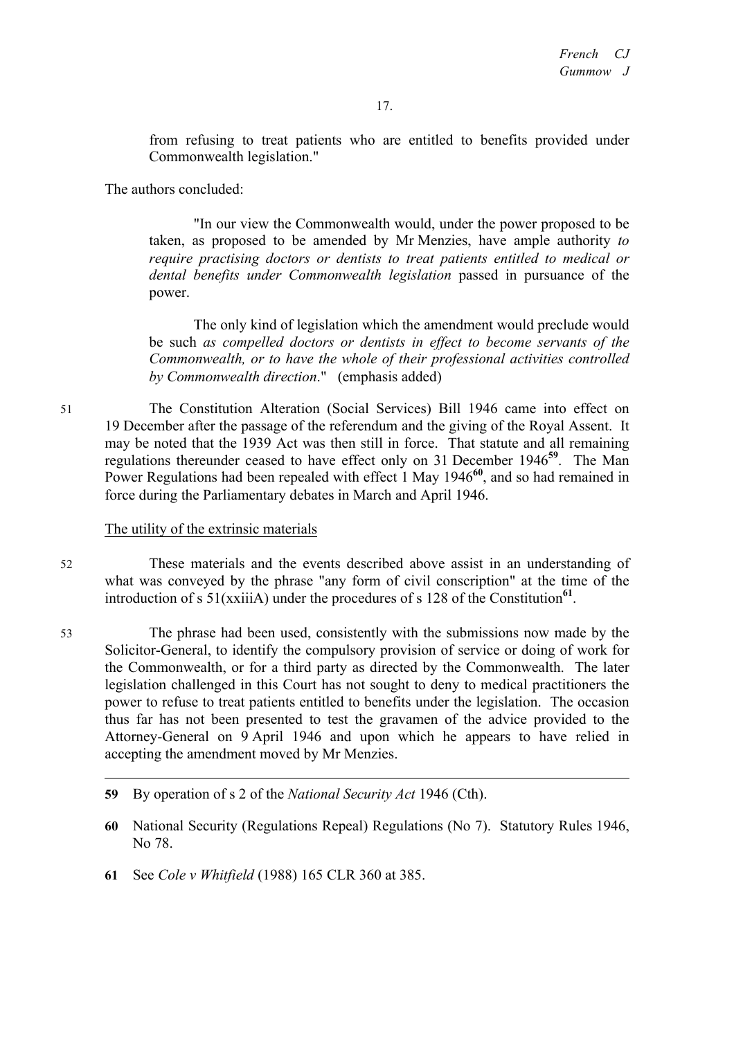from refusing to treat patients who are entitled to benefits provided under Commonwealth legislation."

The authors concluded:

> "In our view the Commonwealth would, under the power proposed to be taken, as proposed to be amended by Mr Menzies, have ample authority *to require practising doctors or dentists to treat patients entitled to medical or dental benefits under Commonwealth legislation* passed in pursuance of the power.
>
> The only kind of legislation which the amendment would preclude would be such *as compelled doctors or dentists in effect to become servants of the Commonwealth, or to have the whole of their professional activities controlled by Commonwealth direction*." (emphasis added)

51 The Constitution Alteration (Social Services) Bill 1946 came into effect on 19 December after the passage of the referendum and the giving of the Royal Assent. It may be noted that the 1939 Act was then still in force. That statute and all remaining regulations thereunder ceased to have effect only on 31 December 1946[59]. The Man Power Regulations had been repealed with effect 1 May 1946[60], and so had remained in force during the Parliamentary debates in March and April 1946.

The utility of the extrinsic materials

52 These materials and the events described above assist in an understanding of what was conveyed by the phrase "any form of civil conscription" at the time of the introduction of s 51(xxiiiA) under the procedures of s 128 of the Constitution[61].

53 The phrase had been used, consistently with the submissions now made by the Solicitor-General, to identify the compulsory provision of service or doing of work for the Commonwealth, or for a third party as directed by the Commonwealth. The later legislation challenged in this Court has not sought to deny to medical practitioners the power to refuse to treat patients entitled to benefits under the legislation. The occasion thus far has not been presented to test the gravamen of the advice provided to the Attorney-General on 9 April 1946 and upon which he appears to have relied in accepting the amendment moved by Mr Menzies.

---

**59** By operation of s 2 of the *National Security Act* 1946 (Cth).

**60** National Security (Regulations Repeal) Regulations (No 7). Statutory Rules 1946, No 78.

**61** See *Cole v Whitfield* (1988) 165 CLR 360 at 385.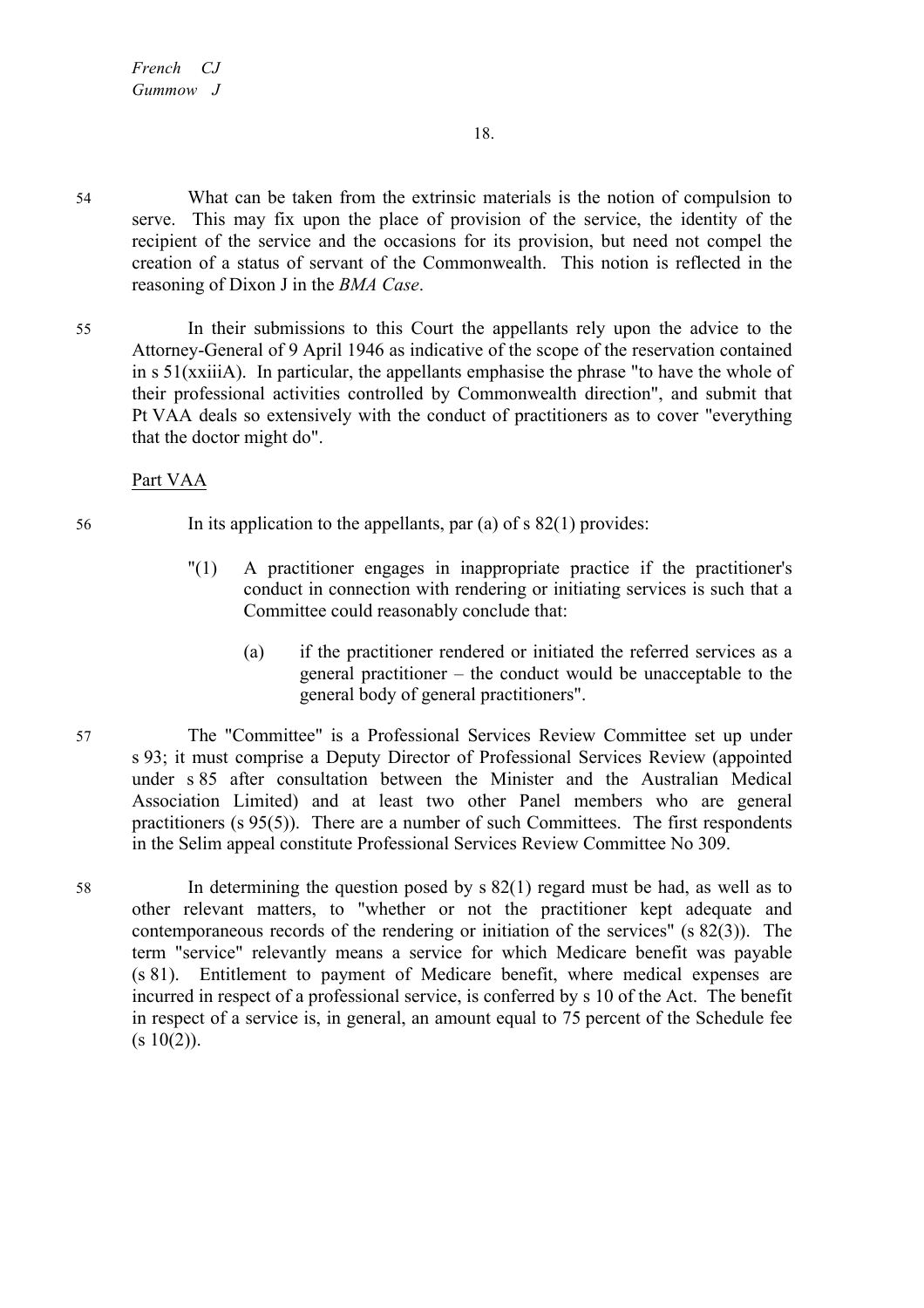54 What can be taken from the extrinsic materials is the notion of compulsion to serve. This may fix upon the place of provision of the service, the identity of the recipient of the service and the occasions for its provision, but need not compel the creation of a status of servant of the Commonwealth. This notion is reflected in the reasoning of Dixon J in the *BMA Case*.

55 In their submissions to this Court the appellants rely upon the advice to the Attorney-General of 9 April 1946 as indicative of the scope of the reservation contained in s 51(xxiiiA). In particular, the appellants emphasise the phrase "to have the whole of their professional activities controlled by Commonwealth direction", and submit that Pt VAA deals so extensively with the conduct of practitioners as to cover "everything that the doctor might do".

Part VAA

56 In its application to the appellants, par (a) of s 82(1) provides:

> "(1) A practitioner engages in inappropriate practice if the practitioner's conduct in connection with rendering or initiating services is such that a Committee could reasonably conclude that:
>
> (a) if the practitioner rendered or initiated the referred services as a general practitioner – the conduct would be unacceptable to the general body of general practitioners".

57 The "Committee" is a Professional Services Review Committee set up under s 93; it must comprise a Deputy Director of Professional Services Review (appointed under s 85 after consultation between the Minister and the Australian Medical Association Limited) and at least two other Panel members who are general practitioners (s 95(5)). There are a number of such Committees. The first respondents in the Selim appeal constitute Professional Services Review Committee No 309.

58 In determining the question posed by s 82(1) regard must be had, as well as to other relevant matters, to "whether or not the practitioner kept adequate and contemporaneous records of the rendering or initiation of the services" (s 82(3)). The term "service" relevantly means a service for which Medicare benefit was payable (s 81). Entitlement to payment of Medicare benefit, where medical expenses are incurred in respect of a professional service, is conferred by s 10 of the Act. The benefit in respect of a service is, in general, an amount equal to 75 percent of the Schedule fee (s 10(2)).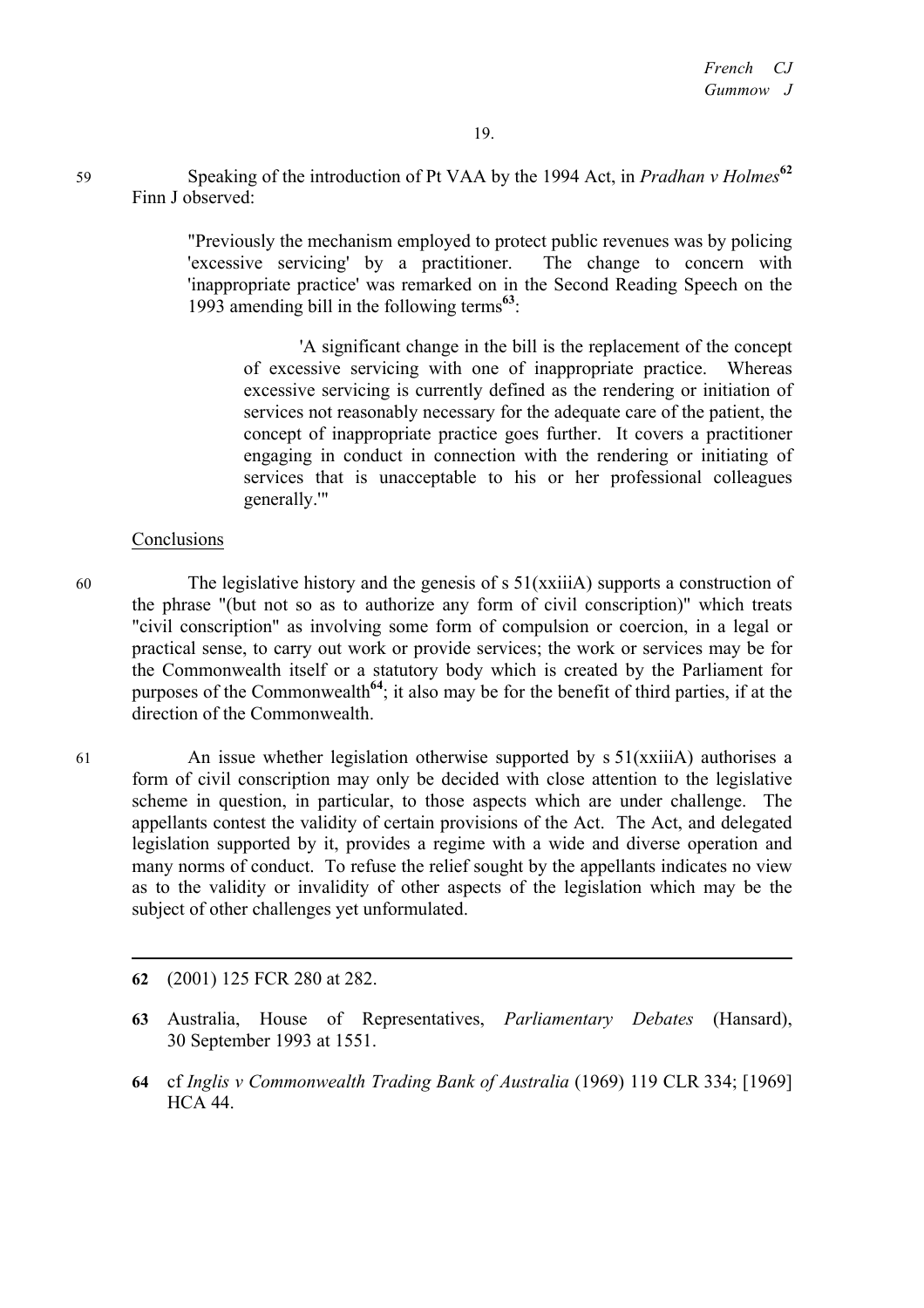59 Speaking of the introduction of Pt VAA by the 1994 Act, in *Pradhan v Holmes*[62] Finn J observed:

> "Previously the mechanism employed to protect public revenues was by policing 'excessive servicing' by a practitioner. The change to concern with 'inappropriate practice' was remarked on in the Second Reading Speech on the 1993 amending bill in the following terms[63]:
>
> > 'A significant change in the bill is the replacement of the concept of excessive servicing with one of inappropriate practice. Whereas excessive servicing is currently defined as the rendering or initiation of services not reasonably necessary for the adequate care of the patient, the concept of inappropriate practice goes further. It covers a practitioner engaging in conduct in connection with the rendering or initiating of services that is unacceptable to his or her professional colleagues generally.'"

Conclusions

60 The legislative history and the genesis of s 51(xxiiiA) supports a construction of the phrase "(but not so as to authorize any form of civil conscription)" which treats "civil conscription" as involving some form of compulsion or coercion, in a legal or practical sense, to carry out work or provide services; the work or services may be for the Commonwealth itself or a statutory body which is created by the Parliament for purposes of the Commonwealth[64]; it also may be for the benefit of third parties, if at the direction of the Commonwealth.

61 An issue whether legislation otherwise supported by s 51(xxiiiA) authorises a form of civil conscription may only be decided with close attention to the legislative scheme in question, in particular, to those aspects which are under challenge. The appellants contest the validity of certain provisions of the Act. The Act, and delegated legislation supported by it, provides a regime with a wide and diverse operation and many norms of conduct. To refuse the relief sought by the appellants indicates no view as to the validity or invalidity of other aspects of the legislation which may be the subject of other challenges yet unformulated.

---

**62** (2001) 125 FCR 280 at 282.

**63** Australia, House of Representatives, *Parliamentary Debates* (Hansard), 30 September 1993 at 1551.

**64** cf *Inglis v Commonwealth Trading Bank of Australia* (1969) 119 CLR 334; [1969] HCA 44.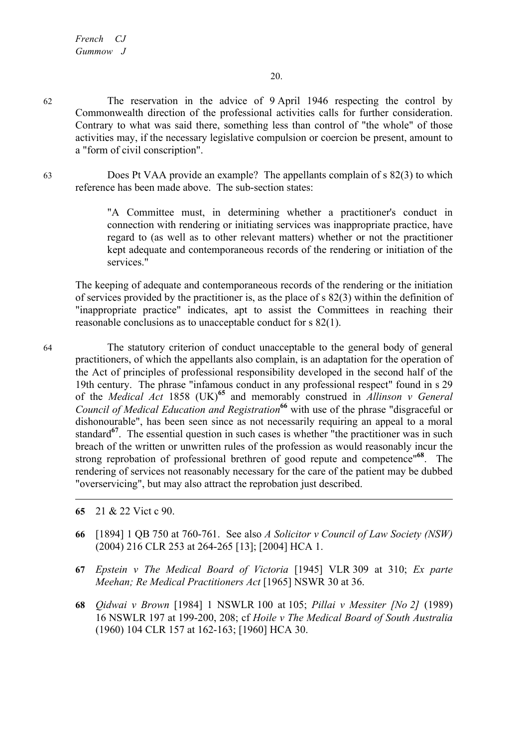62 The reservation in the advice of 9 April 1946 respecting the control by Commonwealth direction of the professional activities calls for further consideration. Contrary to what was said there, something less than control of "the whole" of those activities may, if the necessary legislative compulsion or coercion be present, amount to a "form of civil conscription".

63 Does Pt VAA provide an example? The appellants complain of s 82(3) to which reference has been made above. The sub-section states:

> "A Committee must, in determining whether a practitioner's conduct in connection with rendering or initiating services was inappropriate practice, have regard to (as well as to other relevant matters) whether or not the practitioner kept adequate and contemporaneous records of the rendering or initiation of the services."

The keeping of adequate and contemporaneous records of the rendering or the initiation of services provided by the practitioner is, as the place of s 82(3) within the definition of "inappropriate practice" indicates, apt to assist the Committees in reaching their reasonable conclusions as to unacceptable conduct for s 82(1).

64 The statutory criterion of conduct unacceptable to the general body of general practitioners, of which the appellants also complain, is an adaptation for the operation of the Act of principles of professional responsibility developed in the second half of the 19th century. The phrase "infamous conduct in any professional respect" found in s 29 of the *Medical Act* 1858 (UK)[65] and memorably construed in *Allinson v General Council of Medical Education and Registration*[66] with use of the phrase "disgraceful or dishonourable", has been seen since as not necessarily requiring an appeal to a moral standard[67]. The essential question in such cases is whether "the practitioner was in such breach of the written or unwritten rules of the profession as would reasonably incur the strong reprobation of professional brethren of good repute and competence"[68]. The rendering of services not reasonably necessary for the care of the patient may be dubbed "overservicing", but may also attract the reprobation just described.

---

**65** 21 & 22 Vict c 90.

**66** [1894] 1 QB 750 at 760-761. See also *A Solicitor v Council of Law Society (NSW)* (2004) 216 CLR 253 at 264-265 [13]; [2004] HCA 1.

**67** *Epstein v The Medical Board of Victoria* [1945] VLR 309 at 310; *Ex parte Meehan; Re Medical Practitioners Act* [1965] NSWR 30 at 36.

**68** *Qidwai v Brown* [1984] 1 NSWLR 100 at 105; *Pillai v Messiter [No 2]* (1989) 16 NSWLR 197 at 199-200, 208; cf *Hoile v The Medical Board of South Australia* (1960) 104 CLR 157 at 162-163; [1960] HCA 30.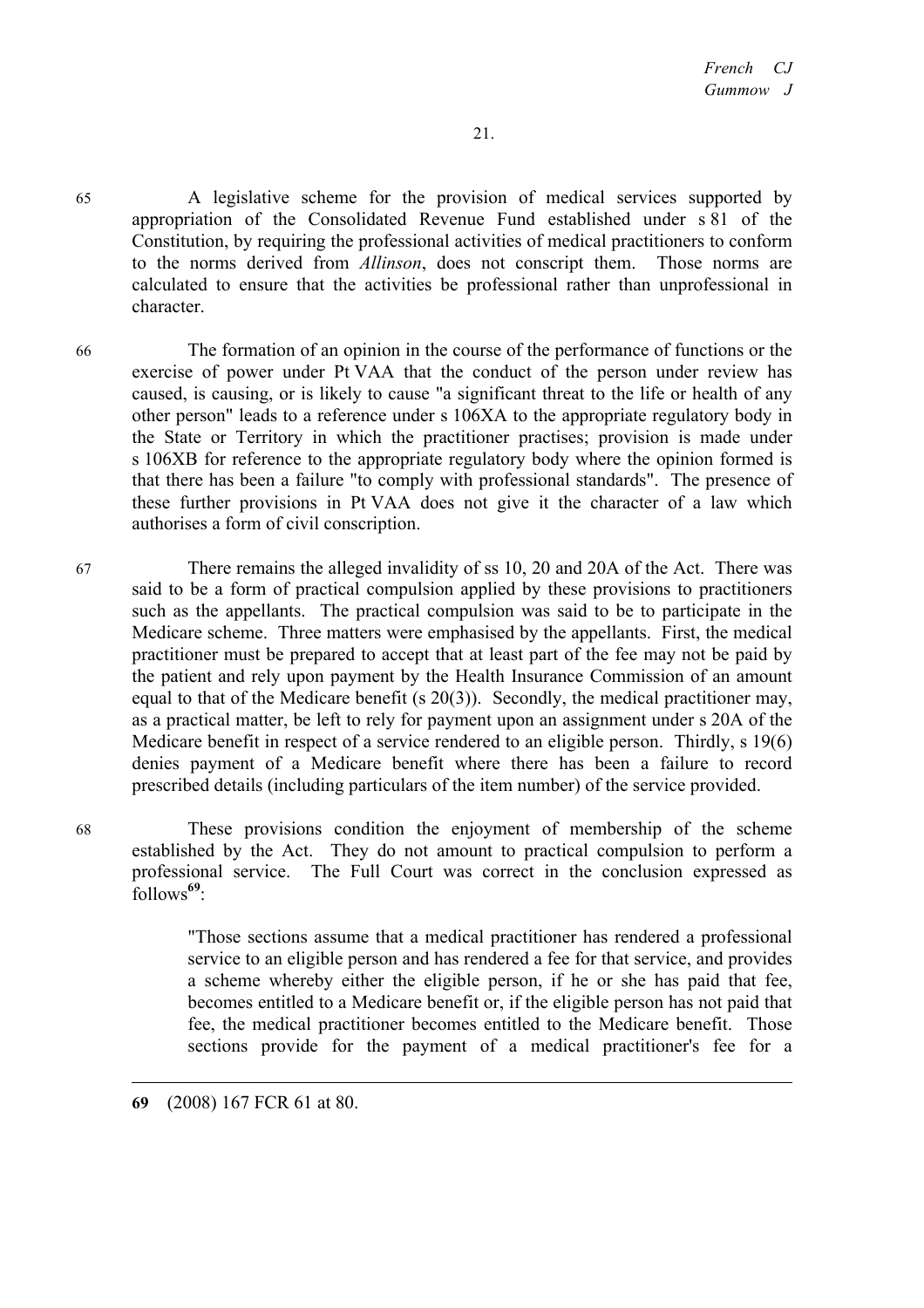65 A legislative scheme for the provision of medical services supported by appropriation of the Consolidated Revenue Fund established under s 81 of the Constitution, by requiring the professional activities of medical practitioners to conform to the norms derived from *Allinson*, does not conscript them. Those norms are calculated to ensure that the activities be professional rather than unprofessional in character.

66 The formation of an opinion in the course of the performance of functions or the exercise of power under Pt VAA that the conduct of the person under review has caused, is causing, or is likely to cause "a significant threat to the life or health of any other person" leads to a reference under s 106XA to the appropriate regulatory body in the State or Territory in which the practitioner practises; provision is made under s 106XB for reference to the appropriate regulatory body where the opinion formed is that there has been a failure "to comply with professional standards". The presence of these further provisions in Pt VAA does not give it the character of a law which authorises a form of civil conscription.

67 There remains the alleged invalidity of ss 10, 20 and 20A of the Act. There was said to be a form of practical compulsion applied by these provisions to practitioners such as the appellants. The practical compulsion was said to be to participate in the Medicare scheme. Three matters were emphasised by the appellants. First, the medical practitioner must be prepared to accept that at least part of the fee may not be paid by the patient and rely upon payment by the Health Insurance Commission of an amount equal to that of the Medicare benefit (s 20(3)). Secondly, the medical practitioner may, as a practical matter, be left to rely for payment upon an assignment under s 20A of the Medicare benefit in respect of a service rendered to an eligible person. Thirdly, s 19(6) denies payment of a Medicare benefit where there has been a failure to record prescribed details (including particulars of the item number) of the service provided.

68 These provisions condition the enjoyment of membership of the scheme established by the Act. They do not amount to practical compulsion to perform a professional service. The Full Court was correct in the conclusion expressed as follows[69]:

> "Those sections assume that a medical practitioner has rendered a professional service to an eligible person and has rendered a fee for that service, and provides a scheme whereby either the eligible person, if he or she has paid that fee, becomes entitled to a Medicare benefit or, if the eligible person has not paid that fee, the medical practitioner becomes entitled to the Medicare benefit. Those sections provide for the payment of a medical practitioner's fee for a

---

69 (2008) 167 FCR 61 at 80.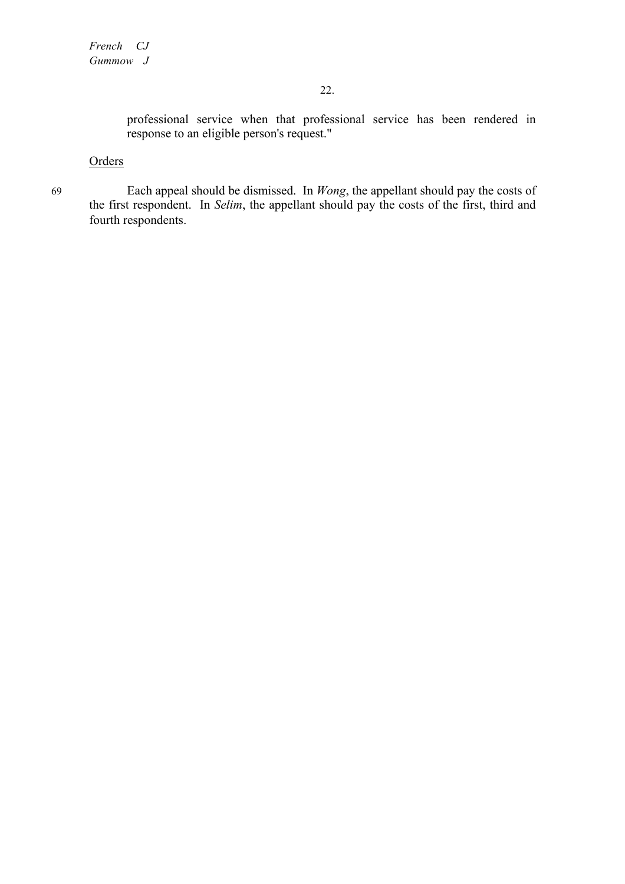> professional service when that professional service has been rendered in response to an eligible person's request."

Orders

69 Each appeal should be dismissed. In *Wong*, the appellant should pay the costs of the first respondent. In *Selim*, the appellant should pay the costs of the first, third and fourth respondents.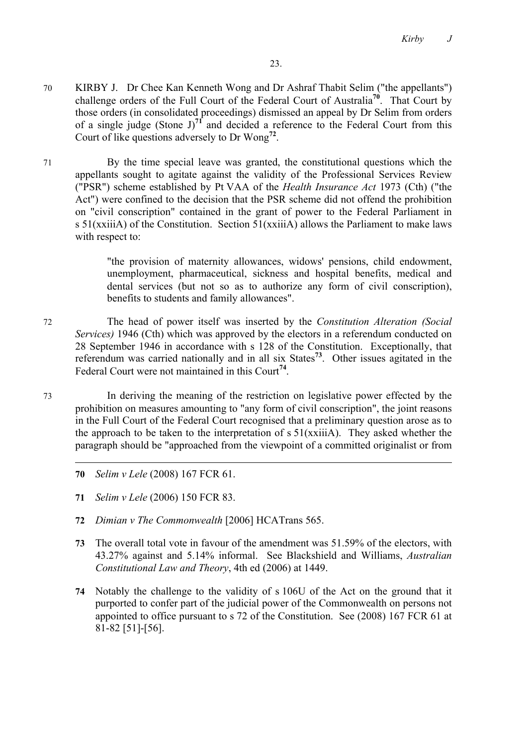70 KIRBY J. Dr Chee Kan Kenneth Wong and Dr Ashraf Thabit Selim ("the appellants") challenge orders of the Full Court of the Federal Court of Australia[70]. That Court by those orders (in consolidated proceedings) dismissed an appeal by Dr Selim from orders of a single judge (Stone J)[71] and decided a reference to the Federal Court from this Court of like questions adversely to Dr Wong[72].

71 By the time special leave was granted, the constitutional questions which the appellants sought to agitate against the validity of the Professional Services Review ("PSR") scheme established by Pt VAA of the *Health Insurance Act* 1973 (Cth) ("the Act") were confined to the decision that the PSR scheme did not offend the prohibition on "civil conscription" contained in the grant of power to the Federal Parliament in s 51(xxiiiA) of the Constitution. Section 51(xxiiiA) allows the Parliament to make laws with respect to:

> "the provision of maternity allowances, widows' pensions, child endowment, unemployment, pharmaceutical, sickness and hospital benefits, medical and dental services (but not so as to authorize any form of civil conscription), benefits to students and family allowances".

72 The head of power itself was inserted by the *Constitution Alteration (Social Services)* 1946 (Cth) which was approved by the electors in a referendum conducted on 28 September 1946 in accordance with s 128 of the Constitution. Exceptionally, that referendum was carried nationally and in all six States[73]. Other issues agitated in the Federal Court were not maintained in this Court[74].

73 In deriving the meaning of the restriction on legislative power effected by the prohibition on measures amounting to "any form of civil conscription", the joint reasons in the Full Court of the Federal Court recognised that a preliminary question arose as to the approach to be taken to the interpretation of s 51(xxiiiA). They asked whether the paragraph should be "approached from the viewpoint of a committed originalist or from

---

70 *Selim v Lele* (2008) 167 FCR 61.

71 *Selim v Lele* (2006) 150 FCR 83.

72 *Dimian v The Commonwealth* [2006] HCATrans 565.

73 The overall total vote in favour of the amendment was 51.59% of the electors, with 43.27% against and 5.14% informal. See Blackshield and Williams, *Australian Constitutional Law and Theory*, 4th ed (2006) at 1449.

74 Notably the challenge to the validity of s 106U of the Act on the ground that it purported to confer part of the judicial power of the Commonwealth on persons not appointed to office pursuant to s 72 of the Constitution. See (2008) 167 FCR 61 at 81-82 [51]-[56].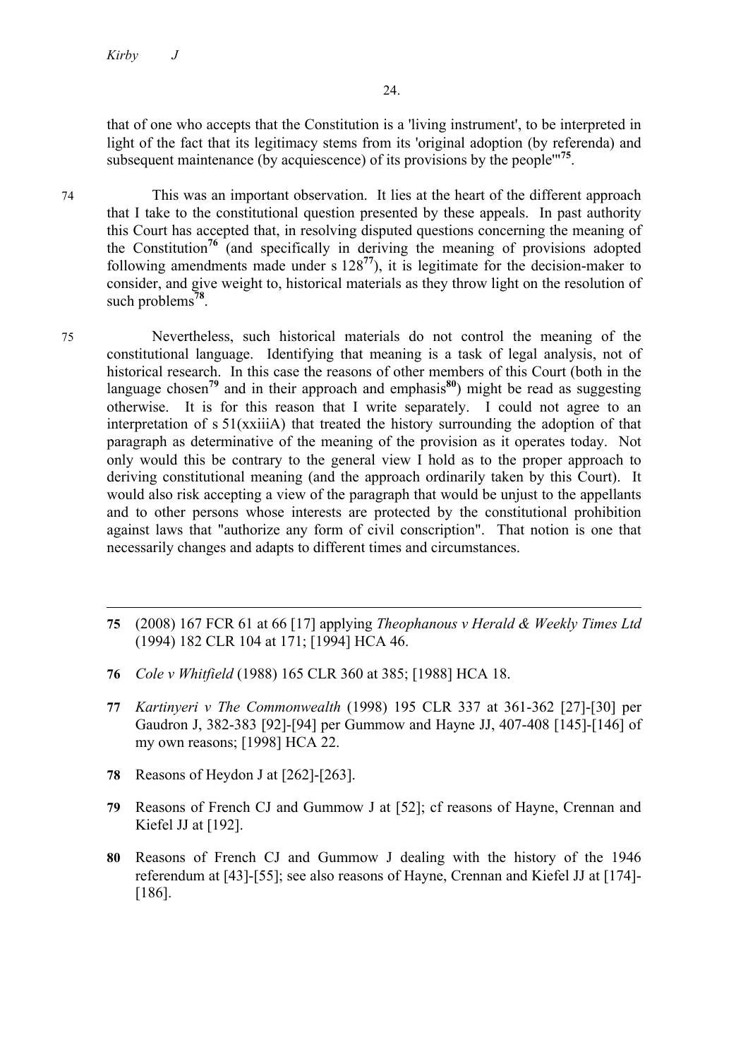that of one who accepts that the Constitution is a 'living instrument', to be interpreted in light of the fact that its legitimacy stems from its 'original adoption (by referenda) and subsequent maintenance (by acquiescence) of its provisions by the people'"[75].

74 This was an important observation. It lies at the heart of the different approach that I take to the constitutional question presented by these appeals. In past authority this Court has accepted that, in resolving disputed questions concerning the meaning of the Constitution[76] (and specifically in deriving the meaning of provisions adopted following amendments made under s 128[77]), it is legitimate for the decision-maker to consider, and give weight to, historical materials as they throw light on the resolution of such problems[78].

75 Nevertheless, such historical materials do not control the meaning of the constitutional language. Identifying that meaning is a task of legal analysis, not of historical research. In this case the reasons of other members of this Court (both in the language chosen[79] and in their approach and emphasis[80]) might be read as suggesting otherwise. It is for this reason that I write separately. I could not agree to an interpretation of s 51(xxiiiA) that treated the history surrounding the adoption of that paragraph as determinative of the meaning of the provision as it operates today. Not only would this be contrary to the general view I hold as to the proper approach to deriving constitutional meaning (and the approach ordinarily taken by this Court). It would also risk accepting a view of the paragraph that would be unjust to the appellants and to other persons whose interests are protected by the constitutional prohibition against laws that "authorize any form of civil conscription". That notion is one that necessarily changes and adapts to different times and circumstances.

---

**75** (2008) 167 FCR 61 at 66 [17] applying *Theophanous v Herald & Weekly Times Ltd* (1994) 182 CLR 104 at 171; [1994] HCA 46.

**76** *Cole v Whitfield* (1988) 165 CLR 360 at 385; [1988] HCA 18.

**77** *Kartinyeri v The Commonwealth* (1998) 195 CLR 337 at 361-362 [27]-[30] per Gaudron J, 382-383 [92]-[94] per Gummow and Hayne JJ, 407-408 [145]-[146] of my own reasons; [1998] HCA 22.

**78** Reasons of Heydon J at [262]-[263].

**79** Reasons of French CJ and Gummow J at [52]; cf reasons of Hayne, Crennan and Kiefel JJ at [192].

**80** Reasons of French CJ and Gummow J dealing with the history of the 1946 referendum at [43]-[55]; see also reasons of Hayne, Crennan and Kiefel JJ at [174]-[186].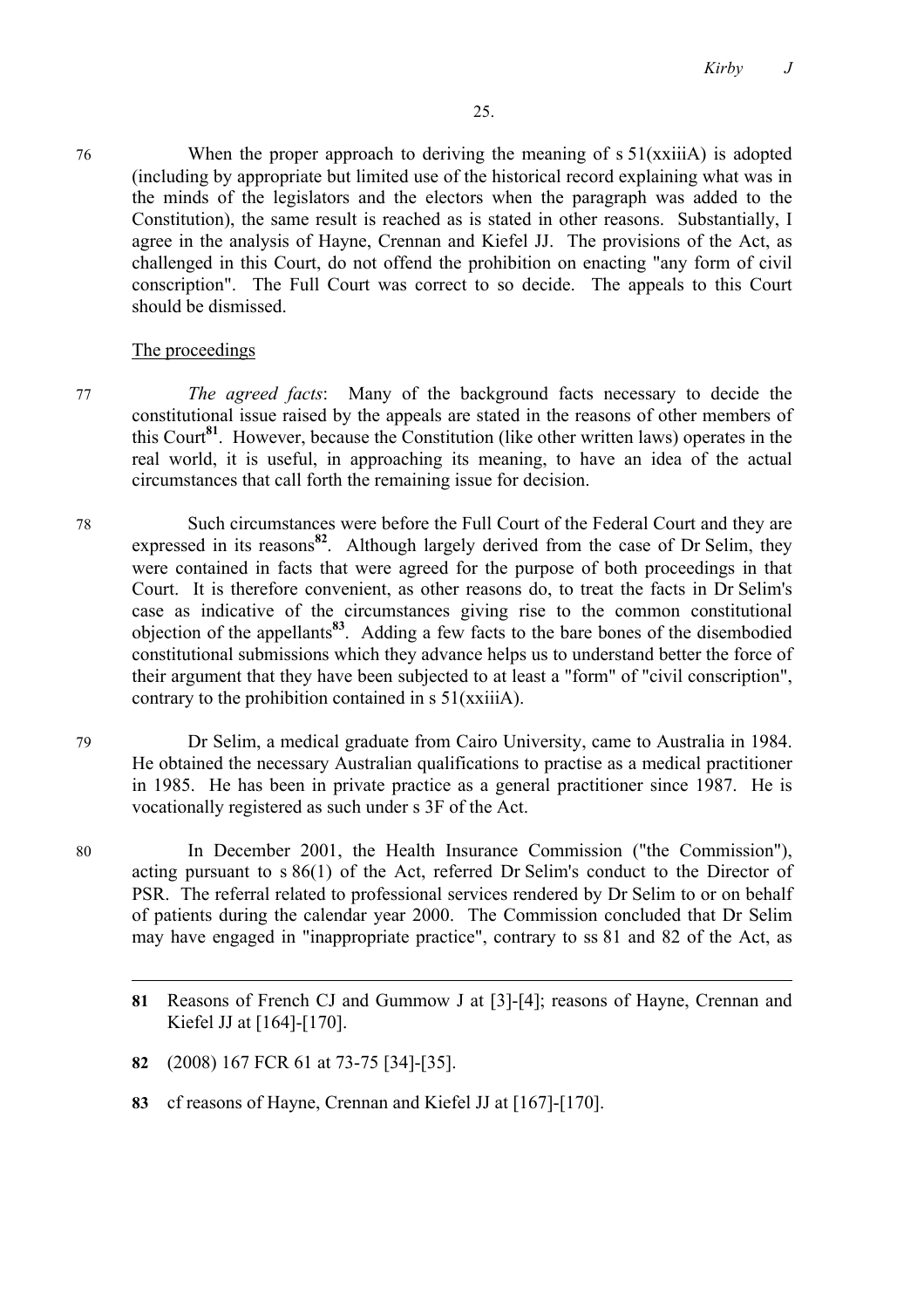76 When the proper approach to deriving the meaning of s 51(xxiiiA) is adopted (including by appropriate but limited use of the historical record explaining what was in the minds of the legislators and the electors when the paragraph was added to the Constitution), the same result is reached as is stated in other reasons. Substantially, I agree in the analysis of Hayne, Crennan and Kiefel JJ. The provisions of the Act, as challenged in this Court, do not offend the prohibition on enacting "any form of civil conscription". The Full Court was correct to so decide. The appeals to this Court should be dismissed.

The proceedings

77 *The agreed facts*: Many of the background facts necessary to decide the constitutional issue raised by the appeals are stated in the reasons of other members of this Court[81]. However, because the Constitution (like other written laws) operates in the real world, it is useful, in approaching its meaning, to have an idea of the actual circumstances that call forth the remaining issue for decision.

78 Such circumstances were before the Full Court of the Federal Court and they are expressed in its reasons[82]. Although largely derived from the case of Dr Selim, they were contained in facts that were agreed for the purpose of both proceedings in that Court. It is therefore convenient, as other reasons do, to treat the facts in Dr Selim's case as indicative of the circumstances giving rise to the common constitutional objection of the appellants[83]. Adding a few facts to the bare bones of the disembodied constitutional submissions which they advance helps us to understand better the force of their argument that they have been subjected to at least a "form" of "civil conscription", contrary to the prohibition contained in s 51(xxiiiA).

79 Dr Selim, a medical graduate from Cairo University, came to Australia in 1984. He obtained the necessary Australian qualifications to practise as a medical practitioner in 1985. He has been in private practice as a general practitioner since 1987. He is vocationally registered as such under s 3F of the Act.

80 In December 2001, the Health Insurance Commission ("the Commission"), acting pursuant to s 86(1) of the Act, referred Dr Selim's conduct to the Director of PSR. The referral related to professional services rendered by Dr Selim to or on behalf of patients during the calendar year 2000. The Commission concluded that Dr Selim may have engaged in "inappropriate practice", contrary to ss 81 and 82 of the Act, as

---

**81** Reasons of French CJ and Gummow J at [3]-[4]; reasons of Hayne, Crennan and Kiefel JJ at [164]-[170].

**82** (2008) 167 FCR 61 at 73-75 [34]-[35].

**83** cf reasons of Hayne, Crennan and Kiefel JJ at [167]-[170].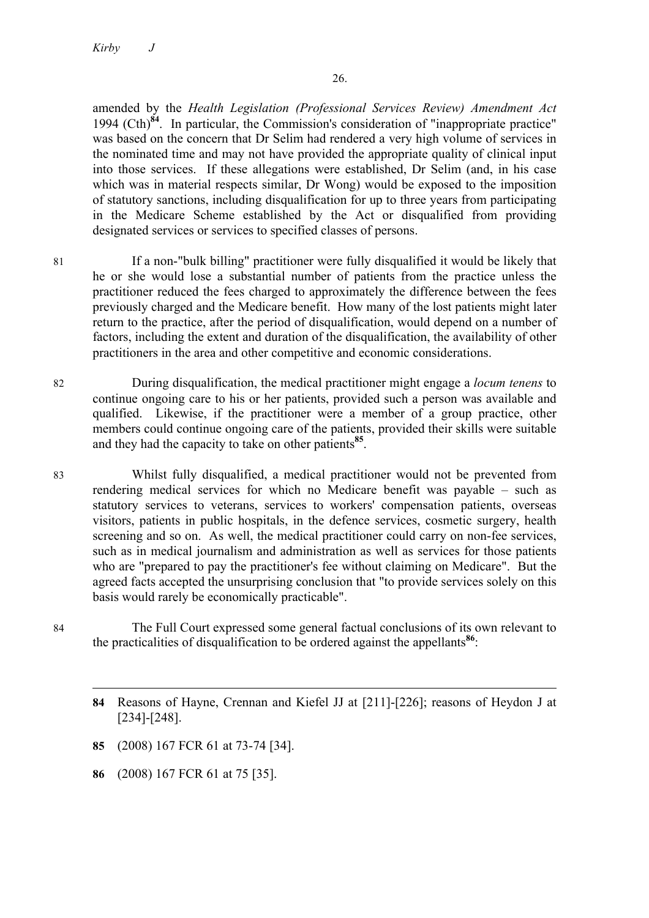amended by the *Health Legislation (Professional Services Review) Amendment Act* 1994 (Cth)[84]. In particular, the Commission's consideration of "inappropriate practice" was based on the concern that Dr Selim had rendered a very high volume of services in the nominated time and may not have provided the appropriate quality of clinical input into those services. If these allegations were established, Dr Selim (and, in his case which was in material respects similar, Dr Wong) would be exposed to the imposition of statutory sanctions, including disqualification for up to three years from participating in the Medicare Scheme established by the Act or disqualified from providing designated services or services to specified classes of persons.

81 If a non-"bulk billing" practitioner were fully disqualified it would be likely that he or she would lose a substantial number of patients from the practice unless the practitioner reduced the fees charged to approximately the difference between the fees previously charged and the Medicare benefit. How many of the lost patients might later return to the practice, after the period of disqualification, would depend on a number of factors, including the extent and duration of the disqualification, the availability of other practitioners in the area and other competitive and economic considerations.

82 During disqualification, the medical practitioner might engage a *locum tenens* to continue ongoing care to his or her patients, provided such a person was available and qualified. Likewise, if the practitioner were a member of a group practice, other members could continue ongoing care of the patients, provided their skills were suitable and they had the capacity to take on other patients[85].

83 Whilst fully disqualified, a medical practitioner would not be prevented from rendering medical services for which no Medicare benefit was payable – such as statutory services to veterans, services to workers' compensation patients, overseas visitors, patients in public hospitals, in the defence services, cosmetic surgery, health screening and so on. As well, the medical practitioner could carry on non-fee services, such as in medical journalism and administration as well as services for those patients who are "prepared to pay the practitioner's fee without claiming on Medicare". But the agreed facts accepted the unsurprising conclusion that "to provide services solely on this basis would rarely be economically practicable".

84 The Full Court expressed some general factual conclusions of its own relevant to the practicalities of disqualification to be ordered against the appellants[86]:

---

**84** Reasons of Hayne, Crennan and Kiefel JJ at [211]-[226]; reasons of Heydon J at [234]-[248].

**85** (2008) 167 FCR 61 at 73-74 [34].

**86** (2008) 167 FCR 61 at 75 [35].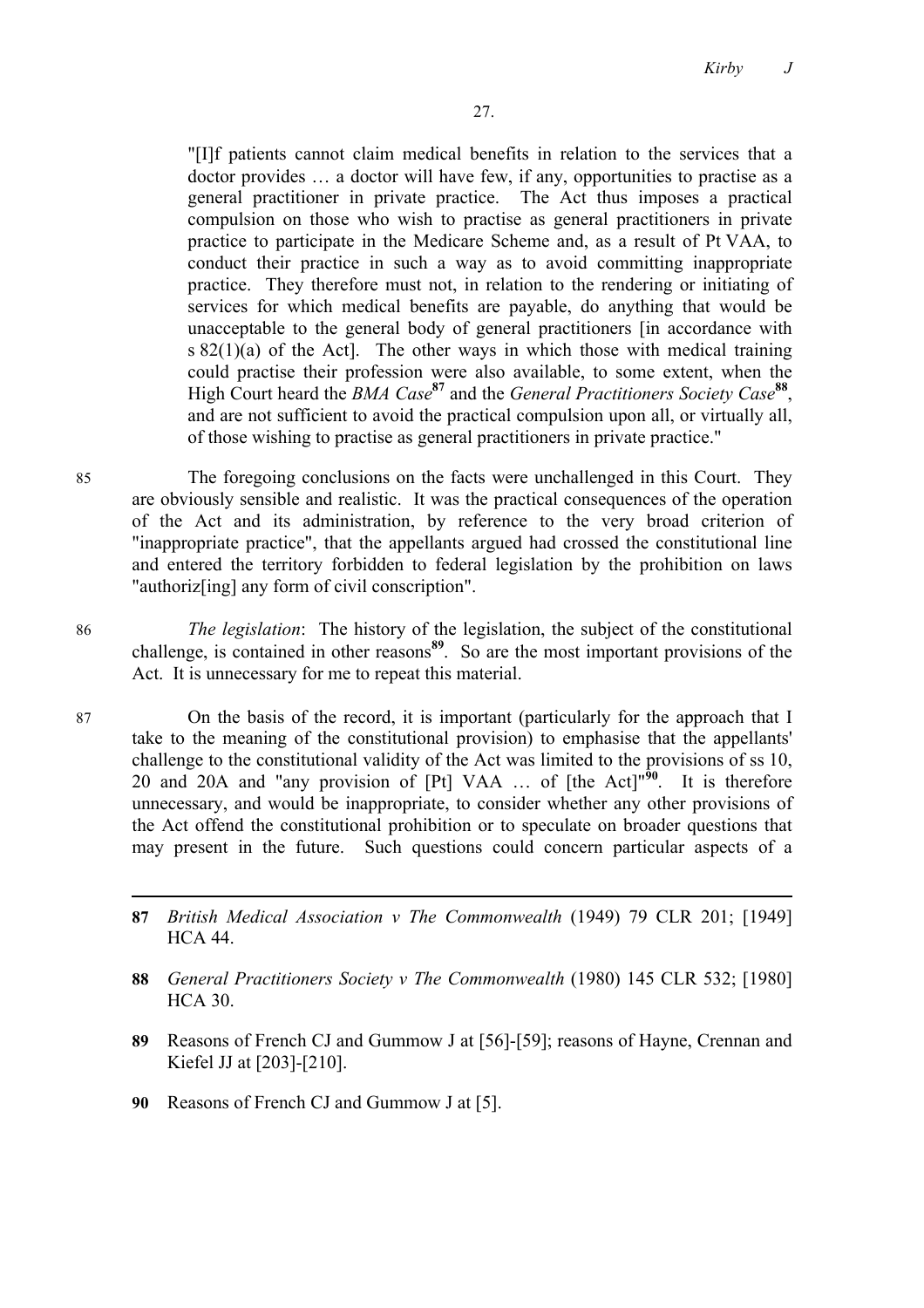> "[I]f patients cannot claim medical benefits in relation to the services that a doctor provides … a doctor will have few, if any, opportunities to practise as a general practitioner in private practice. The Act thus imposes a practical compulsion on those who wish to practise as general practitioners in private practice to participate in the Medicare Scheme and, as a result of Pt VAA, to conduct their practice in such a way as to avoid committing inappropriate practice. They therefore must not, in relation to the rendering or initiating of services for which medical benefits are payable, do anything that would be unacceptable to the general body of general practitioners [in accordance with s 82(1)(a) of the Act]. The other ways in which those with medical training could practise their profession were also available, to some extent, when the High Court heard the *BMA Case*[87] and the *General Practitioners Society Case*[88], and are not sufficient to avoid the practical compulsion upon all, or virtually all, of those wishing to practise as general practitioners in private practice."

85 The foregoing conclusions on the facts were unchallenged in this Court. They are obviously sensible and realistic. It was the practical consequences of the operation of the Act and its administration, by reference to the very broad criterion of "inappropriate practice", that the appellants argued had crossed the constitutional line and entered the territory forbidden to federal legislation by the prohibition on laws "authoriz[ing] any form of civil conscription".

86 *The legislation*: The history of the legislation, the subject of the constitutional challenge, is contained in other reasons[89]. So are the most important provisions of the Act. It is unnecessary for me to repeat this material.

87 On the basis of the record, it is important (particularly for the approach that I take to the meaning of the constitutional provision) to emphasise that the appellants' challenge to the constitutional validity of the Act was limited to the provisions of ss 10, 20 and 20A and "any provision of [Pt] VAA … of [the Act]"[90]. It is therefore unnecessary, and would be inappropriate, to consider whether any other provisions of the Act offend the constitutional prohibition or to speculate on broader questions that may present in the future. Such questions could concern particular aspects of a

---

87 *British Medical Association v The Commonwealth* (1949) 79 CLR 201; [1949] HCA 44.

88 *General Practitioners Society v The Commonwealth* (1980) 145 CLR 532; [1980] HCA 30.

89 Reasons of French CJ and Gummow J at [56]-[59]; reasons of Hayne, Crennan and Kiefel JJ at [203]-[210].

90 Reasons of French CJ and Gummow J at [5].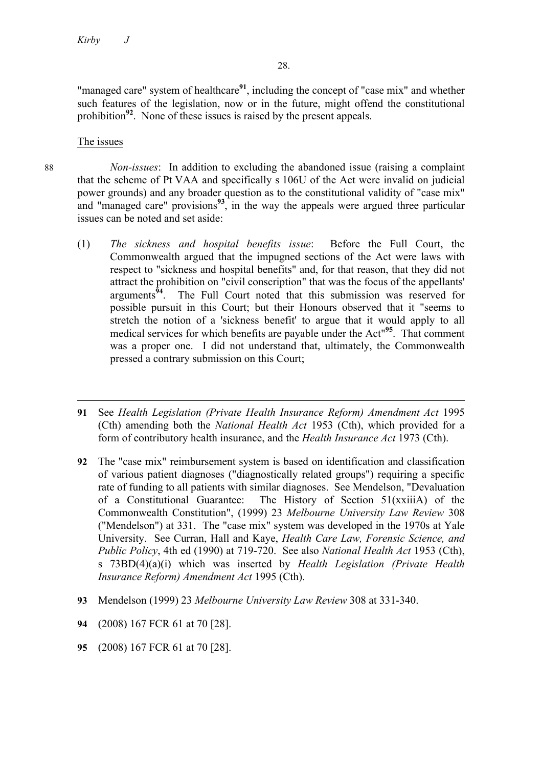"managed care" system of healthcare[91], including the concept of "case mix" and whether such features of the legislation, now or in the future, might offend the constitutional prohibition[92]. None of these issues is raised by the present appeals.

The issues

88 *Non-issues*: In addition to excluding the abandoned issue (raising a complaint that the scheme of Pt VAA and specifically s 106U of the Act were invalid on judicial power grounds) and any broader question as to the constitutional validity of "case mix" and "managed care" provisions[93], in the way the appeals were argued three particular issues can be noted and set aside:

(1) *The sickness and hospital benefits issue*: Before the Full Court, the Commonwealth argued that the impugned sections of the Act were laws with respect to "sickness and hospital benefits" and, for that reason, that they did not attract the prohibition on "civil conscription" that was the focus of the appellants' arguments[94]. The Full Court noted that this submission was reserved for possible pursuit in this Court; but their Honours observed that it "seems to stretch the notion of a 'sickness benefit' to argue that it would apply to all medical services for which benefits are payable under the Act"[95]. That comment was a proper one. I did not understand that, ultimately, the Commonwealth pressed a contrary submission on this Court;

---

**91** See *Health Legislation (Private Health Insurance Reform) Amendment Act* 1995 (Cth) amending both the *National Health Act* 1953 (Cth), which provided for a form of contributory health insurance, and the *Health Insurance Act* 1973 (Cth).

**92** The "case mix" reimbursement system is based on identification and classification of various patient diagnoses ("diagnostically related groups") requiring a specific rate of funding to all patients with similar diagnoses. See Mendelson, "Devaluation of a Constitutional Guarantee: The History of Section 51(xxiiiA) of the Commonwealth Constitution", (1999) 23 *Melbourne University Law Review* 308 ("Mendelson") at 331. The "case mix" system was developed in the 1970s at Yale University. See Curran, Hall and Kaye, *Health Care Law, Forensic Science, and Public Policy*, 4th ed (1990) at 719-720. See also *National Health Act* 1953 (Cth), s 73BD(4)(a)(i) which was inserted by *Health Legislation (Private Health Insurance Reform) Amendment Act* 1995 (Cth).

**93** Mendelson (1999) 23 *Melbourne University Law Review* 308 at 331-340.

**94** (2008) 167 FCR 61 at 70 [28].

**95** (2008) 167 FCR 61 at 70 [28].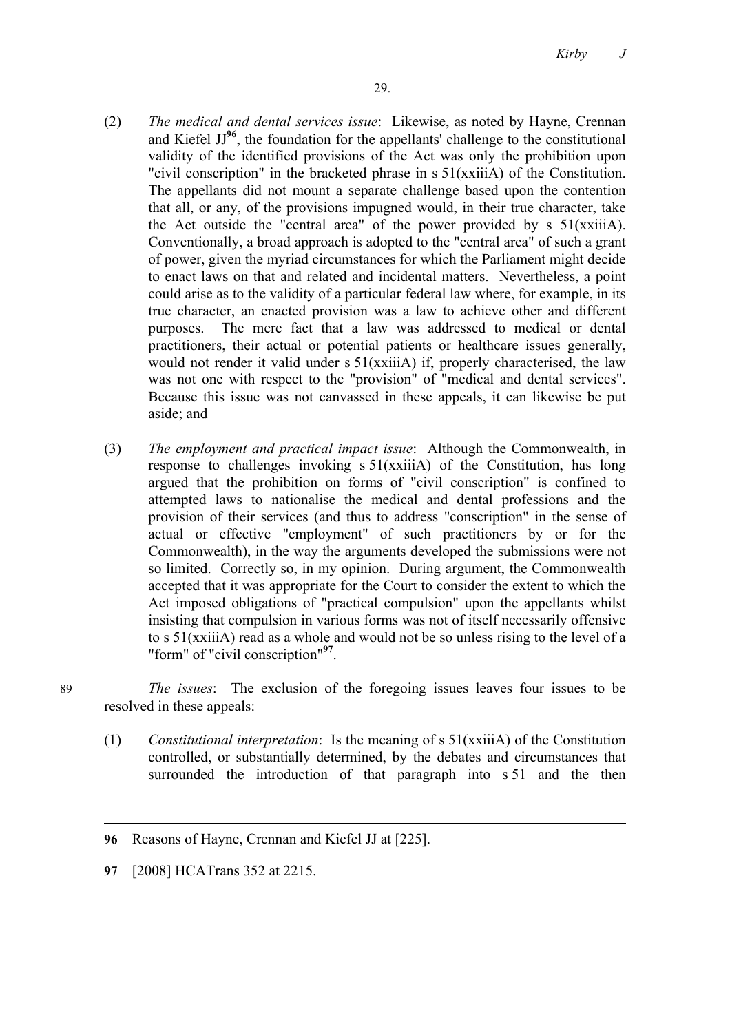(2) *The medical and dental services issue*: Likewise, as noted by Hayne, Crennan and Kiefel JJ[96], the foundation for the appellants' challenge to the constitutional validity of the identified provisions of the Act was only the prohibition upon "civil conscription" in the bracketed phrase in s 51(xxiiiA) of the Constitution. The appellants did not mount a separate challenge based upon the contention that all, or any, of the provisions impugned would, in their true character, take the Act outside the "central area" of the power provided by s 51(xxiiiA). Conventionally, a broad approach is adopted to the "central area" of such a grant of power, given the myriad circumstances for which the Parliament might decide to enact laws on that and related and incidental matters. Nevertheless, a point could arise as to the validity of a particular federal law where, for example, in its true character, an enacted provision was a law to achieve other and different purposes. The mere fact that a law was addressed to medical or dental practitioners, their actual or potential patients or healthcare issues generally, would not render it valid under s 51(xxiiiA) if, properly characterised, the law was not one with respect to the "provision" of "medical and dental services". Because this issue was not canvassed in these appeals, it can likewise be put aside; and

(3) *The employment and practical impact issue*: Although the Commonwealth, in response to challenges invoking s 51(xxiiiA) of the Constitution, has long argued that the prohibition on forms of "civil conscription" is confined to attempted laws to nationalise the medical and dental professions and the provision of their services (and thus to address "conscription" in the sense of actual or effective "employment" of such practitioners by or for the Commonwealth), in the way the arguments developed the submissions were not so limited. Correctly so, in my opinion. During argument, the Commonwealth accepted that it was appropriate for the Court to consider the extent to which the Act imposed obligations of "practical compulsion" upon the appellants whilst insisting that compulsion in various forms was not of itself necessarily offensive to s 51(xxiiiA) read as a whole and would not be so unless rising to the level of a "form" of "civil conscription"[97].

89 *The issues*: The exclusion of the foregoing issues leaves four issues to be resolved in these appeals:

(1) *Constitutional interpretation*: Is the meaning of s 51(xxiiiA) of the Constitution controlled, or substantially determined, by the debates and circumstances that surrounded the introduction of that paragraph into s 51 and the then

---

96 Reasons of Hayne, Crennan and Kiefel JJ at [225].

97 [2008] HCATrans 352 at 2215.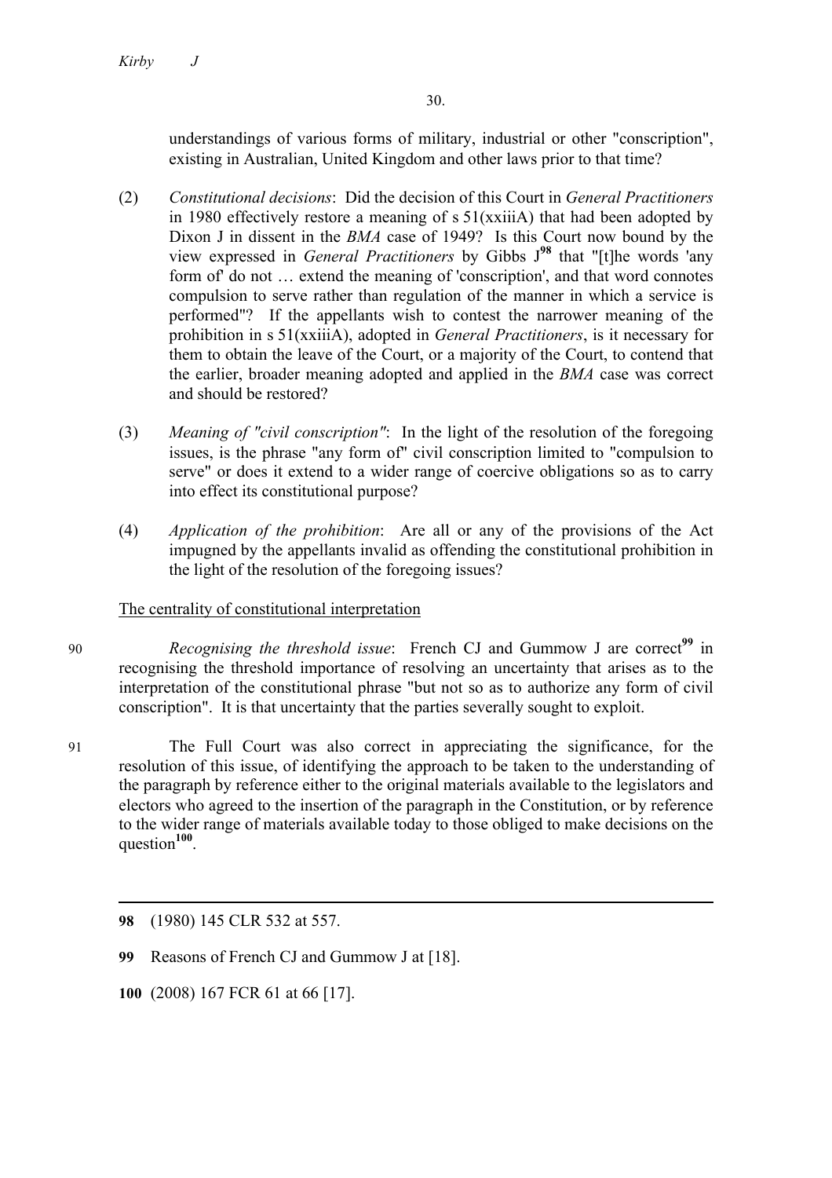understandings of various forms of military, industrial or other "conscription", existing in Australian, United Kingdom and other laws prior to that time?

(2) *Constitutional decisions*: Did the decision of this Court in *General Practitioners* in 1980 effectively restore a meaning of s 51(xxiiiA) that had been adopted by Dixon J in dissent in the *BMA* case of 1949? Is this Court now bound by the view expressed in *General Practitioners* by Gibbs J[98] that "[t]he words 'any form of' do not … extend the meaning of 'conscription', and that word connotes compulsion to serve rather than regulation of the manner in which a service is performed"? If the appellants wish to contest the narrower meaning of the prohibition in s 51(xxiiiA), adopted in *General Practitioners*, is it necessary for them to obtain the leave of the Court, or a majority of the Court, to contend that the earlier, broader meaning adopted and applied in the *BMA* case was correct and should be restored?

(3) *Meaning of "civil conscription"*: In the light of the resolution of the foregoing issues, is the phrase "any form of" civil conscription limited to "compulsion to serve" or does it extend to a wider range of coercive obligations so as to carry into effect its constitutional purpose?

(4) *Application of the prohibition*: Are all or any of the provisions of the Act impugned by the appellants invalid as offending the constitutional prohibition in the light of the resolution of the foregoing issues?

The centrality of constitutional interpretation

90 *Recognising the threshold issue*: French CJ and Gummow J are correct[99] in recognising the threshold importance of resolving an uncertainty that arises as to the interpretation of the constitutional phrase "but not so as to authorize any form of civil conscription". It is that uncertainty that the parties severally sought to exploit.

91 The Full Court was also correct in appreciating the significance, for the resolution of this issue, of identifying the approach to be taken to the understanding of the paragraph by reference either to the original materials available to the legislators and electors who agreed to the insertion of the paragraph in the Constitution, or by reference to the wider range of materials available today to those obliged to make decisions on the question[100].

---

98 (1980) 145 CLR 532 at 557.

99 Reasons of French CJ and Gummow J at [18].

100 (2008) 167 FCR 61 at 66 [17].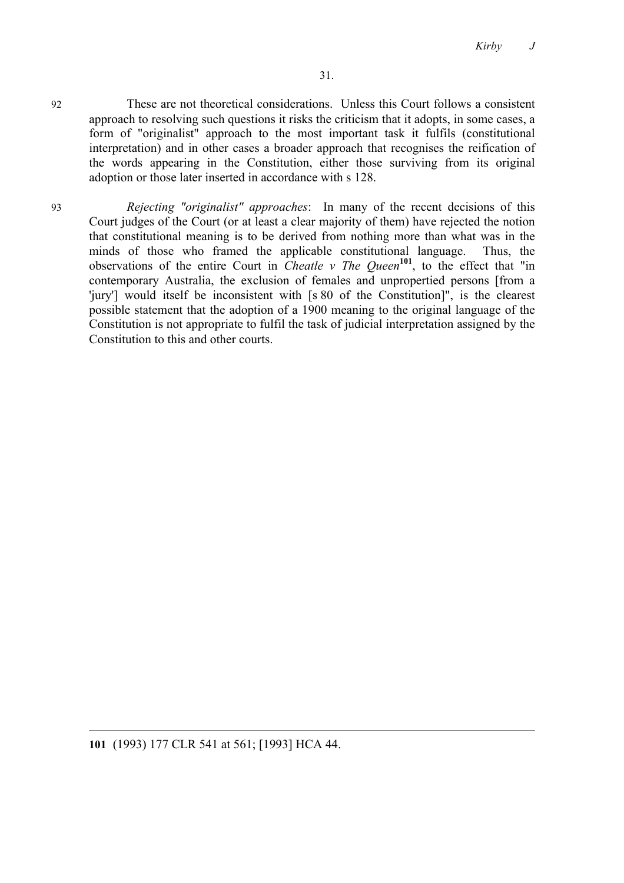92 These are not theoretical considerations. Unless this Court follows a consistent approach to resolving such questions it risks the criticism that it adopts, in some cases, a form of "originalist" approach to the most important task it fulfils (constitutional interpretation) and in other cases a broader approach that recognises the reification of the words appearing in the Constitution, either those surviving from its original adoption or those later inserted in accordance with s 128.

93 *Rejecting "originalist" approaches*: In many of the recent decisions of this Court judges of the Court (or at least a clear majority of them) have rejected the notion that constitutional meaning is to be derived from nothing more than what was in the minds of those who framed the applicable constitutional language. Thus, the observations of the entire Court in *Cheatle v The Queen*[101], to the effect that "in contemporary Australia, the exclusion of females and unpropertied persons [from a 'jury'] would itself be inconsistent with [s 80 of the Constitution]", is the clearest possible statement that the adoption of a 1900 meaning to the original language of the Constitution is not appropriate to fulfil the task of judicial interpretation assigned by the Constitution to this and other courts.

---

**101** (1993) 177 CLR 541 at 561; [1993] HCA 44.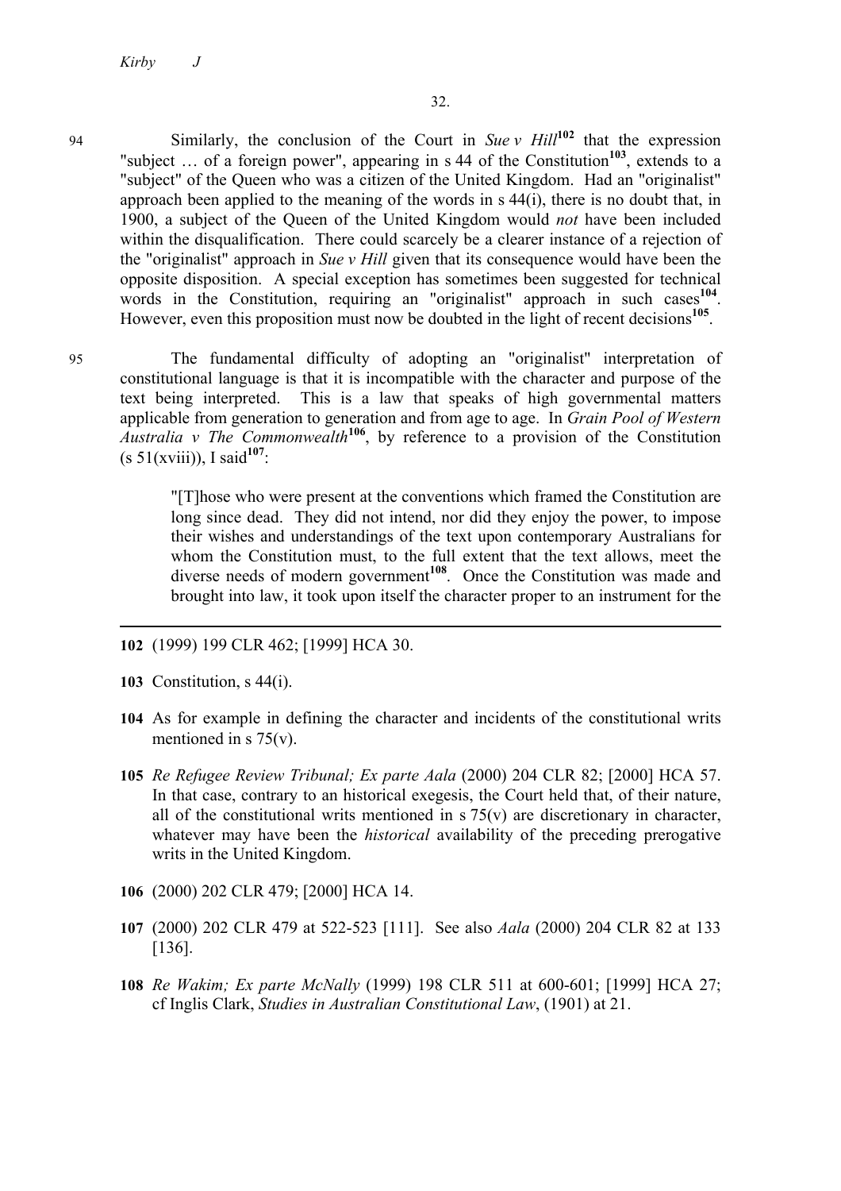94 Similarly, the conclusion of the Court in *Sue v Hill*[102] that the expression "subject … of a foreign power", appearing in s 44 of the Constitution[103], extends to a "subject" of the Queen who was a citizen of the United Kingdom. Had an "originalist" approach been applied to the meaning of the words in s 44(i), there is no doubt that, in 1900, a subject of the Queen of the United Kingdom would *not* have been included within the disqualification. There could scarcely be a clearer instance of a rejection of the "originalist" approach in *Sue v Hill* given that its consequence would have been the opposite disposition. A special exception has sometimes been suggested for technical words in the Constitution, requiring an "originalist" approach in such cases[104]. However, even this proposition must now be doubted in the light of recent decisions[105].

95 The fundamental difficulty of adopting an "originalist" interpretation of constitutional language is that it is incompatible with the character and purpose of the text being interpreted. This is a law that speaks of high governmental matters applicable from generation to generation and from age to age. In *Grain Pool of Western Australia v The Commonwealth*[106], by reference to a provision of the Constitution (s 51(xviii)), I said[107]:

> "[T]hose who were present at the conventions which framed the Constitution are long since dead. They did not intend, nor did they enjoy the power, to impose their wishes and understandings of the text upon contemporary Australians for whom the Constitution must, to the full extent that the text allows, meet the diverse needs of modern government[108]. Once the Constitution was made and brought into law, it took upon itself the character proper to an instrument for the

---

**102** (1999) 199 CLR 462; [1999] HCA 30.

**103** Constitution, s 44(i).

**104** As for example in defining the character and incidents of the constitutional writs mentioned in s 75(v).

**105** *Re Refugee Review Tribunal; Ex parte Aala* (2000) 204 CLR 82; [2000] HCA 57. In that case, contrary to an historical exegesis, the Court held that, of their nature, all of the constitutional writs mentioned in s 75(v) are discretionary in character, whatever may have been the *historical* availability of the preceding prerogative writs in the United Kingdom.

**106** (2000) 202 CLR 479; [2000] HCA 14.

**107** (2000) 202 CLR 479 at 522-523 [111]. See also *Aala* (2000) 204 CLR 82 at 133 [136].

**108** *Re Wakim; Ex parte McNally* (1999) 198 CLR 511 at 600-601; [1999] HCA 27; cf Inglis Clark, *Studies in Australian Constitutional Law*, (1901) at 21.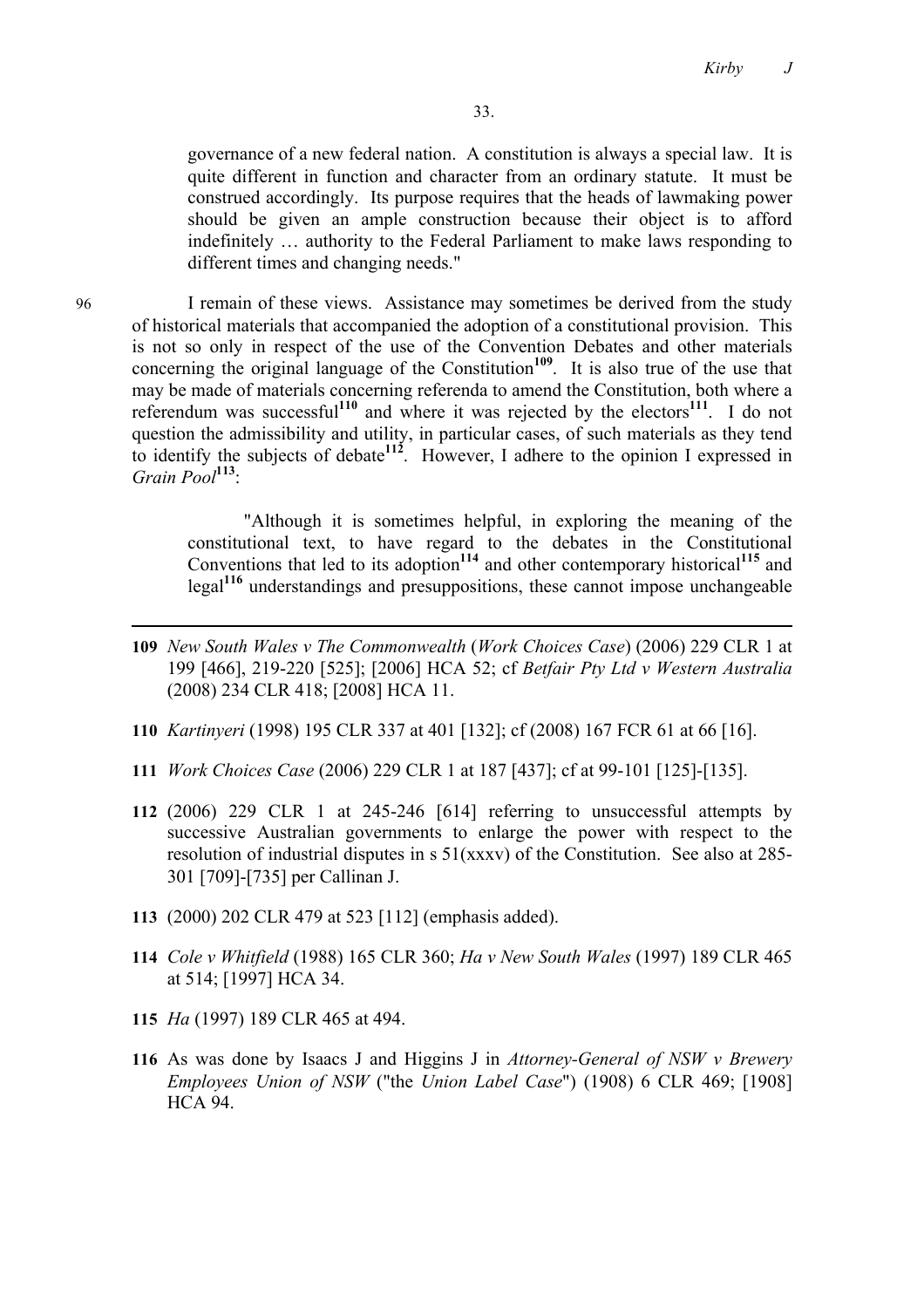governance of a new federal nation. A constitution is always a special law. It is quite different in function and character from an ordinary statute. It must be construed accordingly. Its purpose requires that the heads of lawmaking power should be given an ample construction because their object is to afford indefinitely … authority to the Federal Parliament to make laws responding to different times and changing needs."

96 I remain of these views. Assistance may sometimes be derived from the study of historical materials that accompanied the adoption of a constitutional provision. This is not so only in respect of the use of the Convention Debates and other materials concerning the original language of the Constitution[109]. It is also true of the use that may be made of materials concerning referenda to amend the Constitution, both where a referendum was successful[110] and where it was rejected by the electors[111]. I do not question the admissibility and utility, in particular cases, of such materials as they tend to identify the subjects of debate[112]. However, I adhere to the opinion I expressed in *Grain Pool*[113]:

> "Although it is sometimes helpful, in exploring the meaning of the constitutional text, to have regard to the debates in the Constitutional Conventions that led to its adoption[114] and other contemporary historical[115] and legal[116] understandings and presuppositions, these cannot impose unchangeable

---

**109** *New South Wales v The Commonwealth* (*Work Choices Case*) (2006) 229 CLR 1 at 199 [466], 219-220 [525]; [2006] HCA 52; cf *Betfair Pty Ltd v Western Australia* (2008) 234 CLR 418; [2008] HCA 11.

**110** *Kartinyeri* (1998) 195 CLR 337 at 401 [132]; cf (2008) 167 FCR 61 at 66 [16].

**111** *Work Choices Case* (2006) 229 CLR 1 at 187 [437]; cf at 99-101 [125]-[135].

**112** (2006) 229 CLR 1 at 245-246 [614] referring to unsuccessful attempts by successive Australian governments to enlarge the power with respect to the resolution of industrial disputes in s 51(xxxv) of the Constitution. See also at 285-301 [709]-[735] per Callinan J.

**113** (2000) 202 CLR 479 at 523 [112] (emphasis added).

**114** *Cole v Whitfield* (1988) 165 CLR 360; *Ha v New South Wales* (1997) 189 CLR 465 at 514; [1997] HCA 34.

**115** *Ha* (1997) 189 CLR 465 at 494.

**116** As was done by Isaacs J and Higgins J in *Attorney-General of NSW v Brewery Employees Union of NSW* ("the *Union Label Case*") (1908) 6 CLR 469; [1908] HCA 94.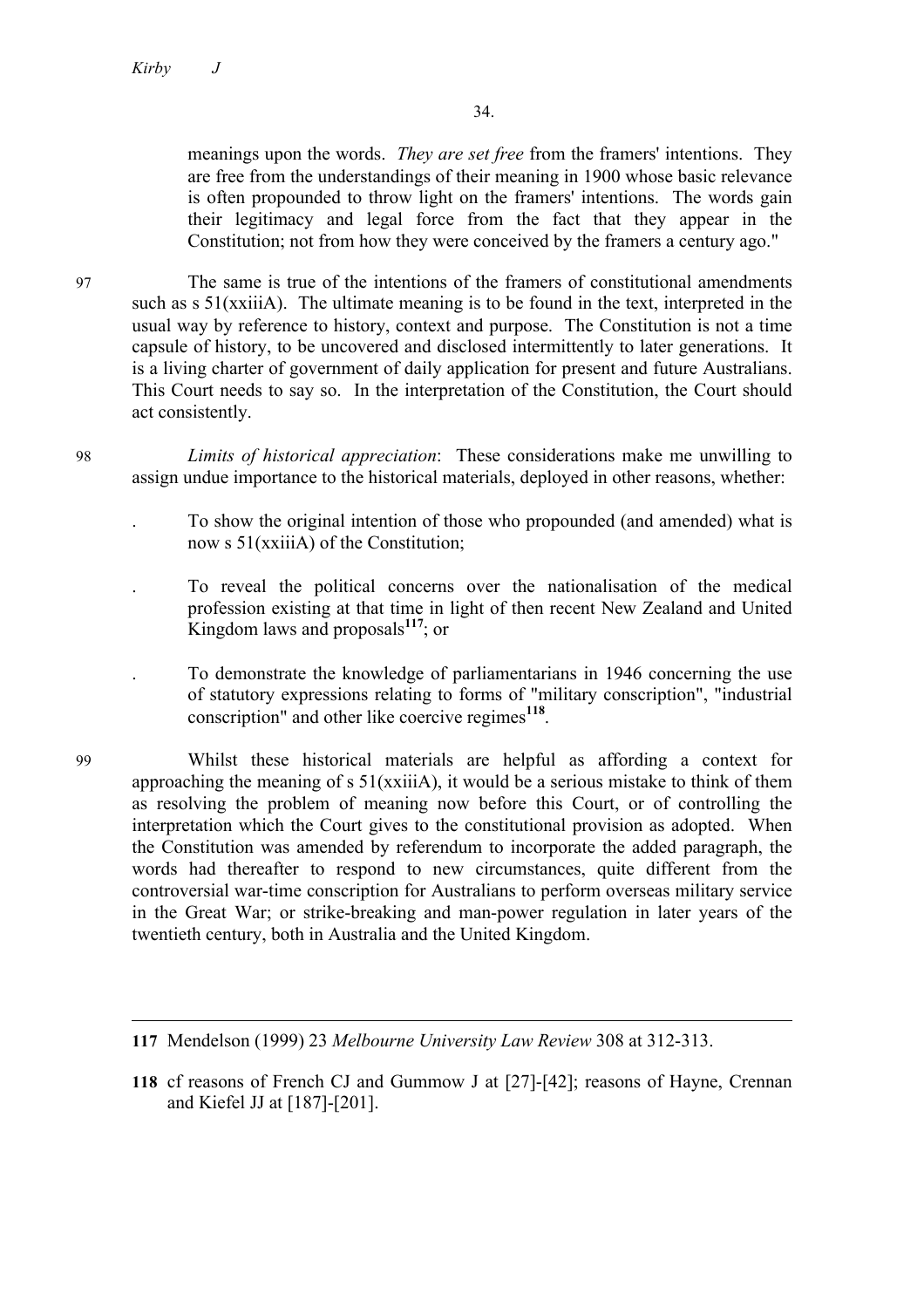meanings upon the words. *They are set free* from the framers' intentions. They are free from the understandings of their meaning in 1900 whose basic relevance is often propounded to throw light on the framers' intentions. The words gain their legitimacy and legal force from the fact that they appear in the Constitution; not from how they were conceived by the framers a century ago."

97 The same is true of the intentions of the framers of constitutional amendments such as s 51(xxiiiA). The ultimate meaning is to be found in the text, interpreted in the usual way by reference to history, context and purpose. The Constitution is not a time capsule of history, to be uncovered and disclosed intermittently to later generations. It is a living charter of government of daily application for present and future Australians. This Court needs to say so. In the interpretation of the Constitution, the Court should act consistently.

98 *Limits of historical appreciation*: These considerations make me unwilling to assign undue importance to the historical materials, deployed in other reasons, whether:

. To show the original intention of those who propounded (and amended) what is now s 51(xxiiiA) of the Constitution;

. To reveal the political concerns over the nationalisation of the medical profession existing at that time in light of then recent New Zealand and United Kingdom laws and proposals[117]; or

. To demonstrate the knowledge of parliamentarians in 1946 concerning the use of statutory expressions relating to forms of "military conscription", "industrial conscription" and other like coercive regimes[118].

99 Whilst these historical materials are helpful as affording a context for approaching the meaning of s 51(xxiiiA), it would be a serious mistake to think of them as resolving the problem of meaning now before this Court, or of controlling the interpretation which the Court gives to the constitutional provision as adopted. When the Constitution was amended by referendum to incorporate the added paragraph, the words had thereafter to respond to new circumstances, quite different from the controversial war-time conscription for Australians to perform overseas military service in the Great War; or strike-breaking and man-power regulation in later years of the twentieth century, both in Australia and the United Kingdom.

---

**117** Mendelson (1999) 23 *Melbourne University Law Review* 308 at 312-313.

**118** cf reasons of French CJ and Gummow J at [27]-[42]; reasons of Hayne, Crennan and Kiefel JJ at [187]-[201].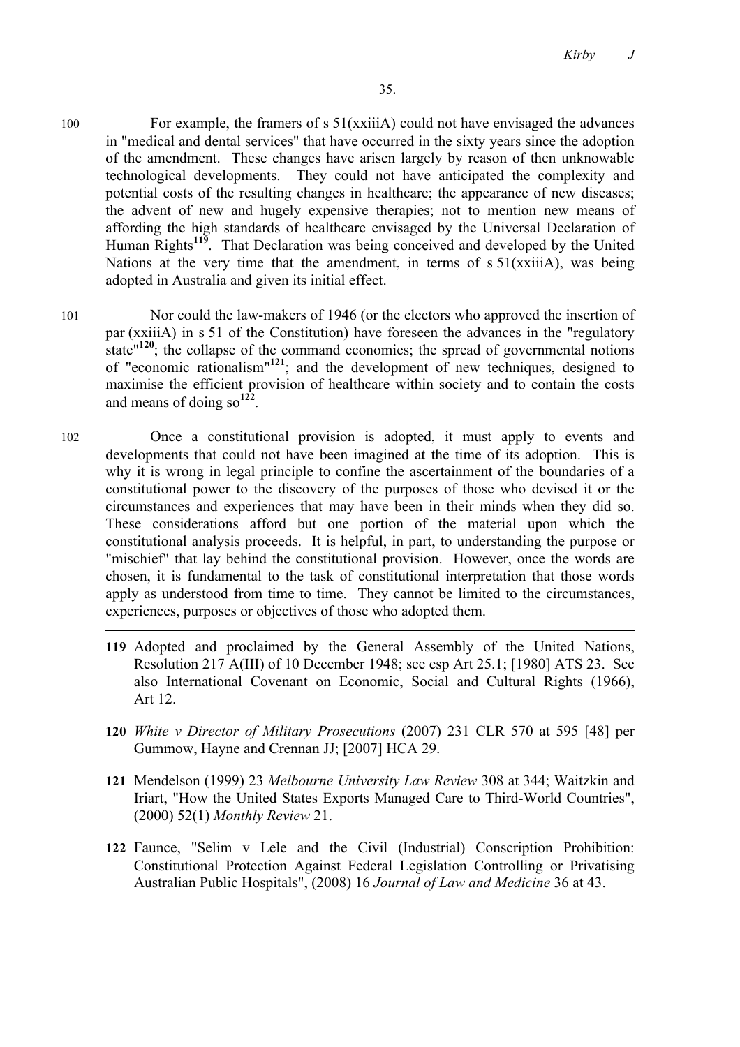100 For example, the framers of s 51(xxiiiA) could not have envisaged the advances in "medical and dental services" that have occurred in the sixty years since the adoption of the amendment. These changes have arisen largely by reason of then unknowable technological developments. They could not have anticipated the complexity and potential costs of the resulting changes in healthcare; the appearance of new diseases; the advent of new and hugely expensive therapies; not to mention new means of affording the high standards of healthcare envisaged by the Universal Declaration of Human Rights[119]. That Declaration was being conceived and developed by the United Nations at the very time that the amendment, in terms of s 51(xxiiiA), was being adopted in Australia and given its initial effect.

101 Nor could the law-makers of 1946 (or the electors who approved the insertion of par (xxiiiA) in s 51 of the Constitution) have foreseen the advances in the "regulatory state"[120]; the collapse of the command economies; the spread of governmental notions of "economic rationalism"[121]; and the development of new techniques, designed to maximise the efficient provision of healthcare within society and to contain the costs and means of doing so[122].

102 Once a constitutional provision is adopted, it must apply to events and developments that could not have been imagined at the time of its adoption. This is why it is wrong in legal principle to confine the ascertainment of the boundaries of a constitutional power to the discovery of the purposes of those who devised it or the circumstances and experiences that may have been in their minds when they did so. These considerations afford but one portion of the material upon which the constitutional analysis proceeds. It is helpful, in part, to understanding the purpose or "mischief" that lay behind the constitutional provision. However, once the words are chosen, it is fundamental to the task of constitutional interpretation that those words apply as understood from time to time. They cannot be limited to the circumstances, experiences, purposes or objectives of those who adopted them.

---

**119** Adopted and proclaimed by the General Assembly of the United Nations, Resolution 217 A(III) of 10 December 1948; see esp Art 25.1; [1980] ATS 23. See also International Covenant on Economic, Social and Cultural Rights (1966), Art 12.

**120** *White v Director of Military Prosecutions* (2007) 231 CLR 570 at 595 [48] per Gummow, Hayne and Crennan JJ; [2007] HCA 29.

**121** Mendelson (1999) 23 *Melbourne University Law Review* 308 at 344; Waitzkin and Iriart, "How the United States Exports Managed Care to Third-World Countries", (2000) 52(1) *Monthly Review* 21.

**122** Faunce, "Selim v Lele and the Civil (Industrial) Conscription Prohibition: Constitutional Protection Against Federal Legislation Controlling or Privatising Australian Public Hospitals", (2008) 16 *Journal of Law and Medicine* 36 at 43.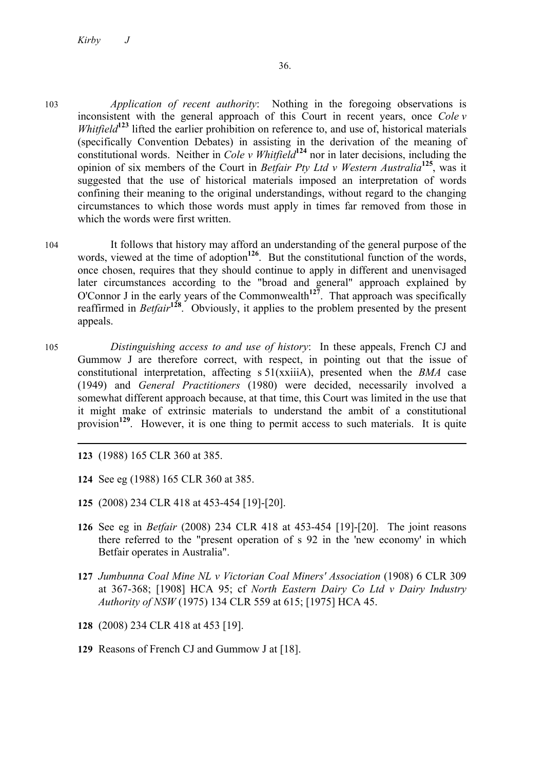103 *Application of recent authority*: Nothing in the foregoing observations is inconsistent with the general approach of this Court in recent years, once *Cole v Whitfield*[123] lifted the earlier prohibition on reference to, and use of, historical materials (specifically Convention Debates) in assisting in the derivation of the meaning of constitutional words. Neither in *Cole v Whitfield*[124] nor in later decisions, including the opinion of six members of the Court in *Betfair Pty Ltd v Western Australia*[125], was it suggested that the use of historical materials imposed an interpretation of words confining their meaning to the original understandings, without regard to the changing circumstances to which those words must apply in times far removed from those in which the words were first written.

104 It follows that history may afford an understanding of the general purpose of the words, viewed at the time of adoption[126]. But the constitutional function of the words, once chosen, requires that they should continue to apply in different and unenvisaged later circumstances according to the "broad and general" approach explained by O'Connor J in the early years of the Commonwealth[127]. That approach was specifically reaffirmed in *Betfair*[128]. Obviously, it applies to the problem presented by the present appeals.

105 *Distinguishing access to and use of history*: In these appeals, French CJ and Gummow J are therefore correct, with respect, in pointing out that the issue of constitutional interpretation, affecting s 51(xxiiiA), presented when the *BMA* case (1949) and *General Practitioners* (1980) were decided, necessarily involved a somewhat different approach because, at that time, this Court was limited in the use that it might make of extrinsic materials to understand the ambit of a constitutional provision[129]. However, it is one thing to permit access to such materials. It is quite

---

**123** (1988) 165 CLR 360 at 385.

**124** See eg (1988) 165 CLR 360 at 385.

**125** (2008) 234 CLR 418 at 453-454 [19]-[20].

**126** See eg in *Betfair* (2008) 234 CLR 418 at 453-454 [19]-[20]. The joint reasons there referred to the "present operation of s 92 in the 'new economy' in which Betfair operates in Australia".

**127** *Jumbunna Coal Mine NL v Victorian Coal Miners' Association* (1908) 6 CLR 309 at 367-368; [1908] HCA 95; cf *North Eastern Dairy Co Ltd v Dairy Industry Authority of NSW* (1975) 134 CLR 559 at 615; [1975] HCA 45.

**128** (2008) 234 CLR 418 at 453 [19].

**129** Reasons of French CJ and Gummow J at [18].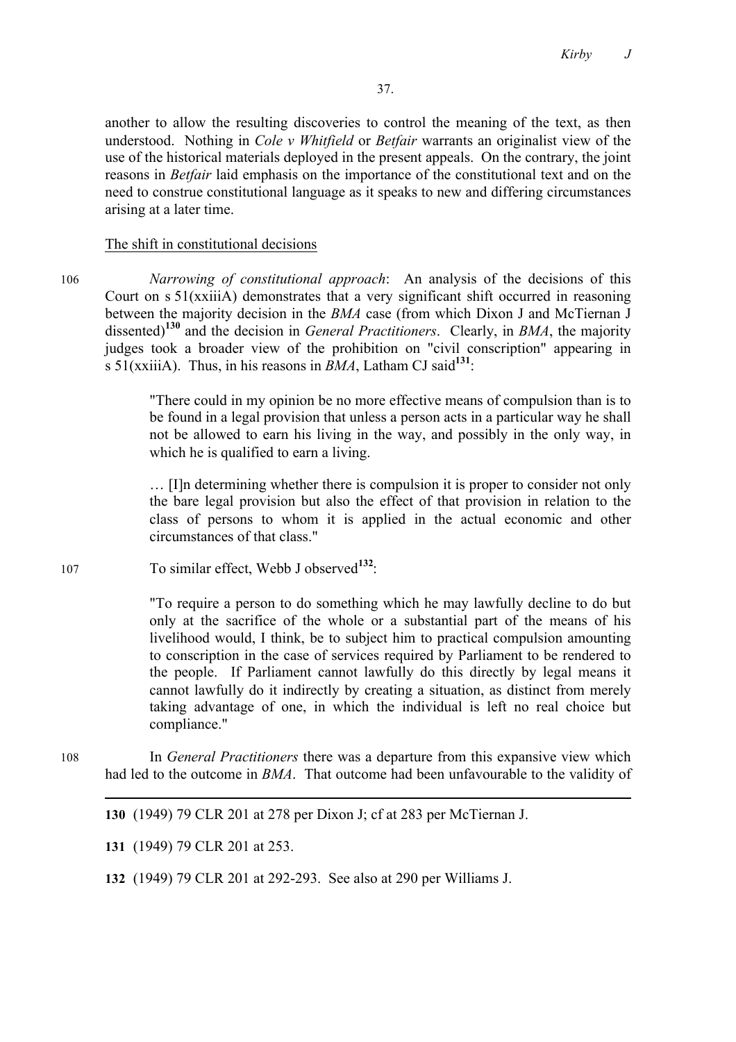another to allow the resulting discoveries to control the meaning of the text, as then understood. Nothing in *Cole v Whitfield* or *Betfair* warrants an originalist view of the use of the historical materials deployed in the present appeals. On the contrary, the joint reasons in *Betfair* laid emphasis on the importance of the constitutional text and on the need to construe constitutional language as it speaks to new and differing circumstances arising at a later time.

The shift in constitutional decisions

106 *Narrowing of constitutional approach*: An analysis of the decisions of this Court on s 51(xxiiiA) demonstrates that a very significant shift occurred in reasoning between the majority decision in the *BMA* case (from which Dixon J and McTiernan J dissented)[130] and the decision in *General Practitioners*. Clearly, in *BMA*, the majority judges took a broader view of the prohibition on "civil conscription" appearing in s 51(xxiiiA). Thus, in his reasons in *BMA*, Latham CJ said[131]:

> "There could in my opinion be no more effective means of compulsion than is to be found in a legal provision that unless a person acts in a particular way he shall not be allowed to earn his living in the way, and possibly in the only way, in which he is qualified to earn a living.
>
> … [I]n determining whether there is compulsion it is proper to consider not only the bare legal provision but also the effect of that provision in relation to the class of persons to whom it is applied in the actual economic and other circumstances of that class."

107 To similar effect, Webb J observed[132]:

> "To require a person to do something which he may lawfully decline to do but only at the sacrifice of the whole or a substantial part of the means of his livelihood would, I think, be to subject him to practical compulsion amounting to conscription in the case of services required by Parliament to be rendered to the people. If Parliament cannot lawfully do this directly by legal means it cannot lawfully do it indirectly by creating a situation, as distinct from merely taking advantage of one, in which the individual is left no real choice but compliance."

108 In *General Practitioners* there was a departure from this expansive view which had led to the outcome in *BMA*. That outcome had been unfavourable to the validity of

---

**130** (1949) 79 CLR 201 at 278 per Dixon J; cf at 283 per McTiernan J.

**131** (1949) 79 CLR 201 at 253.

**132** (1949) 79 CLR 201 at 292-293. See also at 290 per Williams J.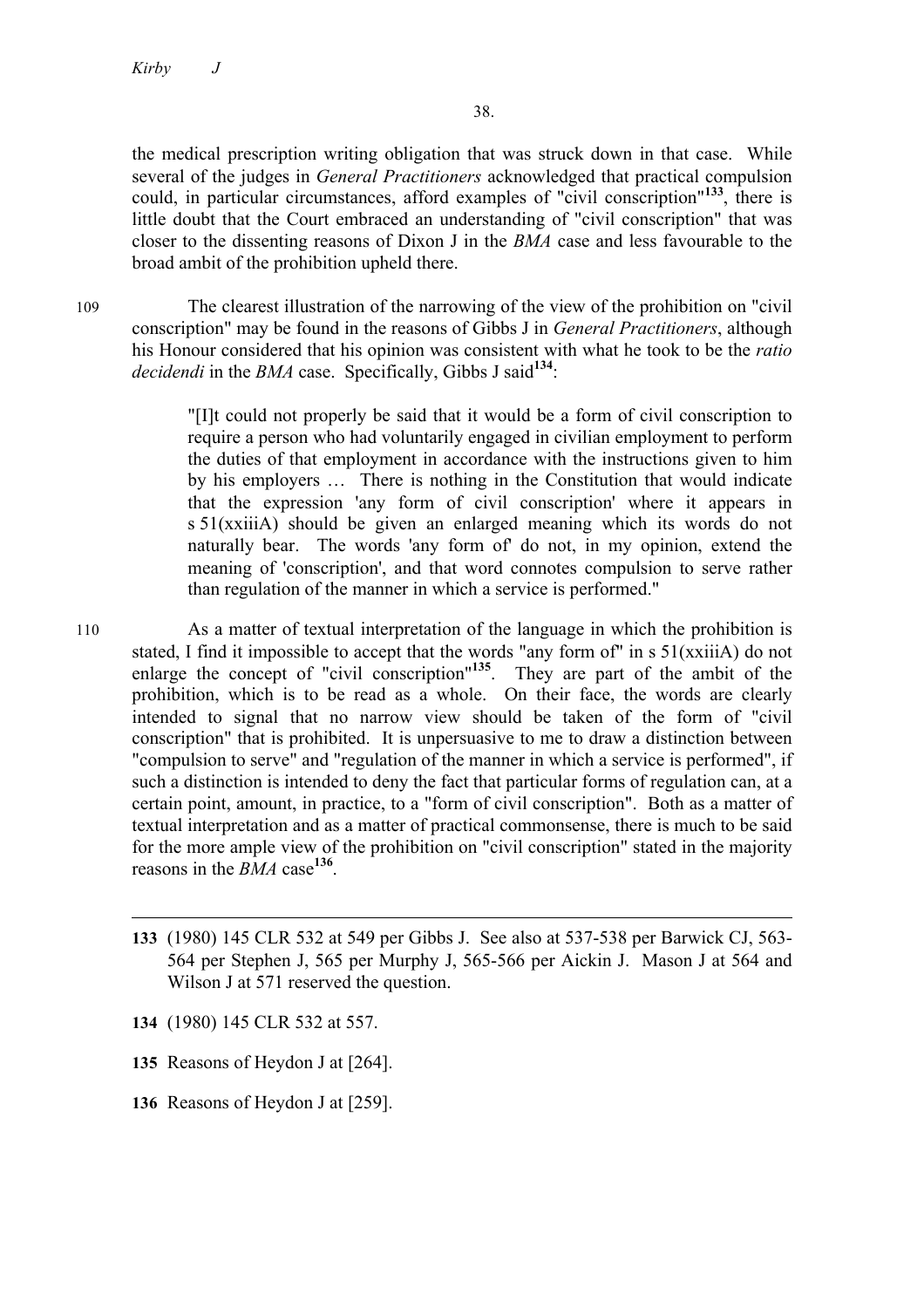the medical prescription writing obligation that was struck down in that case. While several of the judges in *General Practitioners* acknowledged that practical compulsion could, in particular circumstances, afford examples of "civil conscription"[133], there is little doubt that the Court embraced an understanding of "civil conscription" that was closer to the dissenting reasons of Dixon J in the *BMA* case and less favourable to the broad ambit of the prohibition upheld there.

109 The clearest illustration of the narrowing of the view of the prohibition on "civil conscription" may be found in the reasons of Gibbs J in *General Practitioners*, although his Honour considered that his opinion was consistent with what he took to be the *ratio decidendi* in the *BMA* case. Specifically, Gibbs J said[134]:

> "[I]t could not properly be said that it would be a form of civil conscription to require a person who had voluntarily engaged in civilian employment to perform the duties of that employment in accordance with the instructions given to him by his employers … There is nothing in the Constitution that would indicate that the expression 'any form of civil conscription' where it appears in s 51(xxiiiA) should be given an enlarged meaning which its words do not naturally bear. The words 'any form of' do not, in my opinion, extend the meaning of 'conscription', and that word connotes compulsion to serve rather than regulation of the manner in which a service is performed."

110 As a matter of textual interpretation of the language in which the prohibition is stated, I find it impossible to accept that the words "any form of" in s 51(xxiiiA) do not enlarge the concept of "civil conscription"[135]. They are part of the ambit of the prohibition, which is to be read as a whole. On their face, the words are clearly intended to signal that no narrow view should be taken of the form of "civil conscription" that is prohibited. It is unpersuasive to me to draw a distinction between "compulsion to serve" and "regulation of the manner in which a service is performed", if such a distinction is intended to deny the fact that particular forms of regulation can, at a certain point, amount, in practice, to a "form of civil conscription". Both as a matter of textual interpretation and as a matter of practical commonsense, there is much to be said for the more ample view of the prohibition on "civil conscription" stated in the majority reasons in the *BMA* case[136].

---

**133** (1980) 145 CLR 532 at 549 per Gibbs J. See also at 537-538 per Barwick CJ, 563-564 per Stephen J, 565 per Murphy J, 565-566 per Aickin J. Mason J at 564 and Wilson J at 571 reserved the question.

**134** (1980) 145 CLR 532 at 557.

**135** Reasons of Heydon J at [264].

**136** Reasons of Heydon J at [259].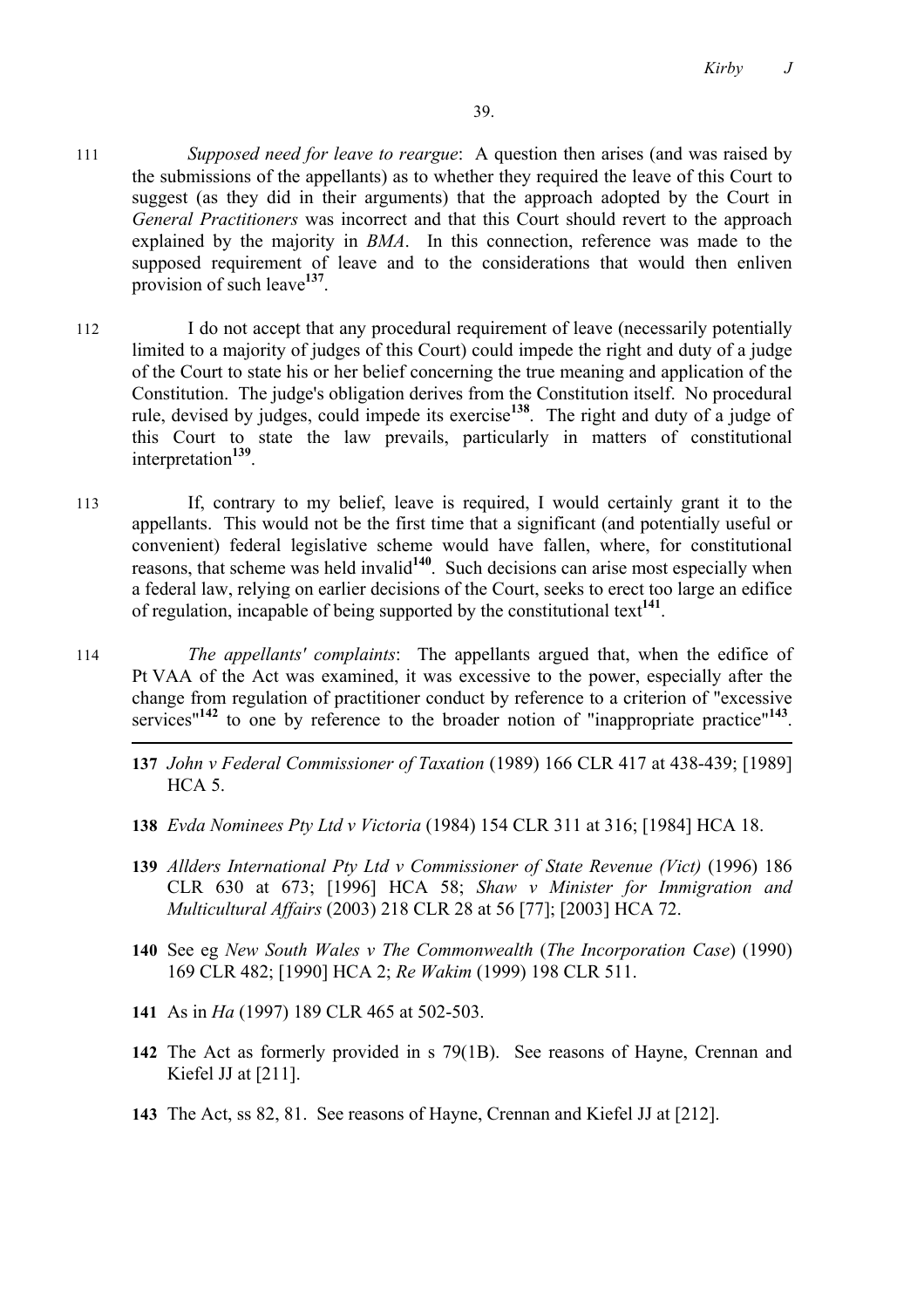111 *Supposed need for leave to reargue*: A question then arises (and was raised by the submissions of the appellants) as to whether they required the leave of this Court to suggest (as they did in their arguments) that the approach adopted by the Court in *General Practitioners* was incorrect and that this Court should revert to the approach explained by the majority in *BMA*. In this connection, reference was made to the supposed requirement of leave and to the considerations that would then enliven provision of such leave[137].

112 I do not accept that any procedural requirement of leave (necessarily potentially limited to a majority of judges of this Court) could impede the right and duty of a judge of the Court to state his or her belief concerning the true meaning and application of the Constitution. The judge's obligation derives from the Constitution itself. No procedural rule, devised by judges, could impede its exercise[138]. The right and duty of a judge of this Court to state the law prevails, particularly in matters of constitutional interpretation[139].

113 If, contrary to my belief, leave is required, I would certainly grant it to the appellants. This would not be the first time that a significant (and potentially useful or convenient) federal legislative scheme would have fallen, where, for constitutional reasons, that scheme was held invalid[140]. Such decisions can arise most especially when a federal law, relying on earlier decisions of the Court, seeks to erect too large an edifice of regulation, incapable of being supported by the constitutional text[141].

114 *The appellants' complaints*: The appellants argued that, when the edifice of Pt VAA of the Act was examined, it was excessive to the power, especially after the change from regulation of practitioner conduct by reference to a criterion of "excessive services"[142] to one by reference to the broader notion of "inappropriate practice"[143].

---

**137** *John v Federal Commissioner of Taxation* (1989) 166 CLR 417 at 438-439; [1989] HCA 5.

**138** *Evda Nominees Pty Ltd v Victoria* (1984) 154 CLR 311 at 316; [1984] HCA 18.

**139** *Allders International Pty Ltd v Commissioner of State Revenue (Vict)* (1996) 186 CLR 630 at 673; [1996] HCA 58; *Shaw v Minister for Immigration and Multicultural Affairs* (2003) 218 CLR 28 at 56 [77]; [2003] HCA 72.

**140** See eg *New South Wales v The Commonwealth* (*The Incorporation Case*) (1990) 169 CLR 482; [1990] HCA 2; *Re Wakim* (1999) 198 CLR 511.

**141** As in *Ha* (1997) 189 CLR 465 at 502-503.

**142** The Act as formerly provided in s 79(1B). See reasons of Hayne, Crennan and Kiefel JJ at [211].

**143** The Act, ss 82, 81. See reasons of Hayne, Crennan and Kiefel JJ at [212].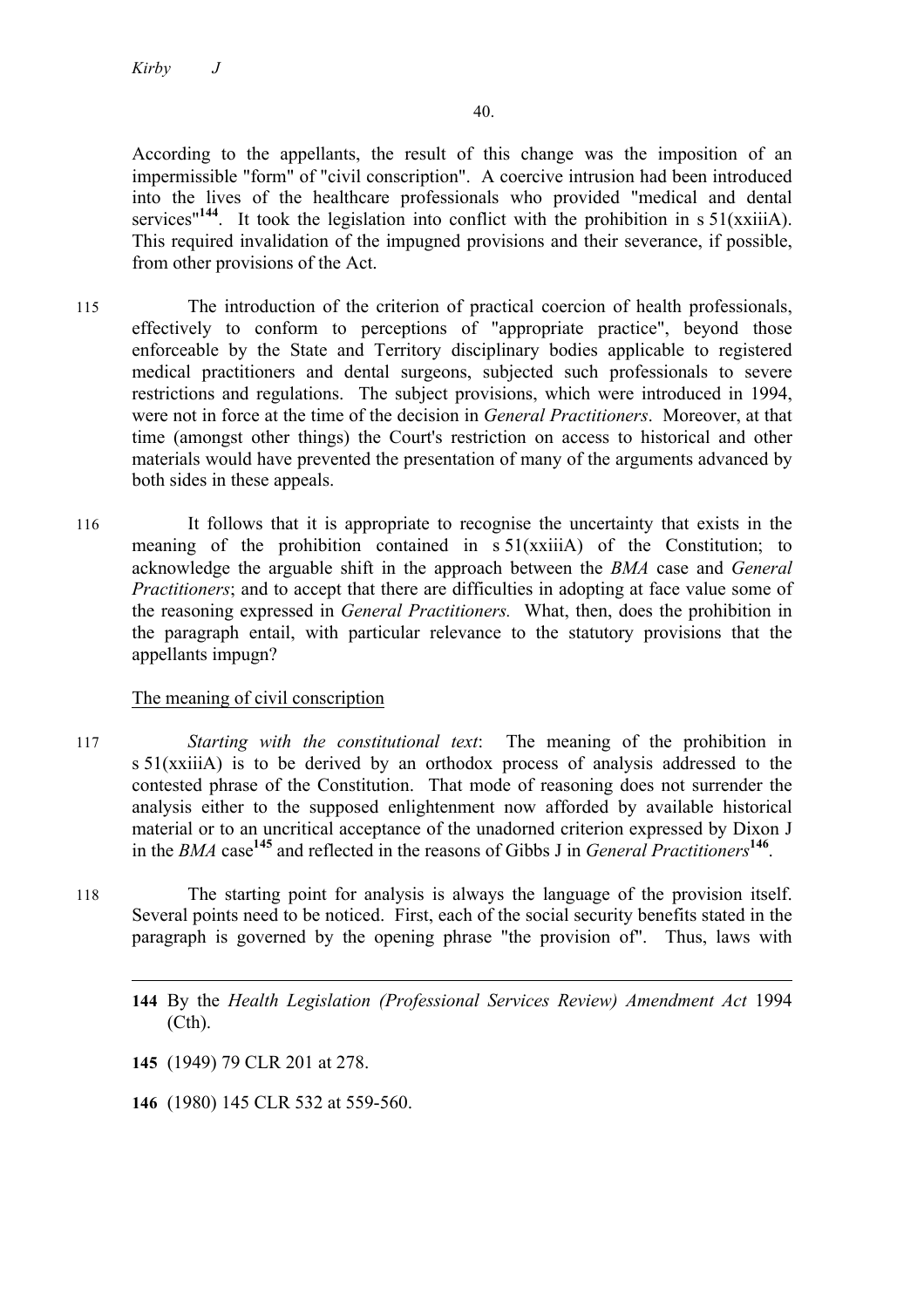According to the appellants, the result of this change was the imposition of an impermissible "form" of "civil conscription". A coercive intrusion had been introduced into the lives of the healthcare professionals who provided "medical and dental services"[144]. It took the legislation into conflict with the prohibition in s 51(xxiiiA). This required invalidation of the impugned provisions and their severance, if possible, from other provisions of the Act.

115 The introduction of the criterion of practical coercion of health professionals, effectively to conform to perceptions of "appropriate practice", beyond those enforceable by the State and Territory disciplinary bodies applicable to registered medical practitioners and dental surgeons, subjected such professionals to severe restrictions and regulations. The subject provisions, which were introduced in 1994, were not in force at the time of the decision in *General Practitioners*. Moreover, at that time (amongst other things) the Court's restriction on access to historical and other materials would have prevented the presentation of many of the arguments advanced by both sides in these appeals.

116 It follows that it is appropriate to recognise the uncertainty that exists in the meaning of the prohibition contained in s 51(xxiiiA) of the Constitution; to acknowledge the arguable shift in the approach between the *BMA* case and *General Practitioners*; and to accept that there are difficulties in adopting at face value some of the reasoning expressed in *General Practitioners.* What, then, does the prohibition in the paragraph entail, with particular relevance to the statutory provisions that the appellants impugn?

## The meaning of civil conscription

117 *Starting with the constitutional text*: The meaning of the prohibition in s 51(xxiiiA) is to be derived by an orthodox process of analysis addressed to the contested phrase of the Constitution. That mode of reasoning does not surrender the analysis either to the supposed enlightenment now afforded by available historical material or to an uncritical acceptance of the unadorned criterion expressed by Dixon J in the *BMA* case[145] and reflected in the reasons of Gibbs J in *General Practitioners*[146].

118 The starting point for analysis is always the language of the provision itself. Several points need to be noticed. First, each of the social security benefits stated in the paragraph is governed by the opening phrase "the provision of". Thus, laws with

---

[144] By the *Health Legislation (Professional Services Review) Amendment Act* 1994 (Cth).

[145] (1949) 79 CLR 201 at 278.

[146] (1980) 145 CLR 532 at 559-560.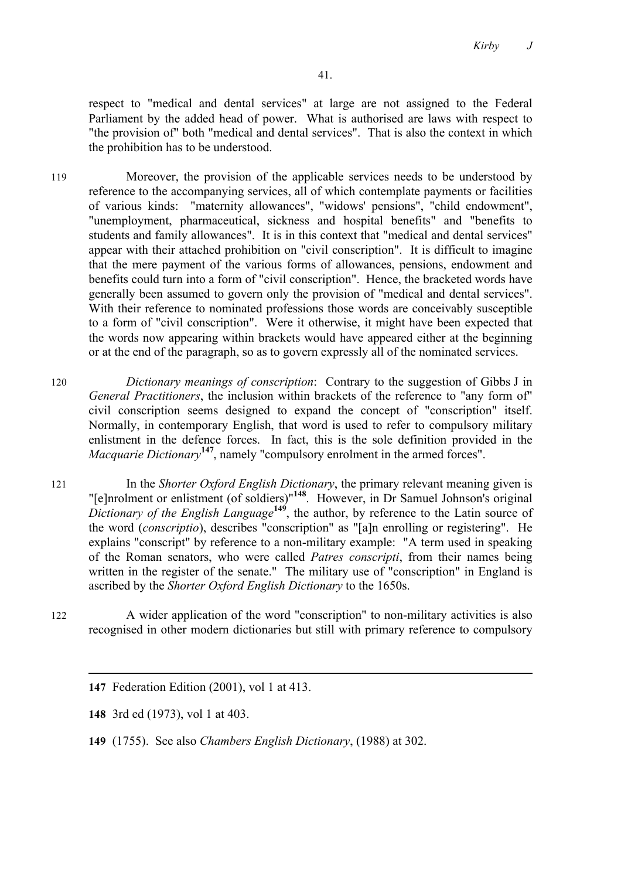respect to "medical and dental services" at large are not assigned to the Federal Parliament by the added head of power. What is authorised are laws with respect to "the provision of" both "medical and dental services". That is also the context in which the prohibition has to be understood.

119 Moreover, the provision of the applicable services needs to be understood by reference to the accompanying services, all of which contemplate payments or facilities of various kinds: "maternity allowances", "widows' pensions", "child endowment", "unemployment, pharmaceutical, sickness and hospital benefits" and "benefits to students and family allowances". It is in this context that "medical and dental services" appear with their attached prohibition on "civil conscription". It is difficult to imagine that the mere payment of the various forms of allowances, pensions, endowment and benefits could turn into a form of "civil conscription". Hence, the bracketed words have generally been assumed to govern only the provision of "medical and dental services". With their reference to nominated professions those words are conceivably susceptible to a form of "civil conscription". Were it otherwise, it might have been expected that the words now appearing within brackets would have appeared either at the beginning or at the end of the paragraph, so as to govern expressly all of the nominated services.

120 *Dictionary meanings of conscription*: Contrary to the suggestion of Gibbs J in *General Practitioners*, the inclusion within brackets of the reference to "any form of" civil conscription seems designed to expand the concept of "conscription" itself. Normally, in contemporary English, that word is used to refer to compulsory military enlistment in the defence forces. In fact, this is the sole definition provided in the *Macquarie Dictionary*[147], namely "compulsory enrolment in the armed forces".

121 In the *Shorter Oxford English Dictionary*, the primary relevant meaning given is "[e]nrolment or enlistment (of soldiers)"[148]. However, in Dr Samuel Johnson's original *Dictionary of the English Language*[149], the author, by reference to the Latin source of the word (*conscriptio*), describes "conscription" as "[a]n enrolling or registering". He explains "conscript" by reference to a non-military example: "A term used in speaking of the Roman senators, who were called *Patres conscripti*, from their names being written in the register of the senate." The military use of "conscription" in England is ascribed by the *Shorter Oxford English Dictionary* to the 1650s.

122 A wider application of the word "conscription" to non-military activities is also recognised in other modern dictionaries but still with primary reference to compulsory

---

147 Federation Edition (2001), vol 1 at 413.

148 3rd ed (1973), vol 1 at 403.

149 (1755). See also *Chambers English Dictionary*, (1988) at 302.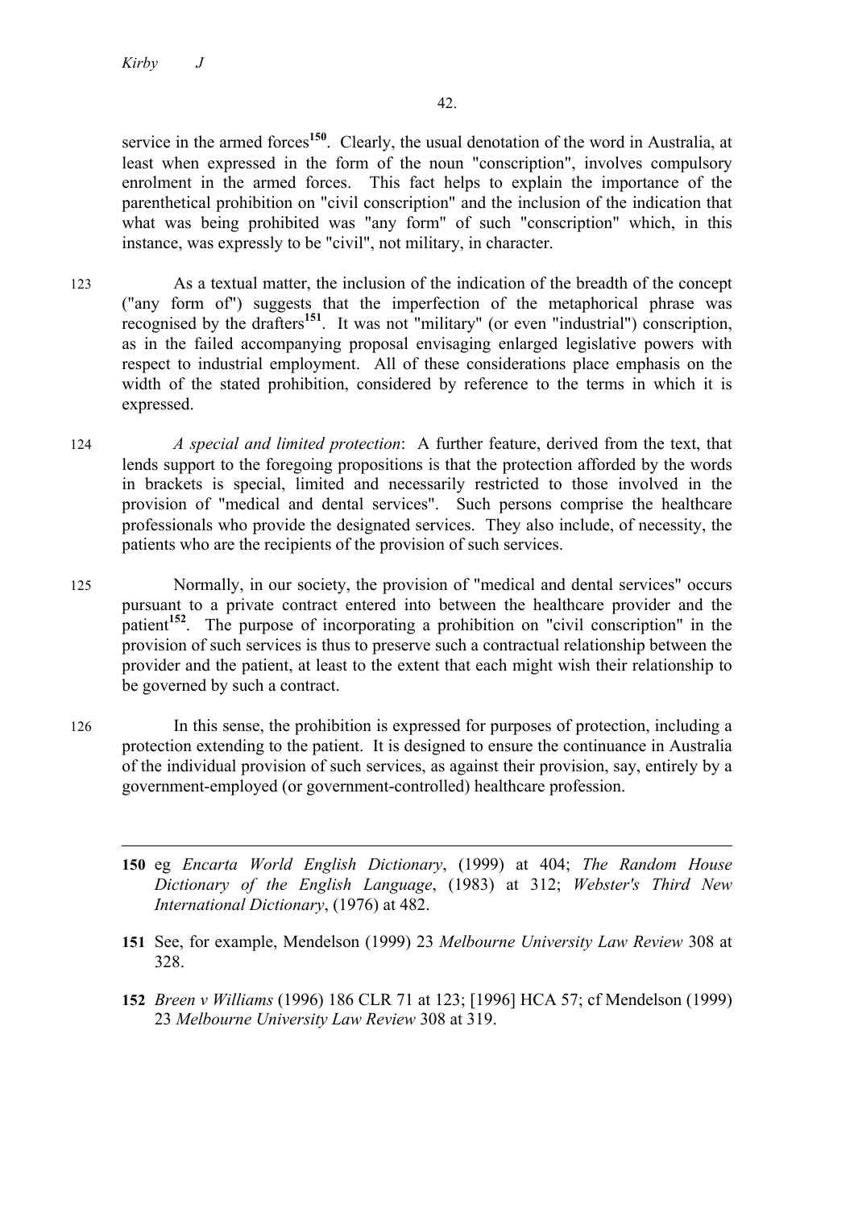service in the armed forces[150]. Clearly, the usual denotation of the word in Australia, at least when expressed in the form of the noun "conscription", involves compulsory enrolment in the armed forces. This fact helps to explain the importance of the parenthetical prohibition on "civil conscription" and the inclusion of the indication that what was being prohibited was "any form" of such "conscription" which, in this instance, was expressly to be "civil", not military, in character.

123 As a textual matter, the inclusion of the indication of the breadth of the concept ("any form of") suggests that the imperfection of the metaphorical phrase was recognised by the drafters[151]. It was not "military" (or even "industrial") conscription, as in the failed accompanying proposal envisaging enlarged legislative powers with respect to industrial employment. All of these considerations place emphasis on the width of the stated prohibition, considered by reference to the terms in which it is expressed.

124 *A special and limited protection*: A further feature, derived from the text, that lends support to the foregoing propositions is that the protection afforded by the words in brackets is special, limited and necessarily restricted to those involved in the provision of "medical and dental services". Such persons comprise the healthcare professionals who provide the designated services. They also include, of necessity, the patients who are the recipients of the provision of such services.

125 Normally, in our society, the provision of "medical and dental services" occurs pursuant to a private contract entered into between the healthcare provider and the patient[152]. The purpose of incorporating a prohibition on "civil conscription" in the provision of such services is thus to preserve such a contractual relationship between the provider and the patient, at least to the extent that each might wish their relationship to be governed by such a contract.

126 In this sense, the prohibition is expressed for purposes of protection, including a protection extending to the patient. It is designed to ensure the continuance in Australia of the individual provision of such services, as against their provision, say, entirely by a government-employed (or government-controlled) healthcare profession.

---

**150** eg *Encarta World English Dictionary*, (1999) at 404; *The Random House Dictionary of the English Language*, (1983) at 312; *Webster's Third New International Dictionary*, (1976) at 482.

**151** See, for example, Mendelson (1999) 23 *Melbourne University Law Review* 308 at 328.

**152** *Breen v Williams* (1996) 186 CLR 71 at 123; [1996] HCA 57; cf Mendelson (1999) 23 *Melbourne University Law Review* 308 at 319.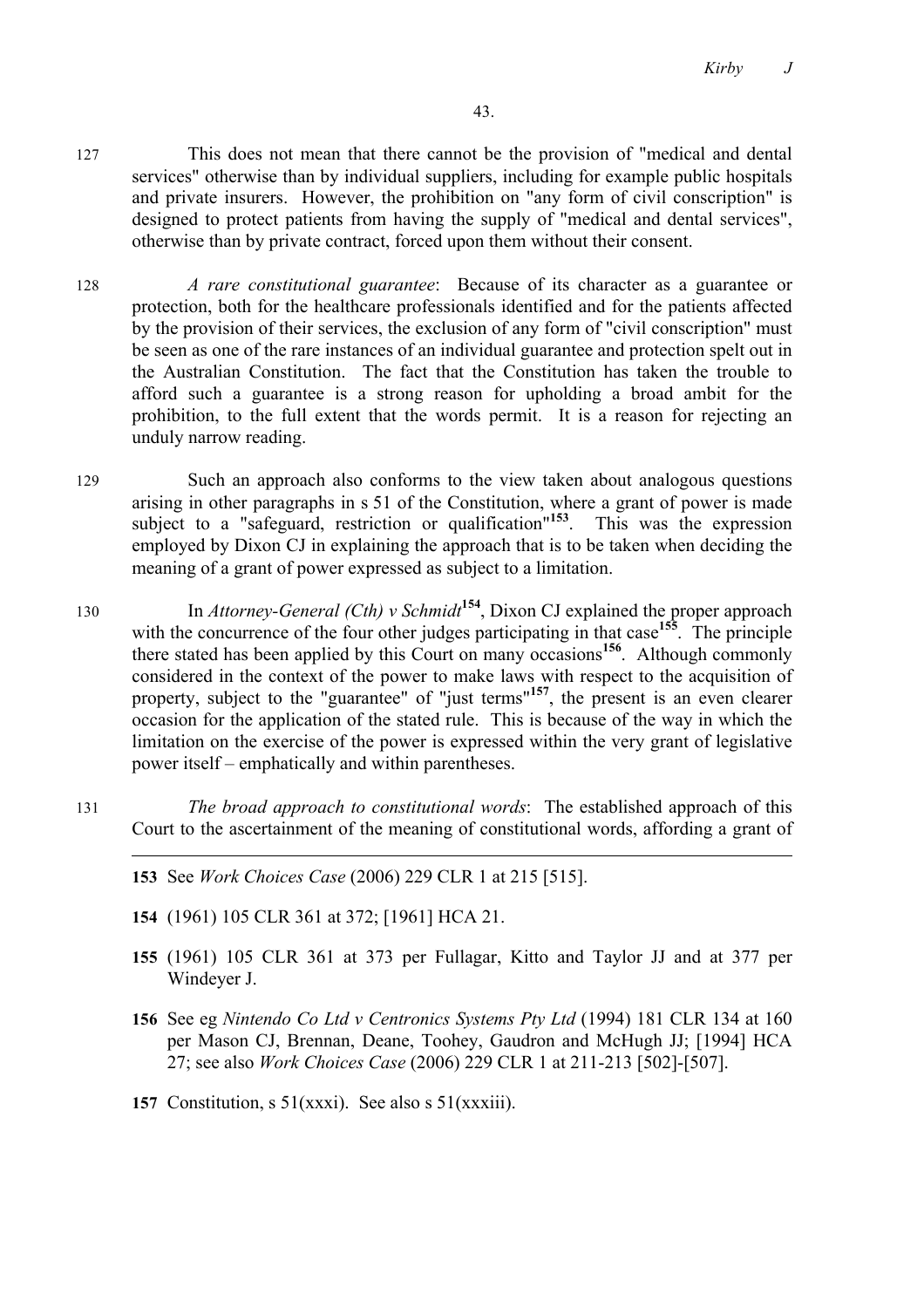127 This does not mean that there cannot be the provision of "medical and dental services" otherwise than by individual suppliers, including for example public hospitals and private insurers. However, the prohibition on "any form of civil conscription" is designed to protect patients from having the supply of "medical and dental services", otherwise than by private contract, forced upon them without their consent.

128 *A rare constitutional guarantee*: Because of its character as a guarantee or protection, both for the healthcare professionals identified and for the patients affected by the provision of their services, the exclusion of any form of "civil conscription" must be seen as one of the rare instances of an individual guarantee and protection spelt out in the Australian Constitution. The fact that the Constitution has taken the trouble to afford such a guarantee is a strong reason for upholding a broad ambit for the prohibition, to the full extent that the words permit. It is a reason for rejecting an unduly narrow reading.

129 Such an approach also conforms to the view taken about analogous questions arising in other paragraphs in s 51 of the Constitution, where a grant of power is made subject to a "safeguard, restriction or qualification"[153]. This was the expression employed by Dixon CJ in explaining the approach that is to be taken when deciding the meaning of a grant of power expressed as subject to a limitation.

130 In *Attorney-General (Cth) v Schmidt*[154], Dixon CJ explained the proper approach with the concurrence of the four other judges participating in that case[155]. The principle there stated has been applied by this Court on many occasions[156]. Although commonly considered in the context of the power to make laws with respect to the acquisition of property, subject to the "guarantee" of "just terms"[157], the present is an even clearer occasion for the application of the stated rule. This is because of the way in which the limitation on the exercise of the power is expressed within the very grant of legislative power itself – emphatically and within parentheses.

131 *The broad approach to constitutional words*: The established approach of this Court to the ascertainment of the meaning of constitutional words, affording a grant of

---

**153** See *Work Choices Case* (2006) 229 CLR 1 at 215 [515].

**154** (1961) 105 CLR 361 at 372; [1961] HCA 21.

**155** (1961) 105 CLR 361 at 373 per Fullagar, Kitto and Taylor JJ and at 377 per Windeyer J.

**156** See eg *Nintendo Co Ltd v Centronics Systems Pty Ltd* (1994) 181 CLR 134 at 160 per Mason CJ, Brennan, Deane, Toohey, Gaudron and McHugh JJ; [1994] HCA 27; see also *Work Choices Case* (2006) 229 CLR 1 at 211-213 [502]-[507].

**157** Constitution, s 51(xxxi). See also s 51(xxxiii).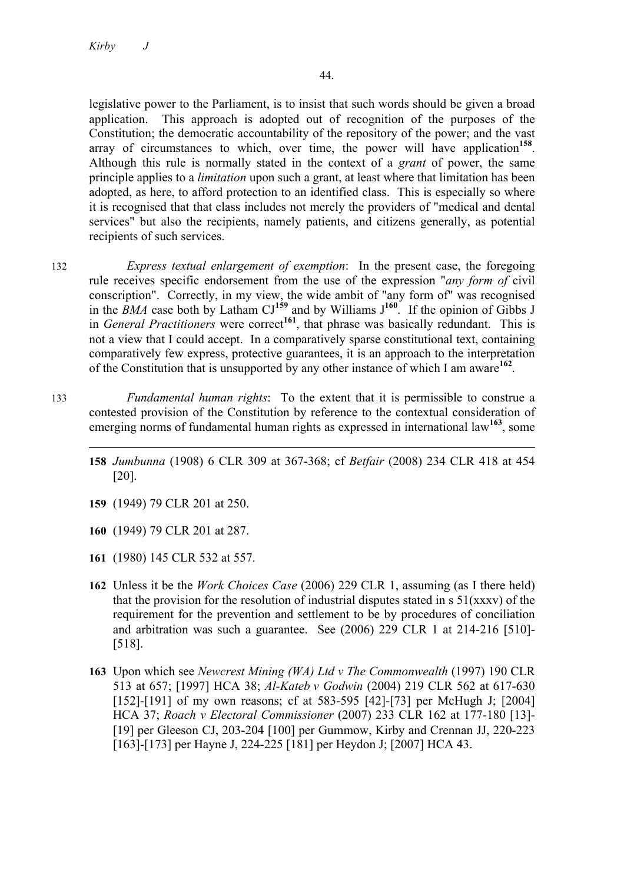legislative power to the Parliament, is to insist that such words should be given a broad application. This approach is adopted out of recognition of the purposes of the Constitution; the democratic accountability of the repository of the power; and the vast array of circumstances to which, over time, the power will have application[158]. Although this rule is normally stated in the context of a *grant* of power, the same principle applies to a *limitation* upon such a grant, at least where that limitation has been adopted, as here, to afford protection to an identified class. This is especially so where it is recognised that that class includes not merely the providers of "medical and dental services" but also the recipients, namely patients, and citizens generally, as potential recipients of such services.

132 *Express textual enlargement of exemption*: In the present case, the foregoing rule receives specific endorsement from the use of the expression "*any form of* civil conscription". Correctly, in my view, the wide ambit of "any form of" was recognised in the *BMA* case both by Latham CJ[159] and by Williams J[160]. If the opinion of Gibbs J in *General Practitioners* were correct[161], that phrase was basically redundant. This is not a view that I could accept. In a comparatively sparse constitutional text, containing comparatively few express, protective guarantees, it is an approach to the interpretation of the Constitution that is unsupported by any other instance of which I am aware[162].

133 *Fundamental human rights*: To the extent that it is permissible to construe a contested provision of the Constitution by reference to the contextual consideration of emerging norms of fundamental human rights as expressed in international law[163], some

---

**158** *Jumbunna* (1908) 6 CLR 309 at 367-368; cf *Betfair* (2008) 234 CLR 418 at 454 [20].

**159** (1949) 79 CLR 201 at 250.

**160** (1949) 79 CLR 201 at 287.

**161** (1980) 145 CLR 532 at 557.

**162** Unless it be the *Work Choices Case* (2006) 229 CLR 1, assuming (as I there held) that the provision for the resolution of industrial disputes stated in s 51(xxxv) of the requirement for the prevention and settlement to be by procedures of conciliation and arbitration was such a guarantee. See (2006) 229 CLR 1 at 214-216 [510]-[518].

**163** Upon which see *Newcrest Mining (WA) Ltd v The Commonwealth* (1997) 190 CLR 513 at 657; [1997] HCA 38; *Al-Kateb v Godwin* (2004) 219 CLR 562 at 617-630 [152]-[191] of my own reasons; cf at 583-595 [42]-[73] per McHugh J; [2004] HCA 37; *Roach v Electoral Commissioner* (2007) 233 CLR 162 at 177-180 [13]-[19] per Gleeson CJ, 203-204 [100] per Gummow, Kirby and Crennan JJ, 220-223 [163]-[173] per Hayne J, 224-225 [181] per Heydon J; [2007] HCA 43.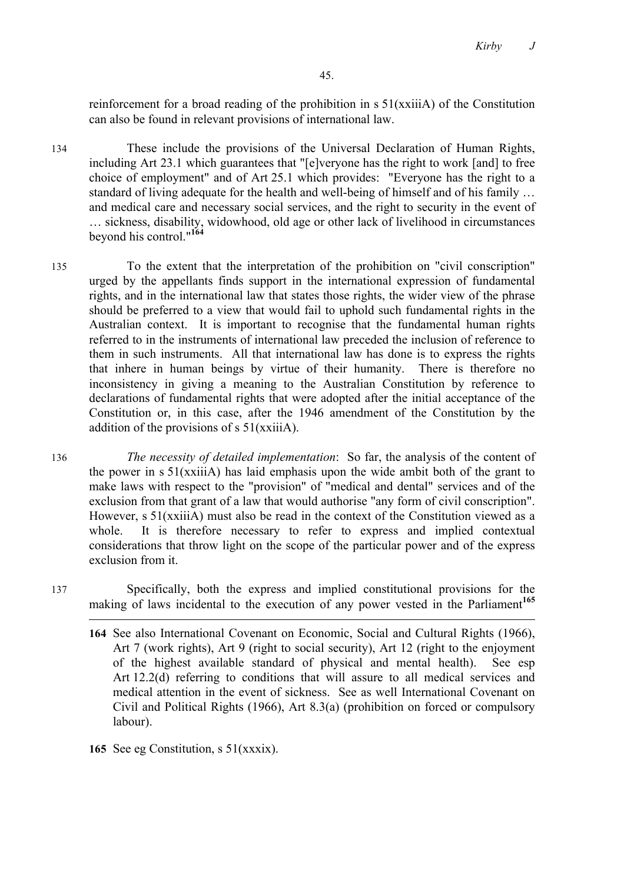reinforcement for a broad reading of the prohibition in s 51(xxiiiA) of the Constitution can also be found in relevant provisions of international law.

134 These include the provisions of the Universal Declaration of Human Rights, including Art 23.1 which guarantees that "[e]veryone has the right to work [and] to free choice of employment" and of Art 25.1 which provides: "Everyone has the right to a standard of living adequate for the health and well-being of himself and of his family … and medical care and necessary social services, and the right to security in the event of … sickness, disability, widowhood, old age or other lack of livelihood in circumstances beyond his control."[164]

135 To the extent that the interpretation of the prohibition on "civil conscription" urged by the appellants finds support in the international expression of fundamental rights, and in the international law that states those rights, the wider view of the phrase should be preferred to a view that would fail to uphold such fundamental rights in the Australian context. It is important to recognise that the fundamental human rights referred to in the instruments of international law preceded the inclusion of reference to them in such instruments. All that international law has done is to express the rights that inhere in human beings by virtue of their humanity. There is therefore no inconsistency in giving a meaning to the Australian Constitution by reference to declarations of fundamental rights that were adopted after the initial acceptance of the Constitution or, in this case, after the 1946 amendment of the Constitution by the addition of the provisions of s 51(xxiiiA).

136 *The necessity of detailed implementation*: So far, the analysis of the content of the power in s 51(xxiiiA) has laid emphasis upon the wide ambit both of the grant to make laws with respect to the "provision" of "medical and dental" services and of the exclusion from that grant of a law that would authorise "any form of civil conscription". However, s 51(xxiiiA) must also be read in the context of the Constitution viewed as a whole. It is therefore necessary to refer to express and implied contextual considerations that throw light on the scope of the particular power and of the express exclusion from it.

137 Specifically, both the express and implied constitutional provisions for the making of laws incidental to the execution of any power vested in the Parliament[165]

---

**164** See also International Covenant on Economic, Social and Cultural Rights (1966), Art 7 (work rights), Art 9 (right to social security), Art 12 (right to the enjoyment of the highest available standard of physical and mental health). See esp Art 12.2(d) referring to conditions that will assure to all medical services and medical attention in the event of sickness. See as well International Covenant on Civil and Political Rights (1966), Art 8.3(a) (prohibition on forced or compulsory labour).

**165** See eg Constitution, s 51(xxxix).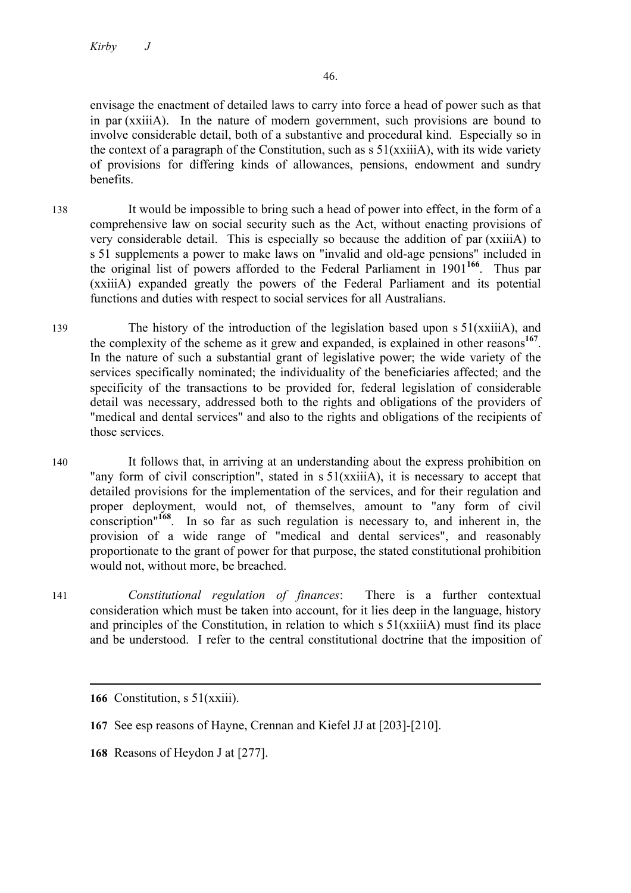envisage the enactment of detailed laws to carry into force a head of power such as that in par (xxiiiA). In the nature of modern government, such provisions are bound to involve considerable detail, both of a substantive and procedural kind. Especially so in the context of a paragraph of the Constitution, such as s 51(xxiiiA), with its wide variety of provisions for differing kinds of allowances, pensions, endowment and sundry benefits.

138 It would be impossible to bring such a head of power into effect, in the form of a comprehensive law on social security such as the Act, without enacting provisions of very considerable detail. This is especially so because the addition of par (xxiiiA) to s 51 supplements a power to make laws on "invalid and old-age pensions" included in the original list of powers afforded to the Federal Parliament in 1901[166]. Thus par (xxiiiA) expanded greatly the powers of the Federal Parliament and its potential functions and duties with respect to social services for all Australians.

139 The history of the introduction of the legislation based upon s 51(xxiiiA), and the complexity of the scheme as it grew and expanded, is explained in other reasons[167]. In the nature of such a substantial grant of legislative power; the wide variety of the services specifically nominated; the individuality of the beneficiaries affected; and the specificity of the transactions to be provided for, federal legislation of considerable detail was necessary, addressed both to the rights and obligations of the providers of "medical and dental services" and also to the rights and obligations of the recipients of those services.

140 It follows that, in arriving at an understanding about the express prohibition on "any form of civil conscription", stated in s 51(xxiiiA), it is necessary to accept that detailed provisions for the implementation of the services, and for their regulation and proper deployment, would not, of themselves, amount to "any form of civil conscription"[168]. In so far as such regulation is necessary to, and inherent in, the provision of a wide range of "medical and dental services", and reasonably proportionate to the grant of power for that purpose, the stated constitutional prohibition would not, without more, be breached.

141 *Constitutional regulation of finances*: There is a further contextual consideration which must be taken into account, for it lies deep in the language, history and principles of the Constitution, in relation to which s 51(xxiiiA) must find its place and be understood. I refer to the central constitutional doctrine that the imposition of

---

**166** Constitution, s 51(xxiii).

**167** See esp reasons of Hayne, Crennan and Kiefel JJ at [203]-[210].

**168** Reasons of Heydon J at [277].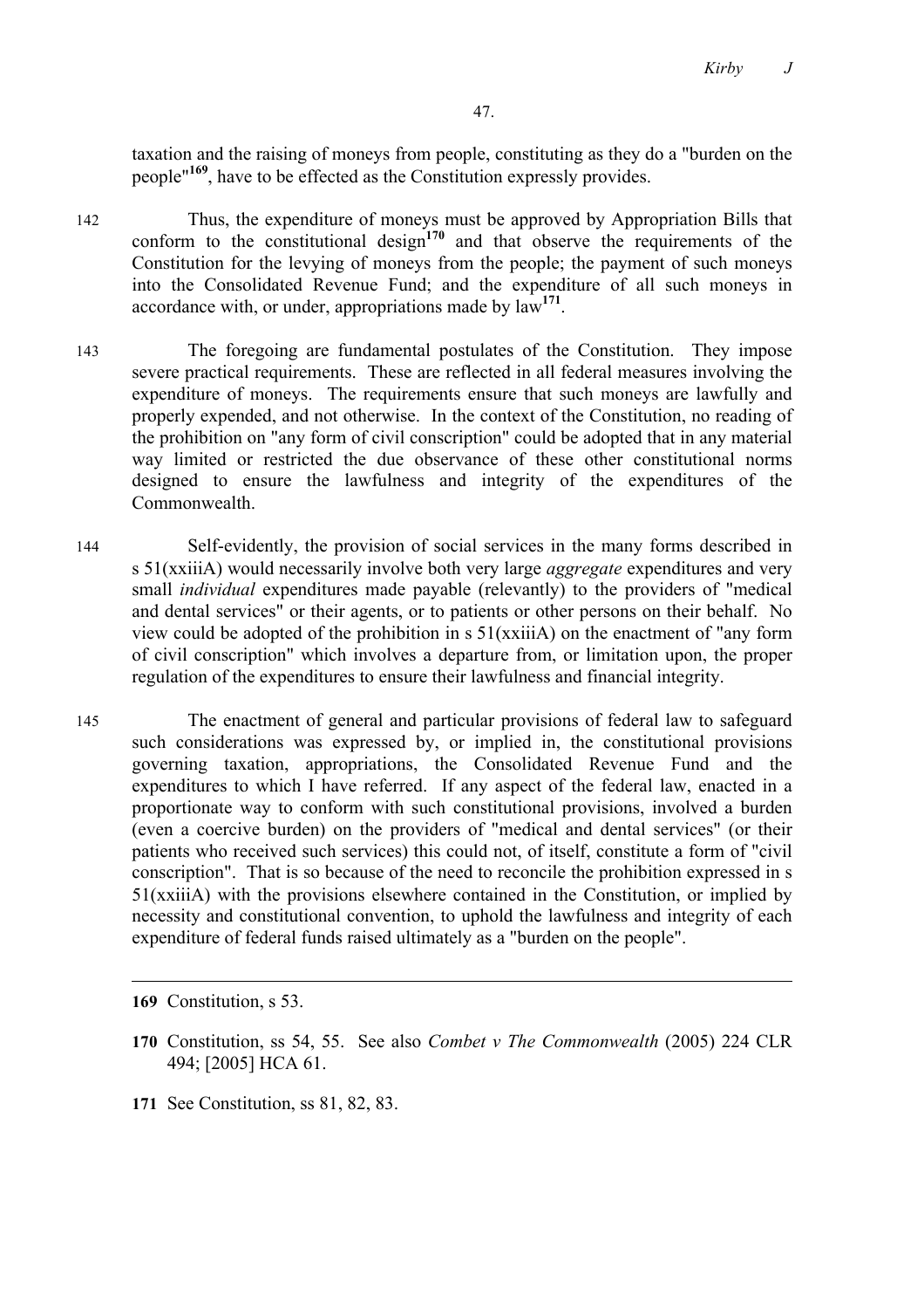taxation and the raising of moneys from people, constituting as they do a "burden on the people"[169], have to be effected as the Constitution expressly provides.

142 Thus, the expenditure of moneys must be approved by Appropriation Bills that conform to the constitutional design[170] and that observe the requirements of the Constitution for the levying of moneys from the people; the payment of such moneys into the Consolidated Revenue Fund; and the expenditure of all such moneys in accordance with, or under, appropriations made by law[171].

143 The foregoing are fundamental postulates of the Constitution. They impose severe practical requirements. These are reflected in all federal measures involving the expenditure of moneys. The requirements ensure that such moneys are lawfully and properly expended, and not otherwise. In the context of the Constitution, no reading of the prohibition on "any form of civil conscription" could be adopted that in any material way limited or restricted the due observance of these other constitutional norms designed to ensure the lawfulness and integrity of the expenditures of the Commonwealth.

144 Self-evidently, the provision of social services in the many forms described in s 51(xxiiiA) would necessarily involve both very large *aggregate* expenditures and very small *individual* expenditures made payable (relevantly) to the providers of "medical and dental services" or their agents, or to patients or other persons on their behalf. No view could be adopted of the prohibition in s 51(xxiiiA) on the enactment of "any form of civil conscription" which involves a departure from, or limitation upon, the proper regulation of the expenditures to ensure their lawfulness and financial integrity.

145 The enactment of general and particular provisions of federal law to safeguard such considerations was expressed by, or implied in, the constitutional provisions governing taxation, appropriations, the Consolidated Revenue Fund and the expenditures to which I have referred. If any aspect of the federal law, enacted in a proportionate way to conform with such constitutional provisions, involved a burden (even a coercive burden) on the providers of "medical and dental services" (or their patients who received such services) this could not, of itself, constitute a form of "civil conscription". That is so because of the need to reconcile the prohibition expressed in s 51(xxiiiA) with the provisions elsewhere contained in the Constitution, or implied by necessity and constitutional convention, to uphold the lawfulness and integrity of each expenditure of federal funds raised ultimately as a "burden on the people".

---

**169** Constitution, s 53.

**170** Constitution, ss 54, 55. See also *Combet v The Commonwealth* (2005) 224 CLR 494; [2005] HCA 61.

**171** See Constitution, ss 81, 82, 83.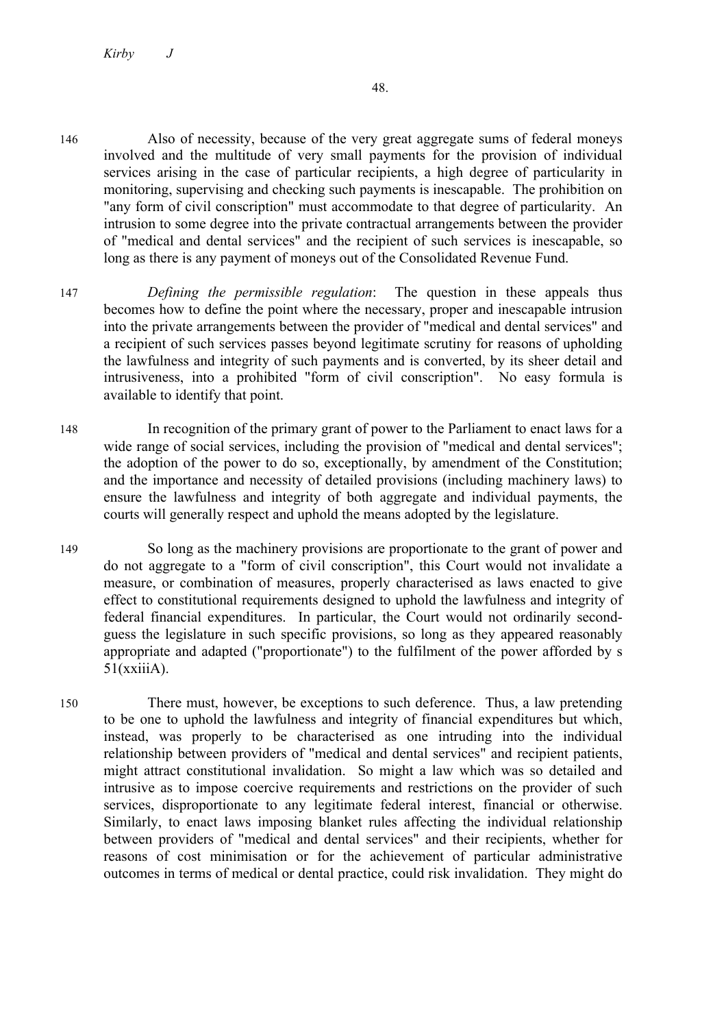146 Also of necessity, because of the very great aggregate sums of federal moneys involved and the multitude of very small payments for the provision of individual services arising in the case of particular recipients, a high degree of particularity in monitoring, supervising and checking such payments is inescapable. The prohibition on "any form of civil conscription" must accommodate to that degree of particularity. An intrusion to some degree into the private contractual arrangements between the provider of "medical and dental services" and the recipient of such services is inescapable, so long as there is any payment of moneys out of the Consolidated Revenue Fund.

147 *Defining the permissible regulation*: The question in these appeals thus becomes how to define the point where the necessary, proper and inescapable intrusion into the private arrangements between the provider of "medical and dental services" and a recipient of such services passes beyond legitimate scrutiny for reasons of upholding the lawfulness and integrity of such payments and is converted, by its sheer detail and intrusiveness, into a prohibited "form of civil conscription". No easy formula is available to identify that point.

148 In recognition of the primary grant of power to the Parliament to enact laws for a wide range of social services, including the provision of "medical and dental services"; the adoption of the power to do so, exceptionally, by amendment of the Constitution; and the importance and necessity of detailed provisions (including machinery laws) to ensure the lawfulness and integrity of both aggregate and individual payments, the courts will generally respect and uphold the means adopted by the legislature.

149 So long as the machinery provisions are proportionate to the grant of power and do not aggregate to a "form of civil conscription", this Court would not invalidate a measure, or combination of measures, properly characterised as laws enacted to give effect to constitutional requirements designed to uphold the lawfulness and integrity of federal financial expenditures. In particular, the Court would not ordinarily second-guess the legislature in such specific provisions, so long as they appeared reasonably appropriate and adapted ("proportionate") to the fulfilment of the power afforded by s 51(xxiiiA).

150 There must, however, be exceptions to such deference. Thus, a law pretending to be one to uphold the lawfulness and integrity of financial expenditures but which, instead, was properly to be characterised as one intruding into the individual relationship between providers of "medical and dental services" and recipient patients, might attract constitutional invalidation. So might a law which was so detailed and intrusive as to impose coercive requirements and restrictions on the provider of such services, disproportionate to any legitimate federal interest, financial or otherwise. Similarly, to enact laws imposing blanket rules affecting the individual relationship between providers of "medical and dental services" and their recipients, whether for reasons of cost minimisation or for the achievement of particular administrative outcomes in terms of medical or dental practice, could risk invalidation. They might do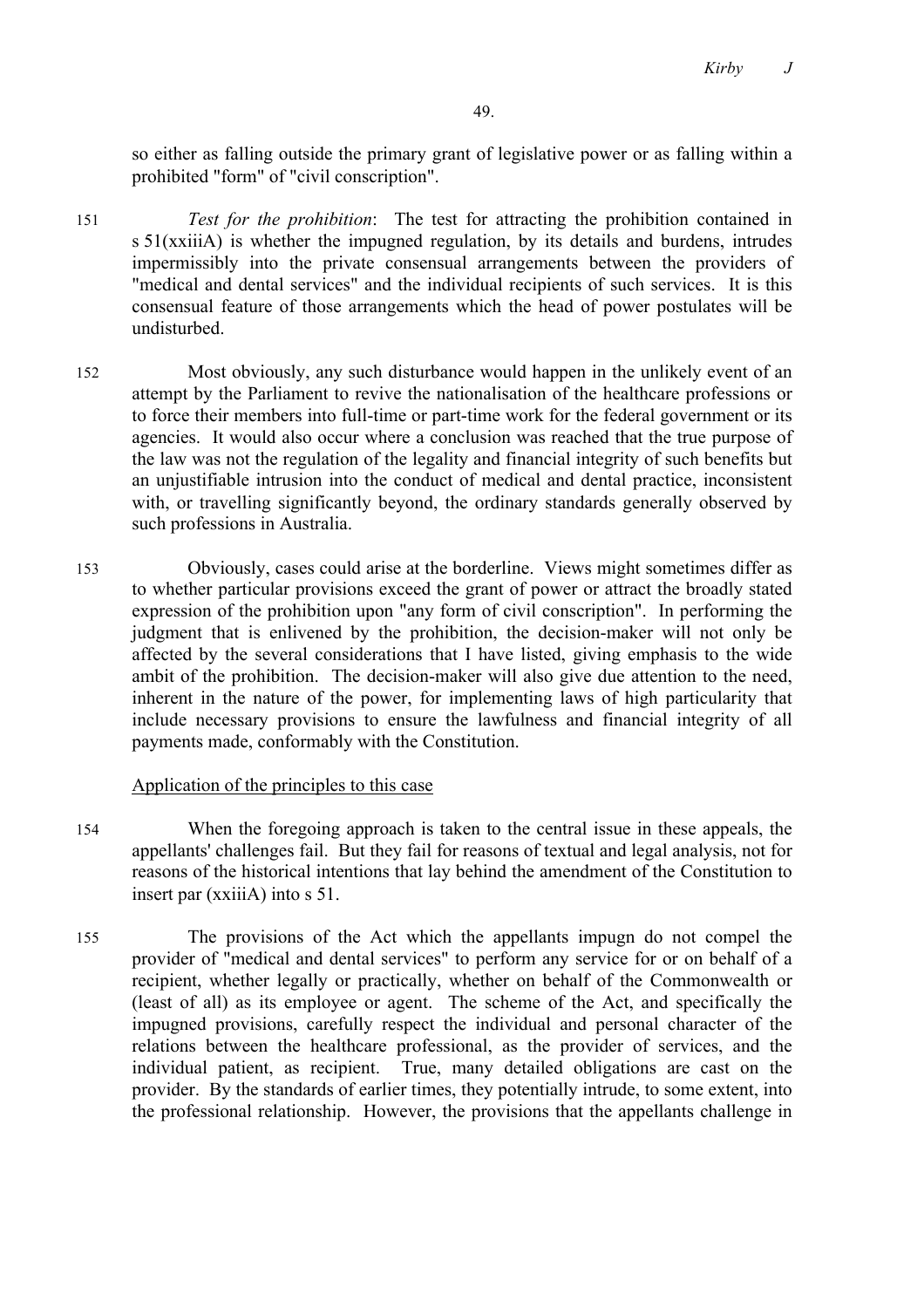so either as falling outside the primary grant of legislative power or as falling within a prohibited "form" of "civil conscription".

151 *Test for the prohibition*: The test for attracting the prohibition contained in s 51(xxiiiA) is whether the impugned regulation, by its details and burdens, intrudes impermissibly into the private consensual arrangements between the providers of "medical and dental services" and the individual recipients of such services. It is this consensual feature of those arrangements which the head of power postulates will be undisturbed.

152 Most obviously, any such disturbance would happen in the unlikely event of an attempt by the Parliament to revive the nationalisation of the healthcare professions or to force their members into full-time or part-time work for the federal government or its agencies. It would also occur where a conclusion was reached that the true purpose of the law was not the regulation of the legality and financial integrity of such benefits but an unjustifiable intrusion into the conduct of medical and dental practice, inconsistent with, or travelling significantly beyond, the ordinary standards generally observed by such professions in Australia.

153 Obviously, cases could arise at the borderline. Views might sometimes differ as to whether particular provisions exceed the grant of power or attract the broadly stated expression of the prohibition upon "any form of civil conscription". In performing the judgment that is enlivened by the prohibition, the decision-maker will not only be affected by the several considerations that I have listed, giving emphasis to the wide ambit of the prohibition. The decision-maker will also give due attention to the need, inherent in the nature of the power, for implementing laws of high particularity that include necessary provisions to ensure the lawfulness and financial integrity of all payments made, conformably with the Constitution.

<u>Application of the principles to this case</u>

154 When the foregoing approach is taken to the central issue in these appeals, the appellants' challenges fail. But they fail for reasons of textual and legal analysis, not for reasons of the historical intentions that lay behind the amendment of the Constitution to insert par (xxiiiA) into s 51.

155 The provisions of the Act which the appellants impugn do not compel the provider of "medical and dental services" to perform any service for or on behalf of a recipient, whether legally or practically, whether on behalf of the Commonwealth or (least of all) as its employee or agent. The scheme of the Act, and specifically the impugned provisions, carefully respect the individual and personal character of the relations between the healthcare professional, as the provider of services, and the individual patient, as recipient. True, many detailed obligations are cast on the provider. By the standards of earlier times, they potentially intrude, to some extent, into the professional relationship. However, the provisions that the appellants challenge in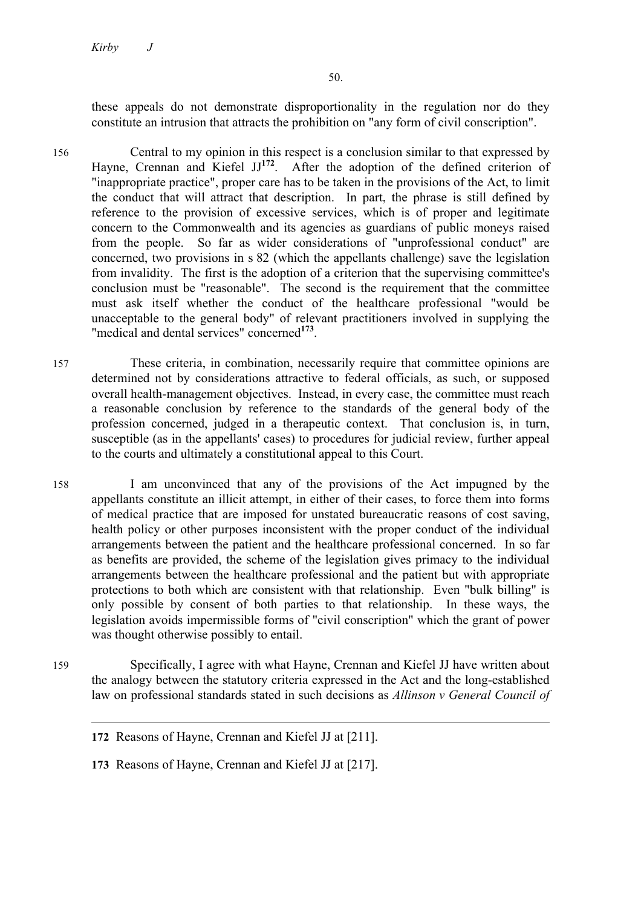these appeals do not demonstrate disproportionality in the regulation nor do they constitute an intrusion that attracts the prohibition on "any form of civil conscription".

156 Central to my opinion in this respect is a conclusion similar to that expressed by Hayne, Crennan and Kiefel JJ[172]. After the adoption of the defined criterion of "inappropriate practice", proper care has to be taken in the provisions of the Act, to limit the conduct that will attract that description. In part, the phrase is still defined by reference to the provision of excessive services, which is of proper and legitimate concern to the Commonwealth and its agencies as guardians of public moneys raised from the people. So far as wider considerations of "unprofessional conduct" are concerned, two provisions in s 82 (which the appellants challenge) save the legislation from invalidity. The first is the adoption of a criterion that the supervising committee's conclusion must be "reasonable". The second is the requirement that the committee must ask itself whether the conduct of the healthcare professional "would be unacceptable to the general body" of relevant practitioners involved in supplying the "medical and dental services" concerned[173].

157 These criteria, in combination, necessarily require that committee opinions are determined not by considerations attractive to federal officials, as such, or supposed overall health-management objectives. Instead, in every case, the committee must reach a reasonable conclusion by reference to the standards of the general body of the profession concerned, judged in a therapeutic context. That conclusion is, in turn, susceptible (as in the appellants' cases) to procedures for judicial review, further appeal to the courts and ultimately a constitutional appeal to this Court.

158 I am unconvinced that any of the provisions of the Act impugned by the appellants constitute an illicit attempt, in either of their cases, to force them into forms of medical practice that are imposed for unstated bureaucratic reasons of cost saving, health policy or other purposes inconsistent with the proper conduct of the individual arrangements between the patient and the healthcare professional concerned. In so far as benefits are provided, the scheme of the legislation gives primacy to the individual arrangements between the healthcare professional and the patient but with appropriate protections to both which are consistent with that relationship. Even "bulk billing" is only possible by consent of both parties to that relationship. In these ways, the legislation avoids impermissible forms of "civil conscription" which the grant of power was thought otherwise possibly to entail.

159 Specifically, I agree with what Hayne, Crennan and Kiefel JJ have written about the analogy between the statutory criteria expressed in the Act and the long-established law on professional standards stated in such decisions as *Allinson v General Council of*

---

172 Reasons of Hayne, Crennan and Kiefel JJ at [211].

173 Reasons of Hayne, Crennan and Kiefel JJ at [217].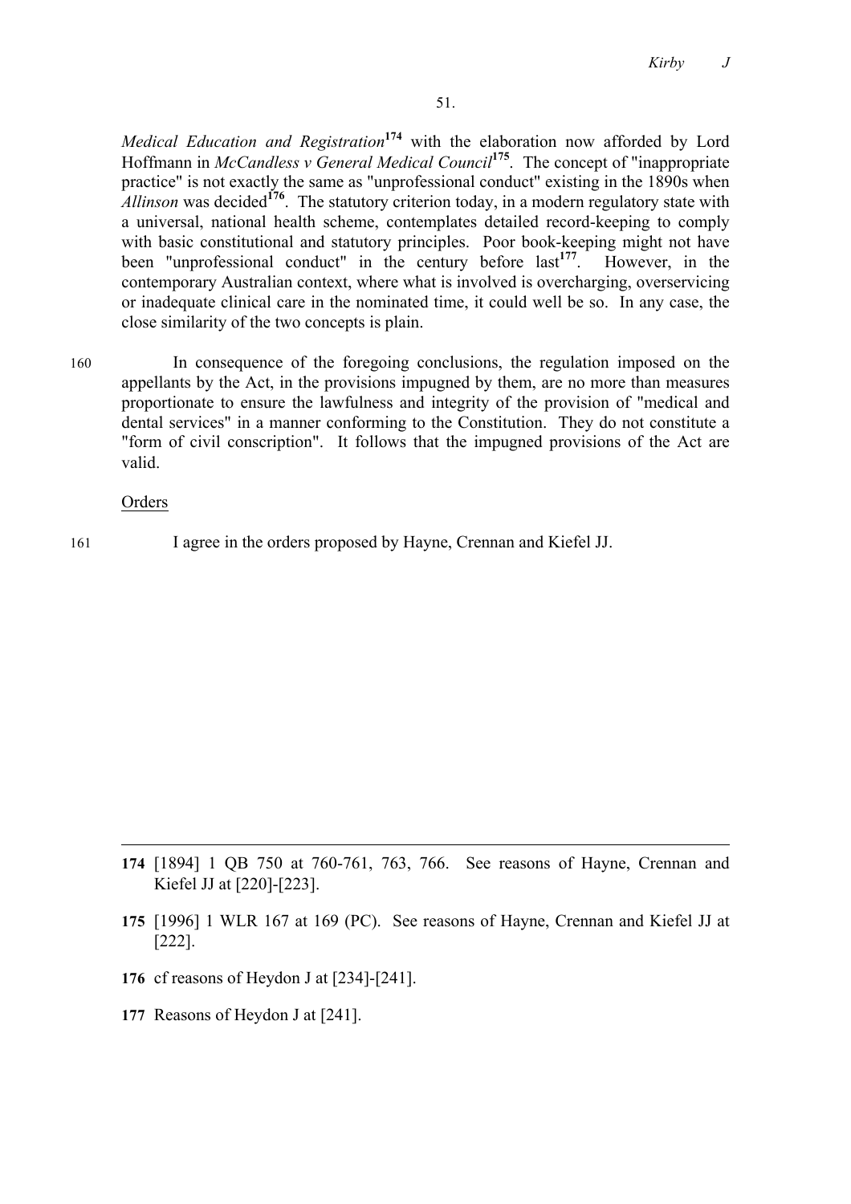*Medical Education and Registration*[174] with the elaboration now afforded by Lord Hoffmann in *McCandless v General Medical Council*[175]. The concept of "inappropriate practice" is not exactly the same as "unprofessional conduct" existing in the 1890s when *Allinson* was decided[176]. The statutory criterion today, in a modern regulatory state with a universal, national health scheme, contemplates detailed record-keeping to comply with basic constitutional and statutory principles. Poor book-keeping might not have been "unprofessional conduct" in the century before last[177]. However, in the contemporary Australian context, where what is involved is overcharging, overservicing or inadequate clinical care in the nominated time, it could well be so. In any case, the close similarity of the two concepts is plain.

160 In consequence of the foregoing conclusions, the regulation imposed on the appellants by the Act, in the provisions impugned by them, are no more than measures proportionate to ensure the lawfulness and integrity of the provision of "medical and dental services" in a manner conforming to the Constitution. They do not constitute a "form of civil conscription". It follows that the impugned provisions of the Act are valid.

<u>Orders</u>

161 I agree in the orders proposed by Hayne, Crennan and Kiefel JJ.

---

**174** [1894] 1 QB 750 at 760-761, 763, 766. See reasons of Hayne, Crennan and Kiefel JJ at [220]-[223].

**175** [1996] 1 WLR 167 at 169 (PC). See reasons of Hayne, Crennan and Kiefel JJ at [222].

**176** cf reasons of Heydon J at [234]-[241].

**177** Reasons of Heydon J at [241].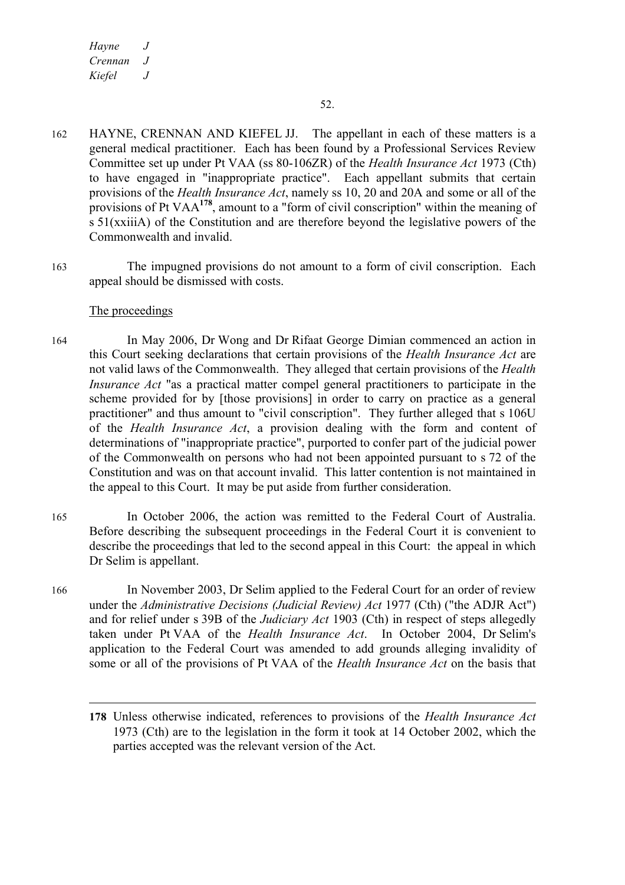162 HAYNE, CRENNAN AND KIEFEL JJ. The appellant in each of these matters is a general medical practitioner. Each has been found by a Professional Services Review Committee set up under Pt VAA (ss 80-106ZR) of the *Health Insurance Act* 1973 (Cth) to have engaged in "inappropriate practice". Each appellant submits that certain provisions of the *Health Insurance Act*, namely ss 10, 20 and 20A and some or all of the provisions of Pt VAA[178], amount to a "form of civil conscription" within the meaning of s 51(xxiiiA) of the Constitution and are therefore beyond the legislative powers of the Commonwealth and invalid.

163 The impugned provisions do not amount to a form of civil conscription. Each appeal should be dismissed with costs.

<u>The proceedings</u>

164 In May 2006, Dr Wong and Dr Rifaat George Dimian commenced an action in this Court seeking declarations that certain provisions of the *Health Insurance Act* are not valid laws of the Commonwealth. They alleged that certain provisions of the *Health Insurance Act* "as a practical matter compel general practitioners to participate in the scheme provided for by [those provisions] in order to carry on practice as a general practitioner" and thus amount to "civil conscription". They further alleged that s 106U of the *Health Insurance Act*, a provision dealing with the form and content of determinations of "inappropriate practice", purported to confer part of the judicial power of the Commonwealth on persons who had not been appointed pursuant to s 72 of the Constitution and was on that account invalid. This latter contention is not maintained in the appeal to this Court. It may be put aside from further consideration.

165 In October 2006, the action was remitted to the Federal Court of Australia. Before describing the subsequent proceedings in the Federal Court it is convenient to describe the proceedings that led to the second appeal in this Court: the appeal in which Dr Selim is appellant.

166 In November 2003, Dr Selim applied to the Federal Court for an order of review under the *Administrative Decisions (Judicial Review) Act* 1977 (Cth) ("the ADJR Act") and for relief under s 39B of the *Judiciary Act* 1903 (Cth) in respect of steps allegedly taken under Pt VAA of the *Health Insurance Act*. In October 2004, Dr Selim's application to the Federal Court was amended to add grounds alleging invalidity of some or all of the provisions of Pt VAA of the *Health Insurance Act* on the basis that

---

**178** Unless otherwise indicated, references to provisions of the *Health Insurance Act* 1973 (Cth) are to the legislation in the form it took at 14 October 2002, which the parties accepted was the relevant version of the Act.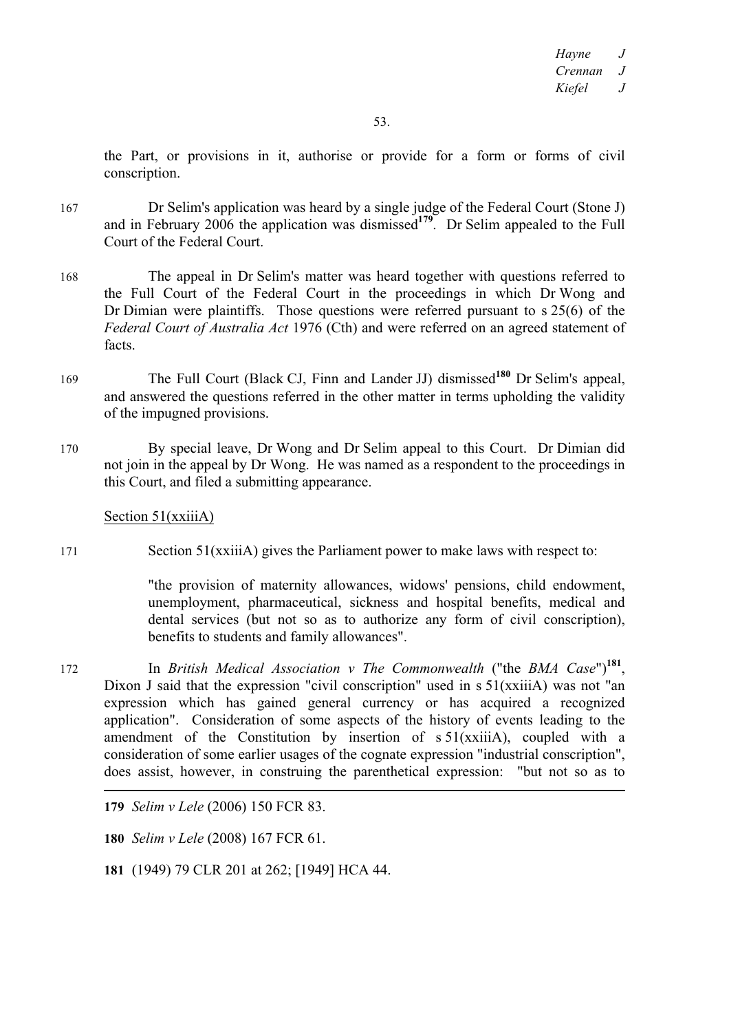the Part, or provisions in it, authorise or provide for a form or forms of civil conscription.

167 Dr Selim's application was heard by a single judge of the Federal Court (Stone J) and in February 2006 the application was dismissed[179]. Dr Selim appealed to the Full Court of the Federal Court.

168 The appeal in Dr Selim's matter was heard together with questions referred to the Full Court of the Federal Court in the proceedings in which Dr Wong and Dr Dimian were plaintiffs. Those questions were referred pursuant to s 25(6) of the *Federal Court of Australia Act* 1976 (Cth) and were referred on an agreed statement of facts.

169 The Full Court (Black CJ, Finn and Lander JJ) dismissed[180] Dr Selim's appeal, and answered the questions referred in the other matter in terms upholding the validity of the impugned provisions.

170 By special leave, Dr Wong and Dr Selim appeal to this Court. Dr Dimian did not join in the appeal by Dr Wong. He was named as a respondent to the proceedings in this Court, and filed a submitting appearance.

<u>Section 51(xxiiiA)</u>

171 Section 51(xxiiiA) gives the Parliament power to make laws with respect to:

> "the provision of maternity allowances, widows' pensions, child endowment, unemployment, pharmaceutical, sickness and hospital benefits, medical and dental services (but not so as to authorize any form of civil conscription), benefits to students and family allowances".

172 In *British Medical Association v The Commonwealth* ("the *BMA Case*")[181], Dixon J said that the expression "civil conscription" used in s 51(xxiiiA) was not "an expression which has gained general currency or has acquired a recognized application". Consideration of some aspects of the history of events leading to the amendment of the Constitution by insertion of s 51(xxiiiA), coupled with a consideration of some earlier usages of the cognate expression "industrial conscription", does assist, however, in construing the parenthetical expression: "but not so as to

---

**179** *Selim v Lele* (2006) 150 FCR 83.

**180** *Selim v Lele* (2008) 167 FCR 61.

**181** (1949) 79 CLR 201 at 262; [1949] HCA 44.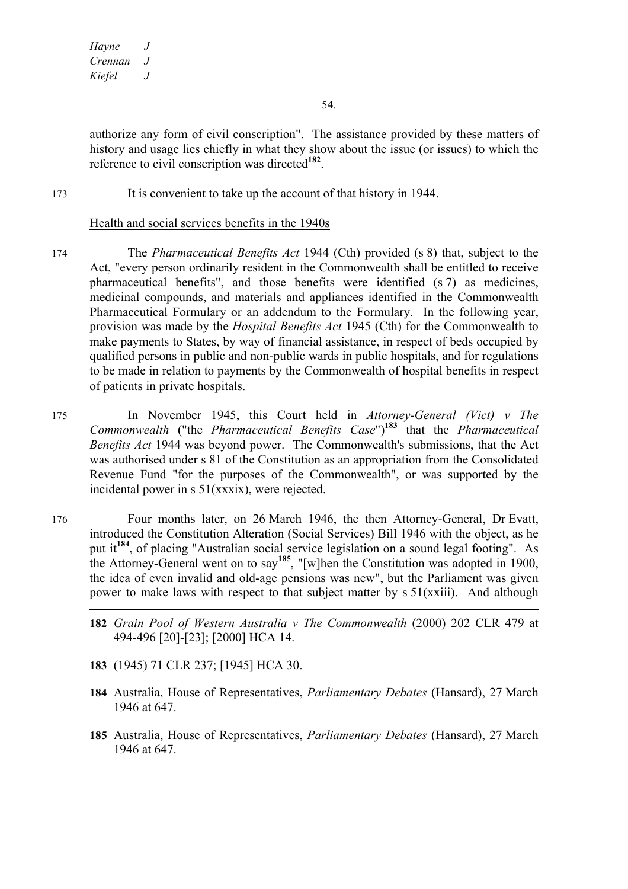authorize any form of civil conscription". The assistance provided by these matters of history and usage lies chiefly in what they show about the issue (or issues) to which the reference to civil conscription was directed[182].

173 It is convenient to take up the account of that history in 1944.

Health and social services benefits in the 1940s

174 The *Pharmaceutical Benefits Act* 1944 (Cth) provided (s 8) that, subject to the Act, "every person ordinarily resident in the Commonwealth shall be entitled to receive pharmaceutical benefits", and those benefits were identified (s 7) as medicines, medicinal compounds, and materials and appliances identified in the Commonwealth Pharmaceutical Formulary or an addendum to the Formulary. In the following year, provision was made by the *Hospital Benefits Act* 1945 (Cth) for the Commonwealth to make payments to States, by way of financial assistance, in respect of beds occupied by qualified persons in public and non-public wards in public hospitals, and for regulations to be made in relation to payments by the Commonwealth of hospital benefits in respect of patients in private hospitals.

175 In November 1945, this Court held in *Attorney-General (Vict) v The Commonwealth* ("the *Pharmaceutical Benefits Case*")[183] that the *Pharmaceutical Benefits Act* 1944 was beyond power. The Commonwealth's submissions, that the Act was authorised under s 81 of the Constitution as an appropriation from the Consolidated Revenue Fund "for the purposes of the Commonwealth", or was supported by the incidental power in s 51(xxxix), were rejected.

176 Four months later, on 26 March 1946, the then Attorney-General, Dr Evatt, introduced the Constitution Alteration (Social Services) Bill 1946 with the object, as he put it[184], of placing "Australian social service legislation on a sound legal footing". As the Attorney-General went on to say[185], "[w]hen the Constitution was adopted in 1900, the idea of even invalid and old-age pensions was new", but the Parliament was given power to make laws with respect to that subject matter by s 51(xxiii). And although

---

182 *Grain Pool of Western Australia v The Commonwealth* (2000) 202 CLR 479 at 494-496 [20]-[23]; [2000] HCA 14.

183 (1945) 71 CLR 237; [1945] HCA 30.

184 Australia, House of Representatives, *Parliamentary Debates* (Hansard), 27 March 1946 at 647.

185 Australia, House of Representatives, *Parliamentary Debates* (Hansard), 27 March 1946 at 647.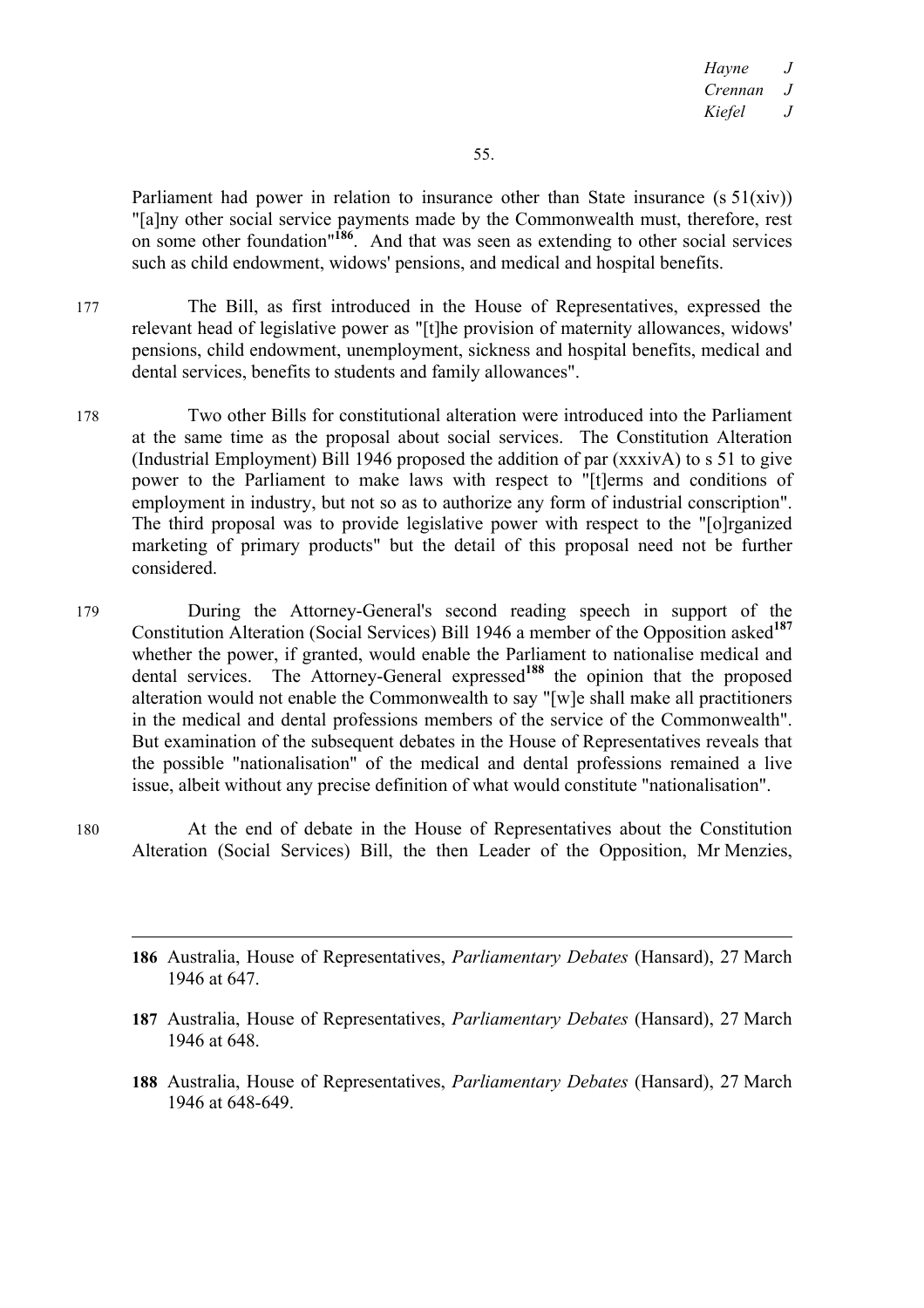Parliament had power in relation to insurance other than State insurance (s 51(xiv)) "[a]ny other social service payments made by the Commonwealth must, therefore, rest on some other foundation"[186]. And that was seen as extending to other social services such as child endowment, widows' pensions, and medical and hospital benefits.

177 The Bill, as first introduced in the House of Representatives, expressed the relevant head of legislative power as "[t]he provision of maternity allowances, widows' pensions, child endowment, unemployment, sickness and hospital benefits, medical and dental services, benefits to students and family allowances".

178 Two other Bills for constitutional alteration were introduced into the Parliament at the same time as the proposal about social services. The Constitution Alteration (Industrial Employment) Bill 1946 proposed the addition of par (xxxivA) to s 51 to give power to the Parliament to make laws with respect to "[t]erms and conditions of employment in industry, but not so as to authorize any form of industrial conscription". The third proposal was to provide legislative power with respect to the "[o]rganized marketing of primary products" but the detail of this proposal need not be further considered.

179 During the Attorney-General's second reading speech in support of the Constitution Alteration (Social Services) Bill 1946 a member of the Opposition asked[187] whether the power, if granted, would enable the Parliament to nationalise medical and dental services. The Attorney-General expressed[188] the opinion that the proposed alteration would not enable the Commonwealth to say "[w]e shall make all practitioners in the medical and dental professions members of the service of the Commonwealth". But examination of the subsequent debates in the House of Representatives reveals that the possible "nationalisation" of the medical and dental professions remained a live issue, albeit without any precise definition of what would constitute "nationalisation".

180 At the end of debate in the House of Representatives about the Constitution Alteration (Social Services) Bill, the then Leader of the Opposition, Mr Menzies,

---

**186** Australia, House of Representatives, *Parliamentary Debates* (Hansard), 27 March 1946 at 647.

**187** Australia, House of Representatives, *Parliamentary Debates* (Hansard), 27 March 1946 at 648.

**188** Australia, House of Representatives, *Parliamentary Debates* (Hansard), 27 March 1946 at 648-649.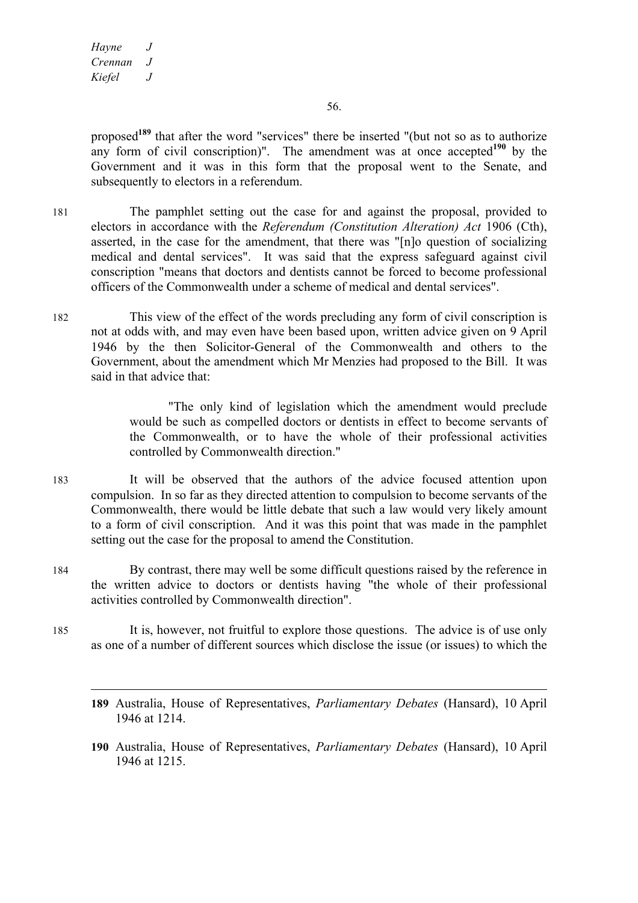proposed[189] that after the word "services" there be inserted "(but not so as to authorize any form of civil conscription)". The amendment was at once accepted[190] by the Government and it was in this form that the proposal went to the Senate, and subsequently to electors in a referendum.

181 The pamphlet setting out the case for and against the proposal, provided to electors in accordance with the *Referendum (Constitution Alteration) Act* 1906 (Cth), asserted, in the case for the amendment, that there was "[n]o question of socializing medical and dental services". It was said that the express safeguard against civil conscription "means that doctors and dentists cannot be forced to become professional officers of the Commonwealth under a scheme of medical and dental services".

182 This view of the effect of the words precluding any form of civil conscription is not at odds with, and may even have been based upon, written advice given on 9 April 1946 by the then Solicitor-General of the Commonwealth and others to the Government, about the amendment which Mr Menzies had proposed to the Bill. It was said in that advice that:

> "The only kind of legislation which the amendment would preclude would be such as compelled doctors or dentists in effect to become servants of the Commonwealth, or to have the whole of their professional activities controlled by Commonwealth direction."

183 It will be observed that the authors of the advice focused attention upon compulsion. In so far as they directed attention to compulsion to become servants of the Commonwealth, there would be little debate that such a law would very likely amount to a form of civil conscription. And it was this point that was made in the pamphlet setting out the case for the proposal to amend the Constitution.

184 By contrast, there may well be some difficult questions raised by the reference in the written advice to doctors or dentists having "the whole of their professional activities controlled by Commonwealth direction".

185 It is, however, not fruitful to explore those questions. The advice is of use only as one of a number of different sources which disclose the issue (or issues) to which the

---

189 Australia, House of Representatives, *Parliamentary Debates* (Hansard), 10 April 1946 at 1214.

190 Australia, House of Representatives, *Parliamentary Debates* (Hansard), 10 April 1946 at 1215.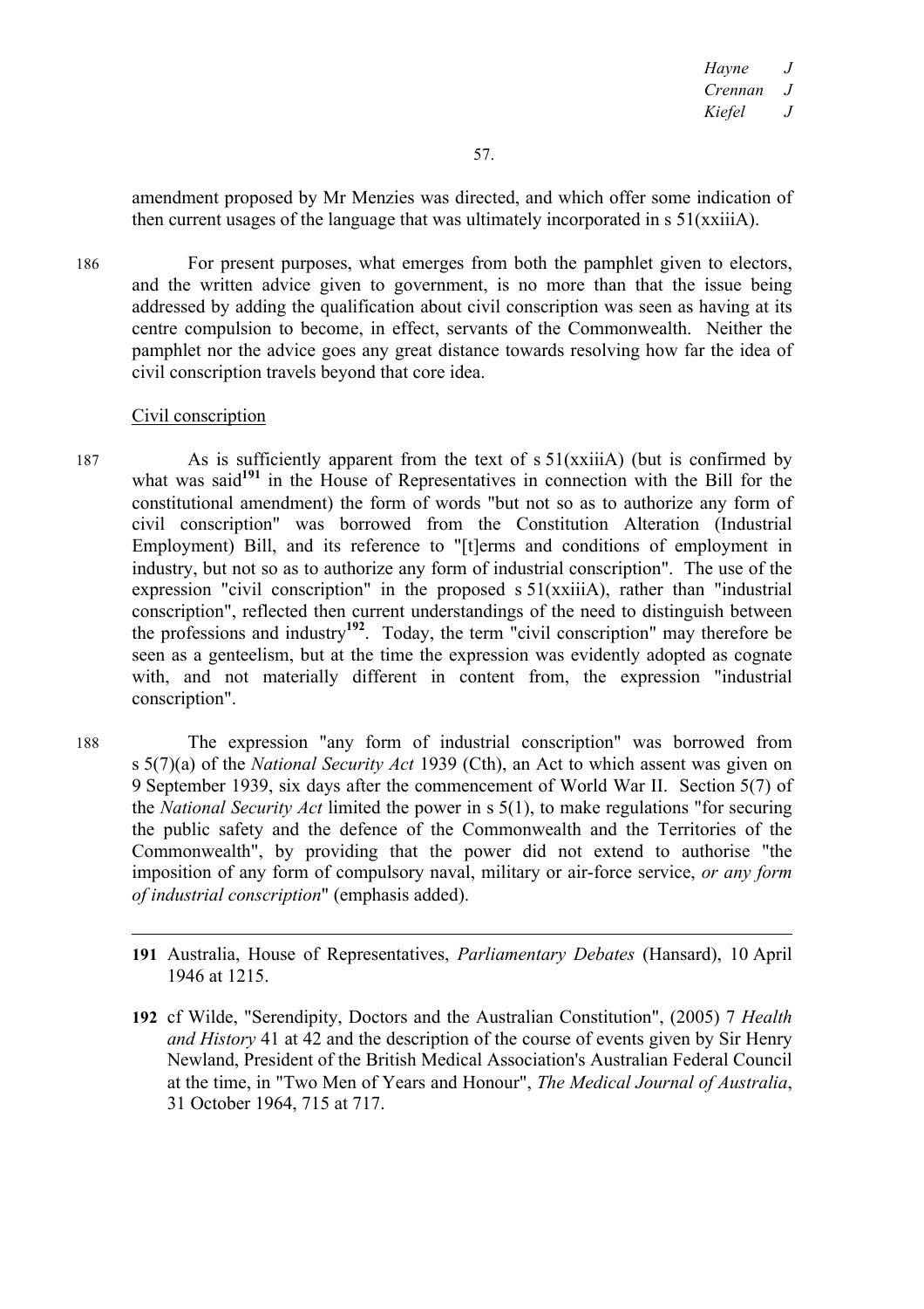amendment proposed by Mr Menzies was directed, and which offer some indication of then current usages of the language that was ultimately incorporated in s 51(xxiiiA).

186 For present purposes, what emerges from both the pamphlet given to electors, and the written advice given to government, is no more than that the issue being addressed by adding the qualification about civil conscription was seen as having at its centre compulsion to become, in effect, servants of the Commonwealth. Neither the pamphlet nor the advice goes any great distance towards resolving how far the idea of civil conscription travels beyond that core idea.

Civil conscription

187 As is sufficiently apparent from the text of s 51(xxiiiA) (but is confirmed by what was said[191] in the House of Representatives in connection with the Bill for the constitutional amendment) the form of words "but not so as to authorize any form of civil conscription" was borrowed from the Constitution Alteration (Industrial Employment) Bill, and its reference to "[t]erms and conditions of employment in industry, but not so as to authorize any form of industrial conscription". The use of the expression "civil conscription" in the proposed s 51(xxiiiA), rather than "industrial conscription", reflected then current understandings of the need to distinguish between the professions and industry[192]. Today, the term "civil conscription" may therefore be seen as a genteelism, but at the time the expression was evidently adopted as cognate with, and not materially different in content from, the expression "industrial conscription".

188 The expression "any form of industrial conscription" was borrowed from s 5(7)(a) of the *National Security Act* 1939 (Cth), an Act to which assent was given on 9 September 1939, six days after the commencement of World War II. Section 5(7) of the *National Security Act* limited the power in s 5(1), to make regulations "for securing the public safety and the defence of the Commonwealth and the Territories of the Commonwealth", by providing that the power did not extend to authorise "the imposition of any form of compulsory naval, military or air-force service, *or any form of industrial conscription*" (emphasis added).

---

**191** Australia, House of Representatives, *Parliamentary Debates* (Hansard), 10 April 1946 at 1215.

**192** cf Wilde, "Serendipity, Doctors and the Australian Constitution", (2005) 7 *Health and History* 41 at 42 and the description of the course of events given by Sir Henry Newland, President of the British Medical Association's Australian Federal Council at the time, in "Two Men of Years and Honour", *The Medical Journal of Australia*, 31 October 1964, 715 at 717.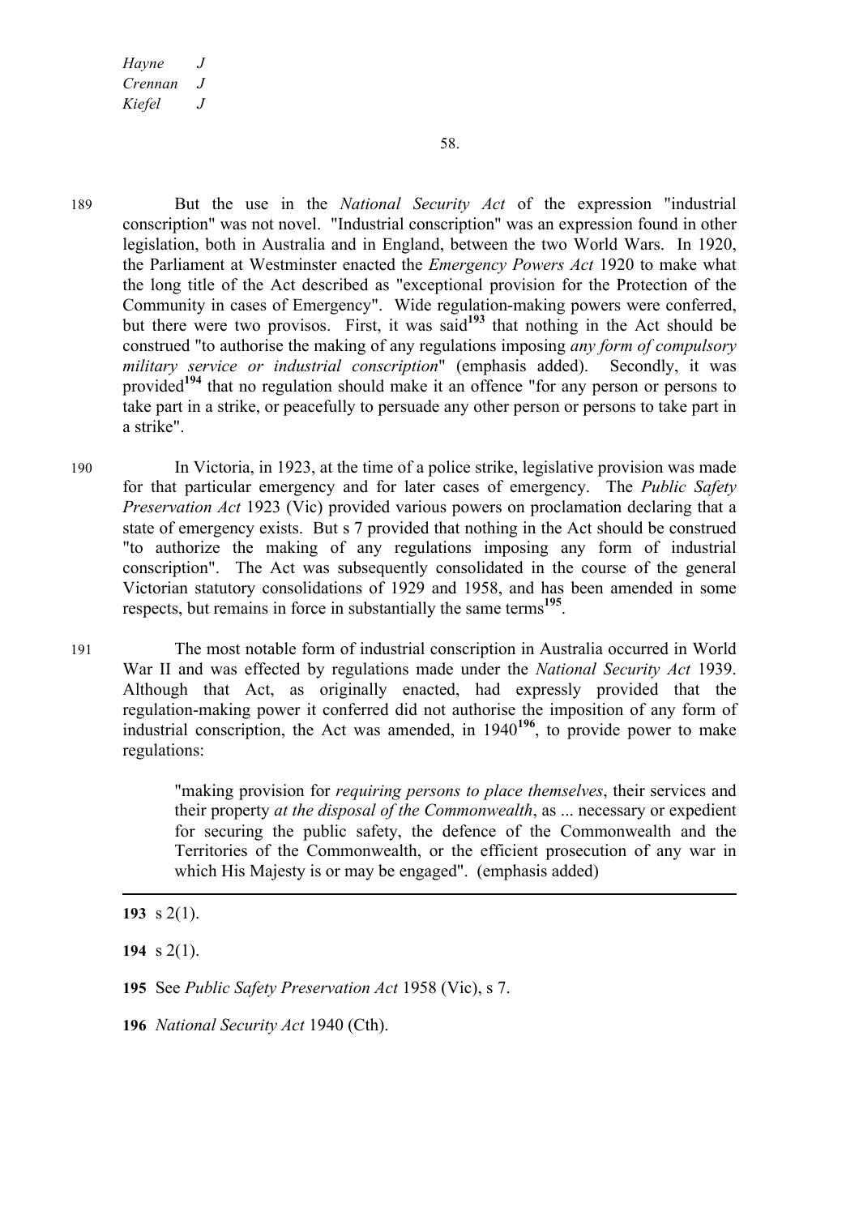189 But the use in the *National Security Act* of the expression "industrial conscription" was not novel. "Industrial conscription" was an expression found in other legislation, both in Australia and in England, between the two World Wars. In 1920, the Parliament at Westminster enacted the *Emergency Powers Act* 1920 to make what the long title of the Act described as "exceptional provision for the Protection of the Community in cases of Emergency". Wide regulation-making powers were conferred, but there were two provisos. First, it was said[193] that nothing in the Act should be construed "to authorise the making of any regulations imposing *any form of compulsory military service or industrial conscription*" (emphasis added). Secondly, it was provided[194] that no regulation should make it an offence "for any person or persons to take part in a strike, or peacefully to persuade any other person or persons to take part in a strike".

190 In Victoria, in 1923, at the time of a police strike, legislative provision was made for that particular emergency and for later cases of emergency. The *Public Safety Preservation Act* 1923 (Vic) provided various powers on proclamation declaring that a state of emergency exists. But s 7 provided that nothing in the Act should be construed "to authorize the making of any regulations imposing any form of industrial conscription". The Act was subsequently consolidated in the course of the general Victorian statutory consolidations of 1929 and 1958, and has been amended in some respects, but remains in force in substantially the same terms[195].

191 The most notable form of industrial conscription in Australia occurred in World War II and was effected by regulations made under the *National Security Act* 1939. Although that Act, as originally enacted, had expressly provided that the regulation-making power it conferred did not authorise the imposition of any form of industrial conscription, the Act was amended, in 1940[196], to provide power to make regulations:

> "making provision for *requiring persons to place themselves*, their services and their property *at the disposal of the Commonwealth*, as ... necessary or expedient for securing the public safety, the defence of the Commonwealth and the Territories of the Commonwealth, or the efficient prosecution of any war in which His Majesty is or may be engaged". (emphasis added)

---

**193** s 2(1).

**194** s 2(1).

**195** See *Public Safety Preservation Act* 1958 (Vic), s 7.

**196** *National Security Act* 1940 (Cth).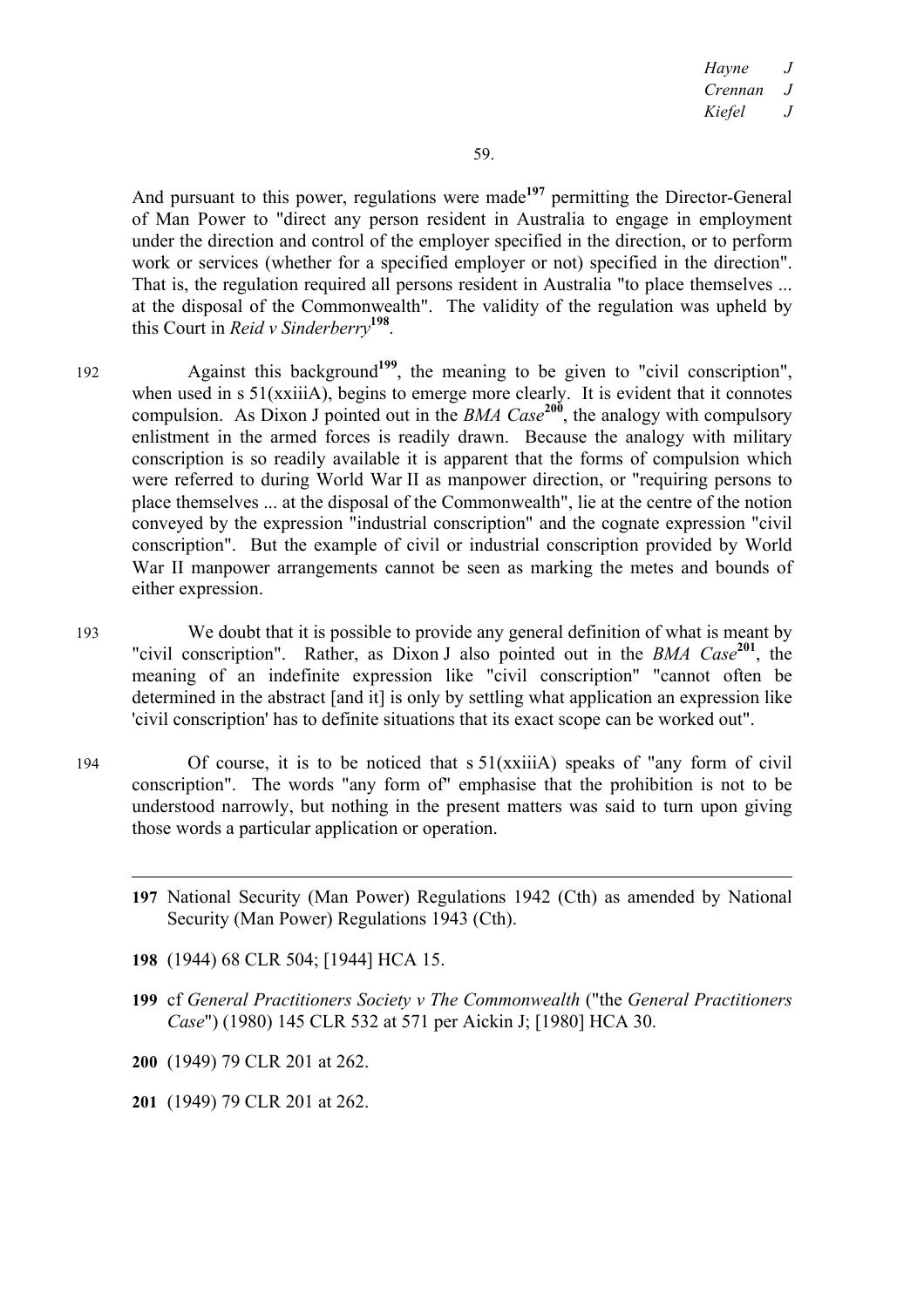And pursuant to this power, regulations were made[197] permitting the Director-General of Man Power to "direct any person resident in Australia to engage in employment under the direction and control of the employer specified in the direction, or to perform work or services (whether for a specified employer or not) specified in the direction". That is, the regulation required all persons resident in Australia "to place themselves ... at the disposal of the Commonwealth". The validity of the regulation was upheld by this Court in *Reid v Sinderberry*[198].

192 Against this background[199], the meaning to be given to "civil conscription", when used in s 51(xxiiiA), begins to emerge more clearly. It is evident that it connotes compulsion. As Dixon J pointed out in the *BMA Case*[200], the analogy with compulsory enlistment in the armed forces is readily drawn. Because the analogy with military conscription is so readily available it is apparent that the forms of compulsion which were referred to during World War II as manpower direction, or "requiring persons to place themselves ... at the disposal of the Commonwealth", lie at the centre of the notion conveyed by the expression "industrial conscription" and the cognate expression "civil conscription". But the example of civil or industrial conscription provided by World War II manpower arrangements cannot be seen as marking the metes and bounds of either expression.

193 We doubt that it is possible to provide any general definition of what is meant by "civil conscription". Rather, as Dixon J also pointed out in the *BMA Case*[201], the meaning of an indefinite expression like "civil conscription" "cannot often be determined in the abstract [and it] is only by settling what application an expression like 'civil conscription' has to definite situations that its exact scope can be worked out".

194 Of course, it is to be noticed that s 51(xxiiiA) speaks of "any form of civil conscription". The words "any form of" emphasise that the prohibition is not to be understood narrowly, but nothing in the present matters was said to turn upon giving those words a particular application or operation.

---

**197** National Security (Man Power) Regulations 1942 (Cth) as amended by National Security (Man Power) Regulations 1943 (Cth).

**198** (1944) 68 CLR 504; [1944] HCA 15.

**199** cf *General Practitioners Society v The Commonwealth* ("the *General Practitioners Case*") (1980) 145 CLR 532 at 571 per Aickin J; [1980] HCA 30.

**200** (1949) 79 CLR 201 at 262.

**201** (1949) 79 CLR 201 at 262.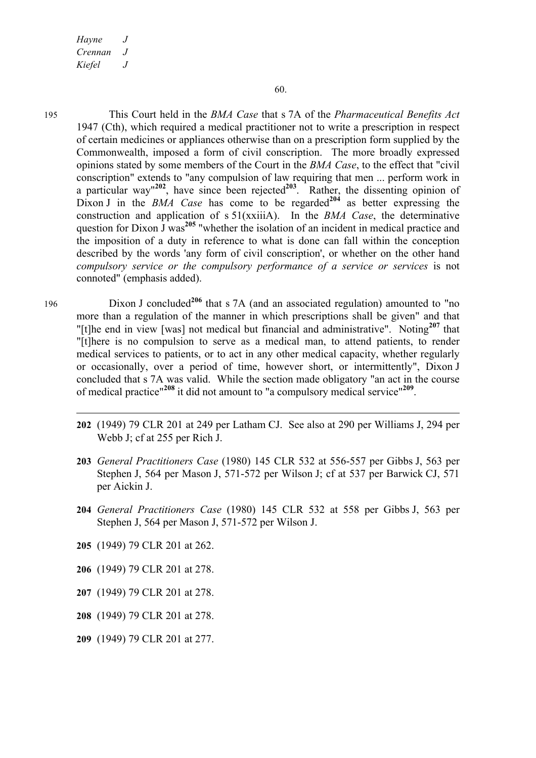195 This Court held in the *BMA Case* that s 7A of the *Pharmaceutical Benefits Act* 1947 (Cth), which required a medical practitioner not to write a prescription in respect of certain medicines or appliances otherwise than on a prescription form supplied by the Commonwealth, imposed a form of civil conscription. The more broadly expressed opinions stated by some members of the Court in the *BMA Case*, to the effect that "civil conscription" extends to "any compulsion of law requiring that men ... perform work in a particular way"[202], have since been rejected[203]. Rather, the dissenting opinion of Dixon J in the *BMA Case* has come to be regarded[204] as better expressing the construction and application of s 51(xxiiiA). In the *BMA Case*, the determinative question for Dixon J was[205] "whether the isolation of an incident in medical practice and the imposition of a duty in reference to what is done can fall within the conception described by the words 'any form of civil conscription', or whether on the other hand *compulsory service or the compulsory performance of a service or services* is not connoted" (emphasis added).

196 Dixon J concluded[206] that s 7A (and an associated regulation) amounted to "no more than a regulation of the manner in which prescriptions shall be given" and that "[t]he end in view [was] not medical but financial and administrative". Noting[207] that "[t]here is no compulsion to serve as a medical man, to attend patients, to render medical services to patients, or to act in any other medical capacity, whether regularly or occasionally, over a period of time, however short, or intermittently", Dixon J concluded that s 7A was valid. While the section made obligatory "an act in the course of medical practice"[208] it did not amount to "a compulsory medical service"[209].

---

**202** (1949) 79 CLR 201 at 249 per Latham CJ. See also at 290 per Williams J, 294 per Webb J; cf at 255 per Rich J.

**203** *General Practitioners Case* (1980) 145 CLR 532 at 556-557 per Gibbs J, 563 per Stephen J, 564 per Mason J, 571-572 per Wilson J; cf at 537 per Barwick CJ, 571 per Aickin J.

**204** *General Practitioners Case* (1980) 145 CLR 532 at 558 per Gibbs J, 563 per Stephen J, 564 per Mason J, 571-572 per Wilson J.

**205** (1949) 79 CLR 201 at 262.

**206** (1949) 79 CLR 201 at 278.

**207** (1949) 79 CLR 201 at 278.

**208** (1949) 79 CLR 201 at 278.

**209** (1949) 79 CLR 201 at 277.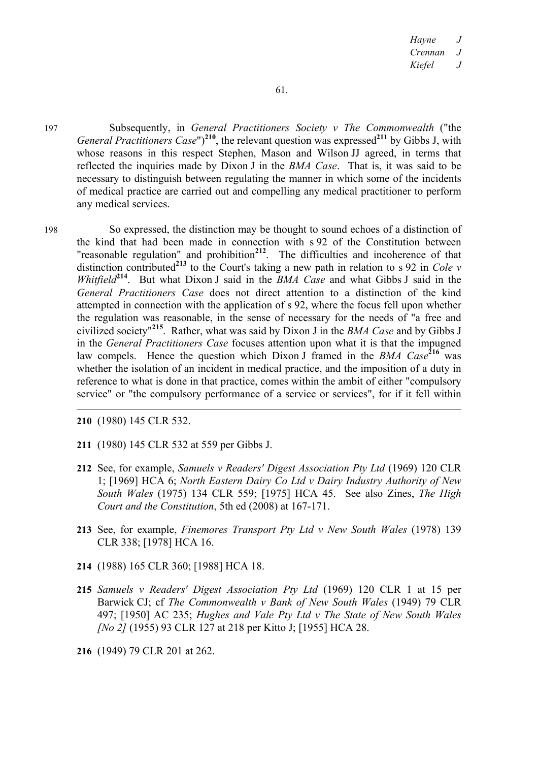197 Subsequently, in *General Practitioners Society v The Commonwealth* ("the *General Practitioners Case*")[210], the relevant question was expressed[211] by Gibbs J, with whose reasons in this respect Stephen, Mason and Wilson JJ agreed, in terms that reflected the inquiries made by Dixon J in the *BMA Case*. That is, it was said to be necessary to distinguish between regulating the manner in which some of the incidents of medical practice are carried out and compelling any medical practitioner to perform any medical services.

198 So expressed, the distinction may be thought to sound echoes of a distinction of the kind that had been made in connection with s 92 of the Constitution between "reasonable regulation" and prohibition[212]. The difficulties and incoherence of that distinction contributed[213] to the Court's taking a new path in relation to s 92 in *Cole v Whitfield*[214]. But what Dixon J said in the *BMA Case* and what Gibbs J said in the *General Practitioners Case* does not direct attention to a distinction of the kind attempted in connection with the application of s 92, where the focus fell upon whether the regulation was reasonable, in the sense of necessary for the needs of "a free and civilized society"[215]. Rather, what was said by Dixon J in the *BMA Case* and by Gibbs J in the *General Practitioners Case* focuses attention upon what it is that the impugned law compels. Hence the question which Dixon J framed in the *BMA Case*[216] was whether the isolation of an incident in medical practice, and the imposition of a duty in reference to what is done in that practice, comes within the ambit of either "compulsory service" or "the compulsory performance of a service or services", for if it fell within

---

**210** (1980) 145 CLR 532.

**211** (1980) 145 CLR 532 at 559 per Gibbs J.

**212** See, for example, *Samuels v Readers' Digest Association Pty Ltd* (1969) 120 CLR 1; [1969] HCA 6; *North Eastern Dairy Co Ltd v Dairy Industry Authority of New South Wales* (1975) 134 CLR 559; [1975] HCA 45. See also Zines, *The High Court and the Constitution*, 5th ed (2008) at 167-171.

**213** See, for example, *Finemores Transport Pty Ltd v New South Wales* (1978) 139 CLR 338; [1978] HCA 16.

**214** (1988) 165 CLR 360; [1988] HCA 18.

**215** *Samuels v Readers' Digest Association Pty Ltd* (1969) 120 CLR 1 at 15 per Barwick CJ; cf *The Commonwealth v Bank of New South Wales* (1949) 79 CLR 497; [1950] AC 235; *Hughes and Vale Pty Ltd v The State of New South Wales [No 2]* (1955) 93 CLR 127 at 218 per Kitto J; [1955] HCA 28.

**216** (1949) 79 CLR 201 at 262.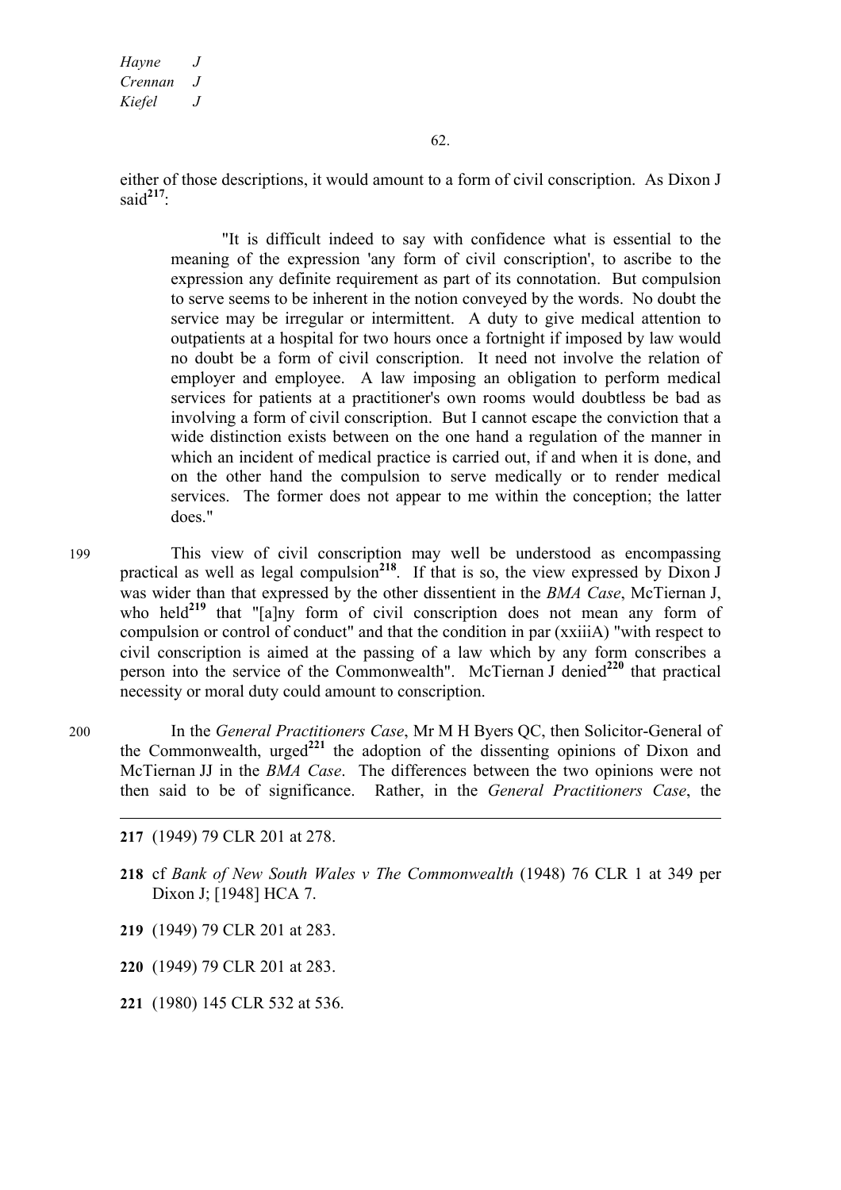either of those descriptions, it would amount to a form of civil conscription. As Dixon J said[217]:

> "It is difficult indeed to say with confidence what is essential to the meaning of the expression 'any form of civil conscription', to ascribe to the expression any definite requirement as part of its connotation. But compulsion to serve seems to be inherent in the notion conveyed by the words. No doubt the service may be irregular or intermittent. A duty to give medical attention to outpatients at a hospital for two hours once a fortnight if imposed by law would no doubt be a form of civil conscription. It need not involve the relation of employer and employee. A law imposing an obligation to perform medical services for patients at a practitioner's own rooms would doubtless be bad as involving a form of civil conscription. But I cannot escape the conviction that a wide distinction exists between on the one hand a regulation of the manner in which an incident of medical practice is carried out, if and when it is done, and on the other hand the compulsion to serve medically or to render medical services. The former does not appear to me within the conception; the latter does."

199 This view of civil conscription may well be understood as encompassing practical as well as legal compulsion[218]. If that is so, the view expressed by Dixon J was wider than that expressed by the other dissentient in the *BMA Case*, McTiernan J, who held[219] that "[a]ny form of civil conscription does not mean any form of compulsion or control of conduct" and that the condition in par (xxiiiA) "with respect to civil conscription is aimed at the passing of a law which by any form conscribes a person into the service of the Commonwealth". McTiernan J denied[220] that practical necessity or moral duty could amount to conscription.

200 In the *General Practitioners Case*, Mr M H Byers QC, then Solicitor-General of the Commonwealth, urged[221] the adoption of the dissenting opinions of Dixon and McTiernan JJ in the *BMA Case*. The differences between the two opinions were not then said to be of significance. Rather, in the *General Practitioners Case*, the

---

**217** (1949) 79 CLR 201 at 278.

**218** cf *Bank of New South Wales v The Commonwealth* (1948) 76 CLR 1 at 349 per Dixon J; [1948] HCA 7.

**219** (1949) 79 CLR 201 at 283.

**220** (1949) 79 CLR 201 at 283.

**221** (1980) 145 CLR 532 at 536.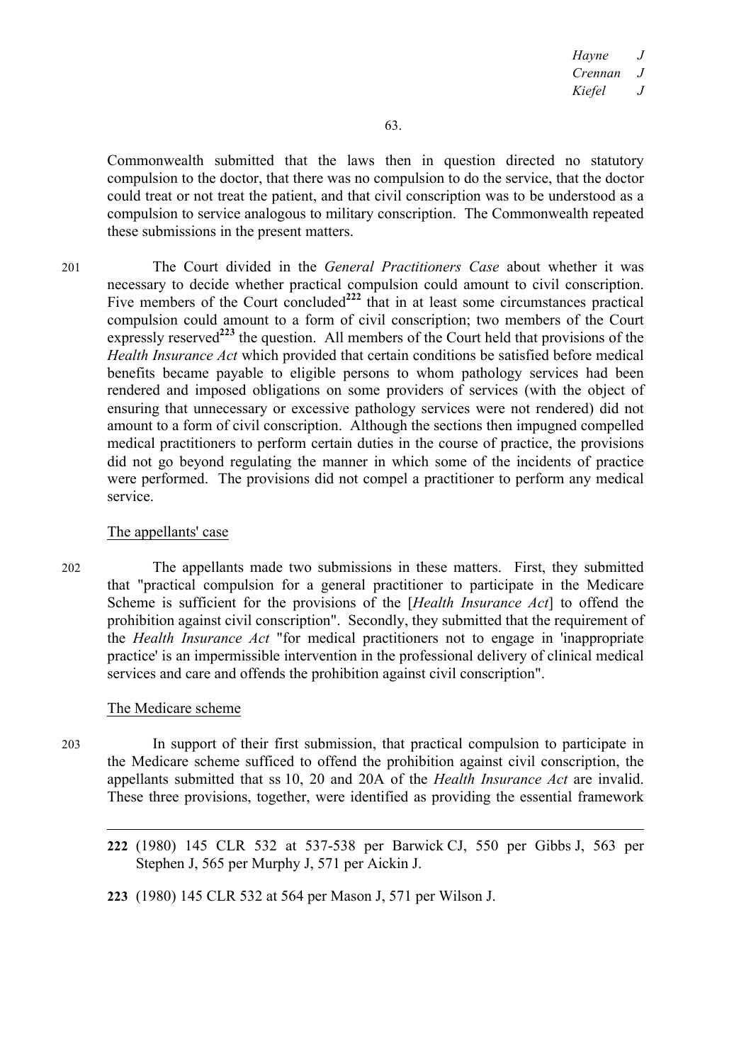Commonwealth submitted that the laws then in question directed no statutory compulsion to the doctor, that there was no compulsion to do the service, that the doctor could treat or not treat the patient, and that civil conscription was to be understood as a compulsion to service analogous to military conscription. The Commonwealth repeated these submissions in the present matters.

201 The Court divided in the *General Practitioners Case* about whether it was necessary to decide whether practical compulsion could amount to civil conscription. Five members of the Court concluded[222] that in at least some circumstances practical compulsion could amount to a form of civil conscription; two members of the Court expressly reserved[223] the question. All members of the Court held that provisions of the *Health Insurance Act* which provided that certain conditions be satisfied before medical benefits became payable to eligible persons to whom pathology services had been rendered and imposed obligations on some providers of services (with the object of ensuring that unnecessary or excessive pathology services were not rendered) did not amount to a form of civil conscription. Although the sections then impugned compelled medical practitioners to perform certain duties in the course of practice, the provisions did not go beyond regulating the manner in which some of the incidents of practice were performed. The provisions did not compel a practitioner to perform any medical service.

## The appellants' case

202 The appellants made two submissions in these matters. First, they submitted that "practical compulsion for a general practitioner to participate in the Medicare Scheme is sufficient for the provisions of the [*Health Insurance Act*] to offend the prohibition against civil conscription". Secondly, they submitted that the requirement of the *Health Insurance Act* "for medical practitioners not to engage in 'inappropriate practice' is an impermissible intervention in the professional delivery of clinical medical services and care and offends the prohibition against civil conscription".

## The Medicare scheme

203 In support of their first submission, that practical compulsion to participate in the Medicare scheme sufficed to offend the prohibition against civil conscription, the appellants submitted that ss 10, 20 and 20A of the *Health Insurance Act* are invalid. These three provisions, together, were identified as providing the essential framework

---

**222** (1980) 145 CLR 532 at 537-538 per Barwick CJ, 550 per Gibbs J, 563 per Stephen J, 565 per Murphy J, 571 per Aickin J.

**223** (1980) 145 CLR 532 at 564 per Mason J, 571 per Wilson J.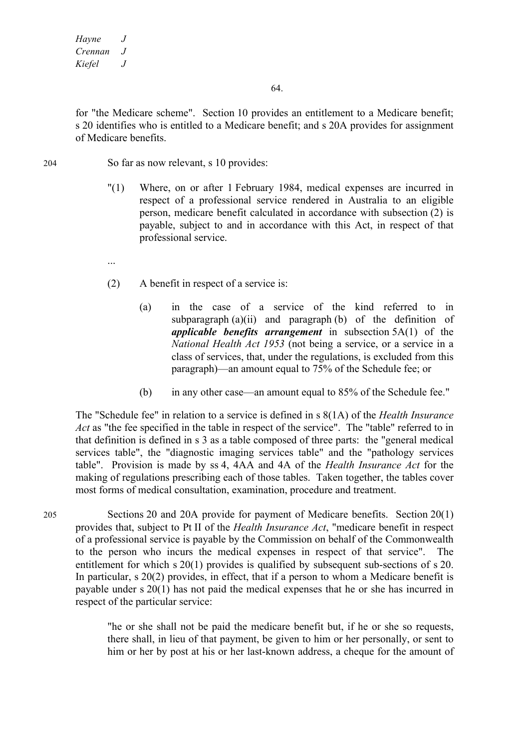for "the Medicare scheme". Section 10 provides an entitlement to a Medicare benefit; s 20 identifies who is entitled to a Medicare benefit; and s 20A provides for assignment of Medicare benefits.

204 So far as now relevant, s 10 provides:

> "(1) Where, on or after 1 February 1984, medical expenses are incurred in respect of a professional service rendered in Australia to an eligible person, medicare benefit calculated in accordance with subsection (2) is payable, subject to and in accordance with this Act, in respect of that professional service.
>
> ...
>
> (2) A benefit in respect of a service is:
>
> (a) in the case of a service of the kind referred to in subparagraph (a)(ii) and paragraph (b) of the definition of ***applicable benefits arrangement*** in subsection 5A(1) of the *National Health Act 1953* (not being a service, or a service in a class of services, that, under the regulations, is excluded from this paragraph)—an amount equal to 75% of the Schedule fee; or
>
> (b) in any other case—an amount equal to 85% of the Schedule fee."

The "Schedule fee" in relation to a service is defined in s 8(1A) of the *Health Insurance Act* as "the fee specified in the table in respect of the service". The "table" referred to in that definition is defined in s 3 as a table composed of three parts: the "general medical services table", the "diagnostic imaging services table" and the "pathology services table". Provision is made by ss 4, 4AA and 4A of the *Health Insurance Act* for the making of regulations prescribing each of those tables. Taken together, the tables cover most forms of medical consultation, examination, procedure and treatment.

205 Sections 20 and 20A provide for payment of Medicare benefits. Section 20(1) provides that, subject to Pt II of the *Health Insurance Act*, "medicare benefit in respect of a professional service is payable by the Commission on behalf of the Commonwealth to the person who incurs the medical expenses in respect of that service". The entitlement for which s 20(1) provides is qualified by subsequent sub-sections of s 20. In particular, s 20(2) provides, in effect, that if a person to whom a Medicare benefit is payable under s 20(1) has not paid the medical expenses that he or she has incurred in respect of the particular service:

> "he or she shall not be paid the medicare benefit but, if he or she so requests, there shall, in lieu of that payment, be given to him or her personally, or sent to him or her by post at his or her last-known address, a cheque for the amount of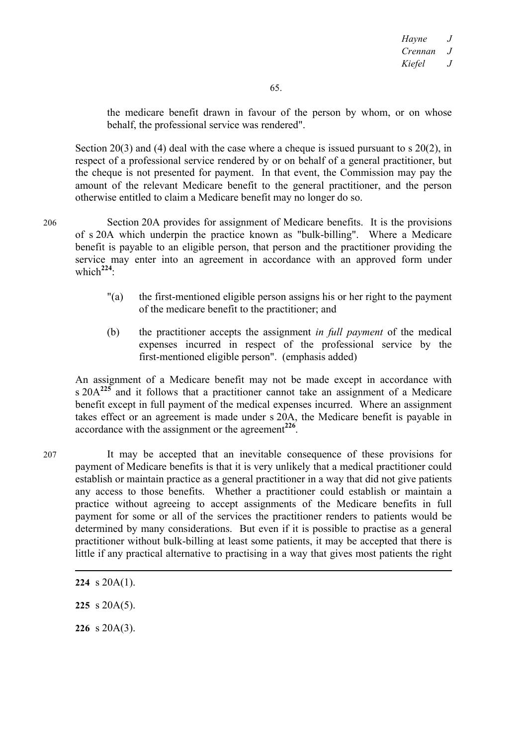the medicare benefit drawn in favour of the person by whom, or on whose behalf, the professional service was rendered".

Section 20(3) and (4) deal with the case where a cheque is issued pursuant to s 20(2), in respect of a professional service rendered by or on behalf of a general practitioner, but the cheque is not presented for payment. In that event, the Commission may pay the amount of the relevant Medicare benefit to the general practitioner, and the person otherwise entitled to claim a Medicare benefit may no longer do so.

206 Section 20A provides for assignment of Medicare benefits. It is the provisions of s 20A which underpin the practice known as "bulk-billing". Where a Medicare benefit is payable to an eligible person, that person and the practitioner providing the service may enter into an agreement in accordance with an approved form under which[224]:

> "(a) the first-mentioned eligible person assigns his or her right to the payment of the medicare benefit to the practitioner; and
>
> (b) the practitioner accepts the assignment *in full payment* of the medical expenses incurred in respect of the professional service by the first-mentioned eligible person". (emphasis added)

An assignment of a Medicare benefit may not be made except in accordance with s 20A[225] and it follows that a practitioner cannot take an assignment of a Medicare benefit except in full payment of the medical expenses incurred. Where an assignment takes effect or an agreement is made under s 20A, the Medicare benefit is payable in accordance with the assignment or the agreement[226].

207 It may be accepted that an inevitable consequence of these provisions for payment of Medicare benefits is that it is very unlikely that a medical practitioner could establish or maintain practice as a general practitioner in a way that did not give patients any access to those benefits. Whether a practitioner could establish or maintain a practice without agreeing to accept assignments of the Medicare benefits in full payment for some or all of the services the practitioner renders to patients would be determined by many considerations. But even if it is possible to practise as a general practitioner without bulk-billing at least some patients, it may be accepted that there is little if any practical alternative to practising in a way that gives most patients the right

---

**224** s 20A(1).

**225** s 20A(5).

**226** s 20A(3).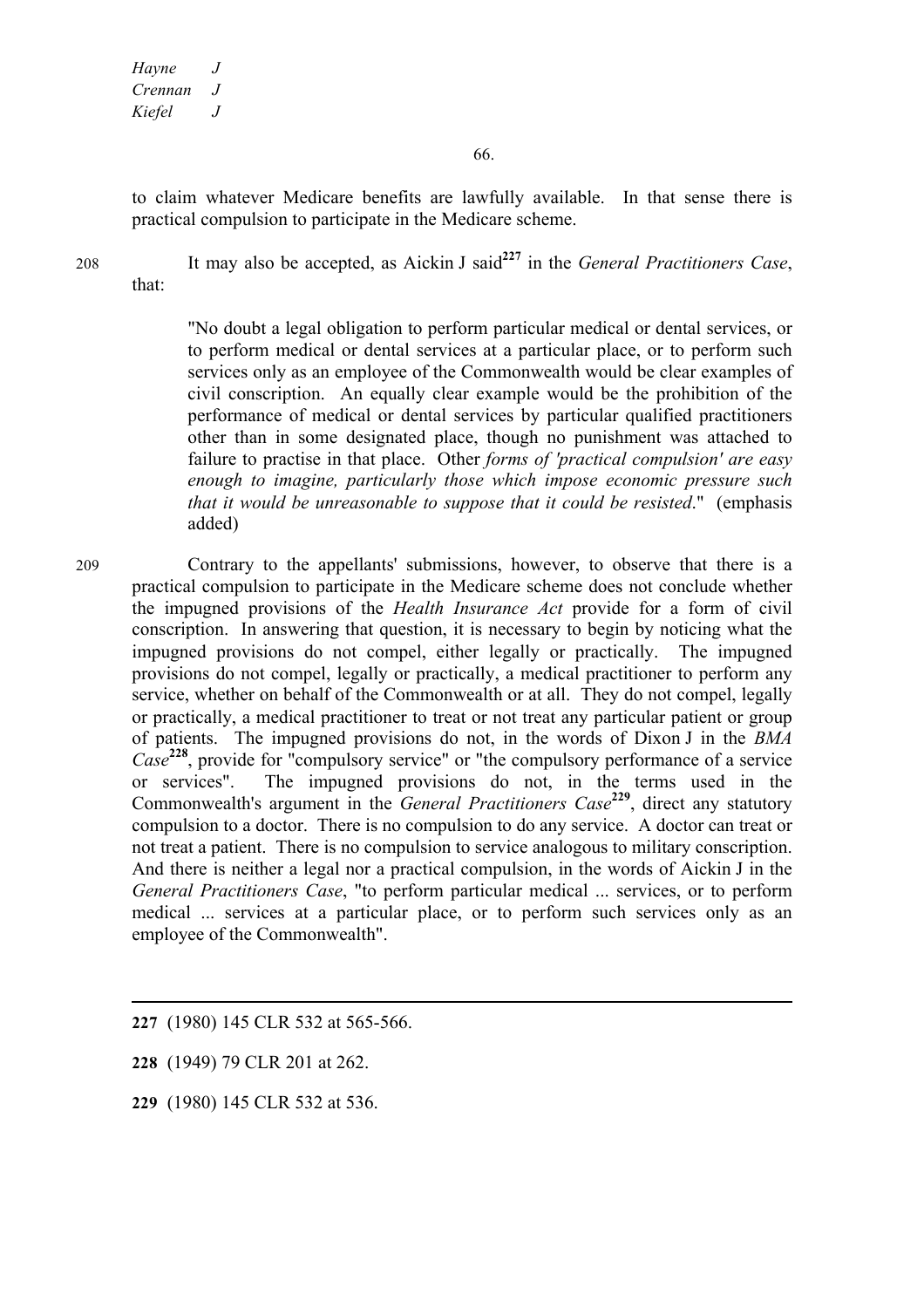to claim whatever Medicare benefits are lawfully available. In that sense there is practical compulsion to participate in the Medicare scheme.

208 It may also be accepted, as Aickin J said[227] in the *General Practitioners Case*, that:

> "No doubt a legal obligation to perform particular medical or dental services, or to perform medical or dental services at a particular place, or to perform such services only as an employee of the Commonwealth would be clear examples of civil conscription. An equally clear example would be the prohibition of the performance of medical or dental services by particular qualified practitioners other than in some designated place, though no punishment was attached to failure to practise in that place. Other *forms of 'practical compulsion' are easy enough to imagine, particularly those which impose economic pressure such that it would be unreasonable to suppose that it could be resisted*." (emphasis added)

209 Contrary to the appellants' submissions, however, to observe that there is a practical compulsion to participate in the Medicare scheme does not conclude whether the impugned provisions of the *Health Insurance Act* provide for a form of civil conscription. In answering that question, it is necessary to begin by noticing what the impugned provisions do not compel, either legally or practically. The impugned provisions do not compel, legally or practically, a medical practitioner to perform any service, whether on behalf of the Commonwealth or at all. They do not compel, legally or practically, a medical practitioner to treat or not treat any particular patient or group of patients. The impugned provisions do not, in the words of Dixon J in the *BMA Case*[228], provide for "compulsory service" or "the compulsory performance of a service or services". The impugned provisions do not, in the terms used in the Commonwealth's argument in the *General Practitioners Case*[229], direct any statutory compulsion to a doctor. There is no compulsion to do any service. A doctor can treat or not treat a patient. There is no compulsion to service analogous to military conscription. And there is neither a legal nor a practical compulsion, in the words of Aickin J in the *General Practitioners Case*, "to perform particular medical ... services, or to perform medical ... services at a particular place, or to perform such services only as an employee of the Commonwealth".

---

**227** (1980) 145 CLR 532 at 565-566.

**228** (1949) 79 CLR 201 at 262.

**229** (1980) 145 CLR 532 at 536.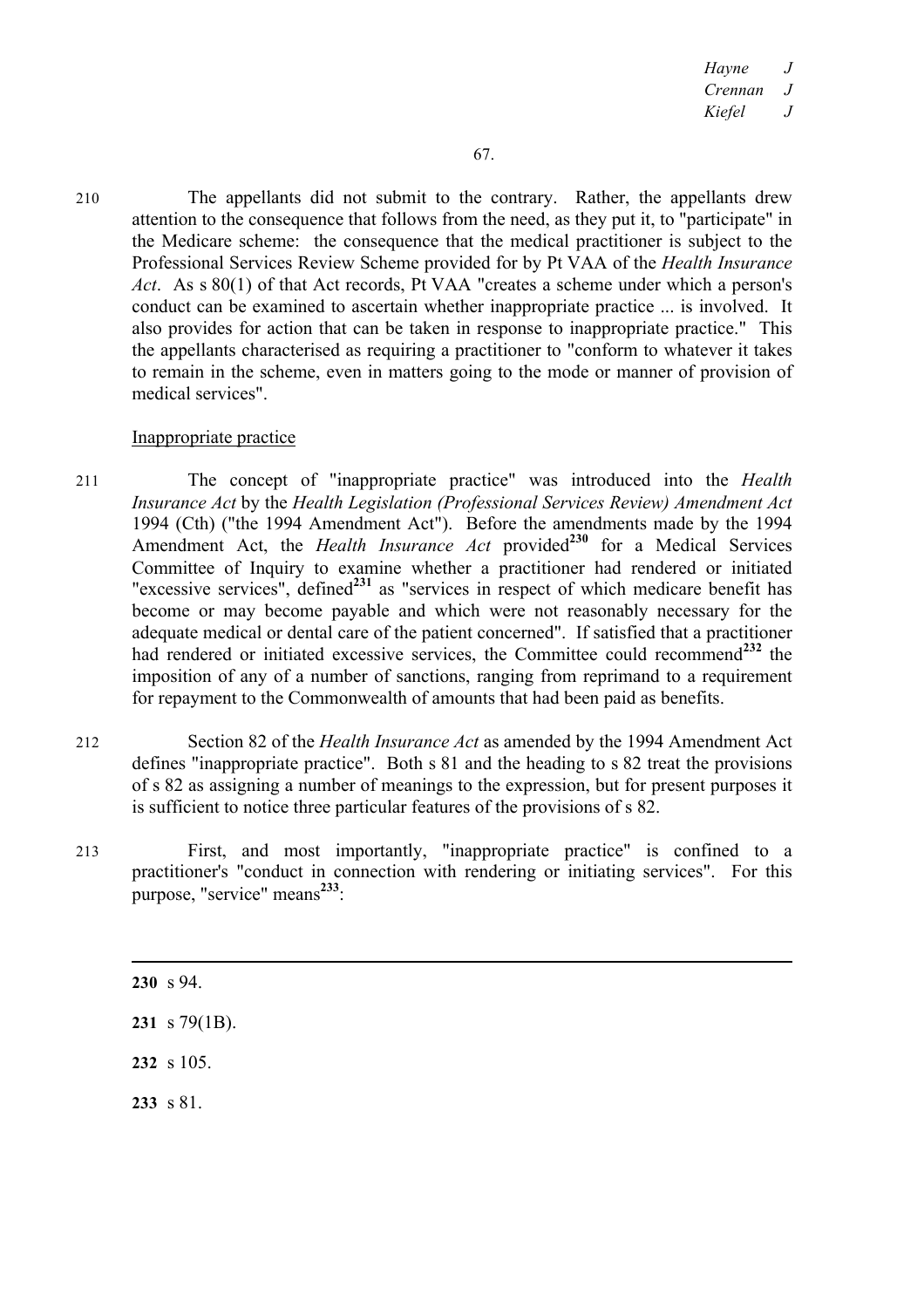210 The appellants did not submit to the contrary. Rather, the appellants drew attention to the consequence that follows from the need, as they put it, to "participate" in the Medicare scheme: the consequence that the medical practitioner is subject to the Professional Services Review Scheme provided for by Pt VAA of the *Health Insurance Act*. As s 80(1) of that Act records, Pt VAA "creates a scheme under which a person's conduct can be examined to ascertain whether inappropriate practice ... is involved. It also provides for action that can be taken in response to inappropriate practice." This the appellants characterised as requiring a practitioner to "conform to whatever it takes to remain in the scheme, even in matters going to the mode or manner of provision of medical services".

Inappropriate practice

211 The concept of "inappropriate practice" was introduced into the *Health Insurance Act* by the *Health Legislation (Professional Services Review) Amendment Act* 1994 (Cth) ("the 1994 Amendment Act"). Before the amendments made by the 1994 Amendment Act, the *Health Insurance Act* provided[230] for a Medical Services Committee of Inquiry to examine whether a practitioner had rendered or initiated "excessive services", defined[231] as "services in respect of which medicare benefit has become or may become payable and which were not reasonably necessary for the adequate medical or dental care of the patient concerned". If satisfied that a practitioner had rendered or initiated excessive services, the Committee could recommend[232] the imposition of any of a number of sanctions, ranging from reprimand to a requirement for repayment to the Commonwealth of amounts that had been paid as benefits.

212 Section 82 of the *Health Insurance Act* as amended by the 1994 Amendment Act defines "inappropriate practice". Both s 81 and the heading to s 82 treat the provisions of s 82 as assigning a number of meanings to the expression, but for present purposes it is sufficient to notice three particular features of the provisions of s 82.

213 First, and most importantly, "inappropriate practice" is confined to a practitioner's "conduct in connection with rendering or initiating services". For this purpose, "service" means[233]:

---

**230** s 94.

**231** s 79(1B).

**232** s 105.

**233** s 81.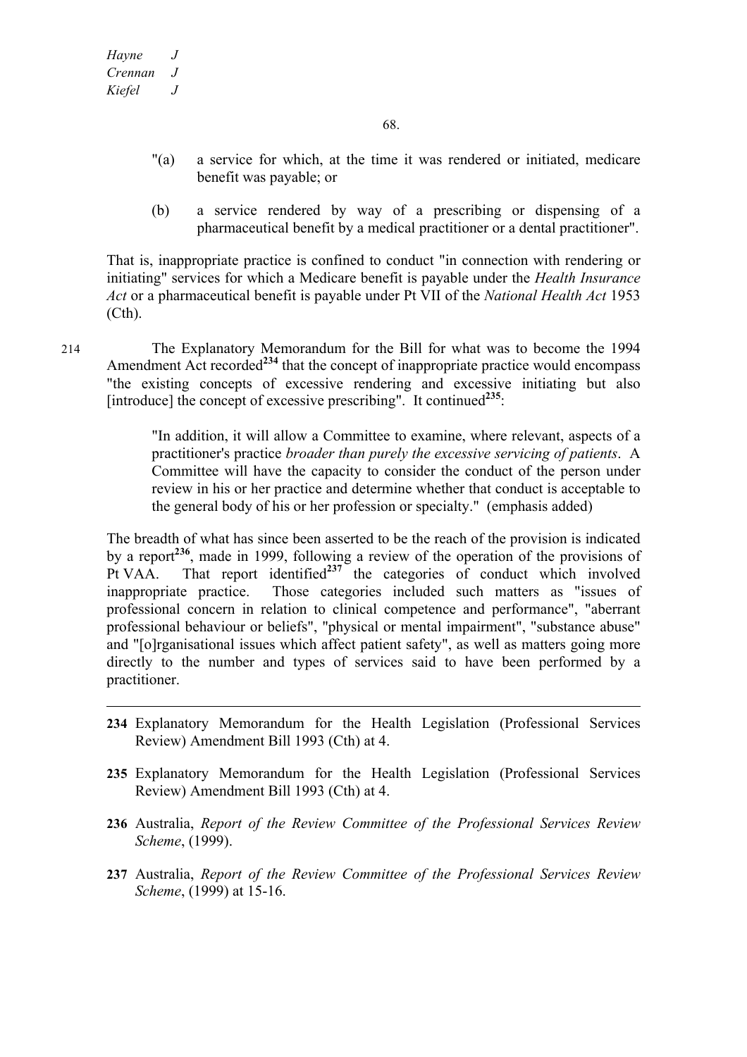"(a) a service for which, at the time it was rendered or initiated, medicare benefit was payable; or

(b) a service rendered by way of a prescribing or dispensing of a pharmaceutical benefit by a medical practitioner or a dental practitioner".

That is, inappropriate practice is confined to conduct "in connection with rendering or initiating" services for which a Medicare benefit is payable under the *Health Insurance Act* or a pharmaceutical benefit is payable under Pt VII of the *National Health Act* 1953 (Cth).

214 The Explanatory Memorandum for the Bill for what was to become the 1994 Amendment Act recorded[234] that the concept of inappropriate practice would encompass "the existing concepts of excessive rendering and excessive initiating but also [introduce] the concept of excessive prescribing". It continued[235]:

> "In addition, it will allow a Committee to examine, where relevant, aspects of a practitioner's practice *broader than purely the excessive servicing of patients*. A Committee will have the capacity to consider the conduct of the person under review in his or her practice and determine whether that conduct is acceptable to the general body of his or her profession or specialty." (emphasis added)

The breadth of what has since been asserted to be the reach of the provision is indicated by a report[236], made in 1999, following a review of the operation of the provisions of Pt VAA. That report identified[237] the categories of conduct which involved inappropriate practice. Those categories included such matters as "issues of professional concern in relation to clinical competence and performance", "aberrant professional behaviour or beliefs", "physical or mental impairment", "substance abuse" and "[o]rganisational issues which affect patient safety", as well as matters going more directly to the number and types of services said to have been performed by a practitioner.

---

**234** Explanatory Memorandum for the Health Legislation (Professional Services Review) Amendment Bill 1993 (Cth) at 4.

**235** Explanatory Memorandum for the Health Legislation (Professional Services Review) Amendment Bill 1993 (Cth) at 4.

**236** Australia, *Report of the Review Committee of the Professional Services Review Scheme*, (1999).

**237** Australia, *Report of the Review Committee of the Professional Services Review Scheme*, (1999) at 15-16.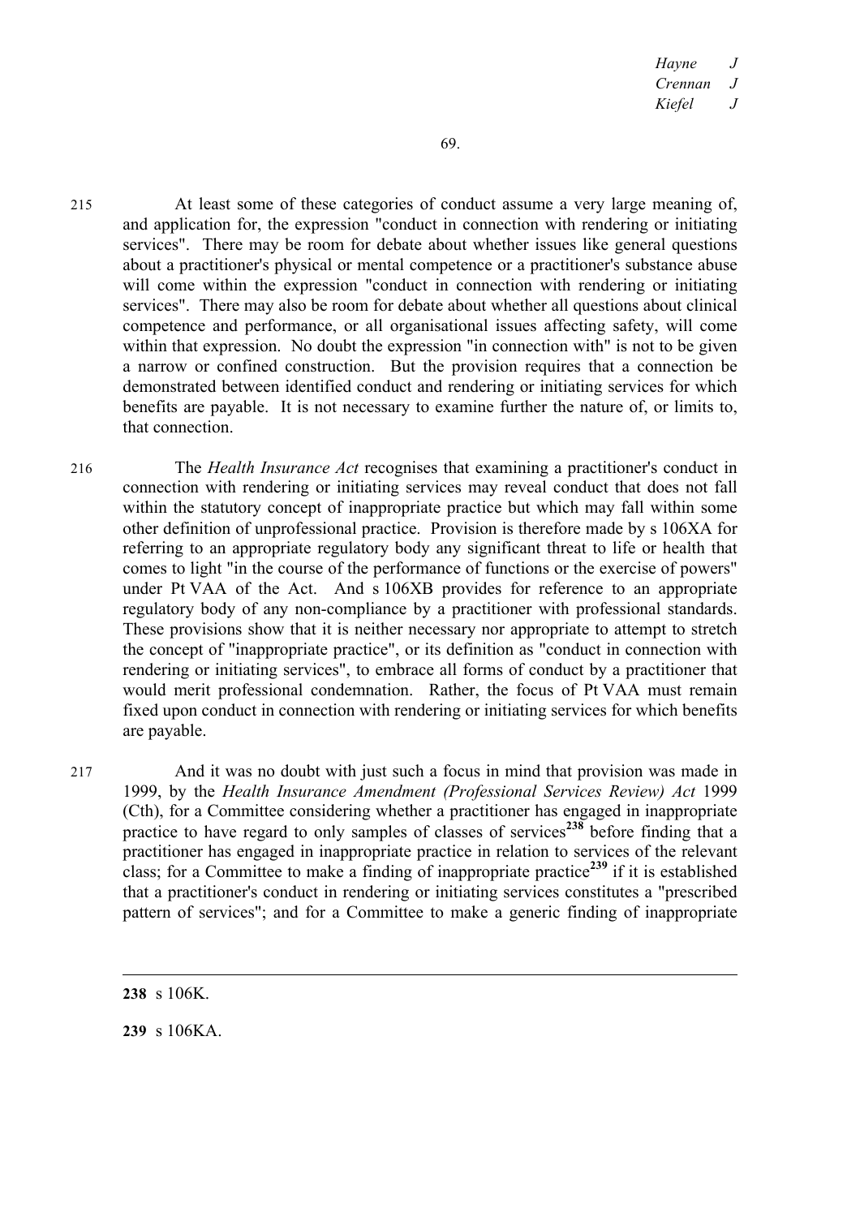215 At least some of these categories of conduct assume a very large meaning of, and application for, the expression "conduct in connection with rendering or initiating services". There may be room for debate about whether issues like general questions about a practitioner's physical or mental competence or a practitioner's substance abuse will come within the expression "conduct in connection with rendering or initiating services". There may also be room for debate about whether all questions about clinical competence and performance, or all organisational issues affecting safety, will come within that expression. No doubt the expression "in connection with" is not to be given a narrow or confined construction. But the provision requires that a connection be demonstrated between identified conduct and rendering or initiating services for which benefits are payable. It is not necessary to examine further the nature of, or limits to, that connection.

216 The *Health Insurance Act* recognises that examining a practitioner's conduct in connection with rendering or initiating services may reveal conduct that does not fall within the statutory concept of inappropriate practice but which may fall within some other definition of unprofessional practice. Provision is therefore made by s 106XA for referring to an appropriate regulatory body any significant threat to life or health that comes to light "in the course of the performance of functions or the exercise of powers" under Pt VAA of the Act. And s 106XB provides for reference to an appropriate regulatory body of any non-compliance by a practitioner with professional standards. These provisions show that it is neither necessary nor appropriate to attempt to stretch the concept of "inappropriate practice", or its definition as "conduct in connection with rendering or initiating services", to embrace all forms of conduct by a practitioner that would merit professional condemnation. Rather, the focus of Pt VAA must remain fixed upon conduct in connection with rendering or initiating services for which benefits are payable.

217 And it was no doubt with just such a focus in mind that provision was made in 1999, by the *Health Insurance Amendment (Professional Services Review) Act* 1999 (Cth), for a Committee considering whether a practitioner has engaged in inappropriate practice to have regard to only samples of classes of services[238] before finding that a practitioner has engaged in inappropriate practice in relation to services of the relevant class; for a Committee to make a finding of inappropriate practice[239] if it is established that a practitioner's conduct in rendering or initiating services constitutes a "prescribed pattern of services"; and for a Committee to make a generic finding of inappropriate

---

**238** s 106K.

**239** s 106KA.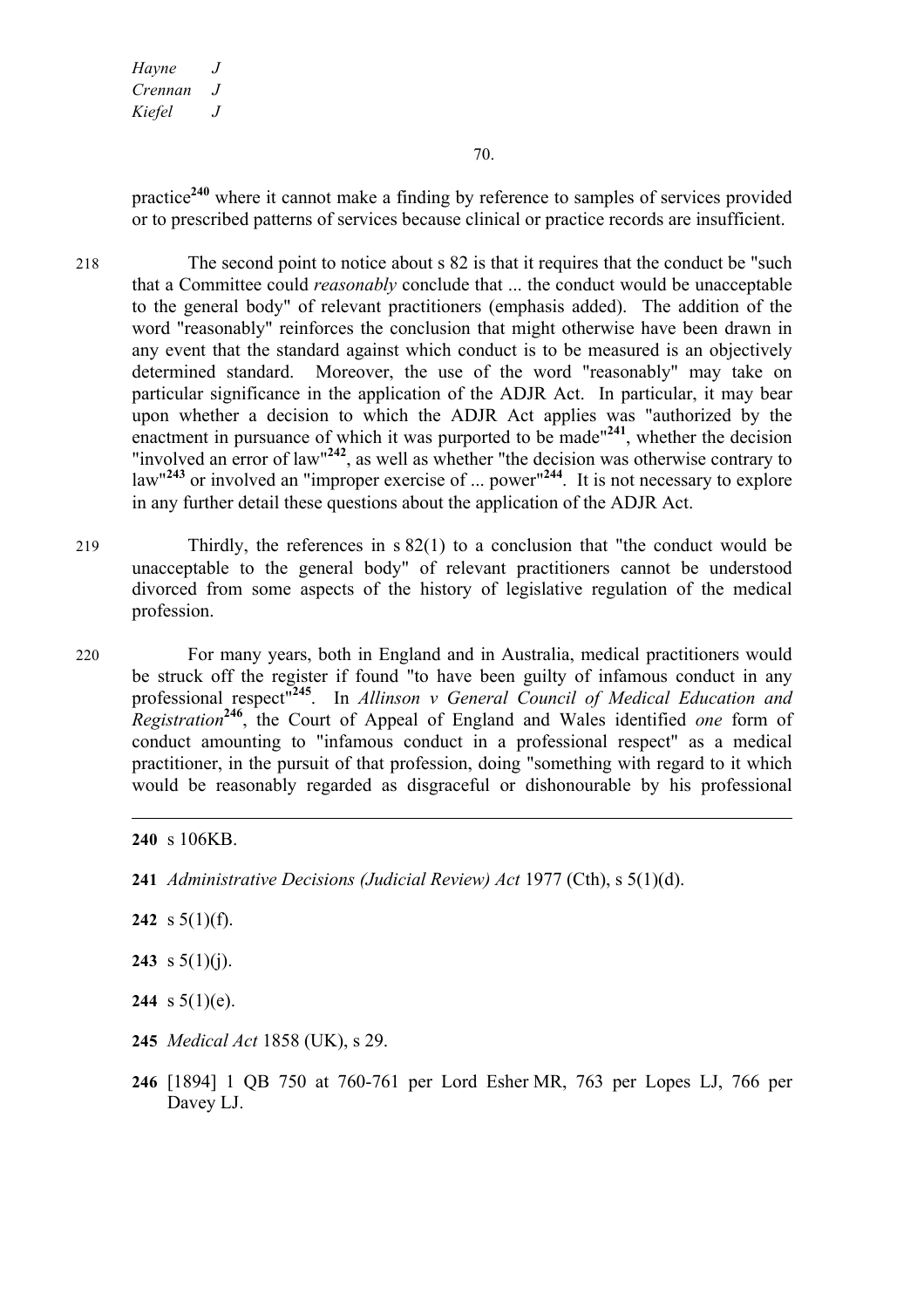practice[240] where it cannot make a finding by reference to samples of services provided or to prescribed patterns of services because clinical or practice records are insufficient.

218 The second point to notice about s 82 is that it requires that the conduct be "such that a Committee could *reasonably* conclude that ... the conduct would be unacceptable to the general body" of relevant practitioners (emphasis added). The addition of the word "reasonably" reinforces the conclusion that might otherwise have been drawn in any event that the standard against which conduct is to be measured is an objectively determined standard. Moreover, the use of the word "reasonably" may take on particular significance in the application of the ADJR Act. In particular, it may bear upon whether a decision to which the ADJR Act applies was "authorized by the enactment in pursuance of which it was purported to be made"[241], whether the decision "involved an error of law"[242], as well as whether "the decision was otherwise contrary to law"[243] or involved an "improper exercise of ... power"[244]. It is not necessary to explore in any further detail these questions about the application of the ADJR Act.

219 Thirdly, the references in s 82(1) to a conclusion that "the conduct would be unacceptable to the general body" of relevant practitioners cannot be understood divorced from some aspects of the history of legislative regulation of the medical profession.

220 For many years, both in England and in Australia, medical practitioners would be struck off the register if found "to have been guilty of infamous conduct in any professional respect"[245]. In *Allinson v General Council of Medical Education and Registration*[246], the Court of Appeal of England and Wales identified *one* form of conduct amounting to "infamous conduct in a professional respect" as a medical practitioner, in the pursuit of that profession, doing "something with regard to it which would be reasonably regarded as disgraceful or dishonourable by his professional

---

**240** s 106KB.

**241** *Administrative Decisions (Judicial Review) Act* 1977 (Cth), s 5(1)(d).

**242** s 5(1)(f).

**243** s 5(1)(j).

**244** s 5(1)(e).

**245** *Medical Act* 1858 (UK), s 29.

**246** [1894] 1 QB 750 at 760-761 per Lord Esher MR, 763 per Lopes LJ, 766 per Davey LJ.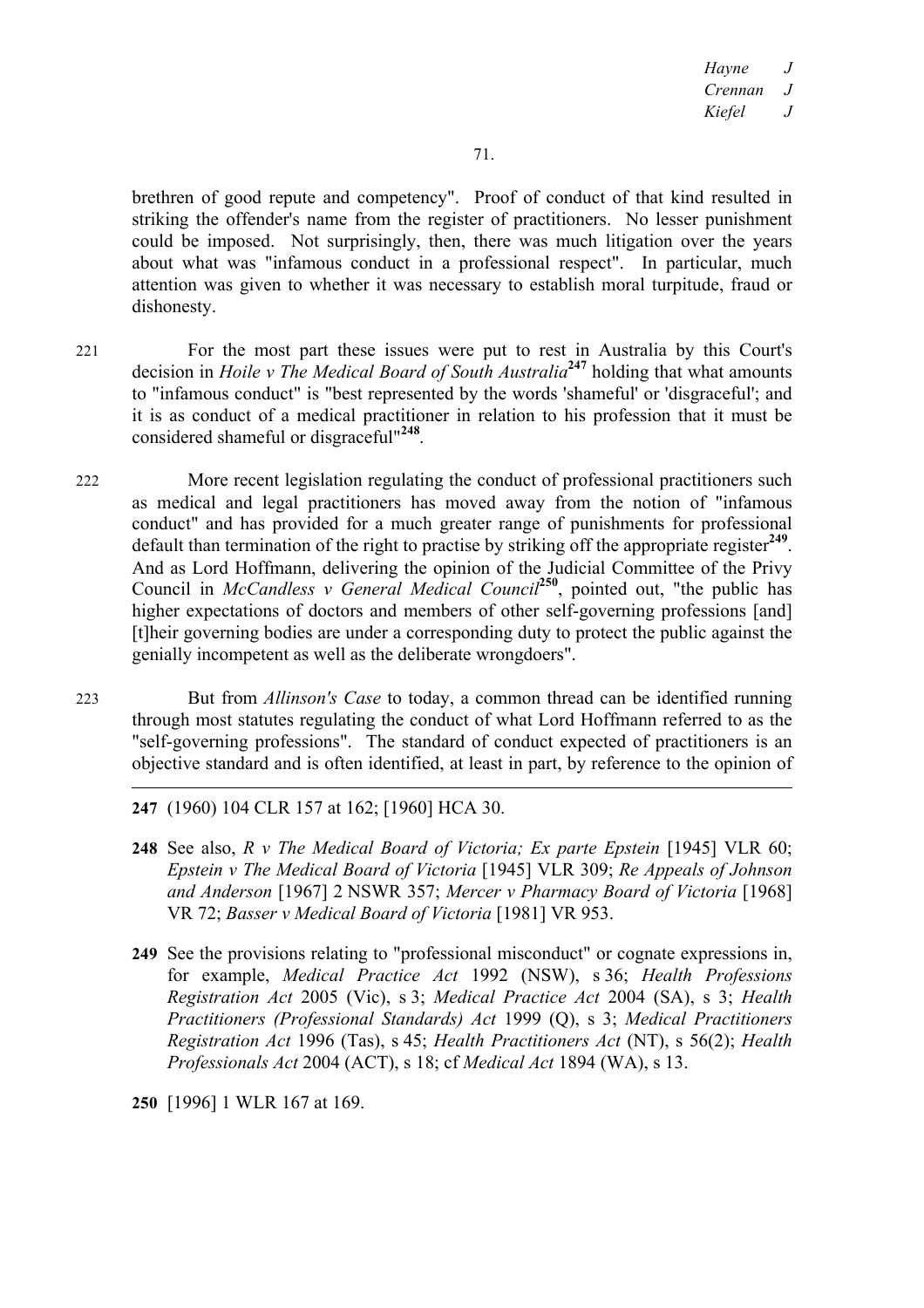brethren of good repute and competency". Proof of conduct of that kind resulted in striking the offender's name from the register of practitioners. No lesser punishment could be imposed. Not surprisingly, then, there was much litigation over the years about what was "infamous conduct in a professional respect". In particular, much attention was given to whether it was necessary to establish moral turpitude, fraud or dishonesty.

221 For the most part these issues were put to rest in Australia by this Court's decision in *Hoile v The Medical Board of South Australia*[247] holding that what amounts to "infamous conduct" is "best represented by the words 'shameful' or 'disgraceful'; and it is as conduct of a medical practitioner in relation to his profession that it must be considered shameful or disgraceful"[248].

222 More recent legislation regulating the conduct of professional practitioners such as medical and legal practitioners has moved away from the notion of "infamous conduct" and has provided for a much greater range of punishments for professional default than termination of the right to practise by striking off the appropriate register[249]. And as Lord Hoffmann, delivering the opinion of the Judicial Committee of the Privy Council in *McCandless v General Medical Council*[250], pointed out, "the public has higher expectations of doctors and members of other self-governing professions [and] [t]heir governing bodies are under a corresponding duty to protect the public against the genially incompetent as well as the deliberate wrongdoers".

223 But from *Allinson's Case* to today, a common thread can be identified running through most statutes regulating the conduct of what Lord Hoffmann referred to as the "self-governing professions". The standard of conduct expected of practitioners is an objective standard and is often identified, at least in part, by reference to the opinion of

---

**247** (1960) 104 CLR 157 at 162; [1960] HCA 30.

**248** See also, *R v The Medical Board of Victoria; Ex parte Epstein* [1945] VLR 60; *Epstein v The Medical Board of Victoria* [1945] VLR 309; *Re Appeals of Johnson and Anderson* [1967] 2 NSWR 357; *Mercer v Pharmacy Board of Victoria* [1968] VR 72; *Basser v Medical Board of Victoria* [1981] VR 953.

**249** See the provisions relating to "professional misconduct" or cognate expressions in, for example, *Medical Practice Act* 1992 (NSW), s 36; *Health Professions Registration Act* 2005 (Vic), s 3; *Medical Practice Act* 2004 (SA), s 3; *Health Practitioners (Professional Standards) Act* 1999 (Q), s 3; *Medical Practitioners Registration Act* 1996 (Tas), s 45; *Health Practitioners Act* (NT), s 56(2); *Health Professionals Act* 2004 (ACT), s 18; cf *Medical Act* 1894 (WA), s 13.

**250** [1996] 1 WLR 167 at 169.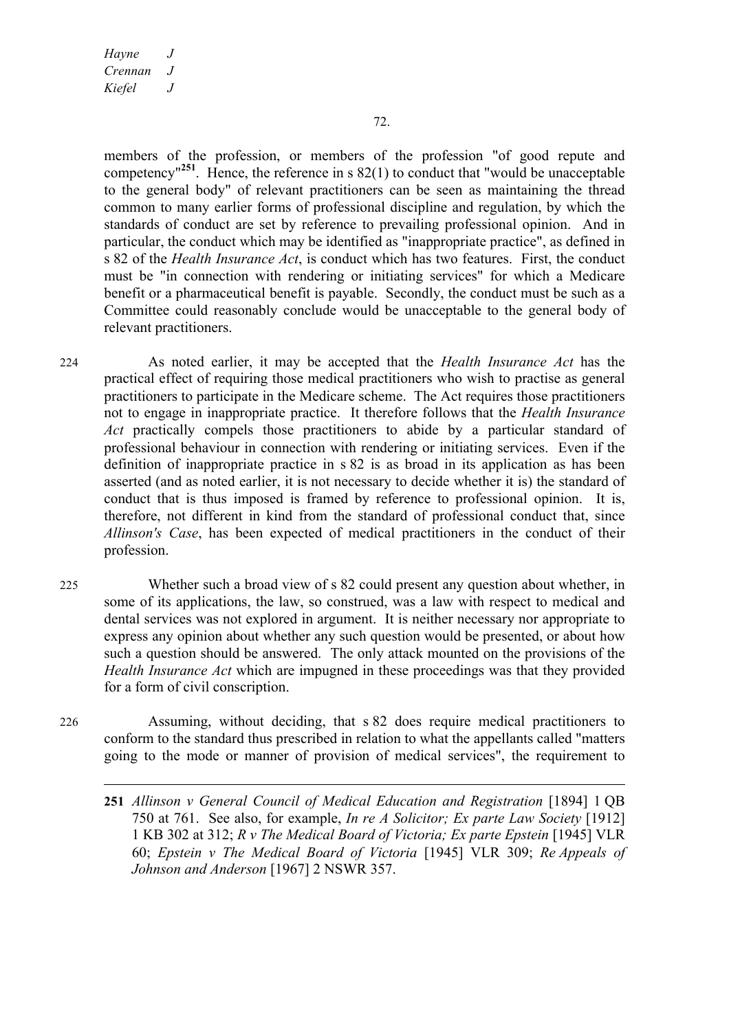members of the profession, or members of the profession "of good repute and competency"[251]. Hence, the reference in s 82(1) to conduct that "would be unacceptable to the general body" of relevant practitioners can be seen as maintaining the thread common to many earlier forms of professional discipline and regulation, by which the standards of conduct are set by reference to prevailing professional opinion. And in particular, the conduct which may be identified as "inappropriate practice", as defined in s 82 of the *Health Insurance Act*, is conduct which has two features. First, the conduct must be "in connection with rendering or initiating services" for which a Medicare benefit or a pharmaceutical benefit is payable. Secondly, the conduct must be such as a Committee could reasonably conclude would be unacceptable to the general body of relevant practitioners.

224 As noted earlier, it may be accepted that the *Health Insurance Act* has the practical effect of requiring those medical practitioners who wish to practise as general practitioners to participate in the Medicare scheme. The Act requires those practitioners not to engage in inappropriate practice. It therefore follows that the *Health Insurance Act* practically compels those practitioners to abide by a particular standard of professional behaviour in connection with rendering or initiating services. Even if the definition of inappropriate practice in s 82 is as broad in its application as has been asserted (and as noted earlier, it is not necessary to decide whether it is) the standard of conduct that is thus imposed is framed by reference to professional opinion. It is, therefore, not different in kind from the standard of professional conduct that, since *Allinson's Case*, has been expected of medical practitioners in the conduct of their profession.

225 Whether such a broad view of s 82 could present any question about whether, in some of its applications, the law, so construed, was a law with respect to medical and dental services was not explored in argument. It is neither necessary nor appropriate to express any opinion about whether any such question would be presented, or about how such a question should be answered. The only attack mounted on the provisions of the *Health Insurance Act* which are impugned in these proceedings was that they provided for a form of civil conscription.

226 Assuming, without deciding, that s 82 does require medical practitioners to conform to the standard thus prescribed in relation to what the appellants called "matters going to the mode or manner of provision of medical services", the requirement to

---

**251** *Allinson v General Council of Medical Education and Registration* [1894] 1 QB 750 at 761. See also, for example, *In re A Solicitor; Ex parte Law Society* [1912] 1 KB 302 at 312; *R v The Medical Board of Victoria; Ex parte Epstein* [1945] VLR 60; *Epstein v The Medical Board of Victoria* [1945] VLR 309; *Re Appeals of Johnson and Anderson* [1967] 2 NSWR 357.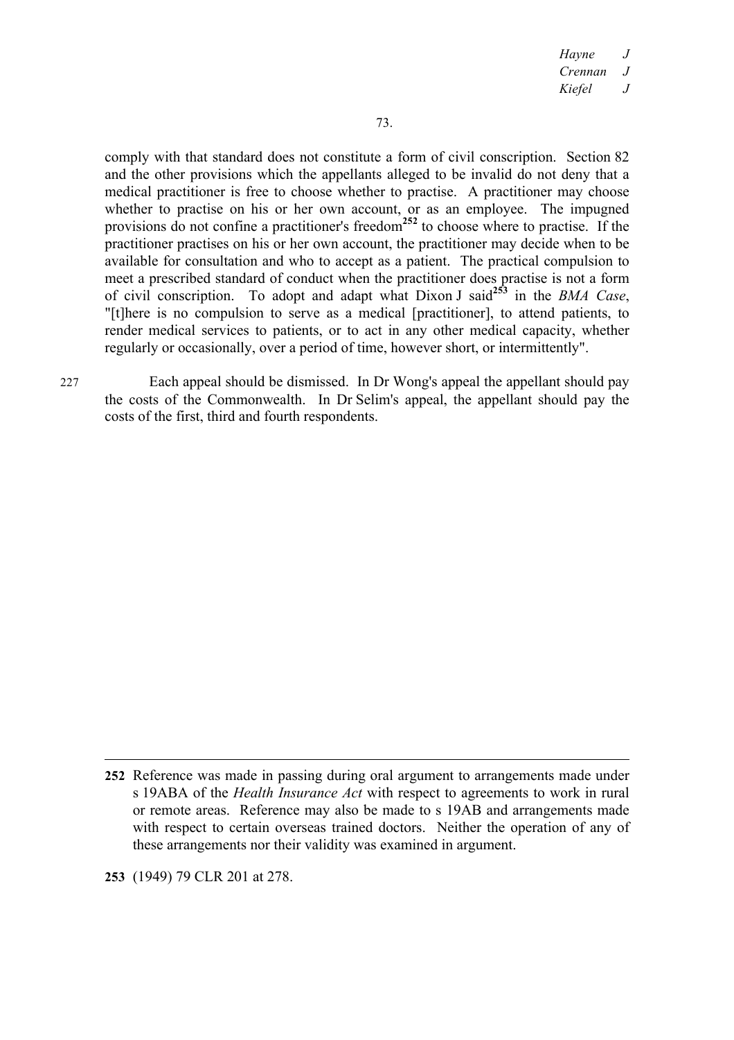comply with that standard does not constitute a form of civil conscription. Section 82 and the other provisions which the appellants alleged to be invalid do not deny that a medical practitioner is free to choose whether to practise. A practitioner may choose whether to practise on his or her own account, or as an employee. The impugned provisions do not confine a practitioner's freedom[252] to choose where to practise. If the practitioner practises on his or her own account, the practitioner may decide when to be available for consultation and who to accept as a patient. The practical compulsion to meet a prescribed standard of conduct when the practitioner does practise is not a form of civil conscription. To adopt and adapt what Dixon J said[253] in the *BMA Case*, "[t]here is no compulsion to serve as a medical [practitioner], to attend patients, to render medical services to patients, or to act in any other medical capacity, whether regularly or occasionally, over a period of time, however short, or intermittently".

227 Each appeal should be dismissed. In Dr Wong's appeal the appellant should pay the costs of the Commonwealth. In Dr Selim's appeal, the appellant should pay the costs of the first, third and fourth respondents.

---

**252** Reference was made in passing during oral argument to arrangements made under s 19ABA of the *Health Insurance Act* with respect to agreements to work in rural or remote areas. Reference may also be made to s 19AB and arrangements made with respect to certain overseas trained doctors. Neither the operation of any of these arrangements nor their validity was examined in argument.

**253** (1949) 79 CLR 201 at 278.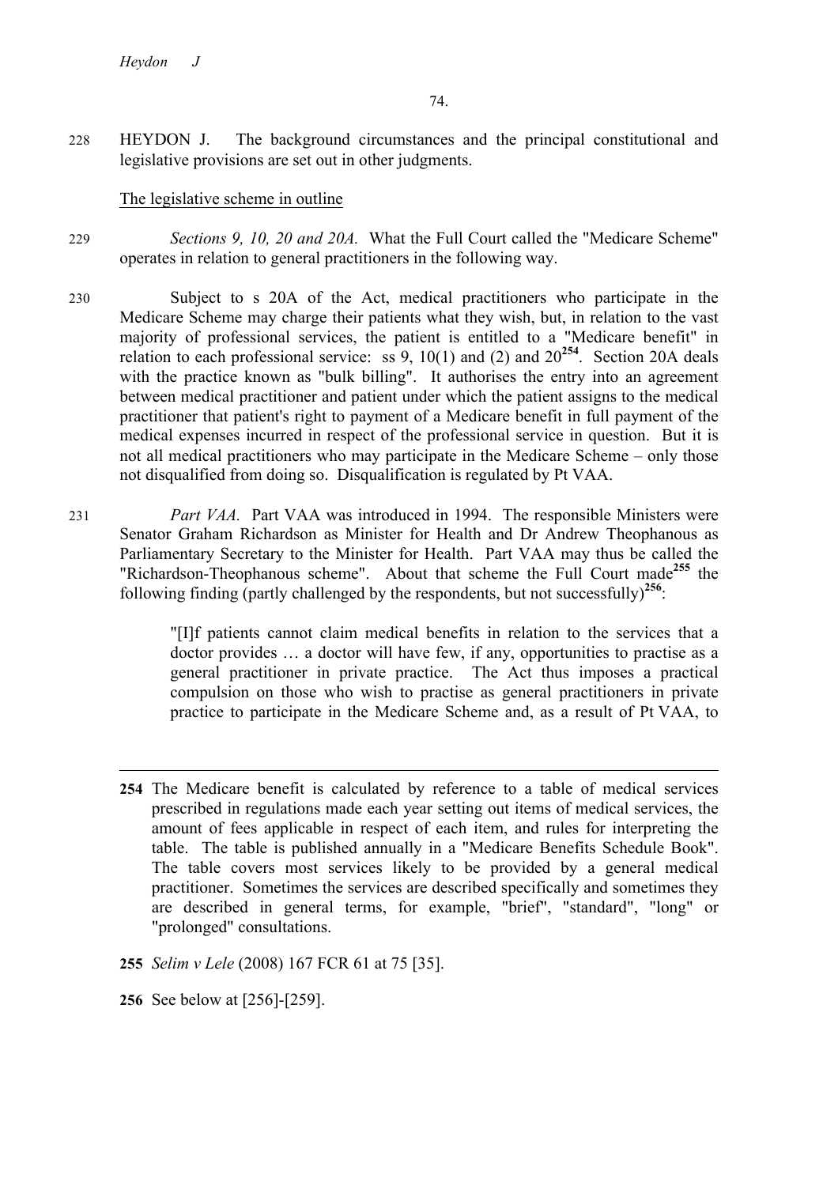228 HEYDON J. The background circumstances and the principal constitutional and legislative provisions are set out in other judgments.

The legislative scheme in outline

229 *Sections 9, 10, 20 and 20A.* What the Full Court called the "Medicare Scheme" operates in relation to general practitioners in the following way.

230 Subject to s 20A of the Act, medical practitioners who participate in the Medicare Scheme may charge their patients what they wish, but, in relation to the vast majority of professional services, the patient is entitled to a "Medicare benefit" in relation to each professional service: ss 9, 10(1) and (2) and 20[254]. Section 20A deals with the practice known as "bulk billing". It authorises the entry into an agreement between medical practitioner and patient under which the patient assigns to the medical practitioner that patient's right to payment of a Medicare benefit in full payment of the medical expenses incurred in respect of the professional service in question. But it is not all medical practitioners who may participate in the Medicare Scheme – only those not disqualified from doing so. Disqualification is regulated by Pt VAA.

231 *Part VAA.* Part VAA was introduced in 1994. The responsible Ministers were Senator Graham Richardson as Minister for Health and Dr Andrew Theophanous as Parliamentary Secretary to the Minister for Health. Part VAA may thus be called the "Richardson-Theophanous scheme". About that scheme the Full Court made[255] the following finding (partly challenged by the respondents, but not successfully)[256]:

> "[I]f patients cannot claim medical benefits in relation to the services that a doctor provides … a doctor will have few, if any, opportunities to practise as a general practitioner in private practice. The Act thus imposes a practical compulsion on those who wish to practise as general practitioners in private practice to participate in the Medicare Scheme and, as a result of Pt VAA, to

---

**254** The Medicare benefit is calculated by reference to a table of medical services prescribed in regulations made each year setting out items of medical services, the amount of fees applicable in respect of each item, and rules for interpreting the table. The table is published annually in a "Medicare Benefits Schedule Book". The table covers most services likely to be provided by a general medical practitioner. Sometimes the services are described specifically and sometimes they are described in general terms, for example, "brief", "standard", "long" or "prolonged" consultations.

**255** *Selim v Lele* (2008) 167 FCR 61 at 75 [35].

**256** See below at [256]-[259].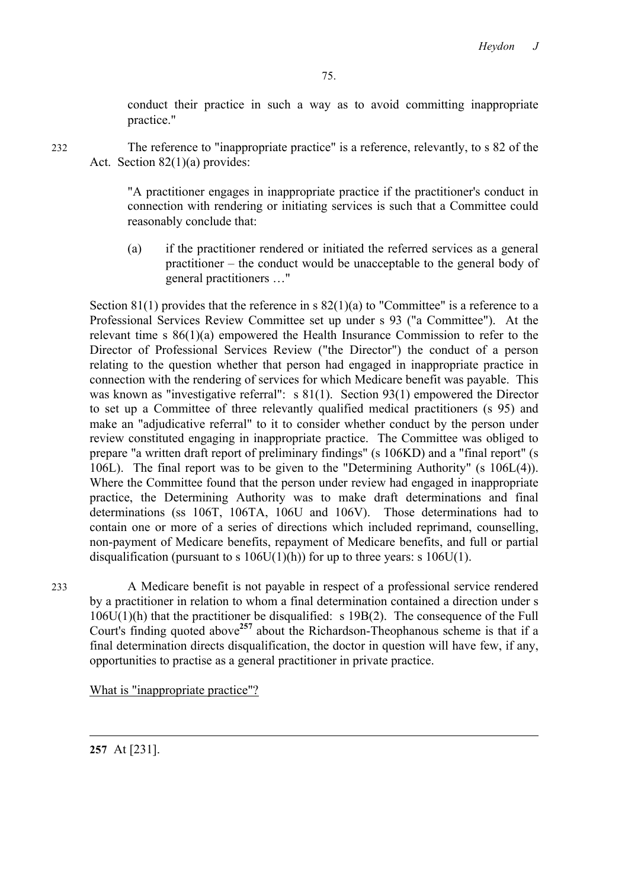conduct their practice in such a way as to avoid committing inappropriate practice."

232 The reference to "inappropriate practice" is a reference, relevantly, to s 82 of the Act. Section 82(1)(a) provides:

> "A practitioner engages in inappropriate practice if the practitioner's conduct in connection with rendering or initiating services is such that a Committee could reasonably conclude that:
>
> (a) if the practitioner rendered or initiated the referred services as a general practitioner – the conduct would be unacceptable to the general body of general practitioners …"

Section 81(1) provides that the reference in s 82(1)(a) to "Committee" is a reference to a Professional Services Review Committee set up under s 93 ("a Committee"). At the relevant time s 86(1)(a) empowered the Health Insurance Commission to refer to the Director of Professional Services Review ("the Director") the conduct of a person relating to the question whether that person had engaged in inappropriate practice in connection with the rendering of services for which Medicare benefit was payable. This was known as "investigative referral": s 81(1). Section 93(1) empowered the Director to set up a Committee of three relevantly qualified medical practitioners (s 95) and make an "adjudicative referral" to it to consider whether conduct by the person under review constituted engaging in inappropriate practice. The Committee was obliged to prepare "a written draft report of preliminary findings" (s 106KD) and a "final report" (s 106L). The final report was to be given to the "Determining Authority" (s 106L(4)). Where the Committee found that the person under review had engaged in inappropriate practice, the Determining Authority was to make draft determinations and final determinations (ss 106T, 106TA, 106U and 106V). Those determinations had to contain one or more of a series of directions which included reprimand, counselling, non-payment of Medicare benefits, repayment of Medicare benefits, and full or partial disqualification (pursuant to s 106U(1)(h)) for up to three years: s 106U(1).

233 A Medicare benefit is not payable in respect of a professional service rendered by a practitioner in relation to whom a final determination contained a direction under s 106U(1)(h) that the practitioner be disqualified: s 19B(2). The consequence of the Full Court's finding quoted above[257] about the Richardson-Theophanous scheme is that if a final determination directs disqualification, the doctor in question will have few, if any, opportunities to practise as a general practitioner in private practice.

What is "inappropriate practice"?

---

**257** At [231].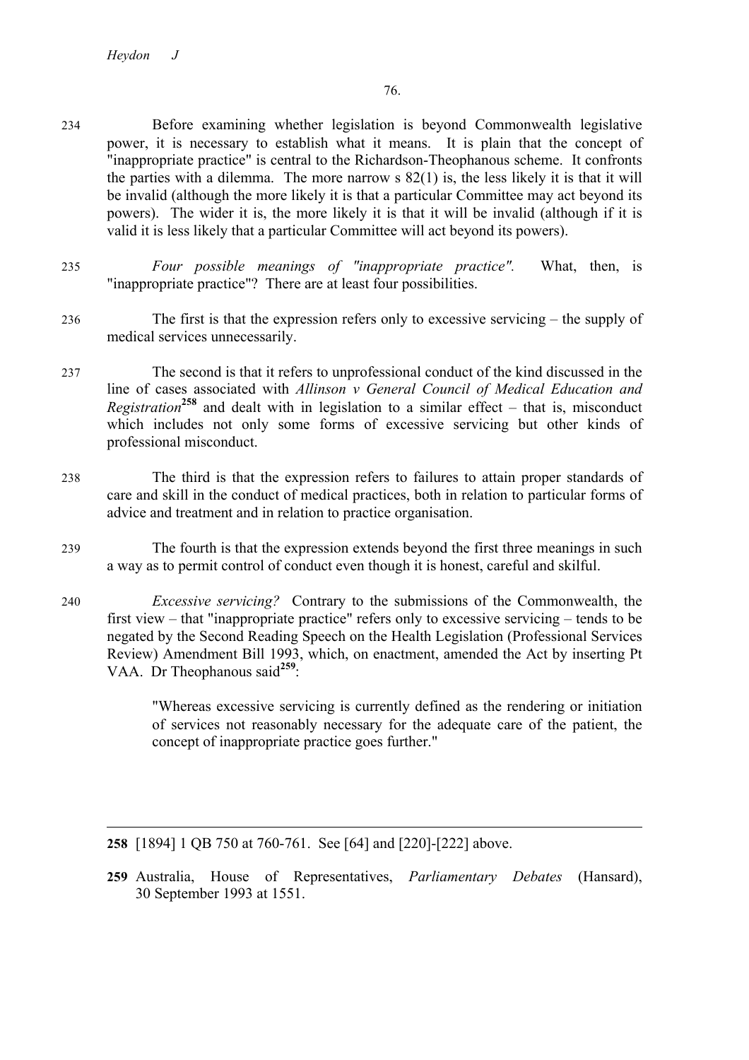234 Before examining whether legislation is beyond Commonwealth legislative power, it is necessary to establish what it means. It is plain that the concept of "inappropriate practice" is central to the Richardson-Theophanous scheme. It confronts the parties with a dilemma. The more narrow s 82(1) is, the less likely it is that it will be invalid (although the more likely it is that a particular Committee may act beyond its powers). The wider it is, the more likely it is that it will be invalid (although if it is valid it is less likely that a particular Committee will act beyond its powers).

235 *Four possible meanings of "inappropriate practice".* What, then, is "inappropriate practice"? There are at least four possibilities.

236 The first is that the expression refers only to excessive servicing – the supply of medical services unnecessarily.

237 The second is that it refers to unprofessional conduct of the kind discussed in the line of cases associated with *Allinson v General Council of Medical Education and Registration*[258] and dealt with in legislation to a similar effect – that is, misconduct which includes not only some forms of excessive servicing but other kinds of professional misconduct.

238 The third is that the expression refers to failures to attain proper standards of care and skill in the conduct of medical practices, both in relation to particular forms of advice and treatment and in relation to practice organisation.

239 The fourth is that the expression extends beyond the first three meanings in such a way as to permit control of conduct even though it is honest, careful and skilful.

240 *Excessive servicing?* Contrary to the submissions of the Commonwealth, the first view – that "inappropriate practice" refers only to excessive servicing – tends to be negated by the Second Reading Speech on the Health Legislation (Professional Services Review) Amendment Bill 1993, which, on enactment, amended the Act by inserting Pt VAA. Dr Theophanous said[259]:

> "Whereas excessive servicing is currently defined as the rendering or initiation of services not reasonably necessary for the adequate care of the patient, the concept of inappropriate practice goes further."

---

**258** [1894] 1 QB 750 at 760-761. See [64] and [220]-[222] above.

**259** Australia, House of Representatives, *Parliamentary Debates* (Hansard), 30 September 1993 at 1551.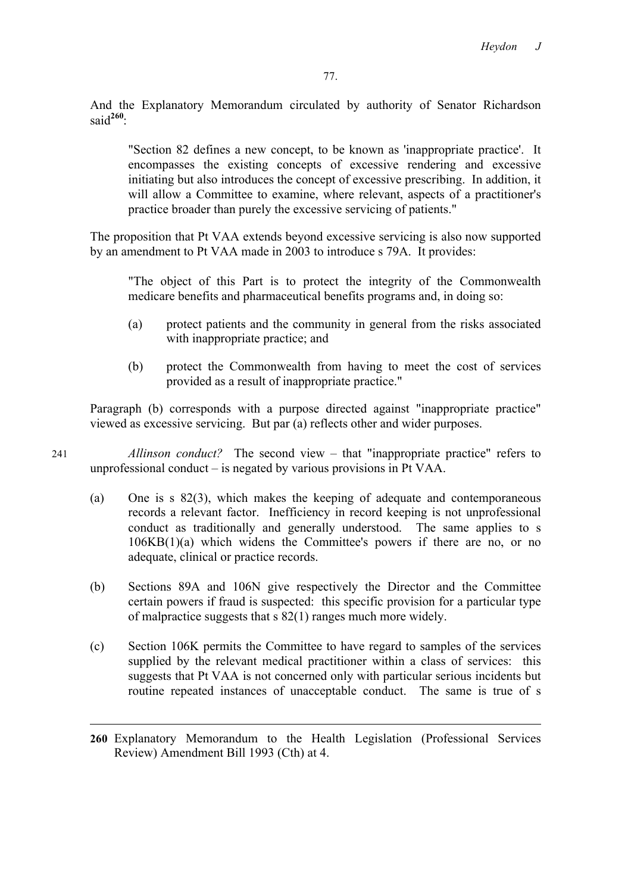And the Explanatory Memorandum circulated by authority of Senator Richardson said[260]:

> "Section 82 defines a new concept, to be known as 'inappropriate practice'. It encompasses the existing concepts of excessive rendering and excessive initiating but also introduces the concept of excessive prescribing. In addition, it will allow a Committee to examine, where relevant, aspects of a practitioner's practice broader than purely the excessive servicing of patients."

The proposition that Pt VAA extends beyond excessive servicing is also now supported by an amendment to Pt VAA made in 2003 to introduce s 79A. It provides:

> "The object of this Part is to protect the integrity of the Commonwealth medicare benefits and pharmaceutical benefits programs and, in doing so:
>
> (a) protect patients and the community in general from the risks associated with inappropriate practice; and
>
> (b) protect the Commonwealth from having to meet the cost of services provided as a result of inappropriate practice."

Paragraph (b) corresponds with a purpose directed against "inappropriate practice" viewed as excessive servicing. But par (a) reflects other and wider purposes.

241 *Allinson conduct?* The second view – that "inappropriate practice" refers to unprofessional conduct – is negated by various provisions in Pt VAA.

(a) One is s 82(3), which makes the keeping of adequate and contemporaneous records a relevant factor. Inefficiency in record keeping is not unprofessional conduct as traditionally and generally understood. The same applies to s 106KB(1)(a) which widens the Committee's powers if there are no, or no adequate, clinical or practice records.

(b) Sections 89A and 106N give respectively the Director and the Committee certain powers if fraud is suspected: this specific provision for a particular type of malpractice suggests that s 82(1) ranges much more widely.

(c) Section 106K permits the Committee to have regard to samples of the services supplied by the relevant medical practitioner within a class of services: this suggests that Pt VAA is not concerned only with particular serious incidents but routine repeated instances of unacceptable conduct. The same is true of s

---

**260** Explanatory Memorandum to the Health Legislation (Professional Services Review) Amendment Bill 1993 (Cth) at 4.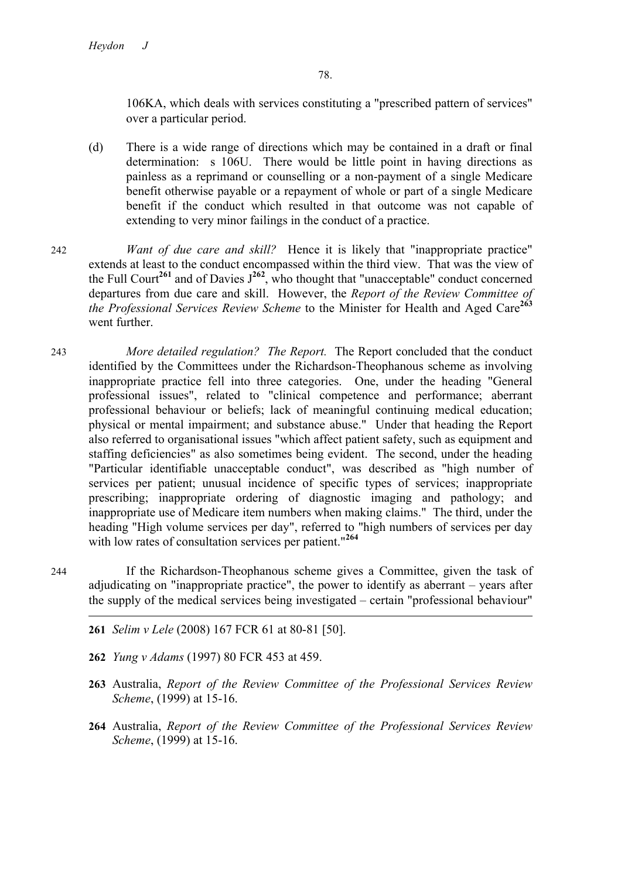106KA, which deals with services constituting a "prescribed pattern of services" over a particular period.

(d) There is a wide range of directions which may be contained in a draft or final determination: s 106U. There would be little point in having directions as painless as a reprimand or counselling or a non-payment of a single Medicare benefit otherwise payable or a repayment of whole or part of a single Medicare benefit if the conduct which resulted in that outcome was not capable of extending to very minor failings in the conduct of a practice.

242 *Want of due care and skill?* Hence it is likely that "inappropriate practice" extends at least to the conduct encompassed within the third view. That was the view of the Full Court[261] and of Davies J[262], who thought that "unacceptable" conduct concerned departures from due care and skill. However, the *Report of the Review Committee of the Professional Services Review Scheme* to the Minister for Health and Aged Care[263] went further.

243 *More detailed regulation? The Report.* The Report concluded that the conduct identified by the Committees under the Richardson-Theophanous scheme as involving inappropriate practice fell into three categories. One, under the heading "General professional issues", related to "clinical competence and performance; aberrant professional behaviour or beliefs; lack of meaningful continuing medical education; physical or mental impairment; and substance abuse." Under that heading the Report also referred to organisational issues "which affect patient safety, such as equipment and staffing deficiencies" as also sometimes being evident. The second, under the heading "Particular identifiable unacceptable conduct", was described as "high number of services per patient; unusual incidence of specific types of services; inappropriate prescribing; inappropriate ordering of diagnostic imaging and pathology; and inappropriate use of Medicare item numbers when making claims." The third, under the heading "High volume services per day", referred to "high numbers of services per day with low rates of consultation services per patient."[264]

244 If the Richardson-Theophanous scheme gives a Committee, given the task of adjudicating on "inappropriate practice", the power to identify as aberrant – years after the supply of the medical services being investigated – certain "professional behaviour"

---

261 *Selim v Lele* (2008) 167 FCR 61 at 80-81 [50].

262 *Yung v Adams* (1997) 80 FCR 453 at 459.

263 Australia, *Report of the Review Committee of the Professional Services Review Scheme*, (1999) at 15-16.

264 Australia, *Report of the Review Committee of the Professional Services Review Scheme*, (1999) at 15-16.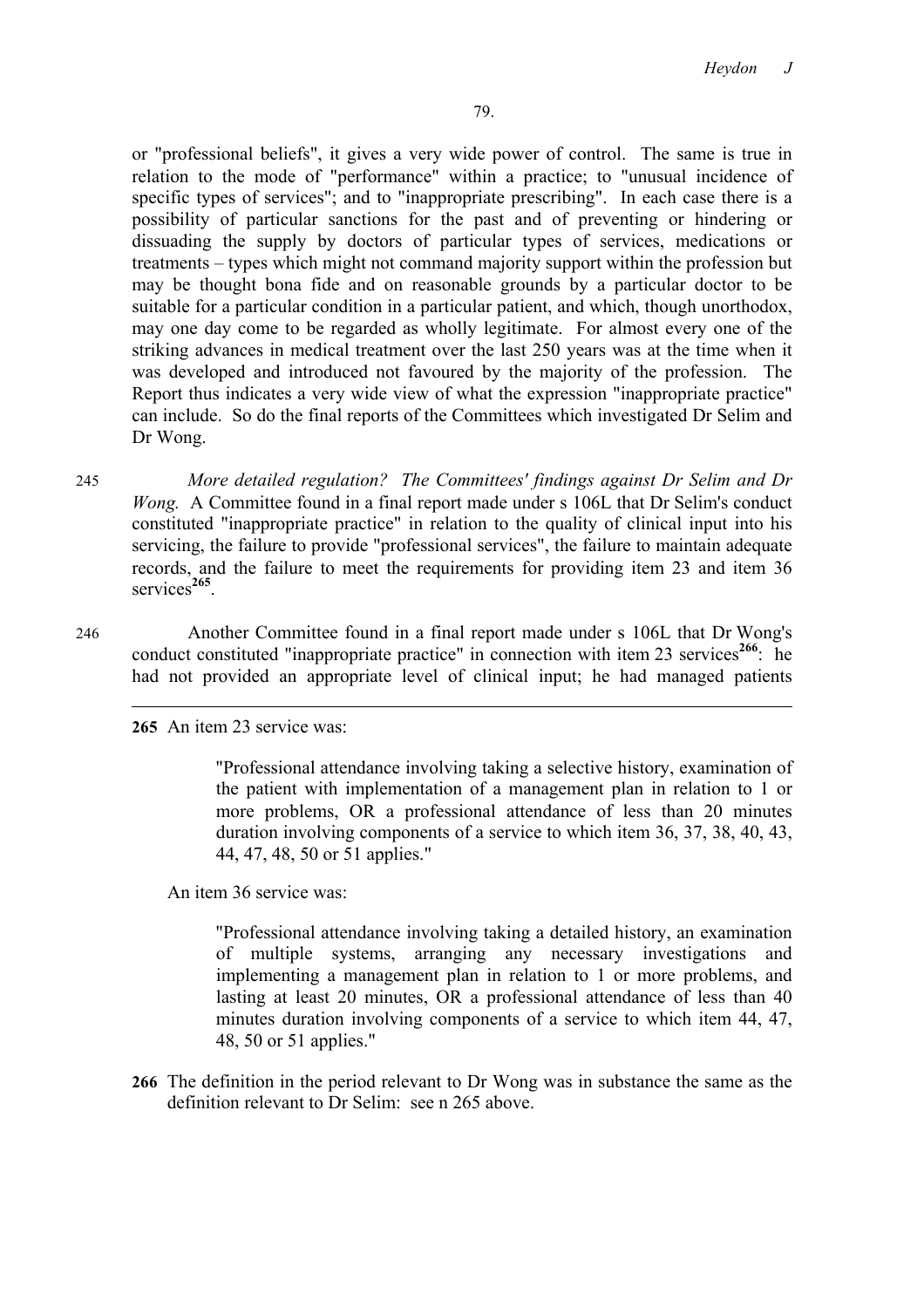or "professional beliefs", it gives a very wide power of control. The same is true in relation to the mode of "performance" within a practice; to "unusual incidence of specific types of services"; and to "inappropriate prescribing". In each case there is a possibility of particular sanctions for the past and of preventing or hindering or dissuading the supply by doctors of particular types of services, medications or treatments – types which might not command majority support within the profession but may be thought bona fide and on reasonable grounds by a particular doctor to be suitable for a particular condition in a particular patient, and which, though unorthodox, may one day come to be regarded as wholly legitimate. For almost every one of the striking advances in medical treatment over the last 250 years was at the time when it was developed and introduced not favoured by the majority of the profession. The Report thus indicates a very wide view of what the expression "inappropriate practice" can include. So do the final reports of the Committees which investigated Dr Selim and Dr Wong.

245 *More detailed regulation? The Committees' findings against Dr Selim and Dr Wong.* A Committee found in a final report made under s 106L that Dr Selim's conduct constituted "inappropriate practice" in relation to the quality of clinical input into his servicing, the failure to provide "professional services", the failure to maintain adequate records, and the failure to meet the requirements for providing item 23 and item 36 services[265].

246 Another Committee found in a final report made under s 106L that Dr Wong's conduct constituted "inappropriate practice" in connection with item 23 services[266]: he had not provided an appropriate level of clinical input; he had managed patients

---

**265** An item 23 service was:

> "Professional attendance involving taking a selective history, examination of the patient with implementation of a management plan in relation to 1 or more problems, OR a professional attendance of less than 20 minutes duration involving components of a service to which item 36, 37, 38, 40, 43, 44, 47, 48, 50 or 51 applies."

An item 36 service was:

> "Professional attendance involving taking a detailed history, an examination of multiple systems, arranging any necessary investigations and implementing a management plan in relation to 1 or more problems, and lasting at least 20 minutes, OR a professional attendance of less than 40 minutes duration involving components of a service to which item 44, 47, 48, 50 or 51 applies."

**266** The definition in the period relevant to Dr Wong was in substance the same as the definition relevant to Dr Selim: see n 265 above.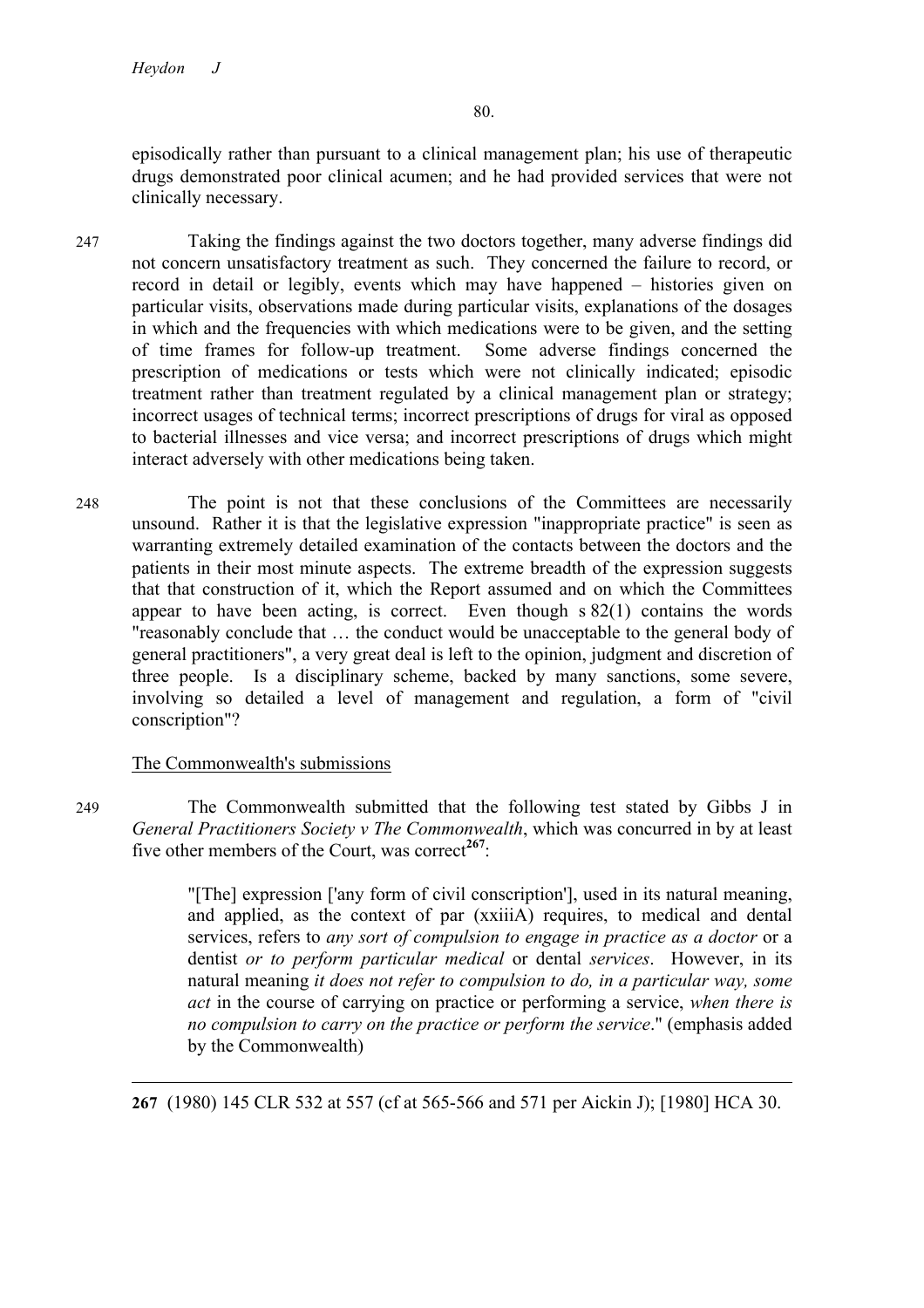episodically rather than pursuant to a clinical management plan; his use of therapeutic drugs demonstrated poor clinical acumen; and he had provided services that were not clinically necessary.

247 Taking the findings against the two doctors together, many adverse findings did not concern unsatisfactory treatment as such. They concerned the failure to record, or record in detail or legibly, events which may have happened – histories given on particular visits, observations made during particular visits, explanations of the dosages in which and the frequencies with which medications were to be given, and the setting of time frames for follow-up treatment. Some adverse findings concerned the prescription of medications or tests which were not clinically indicated; episodic treatment rather than treatment regulated by a clinical management plan or strategy; incorrect usages of technical terms; incorrect prescriptions of drugs for viral as opposed to bacterial illnesses and vice versa; and incorrect prescriptions of drugs which might interact adversely with other medications being taken.

248 The point is not that these conclusions of the Committees are necessarily unsound. Rather it is that the legislative expression "inappropriate practice" is seen as warranting extremely detailed examination of the contacts between the doctors and the patients in their most minute aspects. The extreme breadth of the expression suggests that that construction of it, which the Report assumed and on which the Committees appear to have been acting, is correct. Even though s 82(1) contains the words "reasonably conclude that … the conduct would be unacceptable to the general body of general practitioners", a very great deal is left to the opinion, judgment and discretion of three people. Is a disciplinary scheme, backed by many sanctions, some severe, involving so detailed a level of management and regulation, a form of "civil conscription"?

<u>The Commonwealth's submissions</u>

249 The Commonwealth submitted that the following test stated by Gibbs J in *General Practitioners Society v The Commonwealth*, which was concurred in by at least five other members of the Court, was correct[267]:

> "[The] expression ['any form of civil conscription'], used in its natural meaning, and applied, as the context of par (xxiiiA) requires, to medical and dental services, refers to *any sort of compulsion to engage in practice as a doctor* or a dentist *or to perform particular medical* or dental *services*. However, in its natural meaning *it does not refer to compulsion to do, in a particular way, some act* in the course of carrying on practice or performing a service, *when there is no compulsion to carry on the practice or perform the service*." (emphasis added by the Commonwealth)

---

**267** (1980) 145 CLR 532 at 557 (cf at 565-566 and 571 per Aickin J); [1980] HCA 30.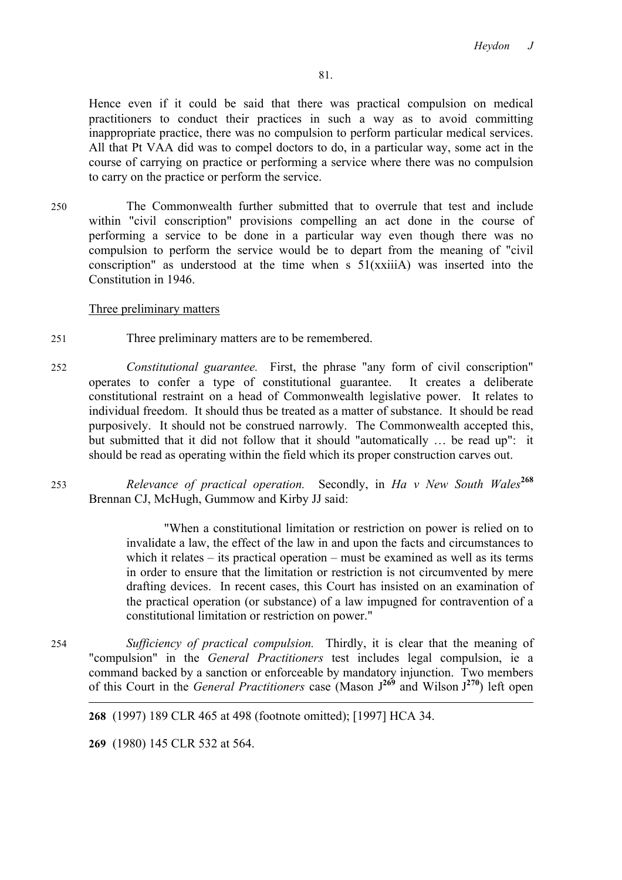Hence even if it could be said that there was practical compulsion on medical practitioners to conduct their practices in such a way as to avoid committing inappropriate practice, there was no compulsion to perform particular medical services. All that Pt VAA did was to compel doctors to do, in a particular way, some act in the course of carrying on practice or performing a service where there was no compulsion to carry on the practice or perform the service.

250 The Commonwealth further submitted that to overrule that test and include within "civil conscription" provisions compelling an act done in the course of performing a service to be done in a particular way even though there was no compulsion to perform the service would be to depart from the meaning of "civil conscription" as understood at the time when s 51(xxiiiA) was inserted into the Constitution in 1946.

<u>Three preliminary matters</u>

251 Three preliminary matters are to be remembered.

252 *Constitutional guarantee.* First, the phrase "any form of civil conscription" operates to confer a type of constitutional guarantee. It creates a deliberate constitutional restraint on a head of Commonwealth legislative power. It relates to individual freedom. It should thus be treated as a matter of substance. It should be read purposively. It should not be construed narrowly. The Commonwealth accepted this, but submitted that it did not follow that it should "automatically … be read up": it should be read as operating within the field which its proper construction carves out.

253 *Relevance of practical operation.* Secondly, in *Ha v New South Wales*[268] Brennan CJ, McHugh, Gummow and Kirby JJ said:

> "When a constitutional limitation or restriction on power is relied on to invalidate a law, the effect of the law in and upon the facts and circumstances to which it relates – its practical operation – must be examined as well as its terms in order to ensure that the limitation or restriction is not circumvented by mere drafting devices. In recent cases, this Court has insisted on an examination of the practical operation (or substance) of a law impugned for contravention of a constitutional limitation or restriction on power."

254 *Sufficiency of practical compulsion.* Thirdly, it is clear that the meaning of "compulsion" in the *General Practitioners* test includes legal compulsion, ie a command backed by a sanction or enforceable by mandatory injunction. Two members of this Court in the *General Practitioners* case (Mason J[269] and Wilson J[270]) left open

---

**268** (1997) 189 CLR 465 at 498 (footnote omitted); [1997] HCA 34.

**269** (1980) 145 CLR 532 at 564.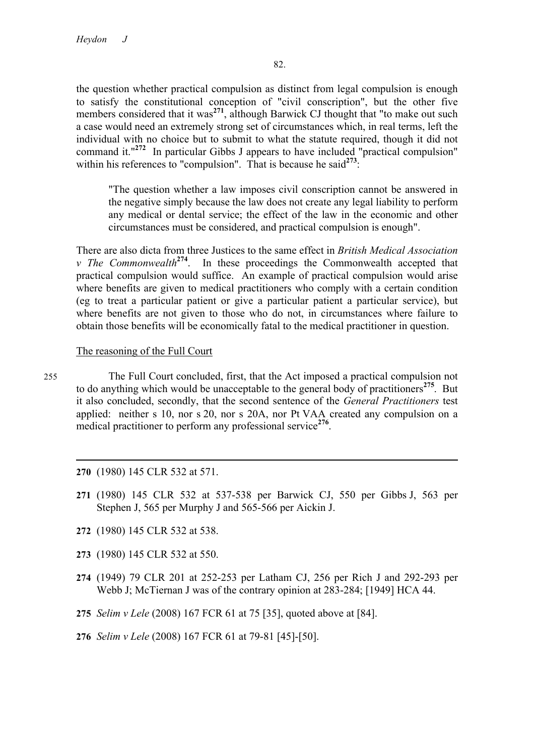the question whether practical compulsion as distinct from legal compulsion is enough to satisfy the constitutional conception of "civil conscription", but the other five members considered that it was[271], although Barwick CJ thought that "to make out such a case would need an extremely strong set of circumstances which, in real terms, left the individual with no choice but to submit to what the statute required, though it did not command it."[272] In particular Gibbs J appears to have included "practical compulsion" within his references to "compulsion". That is because he said[273]:

> "The question whether a law imposes civil conscription cannot be answered in the negative simply because the law does not create any legal liability to perform any medical or dental service; the effect of the law in the economic and other circumstances must be considered, and practical compulsion is enough".

There are also dicta from three Justices to the same effect in *British Medical Association v The Commonwealth*[274]. In these proceedings the Commonwealth accepted that practical compulsion would suffice. An example of practical compulsion would arise where benefits are given to medical practitioners who comply with a certain condition (eg to treat a particular patient or give a particular patient a particular service), but where benefits are not given to those who do not, in circumstances where failure to obtain those benefits will be economically fatal to the medical practitioner in question.

The reasoning of the Full Court

255 The Full Court concluded, first, that the Act imposed a practical compulsion not to do anything which would be unacceptable to the general body of practitioners[275]. But it also concluded, secondly, that the second sentence of the *General Practitioners* test applied: neither s 10, nor s 20, nor s 20A, nor Pt VAA created any compulsion on a medical practitioner to perform any professional service[276].

---

**270** (1980) 145 CLR 532 at 571.

**271** (1980) 145 CLR 532 at 537-538 per Barwick CJ, 550 per Gibbs J, 563 per Stephen J, 565 per Murphy J and 565-566 per Aickin J.

**272** (1980) 145 CLR 532 at 538.

**273** (1980) 145 CLR 532 at 550.

**274** (1949) 79 CLR 201 at 252-253 per Latham CJ, 256 per Rich J and 292-293 per Webb J; McTiernan J was of the contrary opinion at 283-284; [1949] HCA 44.

**275** *Selim v Lele* (2008) 167 FCR 61 at 75 [35], quoted above at [84].

**276** *Selim v Lele* (2008) 167 FCR 61 at 79-81 [45]-[50].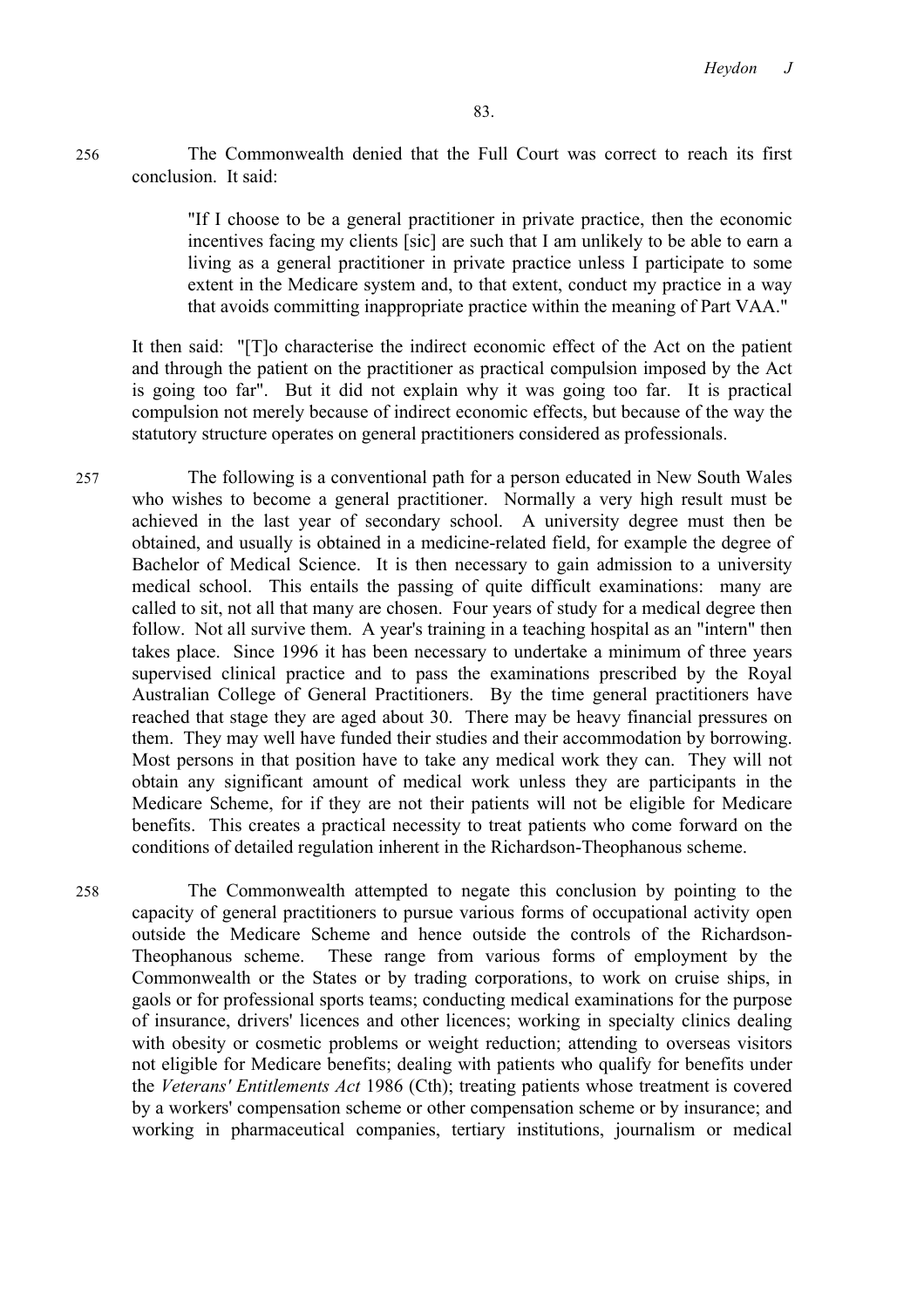256 The Commonwealth denied that the Full Court was correct to reach its first conclusion. It said:

> "If I choose to be a general practitioner in private practice, then the economic incentives facing my clients [sic] are such that I am unlikely to be able to earn a living as a general practitioner in private practice unless I participate to some extent in the Medicare system and, to that extent, conduct my practice in a way that avoids committing inappropriate practice within the meaning of Part VAA."

It then said: "[T]o characterise the indirect economic effect of the Act on the patient and through the patient on the practitioner as practical compulsion imposed by the Act is going too far". But it did not explain why it was going too far. It is practical compulsion not merely because of indirect economic effects, but because of the way the statutory structure operates on general practitioners considered as professionals.

257 The following is a conventional path for a person educated in New South Wales who wishes to become a general practitioner. Normally a very high result must be achieved in the last year of secondary school. A university degree must then be obtained, and usually is obtained in a medicine-related field, for example the degree of Bachelor of Medical Science. It is then necessary to gain admission to a university medical school. This entails the passing of quite difficult examinations: many are called to sit, not all that many are chosen. Four years of study for a medical degree then follow. Not all survive them. A year's training in a teaching hospital as an "intern" then takes place. Since 1996 it has been necessary to undertake a minimum of three years supervised clinical practice and to pass the examinations prescribed by the Royal Australian College of General Practitioners. By the time general practitioners have reached that stage they are aged about 30. There may be heavy financial pressures on them. They may well have funded their studies and their accommodation by borrowing. Most persons in that position have to take any medical work they can. They will not obtain any significant amount of medical work unless they are participants in the Medicare Scheme, for if they are not their patients will not be eligible for Medicare benefits. This creates a practical necessity to treat patients who come forward on the conditions of detailed regulation inherent in the Richardson-Theophanous scheme.

258 The Commonwealth attempted to negate this conclusion by pointing to the capacity of general practitioners to pursue various forms of occupational activity open outside the Medicare Scheme and hence outside the controls of the Richardson-Theophanous scheme. These range from various forms of employment by the Commonwealth or the States or by trading corporations, to work on cruise ships, in gaols or for professional sports teams; conducting medical examinations for the purpose of insurance, drivers' licences and other licences; working in specialty clinics dealing with obesity or cosmetic problems or weight reduction; attending to overseas visitors not eligible for Medicare benefits; dealing with patients who qualify for benefits under the *Veterans' Entitlements Act* 1986 (Cth); treating patients whose treatment is covered by a workers' compensation scheme or other compensation scheme or by insurance; and working in pharmaceutical companies, tertiary institutions, journalism or medical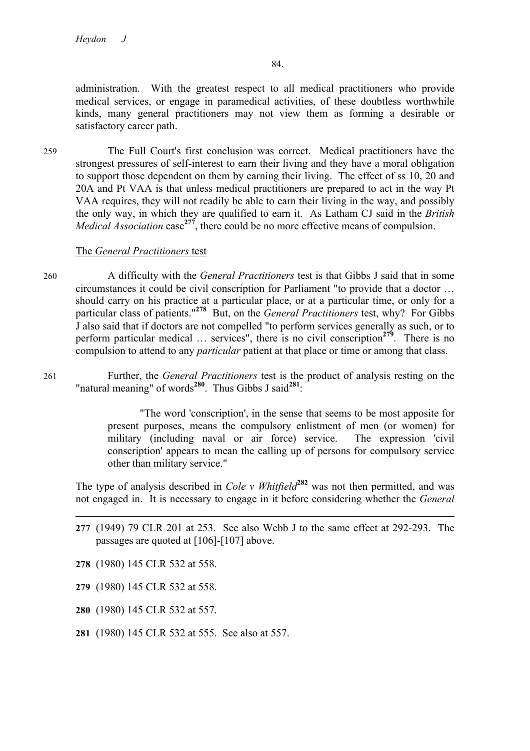administration. With the greatest respect to all medical practitioners who provide medical services, or engage in paramedical activities, of these doubtless worthwhile kinds, many general practitioners may not view them as forming a desirable or satisfactory career path.

259 The Full Court's first conclusion was correct. Medical practitioners have the strongest pressures of self-interest to earn their living and they have a moral obligation to support those dependent on them by earning their living. The effect of ss 10, 20 and 20A and Pt VAA is that unless medical practitioners are prepared to act in the way Pt VAA requires, they will not readily be able to earn their living in the way, and possibly the only way, in which they are qualified to earn it. As Latham CJ said in the *British Medical Association* case[277], there could be no more effective means of compulsion.

### The *General Practitioners* test

260 A difficulty with the *General Practitioners* test is that Gibbs J said that in some circumstances it could be civil conscription for Parliament "to provide that a doctor … should carry on his practice at a particular place, or at a particular time, or only for a particular class of patients."[278] But, on the *General Practitioners* test, why? For Gibbs J also said that if doctors are not compelled "to perform services generally as such, or to perform particular medical … services", there is no civil conscription[279]. There is no compulsion to attend to any *particular* patient at that place or time or among that class.

261 Further, the *General Practitioners* test is the product of analysis resting on the "natural meaning" of words[280]. Thus Gibbs J said[281]:

> "The word 'conscription', in the sense that seems to be most apposite for present purposes, means the compulsory enlistment of men (or women) for military (including naval or air force) service. The expression 'civil conscription' appears to mean the calling up of persons for compulsory service other than military service."

The type of analysis described in *Cole v Whitfield*[282] was not then permitted, and was not engaged in. It is necessary to engage in it before considering whether the *General*

---

**277** (1949) 79 CLR 201 at 253. See also Webb J to the same effect at 292-293. The passages are quoted at [106]-[107] above.

**278** (1980) 145 CLR 532 at 558.

**279** (1980) 145 CLR 532 at 558.

**280** (1980) 145 CLR 532 at 557.

**281** (1980) 145 CLR 532 at 555. See also at 557.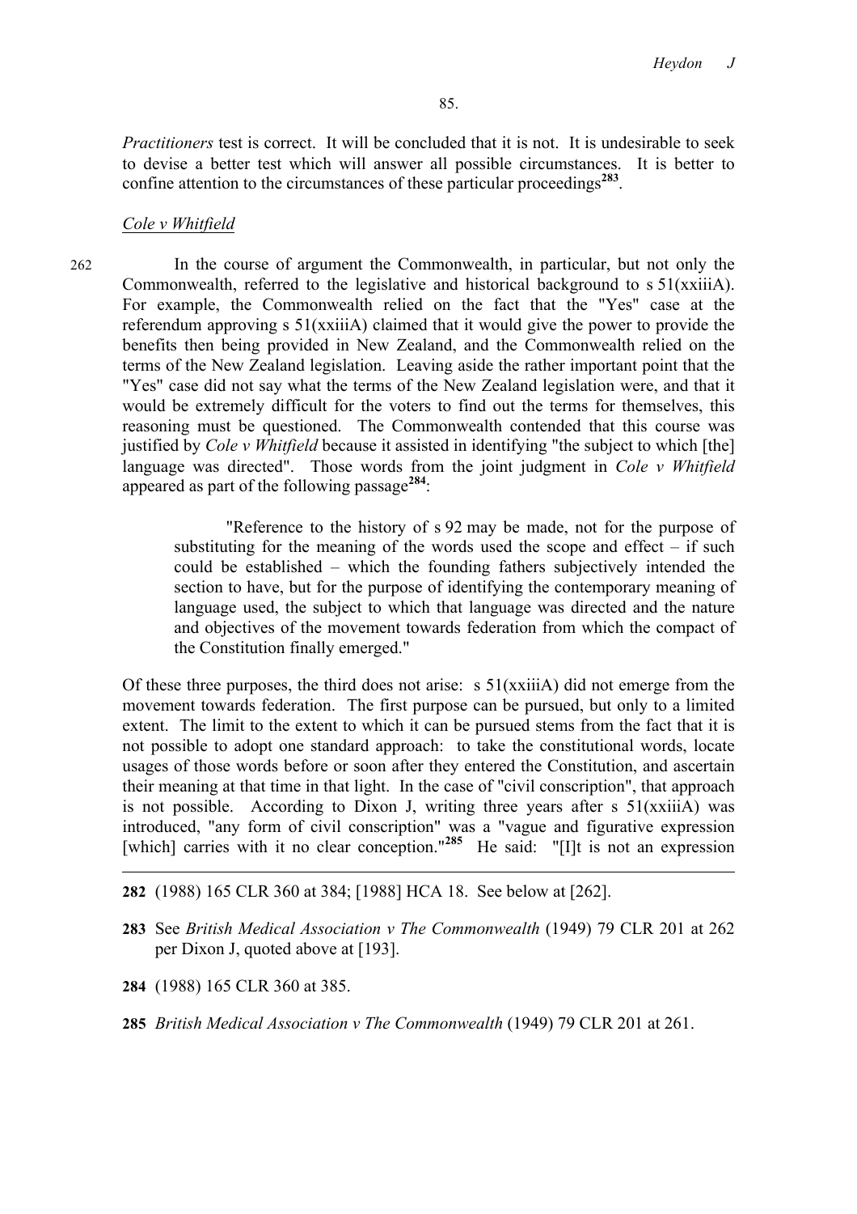*Practitioners* test is correct. It will be concluded that it is not. It is undesirable to seek to devise a better test which will answer all possible circumstances. It is better to confine attention to the circumstances of these particular proceedings[283].

### *Cole v Whitfield*

262 In the course of argument the Commonwealth, in particular, but not only the Commonwealth, referred to the legislative and historical background to s 51(xxiiiA). For example, the Commonwealth relied on the fact that the "Yes" case at the referendum approving s 51(xxiiiA) claimed that it would give the power to provide the benefits then being provided in New Zealand, and the Commonwealth relied on the terms of the New Zealand legislation. Leaving aside the rather important point that the "Yes" case did not say what the terms of the New Zealand legislation were, and that it would be extremely difficult for the voters to find out the terms for themselves, this reasoning must be questioned. The Commonwealth contended that this course was justified by *Cole v Whitfield* because it assisted in identifying "the subject to which [the] language was directed". Those words from the joint judgment in *Cole v Whitfield* appeared as part of the following passage[284]:

> "Reference to the history of s 92 may be made, not for the purpose of substituting for the meaning of the words used the scope and effect – if such could be established – which the founding fathers subjectively intended the section to have, but for the purpose of identifying the contemporary meaning of language used, the subject to which that language was directed and the nature and objectives of the movement towards federation from which the compact of the Constitution finally emerged."

Of these three purposes, the third does not arise: s 51(xxiiiA) did not emerge from the movement towards federation. The first purpose can be pursued, but only to a limited extent. The limit to the extent to which it can be pursued stems from the fact that it is not possible to adopt one standard approach: to take the constitutional words, locate usages of those words before or soon after they entered the Constitution, and ascertain their meaning at that time in that light. In the case of "civil conscription", that approach is not possible. According to Dixon J, writing three years after s 51(xxiiiA) was introduced, "any form of civil conscription" was a "vague and figurative expression [which] carries with it no clear conception."[285] He said: "[I]t is not an expression

---

282 (1988) 165 CLR 360 at 384; [1988] HCA 18. See below at [262].

283 See *British Medical Association v The Commonwealth* (1949) 79 CLR 201 at 262 per Dixon J, quoted above at [193].

284 (1988) 165 CLR 360 at 385.

285 *British Medical Association v The Commonwealth* (1949) 79 CLR 201 at 261.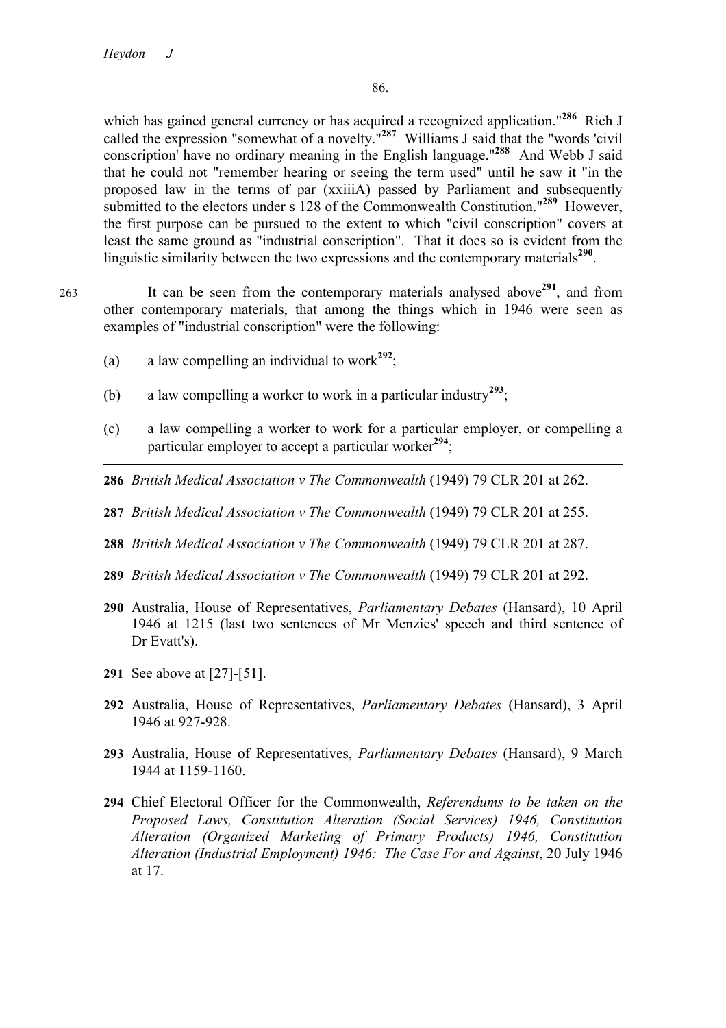which has gained general currency or has acquired a recognized application."[286] Rich J called the expression "somewhat of a novelty."[287] Williams J said that the "words 'civil conscription' have no ordinary meaning in the English language."[288] And Webb J said that he could not "remember hearing or seeing the term used" until he saw it "in the proposed law in the terms of par (xxiiiA) passed by Parliament and subsequently submitted to the electors under s 128 of the Commonwealth Constitution."[289] However, the first purpose can be pursued to the extent to which "civil conscription" covers at least the same ground as "industrial conscription". That it does so is evident from the linguistic similarity between the two expressions and the contemporary materials[290].

263 It can be seen from the contemporary materials analysed above[291], and from other contemporary materials, that among the things which in 1946 were seen as examples of "industrial conscription" were the following:

(a) a law compelling an individual to work[292];

(b) a law compelling a worker to work in a particular industry[293];

(c) a law compelling a worker to work for a particular employer, or compelling a particular employer to accept a particular worker[294];

---

**286** *British Medical Association v The Commonwealth* (1949) 79 CLR 201 at 262.

**287** *British Medical Association v The Commonwealth* (1949) 79 CLR 201 at 255.

**288** *British Medical Association v The Commonwealth* (1949) 79 CLR 201 at 287.

**289** *British Medical Association v The Commonwealth* (1949) 79 CLR 201 at 292.

**290** Australia, House of Representatives, *Parliamentary Debates* (Hansard), 10 April 1946 at 1215 (last two sentences of Mr Menzies' speech and third sentence of Dr Evatt's).

**291** See above at [27]-[51].

**292** Australia, House of Representatives, *Parliamentary Debates* (Hansard), 3 April 1946 at 927-928.

**293** Australia, House of Representatives, *Parliamentary Debates* (Hansard), 9 March 1944 at 1159-1160.

**294** Chief Electoral Officer for the Commonwealth, *Referendums to be taken on the Proposed Laws, Constitution Alteration (Social Services) 1946, Constitution Alteration (Organized Marketing of Primary Products) 1946, Constitution Alteration (Industrial Employment) 1946: The Case For and Against*, 20 July 1946 at 17.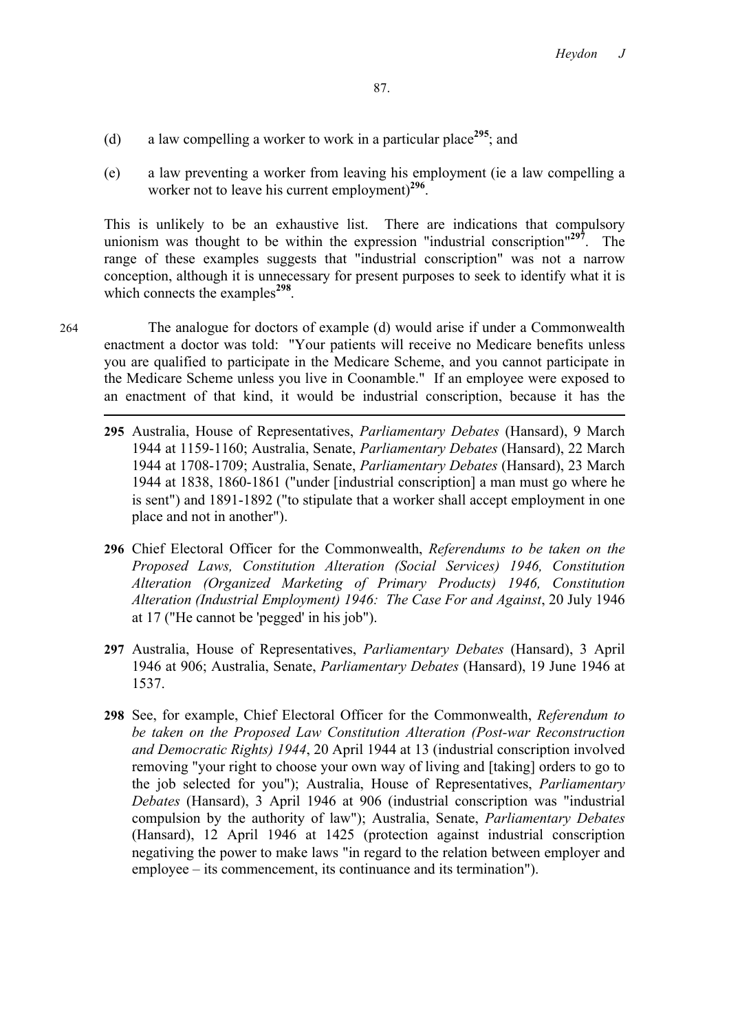(d) a law compelling a worker to work in a particular place[295]; and

(e) a law preventing a worker from leaving his employment (ie a law compelling a worker not to leave his current employment)[296].

This is unlikely to be an exhaustive list. There are indications that compulsory unionism was thought to be within the expression "industrial conscription"[297]. The range of these examples suggests that "industrial conscription" was not a narrow conception, although it is unnecessary for present purposes to seek to identify what it is which connects the examples[298].

264 The analogue for doctors of example (d) would arise if under a Commonwealth enactment a doctor was told: "Your patients will receive no Medicare benefits unless you are qualified to participate in the Medicare Scheme, and you cannot participate in the Medicare Scheme unless you live in Coonamble." If an employee were exposed to an enactment of that kind, it would be industrial conscription, because it has the

---

295 Australia, House of Representatives, *Parliamentary Debates* (Hansard), 9 March 1944 at 1159-1160; Australia, Senate, *Parliamentary Debates* (Hansard), 22 March 1944 at 1708-1709; Australia, Senate, *Parliamentary Debates* (Hansard), 23 March 1944 at 1838, 1860-1861 ("under [industrial conscription] a man must go where he is sent") and 1891-1892 ("to stipulate that a worker shall accept employment in one place and not in another").

296 Chief Electoral Officer for the Commonwealth, *Referendums to be taken on the Proposed Laws, Constitution Alteration (Social Services) 1946, Constitution Alteration (Organized Marketing of Primary Products) 1946, Constitution Alteration (Industrial Employment) 1946: The Case For and Against*, 20 July 1946 at 17 ("He cannot be 'pegged' in his job").

297 Australia, House of Representatives, *Parliamentary Debates* (Hansard), 3 April 1946 at 906; Australia, Senate, *Parliamentary Debates* (Hansard), 19 June 1946 at 1537.

298 See, for example, Chief Electoral Officer for the Commonwealth, *Referendum to be taken on the Proposed Law Constitution Alteration (Post-war Reconstruction and Democratic Rights) 1944*, 20 April 1944 at 13 (industrial conscription involved removing "your right to choose your own way of living and [taking] orders to go to the job selected for you"); Australia, House of Representatives, *Parliamentary Debates* (Hansard), 3 April 1946 at 906 (industrial conscription was "industrial compulsion by the authority of law"); Australia, Senate, *Parliamentary Debates* (Hansard), 12 April 1946 at 1425 (protection against industrial conscription negativing the power to make laws "in regard to the relation between employer and employee – its commencement, its continuance and its termination").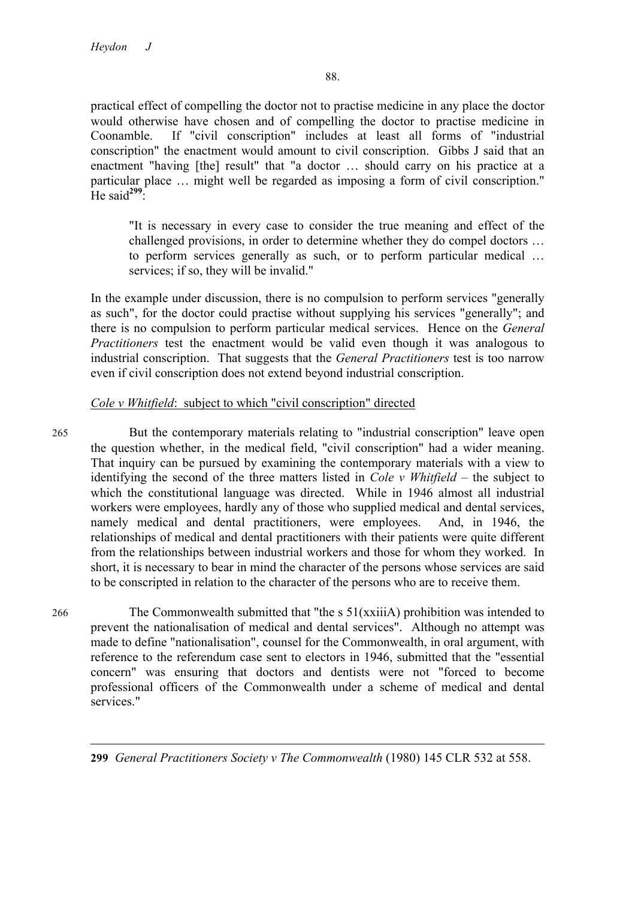practical effect of compelling the doctor not to practise medicine in any place the doctor would otherwise have chosen and of compelling the doctor to practise medicine in Coonamble. If "civil conscription" includes at least all forms of "industrial conscription" the enactment would amount to civil conscription. Gibbs J said that an enactment "having [the] result" that "a doctor … should carry on his practice at a particular place … might well be regarded as imposing a form of civil conscription." He said[299]:

> "It is necessary in every case to consider the true meaning and effect of the challenged provisions, in order to determine whether they do compel doctors … to perform services generally as such, or to perform particular medical … services; if so, they will be invalid."

In the example under discussion, there is no compulsion to perform services "generally as such", for the doctor could practise without supplying his services "generally"; and there is no compulsion to perform particular medical services. Hence on the *General Practitioners* test the enactment would be valid even though it was analogous to industrial conscription. That suggests that the *General Practitioners* test is too narrow even if civil conscription does not extend beyond industrial conscription.

*Cole v Whitfield*: subject to which "civil conscription" directed

265 But the contemporary materials relating to "industrial conscription" leave open the question whether, in the medical field, "civil conscription" had a wider meaning. That inquiry can be pursued by examining the contemporary materials with a view to identifying the second of the three matters listed in *Cole v Whitfield* – the subject to which the constitutional language was directed. While in 1946 almost all industrial workers were employees, hardly any of those who supplied medical and dental services, namely medical and dental practitioners, were employees. And, in 1946, the relationships of medical and dental practitioners with their patients were quite different from the relationships between industrial workers and those for whom they worked. In short, it is necessary to bear in mind the character of the persons whose services are said to be conscripted in relation to the character of the persons who are to receive them.

266 The Commonwealth submitted that "the s 51(xxiiiA) prohibition was intended to prevent the nationalisation of medical and dental services". Although no attempt was made to define "nationalisation", counsel for the Commonwealth, in oral argument, with reference to the referendum case sent to electors in 1946, submitted that the "essential concern" was ensuring that doctors and dentists were not "forced to become professional officers of the Commonwealth under a scheme of medical and dental services."

---

**299** *General Practitioners Society v The Commonwealth* (1980) 145 CLR 532 at 558.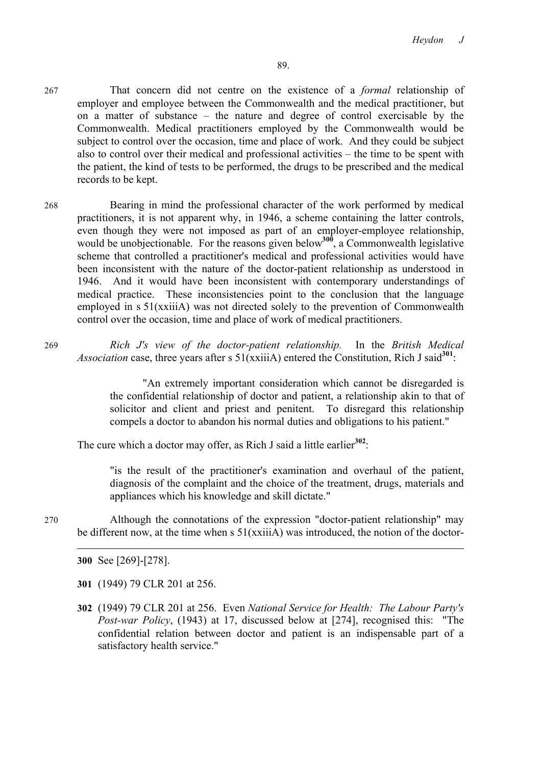267 That concern did not centre on the existence of a *formal* relationship of employer and employee between the Commonwealth and the medical practitioner, but on a matter of substance – the nature and degree of control exercisable by the Commonwealth. Medical practitioners employed by the Commonwealth would be subject to control over the occasion, time and place of work. And they could be subject also to control over their medical and professional activities – the time to be spent with the patient, the kind of tests to be performed, the drugs to be prescribed and the medical records to be kept.

268 Bearing in mind the professional character of the work performed by medical practitioners, it is not apparent why, in 1946, a scheme containing the latter controls, even though they were not imposed as part of an employer-employee relationship, would be unobjectionable. For the reasons given below[300], a Commonwealth legislative scheme that controlled a practitioner's medical and professional activities would have been inconsistent with the nature of the doctor-patient relationship as understood in 1946. And it would have been inconsistent with contemporary understandings of medical practice. These inconsistencies point to the conclusion that the language employed in s 51(xxiiiA) was not directed solely to the prevention of Commonwealth control over the occasion, time and place of work of medical practitioners.

269 *Rich J's view of the doctor-patient relationship.* In the *British Medical Association* case, three years after s 51(xxiiiA) entered the Constitution, Rich J said[301]:

> "An extremely important consideration which cannot be disregarded is the confidential relationship of doctor and patient, a relationship akin to that of solicitor and client and priest and penitent. To disregard this relationship compels a doctor to abandon his normal duties and obligations to his patient."

The cure which a doctor may offer, as Rich J said a little earlier[302]:

> "is the result of the practitioner's examination and overhaul of the patient, diagnosis of the complaint and the choice of the treatment, drugs, materials and appliances which his knowledge and skill dictate."

270 Although the connotations of the expression "doctor-patient relationship" may be different now, at the time when s 51(xxiiiA) was introduced, the notion of the doctor-

---

**300** See [269]-[278].

**301** (1949) 79 CLR 201 at 256.

**302** (1949) 79 CLR 201 at 256. Even *National Service for Health: The Labour Party's Post-war Policy*, (1943) at 17, discussed below at [274], recognised this: "The confidential relation between doctor and patient is an indispensable part of a satisfactory health service."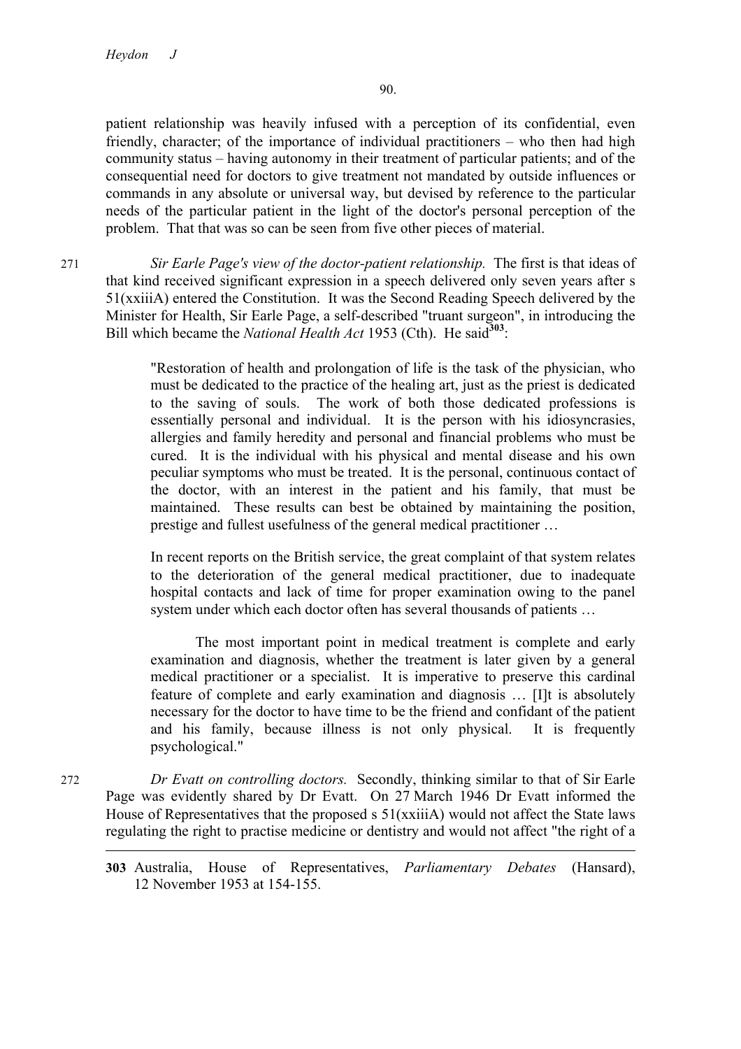patient relationship was heavily infused with a perception of its confidential, even friendly, character; of the importance of individual practitioners – who then had high community status – having autonomy in their treatment of particular patients; and of the consequential need for doctors to give treatment not mandated by outside influences or commands in any absolute or universal way, but devised by reference to the particular needs of the particular patient in the light of the doctor's personal perception of the problem. That that was so can be seen from five other pieces of material.

271 *Sir Earle Page's view of the doctor-patient relationship.* The first is that ideas of that kind received significant expression in a speech delivered only seven years after s 51(xxiiiA) entered the Constitution. It was the Second Reading Speech delivered by the Minister for Health, Sir Earle Page, a self-described "truant surgeon", in introducing the Bill which became the *National Health Act* 1953 (Cth). He said[303]:

> "Restoration of health and prolongation of life is the task of the physician, who must be dedicated to the practice of the healing art, just as the priest is dedicated to the saving of souls. The work of both those dedicated professions is essentially personal and individual. It is the person with his idiosyncrasies, allergies and family heredity and personal and financial problems who must be cured. It is the individual with his physical and mental disease and his own peculiar symptoms who must be treated. It is the personal, continuous contact of the doctor, with an interest in the patient and his family, that must be maintained. These results can best be obtained by maintaining the position, prestige and fullest usefulness of the general medical practitioner …
>
> In recent reports on the British service, the great complaint of that system relates to the deterioration of the general medical practitioner, due to inadequate hospital contacts and lack of time for proper examination owing to the panel system under which each doctor often has several thousands of patients …
>
> The most important point in medical treatment is complete and early examination and diagnosis, whether the treatment is later given by a general medical practitioner or a specialist. It is imperative to preserve this cardinal feature of complete and early examination and diagnosis … [I]t is absolutely necessary for the doctor to have time to be the friend and confidant of the patient and his family, because illness is not only physical. It is frequently psychological."

272 *Dr Evatt on controlling doctors.* Secondly, thinking similar to that of Sir Earle Page was evidently shared by Dr Evatt. On 27 March 1946 Dr Evatt informed the House of Representatives that the proposed s 51(xxiiiA) would not affect the State laws regulating the right to practise medicine or dentistry and would not affect "the right of a

---

**303** Australia, House of Representatives, *Parliamentary Debates* (Hansard), 12 November 1953 at 154-155.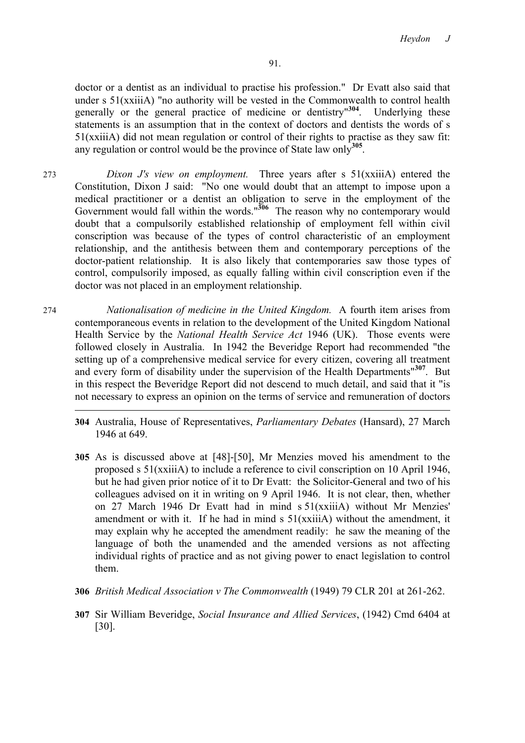doctor or a dentist as an individual to practise his profession." Dr Evatt also said that under s 51(xxiiiA) "no authority will be vested in the Commonwealth to control health generally or the general practice of medicine or dentistry"[304]. Underlying these statements is an assumption that in the context of doctors and dentists the words of s 51(xxiiiA) did not mean regulation or control of their rights to practise as they saw fit: any regulation or control would be the province of State law only[305].

273 *Dixon J's view on employment.* Three years after s 51(xxiiiA) entered the Constitution, Dixon J said: "No one would doubt that an attempt to impose upon a medical practitioner or a dentist an obligation to serve in the employment of the Government would fall within the words."[306] The reason why no contemporary would doubt that a compulsorily established relationship of employment fell within civil conscription was because of the types of control characteristic of an employment relationship, and the antithesis between them and contemporary perceptions of the doctor-patient relationship. It is also likely that contemporaries saw those types of control, compulsorily imposed, as equally falling within civil conscription even if the doctor was not placed in an employment relationship.

274 *Nationalisation of medicine in the United Kingdom.* A fourth item arises from contemporaneous events in relation to the development of the United Kingdom National Health Service by the *National Health Service Act* 1946 (UK). Those events were followed closely in Australia. In 1942 the Beveridge Report had recommended "the setting up of a comprehensive medical service for every citizen, covering all treatment and every form of disability under the supervision of the Health Departments"[307]. But in this respect the Beveridge Report did not descend to much detail, and said that it "is not necessary to express an opinion on the terms of service and remuneration of doctors

---

**304** Australia, House of Representatives, *Parliamentary Debates* (Hansard), 27 March 1946 at 649.

**305** As is discussed above at [48]-[50], Mr Menzies moved his amendment to the proposed s 51(xxiiiA) to include a reference to civil conscription on 10 April 1946, but he had given prior notice of it to Dr Evatt: the Solicitor-General and two of his colleagues advised on it in writing on 9 April 1946. It is not clear, then, whether on 27 March 1946 Dr Evatt had in mind s 51(xxiiiA) without Mr Menzies' amendment or with it. If he had in mind s 51(xxiiiA) without the amendment, it may explain why he accepted the amendment readily: he saw the meaning of the language of both the unamended and the amended versions as not affecting individual rights of practice and as not giving power to enact legislation to control them.

**306** *British Medical Association v The Commonwealth* (1949) 79 CLR 201 at 261-262.

**307** Sir William Beveridge, *Social Insurance and Allied Services*, (1942) Cmd 6404 at [30].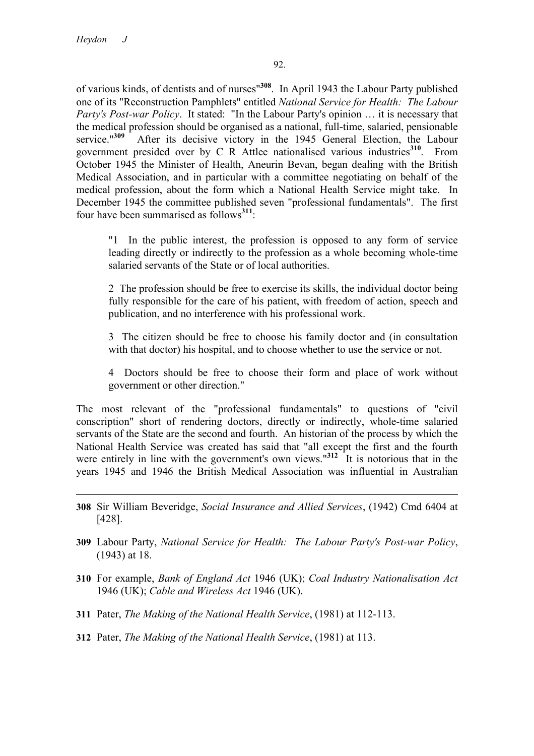of various kinds, of dentists and of nurses"[308]. In April 1943 the Labour Party published one of its "Reconstruction Pamphlets" entitled *National Service for Health: The Labour Party's Post-war Policy*. It stated: "In the Labour Party's opinion … it is necessary that the medical profession should be organised as a national, full-time, salaried, pensionable service."[309] After its decisive victory in the 1945 General Election, the Labour government presided over by C R Attlee nationalised various industries[310]. From October 1945 the Minister of Health, Aneurin Bevan, began dealing with the British Medical Association, and in particular with a committee negotiating on behalf of the medical profession, about the form which a National Health Service might take. In December 1945 the committee published seven "professional fundamentals". The first four have been summarised as follows[311]:

> "1 In the public interest, the profession is opposed to any form of service leading directly or indirectly to the profession as a whole becoming whole-time salaried servants of the State or of local authorities.
>
> 2 The profession should be free to exercise its skills, the individual doctor being fully responsible for the care of his patient, with freedom of action, speech and publication, and no interference with his professional work.
>
> 3 The citizen should be free to choose his family doctor and (in consultation with that doctor) his hospital, and to choose whether to use the service or not.
>
> 4 Doctors should be free to choose their form and place of work without government or other direction."

The most relevant of the "professional fundamentals" to questions of "civil conscription" short of rendering doctors, directly or indirectly, whole-time salaried servants of the State are the second and fourth. An historian of the process by which the National Health Service was created has said that "all except the first and the fourth were entirely in line with the government's own views."[312] It is notorious that in the years 1945 and 1946 the British Medical Association was influential in Australian

---

308 Sir William Beveridge, *Social Insurance and Allied Services*, (1942) Cmd 6404 at [428].

309 Labour Party, *National Service for Health: The Labour Party's Post-war Policy*, (1943) at 18.

310 For example, *Bank of England Act* 1946 (UK); *Coal Industry Nationalisation Act* 1946 (UK); *Cable and Wireless Act* 1946 (UK).

311 Pater, *The Making of the National Health Service*, (1981) at 112-113.

312 Pater, *The Making of the National Health Service*, (1981) at 113.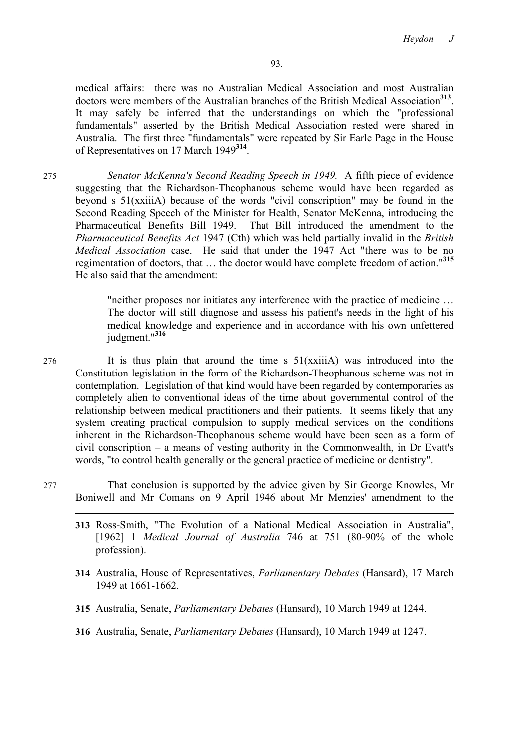medical affairs: there was no Australian Medical Association and most Australian doctors were members of the Australian branches of the British Medical Association[313]. It may safely be inferred that the understandings on which the "professional fundamentals" asserted by the British Medical Association rested were shared in Australia. The first three "fundamentals" were repeated by Sir Earle Page in the House of Representatives on 17 March 1949[314].

275 *Senator McKenna's Second Reading Speech in 1949.* A fifth piece of evidence suggesting that the Richardson-Theophanous scheme would have been regarded as beyond s 51(xxiiiA) because of the words "civil conscription" may be found in the Second Reading Speech of the Minister for Health, Senator McKenna, introducing the Pharmaceutical Benefits Bill 1949. That Bill introduced the amendment to the *Pharmaceutical Benefits Act* 1947 (Cth) which was held partially invalid in the *British Medical Association* case. He said that under the 1947 Act "there was to be no regimentation of doctors, that … the doctor would have complete freedom of action."[315] He also said that the amendment:

> "neither proposes nor initiates any interference with the practice of medicine … The doctor will still diagnose and assess his patient's needs in the light of his medical knowledge and experience and in accordance with his own unfettered judgment."[316]

276 It is thus plain that around the time s 51(xxiiiA) was introduced into the Constitution legislation in the form of the Richardson-Theophanous scheme was not in contemplation. Legislation of that kind would have been regarded by contemporaries as completely alien to conventional ideas of the time about governmental control of the relationship between medical practitioners and their patients. It seems likely that any system creating practical compulsion to supply medical services on the conditions inherent in the Richardson-Theophanous scheme would have been seen as a form of civil conscription – a means of vesting authority in the Commonwealth, in Dr Evatt's words, "to control health generally or the general practice of medicine or dentistry".

277 That conclusion is supported by the advice given by Sir George Knowles, Mr Boniwell and Mr Comans on 9 April 1946 about Mr Menzies' amendment to the

---

313 Ross-Smith, "The Evolution of a National Medical Association in Australia", [1962] 1 *Medical Journal of Australia* 746 at 751 (80-90% of the whole profession).

314 Australia, House of Representatives, *Parliamentary Debates* (Hansard), 17 March 1949 at 1661-1662.

315 Australia, Senate, *Parliamentary Debates* (Hansard), 10 March 1949 at 1244.

316 Australia, Senate, *Parliamentary Debates* (Hansard), 10 March 1949 at 1247.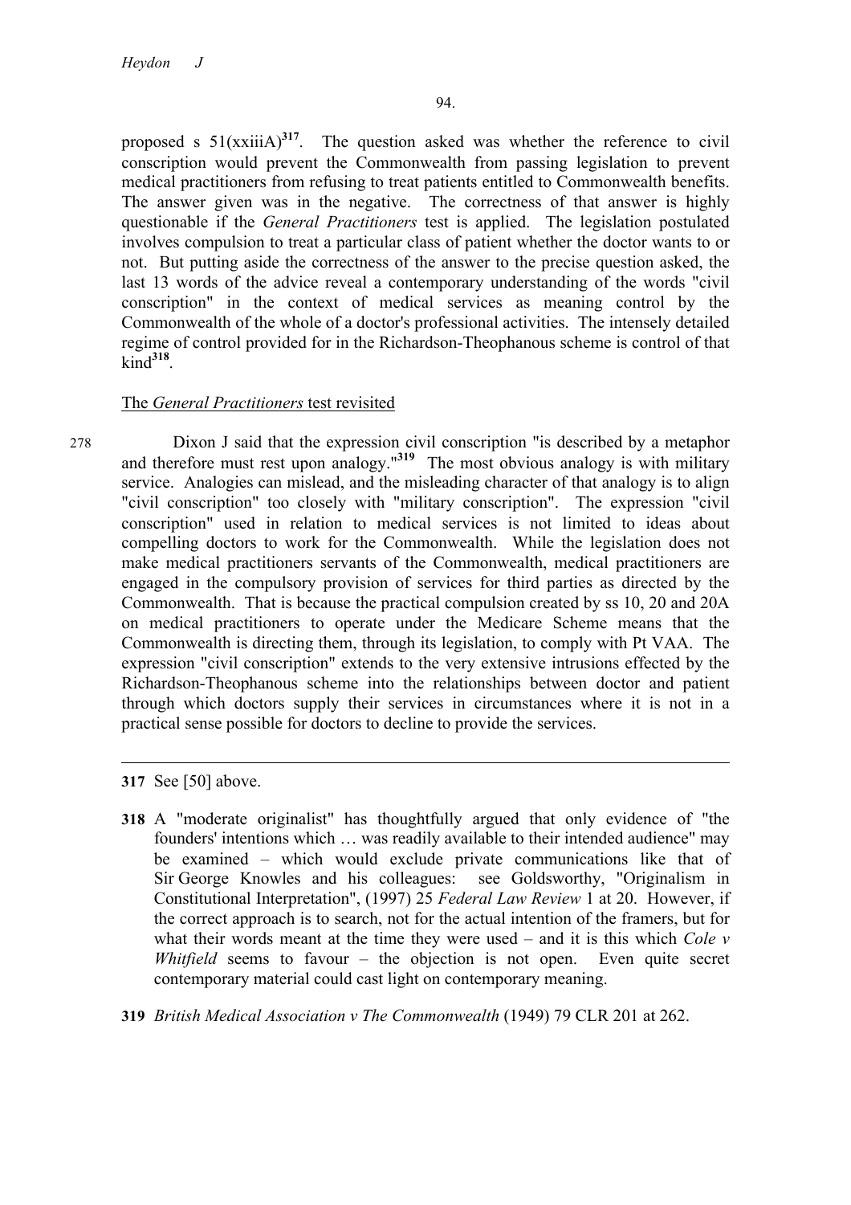proposed s 51(xxiiiA)[317]. The question asked was whether the reference to civil conscription would prevent the Commonwealth from passing legislation to prevent medical practitioners from refusing to treat patients entitled to Commonwealth benefits. The answer given was in the negative. The correctness of that answer is highly questionable if the *General Practitioners* test is applied. The legislation postulated involves compulsion to treat a particular class of patient whether the doctor wants to or not. But putting aside the correctness of the answer to the precise question asked, the last 13 words of the advice reveal a contemporary understanding of the words "civil conscription" in the context of medical services as meaning control by the Commonwealth of the whole of a doctor's professional activities. The intensely detailed regime of control provided for in the Richardson-Theophanous scheme is control of that kind[318].

## The *General Practitioners* test revisited

278 Dixon J said that the expression civil conscription "is described by a metaphor and therefore must rest upon analogy."[319] The most obvious analogy is with military service. Analogies can mislead, and the misleading character of that analogy is to align "civil conscription" too closely with "military conscription". The expression "civil conscription" used in relation to medical services is not limited to ideas about compelling doctors to work for the Commonwealth. While the legislation does not make medical practitioners servants of the Commonwealth, medical practitioners are engaged in the compulsory provision of services for third parties as directed by the Commonwealth. That is because the practical compulsion created by ss 10, 20 and 20A on medical practitioners to operate under the Medicare Scheme means that the Commonwealth is directing them, through its legislation, to comply with Pt VAA. The expression "civil conscription" extends to the very extensive intrusions effected by the Richardson-Theophanous scheme into the relationships between doctor and patient through which doctors supply their services in circumstances where it is not in a practical sense possible for doctors to decline to provide the services.

---

**317** See [50] above.

**318** A "moderate originalist" has thoughtfully argued that only evidence of "the founders' intentions which … was readily available to their intended audience" may be examined – which would exclude private communications like that of Sir George Knowles and his colleagues: see Goldsworthy, "Originalism in Constitutional Interpretation", (1997) 25 *Federal Law Review* 1 at 20. However, if the correct approach is to search, not for the actual intention of the framers, but for what their words meant at the time they were used – and it is this which *Cole v Whitfield* seems to favour – the objection is not open. Even quite secret contemporary material could cast light on contemporary meaning.

**319** *British Medical Association v The Commonwealth* (1949) 79 CLR 201 at 262.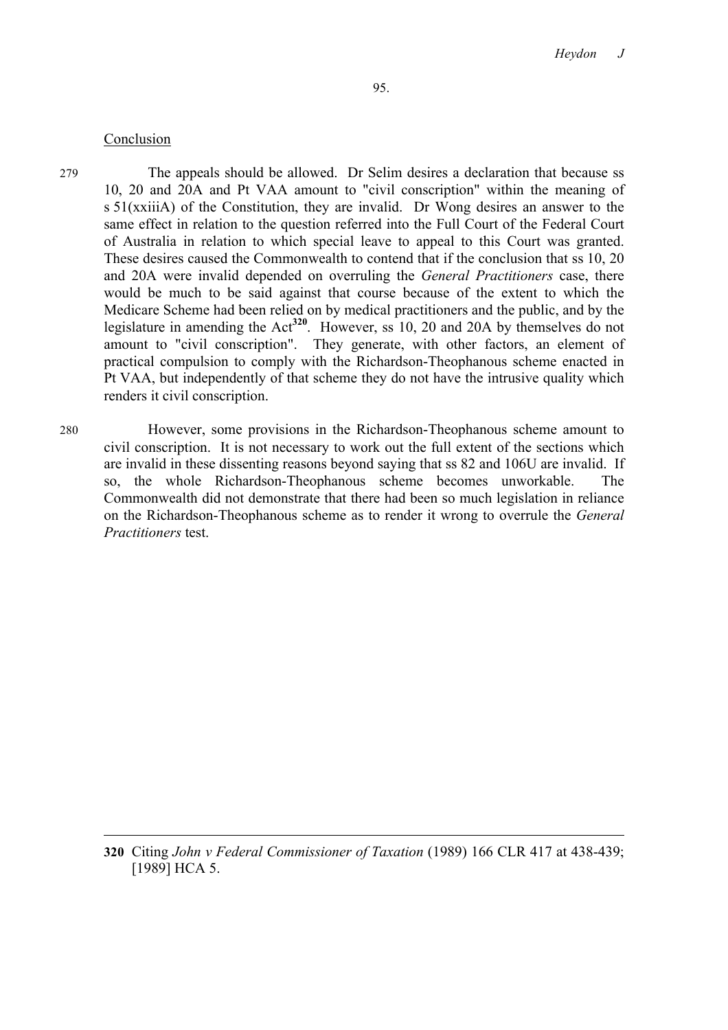## Conclusion

279 The appeals should be allowed. Dr Selim desires a declaration that because ss 10, 20 and 20A and Pt VAA amount to "civil conscription" within the meaning of s 51(xxiiiA) of the Constitution, they are invalid. Dr Wong desires an answer to the same effect in relation to the question referred into the Full Court of the Federal Court of Australia in relation to which special leave to appeal to this Court was granted. These desires caused the Commonwealth to contend that if the conclusion that ss 10, 20 and 20A were invalid depended on overruling the *General Practitioners* case, there would be much to be said against that course because of the extent to which the Medicare Scheme had been relied on by medical practitioners and the public, and by the legislature in amending the Act[320]. However, ss 10, 20 and 20A by themselves do not amount to "civil conscription". They generate, with other factors, an element of practical compulsion to comply with the Richardson-Theophanous scheme enacted in Pt VAA, but independently of that scheme they do not have the intrusive quality which renders it civil conscription.

280 However, some provisions in the Richardson-Theophanous scheme amount to civil conscription. It is not necessary to work out the full extent of the sections which are invalid in these dissenting reasons beyond saying that ss 82 and 106U are invalid. If so, the whole Richardson-Theophanous scheme becomes unworkable. The Commonwealth did not demonstrate that there had been so much legislation in reliance on the Richardson-Theophanous scheme as to render it wrong to overrule the *General Practitioners* test.

---

**320** Citing *John v Federal Commissioner of Taxation* (1989) 166 CLR 417 at 438-439; [1989] HCA 5.